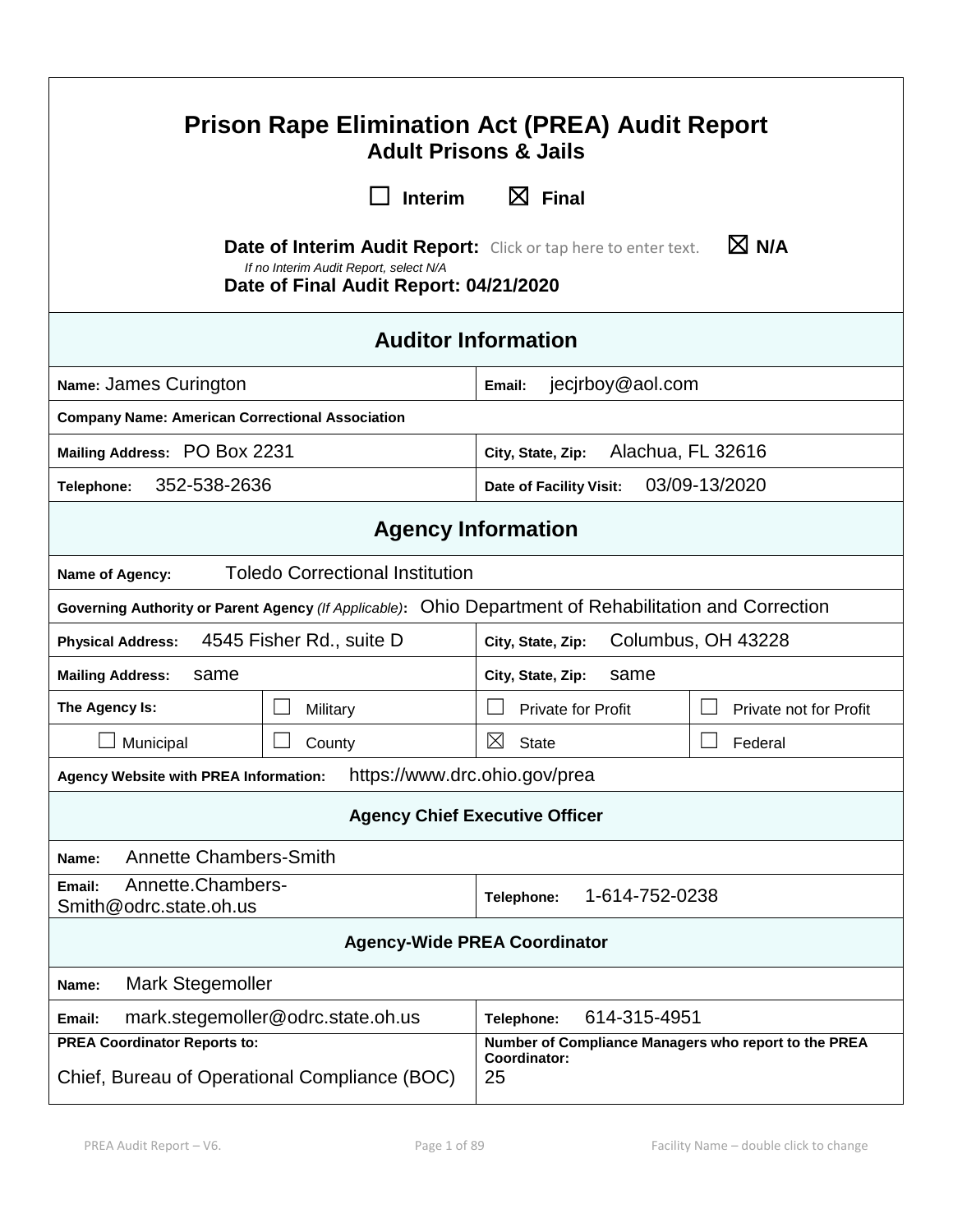# Prison Rape Elimination Act (PREA) Audit Report

## Adult Prisons & Jails

☐ Interim ☒ Final

**Date of Interim Audit Report:** Click or tap here to enter text. ☒ **N/A**

*If no Interim Audit Report, select N/A*

**Date of Final Audit Report: 04/21/2020**

| **Auditor Information** | |
|---|---|
| **Name:** James Curington | **Email:** jecjrboy@aol.com |
| **Company Name: American Correctional Association** | |
| **Mailing Address:** PO Box 2231 | **City, State, Zip:** Alachua, FL 32616 |
| **Telephone:** 352-538-2636 | **Date of Facility Visit:** 03/09-13/2020 |

| **Agency Information** | | | |
|---|---|---|---|
| **Name of Agency:** Toledo Correctional Institution | | | |
| **Governing Authority or Parent Agency** *(If Applicable)*: Ohio Department of Rehabilitation and Correction | | | |
| **Physical Address:** 4545 Fisher Rd., suite D | | **City, State, Zip:** Columbus, OH 43228 | |
| **Mailing Address:** same | | **City, State, Zip:** same | |
| **The Agency Is:** | ☐ Military | ☐ Private for Profit | ☐ Private not for Profit |
| ☐ Municipal | ☐ County | ☒ State | ☐ Federal |
| **Agency Website with PREA Information:** https://www.drc.ohio.gov/prea | | | |

| **Agency Chief Executive Officer** | |
|---|---|
| **Name:** Annette Chambers-Smith | |
| **Email:** Annette.Chambers-Smith@odrc.state.oh.us | **Telephone:** 1-614-752-0238 |

| **Agency-Wide PREA Coordinator** | |
|---|---|
| **Name:** Mark Stegemoller | |
| **Email:** mark.stegemoller@odrc.state.oh.us | **Telephone:** 614-315-4951 |
| **PREA Coordinator Reports to:** Chief, Bureau of Operational Compliance (BOC) | **Number of Compliance Managers who report to the PREA Coordinator:** 25 |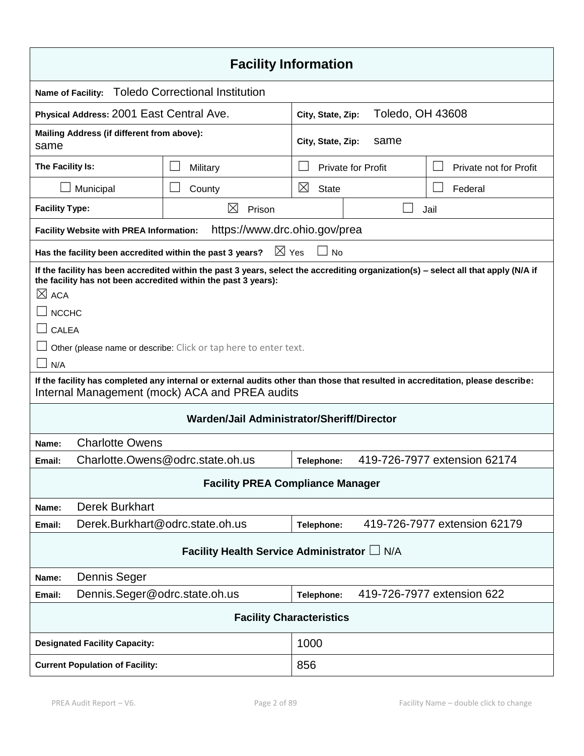# Facility Information

**Name of Facility:** Toledo Correctional Institution

| | |
|---|---|
| **Physical Address:** 2001 East Central Ave. | **City, State, Zip:** Toledo, OH 43608 |
| **Mailing Address (if different from above):** same | **City, State, Zip:** same |

| **The Facility Is:** | ☐ Military | ☐ Private for Profit | ☐ Private not for Profit |
|---|---|---|---|
| ☐ Municipal | ☐ County | ☒ State | ☐ Federal |

| **Facility Type:** | ☒ Prison | ☐ Jail |
|---|---|---|

**Facility Website with PREA Information:** https://www.drc.ohio.gov/prea

**Has the facility been accredited within the past 3 years?** ☒ Yes ☐ No

**If the facility has been accredited within the past 3 years, select the accrediting organization(s) – select all that apply (N/A if the facility has not been accredited within the past 3 years):**

☒ ACA

☐ NCCHC

☐ CALEA

☐ Other (please name or describe: Click or tap here to enter text.

☐ N/A

**If the facility has completed any internal or external audits other than those that resulted in accreditation, please describe:**
Internal Management (mock) ACA and PREA audits

## Warden/Jail Administrator/Sheriff/Director

| | | | |
|---|---|---|---|
| **Name:** | Charlotte Owens | | |
| **Email:** | Charlotte.Owens@odrc.state.oh.us | **Telephone:** | 419-726-7977 extension 62174 |

## Facility PREA Compliance Manager

| | | | |
|---|---|---|---|
| **Name:** | Derek Burkhart | | |
| **Email:** | Derek.Burkhart@odrc.state.oh.us | **Telephone:** | 419-726-7977 extension 62179 |

## Facility Health Service Administrator ☐ N/A

| | | | |
|---|---|---|---|
| **Name:** | Dennis Seger | | |
| **Email:** | Dennis.Seger@odrc.state.oh.us | **Telephone:** | 419-726-7977 extension 622 |

## Facility Characteristics

| | |
|---|---|
| **Designated Facility Capacity:** | 1000 |
| **Current Population of Facility:** | 856 |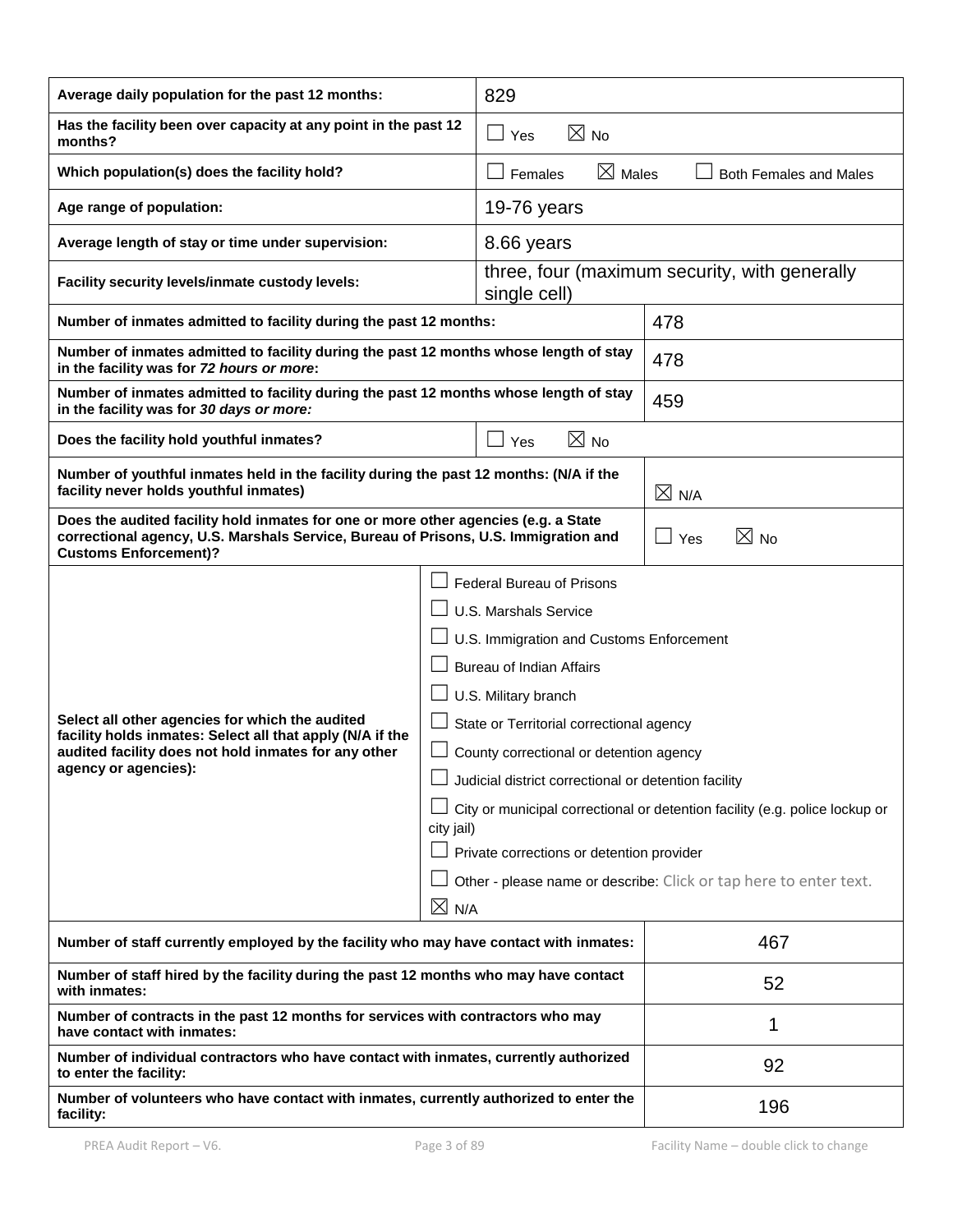| | |
|---|---|
| **Average daily population for the past 12 months:** | 829 |
| **Has the facility been over capacity at any point in the past 12 months?** | ☐ Yes ☒ No |
| **Which population(s) does the facility hold?** | ☐ Females ☒ Males ☐ Both Females and Males |
| **Age range of population:** | 19-76 years |
| **Average length of stay or time under supervision:** | 8.66 years |
| **Facility security levels/inmate custody levels:** | three, four (maximum security, with generally single cell) |
| **Number of inmates admitted to facility during the past 12 months:** | 478 |
| **Number of inmates admitted to facility during the past 12 months whose length of stay in the facility was for *72 hours or more*:** | 478 |
| **Number of inmates admitted to facility during the past 12 months whose length of stay in the facility was for *30 days or more:*** | 459 |
| **Does the facility hold youthful inmates?** | ☐ Yes ☒ No |
| **Number of youthful inmates held in the facility during the past 12 months: (N/A if the facility never holds youthful inmates)** | ☒ N/A |
| **Does the audited facility hold inmates for one or more other agencies (e.g. a State correctional agency, U.S. Marshals Service, Bureau of Prisons, U.S. Immigration and Customs Enforcement)?** | ☐ Yes ☒ No |
| **Select all other agencies for which the audited facility holds inmates: Select all that apply (N/A if the audited facility does not hold inmates for any other agency or agencies):** | ☐ Federal Bureau of Prisons<br>☐ U.S. Marshals Service<br>☐ U.S. Immigration and Customs Enforcement<br>☐ Bureau of Indian Affairs<br>☐ U.S. Military branch<br>☐ State or Territorial correctional agency<br>☐ County correctional or detention agency<br>☐ Judicial district correctional or detention facility<br>☐ City or municipal correctional or detention facility (e.g. police lockup or city jail)<br>☐ Private corrections or detention provider<br>☐ Other - please name or describe: Click or tap here to enter text.<br>☒ N/A |
| **Number of staff currently employed by the facility who may have contact with inmates:** | 467 |
| **Number of staff hired by the facility during the past 12 months who may have contact with inmates:** | 52 |
| **Number of contracts in the past 12 months for services with contractors who may have contact with inmates:** | 1 |
| **Number of individual contractors who have contact with inmates, currently authorized to enter the facility:** | 92 |
| **Number of volunteers who have contact with inmates, currently authorized to enter the facility:** | 196 |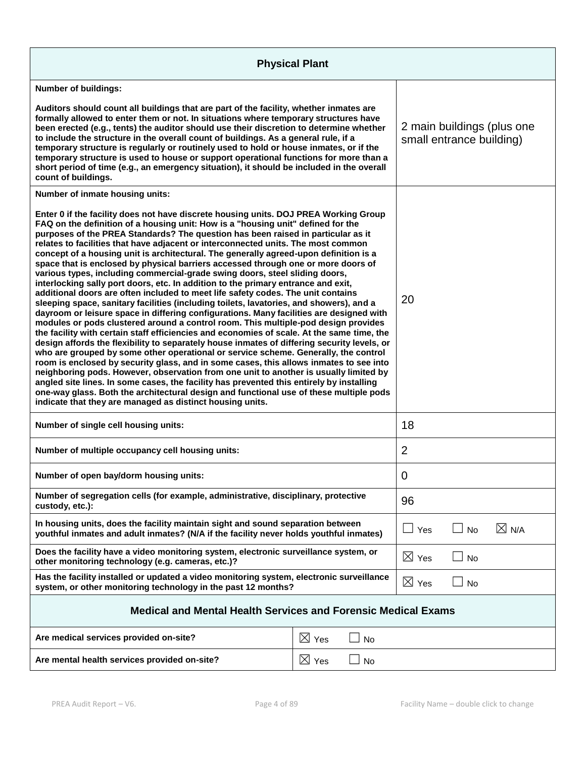## Physical Plant

| Question | Response |
| --- | --- |
| **Number of buildings:**<br><br>**Auditors should count all buildings that are part of the facility, whether inmates are formally allowed to enter them or not. In situations where temporary structures have been erected (e.g., tents) the auditor should use their discretion to determine whether to include the structure in the overall count of buildings. As a general rule, if a temporary structure is regularly or routinely used to hold or house inmates, or if the temporary structure is used to house or support operational functions for more than a short period of time (e.g., an emergency situation), it should be included in the overall count of buildings.** | 2 main buildings (plus one small entrance building) |
| **Number of inmate housing units:**<br><br>**Enter 0 if the facility does not have discrete housing units. DOJ PREA Working Group FAQ on the definition of a housing unit: How is a "housing unit" defined for the purposes of the PREA Standards? The question has been raised in particular as it relates to facilities that have adjacent or interconnected units. The most common concept of a housing unit is architectural. The generally agreed-upon definition is a space that is enclosed by physical barriers accessed through one or more doors of various types, including commercial-grade swing doors, steel sliding doors, interlocking sally port doors, etc. In addition to the primary entrance and exit, additional doors are often included to meet life safety codes. The unit contains sleeping space, sanitary facilities (including toilets, lavatories, and showers), and a dayroom or leisure space in differing configurations. Many facilities are designed with modules or pods clustered around a control room. This multiple-pod design provides the facility with certain staff efficiencies and economies of scale. At the same time, the design affords the flexibility to separately house inmates of differing security levels, or who are grouped by some other operational or service scheme. Generally, the control room is enclosed by security glass, and in some cases, this allows inmates to see into neighboring pods. However, observation from one unit to another is usually limited by angled site lines. In some cases, the facility has prevented this entirely by installing one-way glass. Both the architectural design and functional use of these multiple pods indicate that they are managed as distinct housing units.** | 20 |
| **Number of single cell housing units:** | 18 |
| **Number of multiple occupancy cell housing units:** | 2 |
| **Number of open bay/dorm housing units:** | 0 |
| **Number of segregation cells (for example, administrative, disciplinary, protective custody, etc.):** | 96 |
| **In housing units, does the facility maintain sight and sound separation between youthful inmates and adult inmates? (N/A if the facility never holds youthful inmates)** | ☐ Yes ☐ No ☒ N/A |
| **Does the facility have a video monitoring system, electronic surveillance system, or other monitoring technology (e.g. cameras, etc.)?** | ☒ Yes ☐ No |
| **Has the facility installed or updated a video monitoring system, electronic surveillance system, or other monitoring technology in the past 12 months?** | ☒ Yes ☐ No |

## Medical and Mental Health Services and Forensic Medical Exams

| Question | Response |
| --- | --- |
| **Are medical services provided on-site?** | ☒ Yes ☐ No |
| **Are mental health services provided on-site?** | ☒ Yes ☐ No |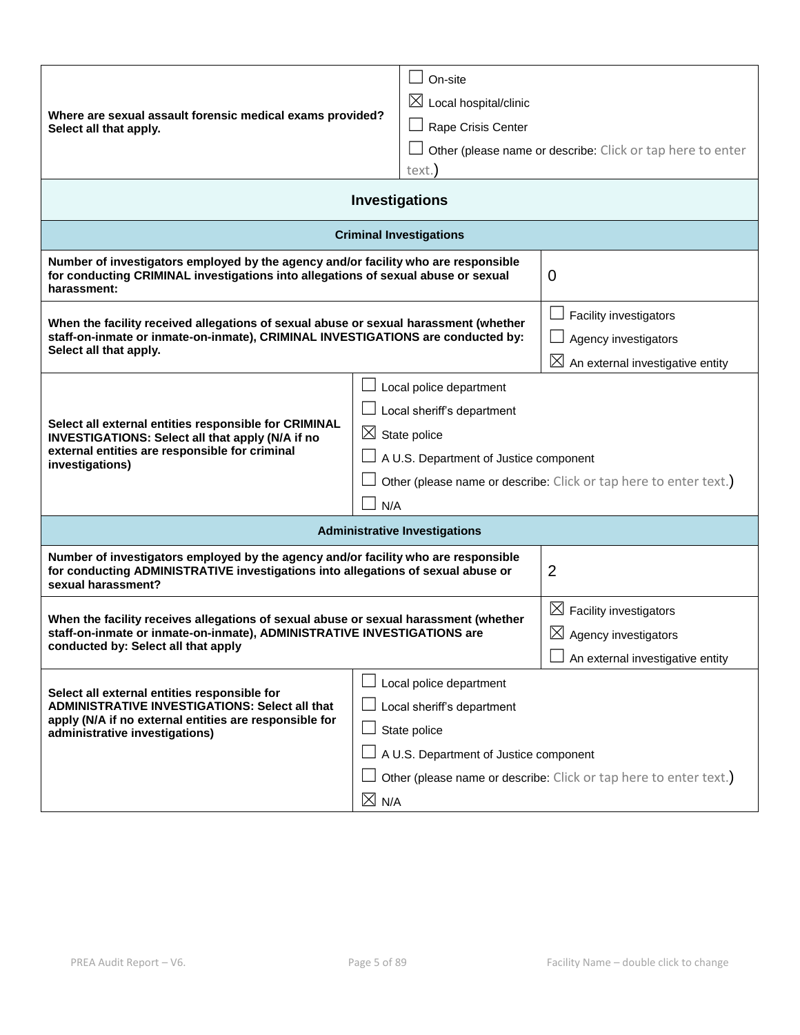| | |
|---|---|
| **Where are sexual assault forensic medical exams provided? Select all that apply.** | ☐ On-site<br>☒ Local hospital/clinic<br>☐ Rape Crisis Center<br>☐ Other (please name or describe: Click or tap here to enter text.) |

## Investigations

### Criminal Investigations

| | |
|---|---|
| **Number of investigators employed by the agency and/or facility who are responsible for conducting CRIMINAL investigations into allegations of sexual abuse or sexual harassment:** | 0 |
| **When the facility received allegations of sexual abuse or sexual harassment (whether staff-on-inmate or inmate-on-inmate), CRIMINAL INVESTIGATIONS are conducted by: Select all that apply.** | ☐ Facility investigators<br>☐ Agency investigators<br>☒ An external investigative entity |
| **Select all external entities responsible for CRIMINAL INVESTIGATIONS: Select all that apply (N/A if no external entities are responsible for criminal investigations)** | ☐ Local police department<br>☐ Local sheriff's department<br>☒ State police<br>☐ A U.S. Department of Justice component<br>☐ Other (please name or describe: Click or tap here to enter text.)<br>☐ N/A |

### Administrative Investigations

| | |
|---|---|
| **Number of investigators employed by the agency and/or facility who are responsible for conducting ADMINISTRATIVE investigations into allegations of sexual abuse or sexual harassment?** | 2 |
| **When the facility receives allegations of sexual abuse or sexual harassment (whether staff-on-inmate or inmate-on-inmate), ADMINISTRATIVE INVESTIGATIONS are conducted by: Select all that apply** | ☒ Facility investigators<br>☒ Agency investigators<br>☐ An external investigative entity |
| **Select all external entities responsible for ADMINISTRATIVE INVESTIGATIONS: Select all that apply (N/A if no external entities are responsible for administrative investigations)** | ☐ Local police department<br>☐ Local sheriff's department<br>☐ State police<br>☐ A U.S. Department of Justice component<br>☐ Other (please name or describe: Click or tap here to enter text.)<br>☒ N/A |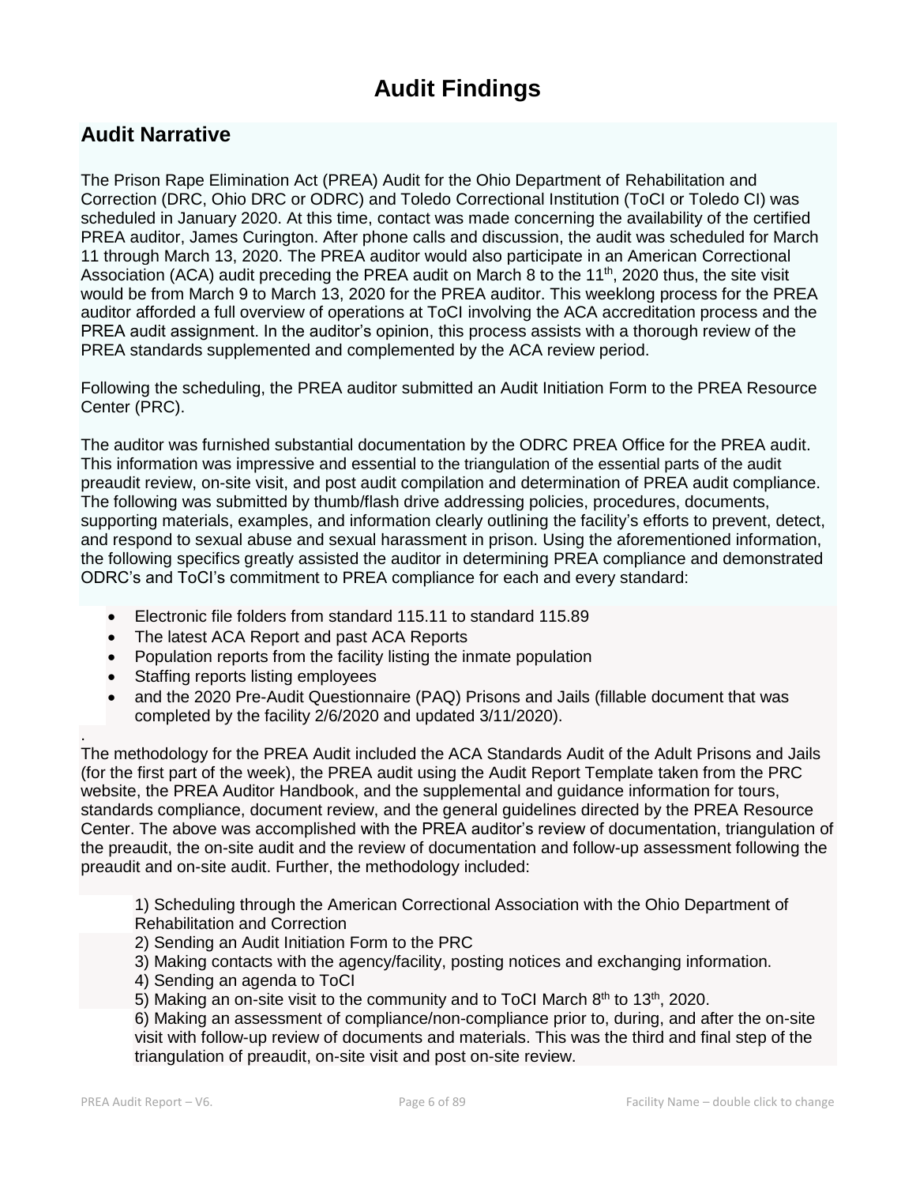# Audit Findings

## Audit Narrative

The Prison Rape Elimination Act (PREA) Audit for the Ohio Department of Rehabilitation and Correction (DRC, Ohio DRC or ODRC) and Toledo Correctional Institution (ToCI or Toledo CI) was scheduled in January 2020. At this time, contact was made concerning the availability of the certified PREA auditor, James Curington. After phone calls and discussion, the audit was scheduled for March 11 through March 13, 2020. The PREA auditor would also participate in an American Correctional Association (ACA) audit preceding the PREA audit on March 8 to the 11th, 2020 thus, the site visit would be from March 9 to March 13, 2020 for the PREA auditor. This weeklong process for the PREA auditor afforded a full overview of operations at ToCI involving the ACA accreditation process and the PREA audit assignment. In the auditor's opinion, this process assists with a thorough review of the PREA standards supplemented and complemented by the ACA review period.

Following the scheduling, the PREA auditor submitted an Audit Initiation Form to the PREA Resource Center (PRC).

The auditor was furnished substantial documentation by the ODRC PREA Office for the PREA audit. This information was impressive and essential to the triangulation of the essential parts of the audit preaudit review, on-site visit, and post audit compilation and determination of PREA audit compliance. The following was submitted by thumb/flash drive addressing policies, procedures, documents, supporting materials, examples, and information clearly outlining the facility's efforts to prevent, detect, and respond to sexual abuse and sexual harassment in prison. Using the aforementioned information, the following specifics greatly assisted the auditor in determining PREA compliance and demonstrated ODRC's and ToCI's commitment to PREA compliance for each and every standard:

- Electronic file folders from standard 115.11 to standard 115.89
- The latest ACA Report and past ACA Reports
- Population reports from the facility listing the inmate population
- Staffing reports listing employees
- and the 2020 Pre-Audit Questionnaire (PAQ) Prisons and Jails (fillable document that was completed by the facility 2/6/2020 and updated 3/11/2020).

.
The methodology for the PREA Audit included the ACA Standards Audit of the Adult Prisons and Jails (for the first part of the week), the PREA audit using the Audit Report Template taken from the PRC website, the PREA Auditor Handbook, and the supplemental and guidance information for tours, standards compliance, document review, and the general guidelines directed by the PREA Resource Center. The above was accomplished with the PREA auditor's review of documentation, triangulation of the preaudit, the on-site audit and the review of documentation and follow-up assessment following the preaudit and on-site audit. Further, the methodology included:

1) Scheduling through the American Correctional Association with the Ohio Department of Rehabilitation and Correction
2) Sending an Audit Initiation Form to the PRC
3) Making contacts with the agency/facility, posting notices and exchanging information.
4) Sending an agenda to ToCI
5) Making an on-site visit to the community and to ToCI March 8th to 13th, 2020.
6) Making an assessment of compliance/non-compliance prior to, during, and after the on-site visit with follow-up review of documents and materials. This was the third and final step of the triangulation of preaudit, on-site visit and post on-site review.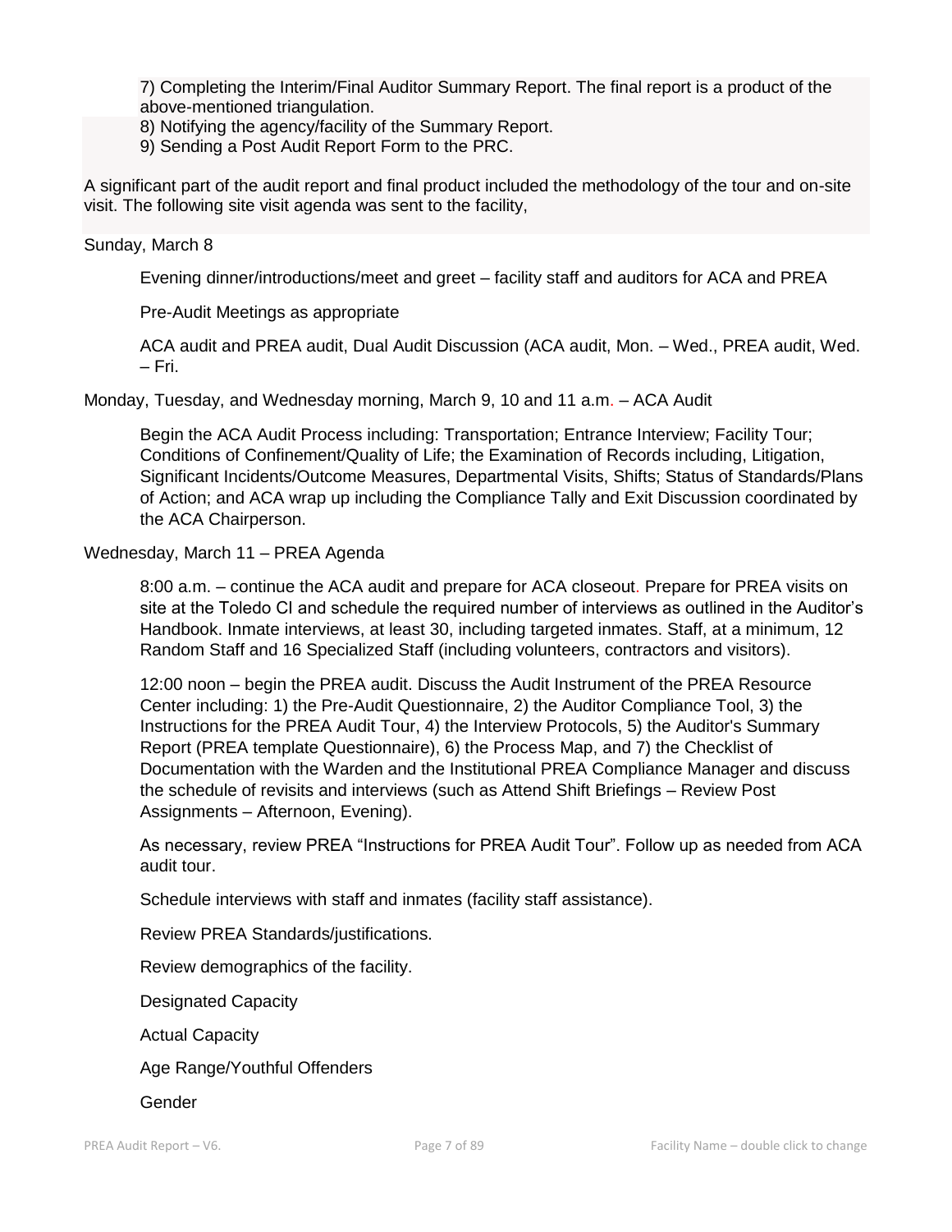7) Completing the Interim/Final Auditor Summary Report. The final report is a product of the above-mentioned triangulation.

8) Notifying the agency/facility of the Summary Report.

9) Sending a Post Audit Report Form to the PRC.

A significant part of the audit report and final product included the methodology of the tour and on-site visit. The following site visit agenda was sent to the facility,

Sunday, March 8

Evening dinner/introductions/meet and greet – facility staff and auditors for ACA and PREA

Pre-Audit Meetings as appropriate

ACA audit and PREA audit, Dual Audit Discussion (ACA audit, Mon. – Wed., PREA audit, Wed. – Fri.

Monday, Tuesday, and Wednesday morning, March 9, 10 and 11 a.m. – ACA Audit

Begin the ACA Audit Process including: Transportation; Entrance Interview; Facility Tour; Conditions of Confinement/Quality of Life; the Examination of Records including, Litigation, Significant Incidents/Outcome Measures, Departmental Visits, Shifts; Status of Standards/Plans of Action; and ACA wrap up including the Compliance Tally and Exit Discussion coordinated by the ACA Chairperson.

Wednesday, March 11 – PREA Agenda

8:00 a.m. – continue the ACA audit and prepare for ACA closeout. Prepare for PREA visits on site at the Toledo CI and schedule the required number of interviews as outlined in the Auditor's Handbook. Inmate interviews, at least 30, including targeted inmates. Staff, at a minimum, 12 Random Staff and 16 Specialized Staff (including volunteers, contractors and visitors).

12:00 noon – begin the PREA audit. Discuss the Audit Instrument of the PREA Resource Center including: 1) the Pre-Audit Questionnaire, 2) the Auditor Compliance Tool, 3) the Instructions for the PREA Audit Tour, 4) the Interview Protocols, 5) the Auditor's Summary Report (PREA template Questionnaire), 6) the Process Map, and 7) the Checklist of Documentation with the Warden and the Institutional PREA Compliance Manager and discuss the schedule of revisits and interviews (such as Attend Shift Briefings – Review Post Assignments – Afternoon, Evening).

As necessary, review PREA "Instructions for PREA Audit Tour". Follow up as needed from ACA audit tour.

Schedule interviews with staff and inmates (facility staff assistance).

Review PREA Standards/justifications.

Review demographics of the facility.

Designated Capacity

Actual Capacity

Age Range/Youthful Offenders

Gender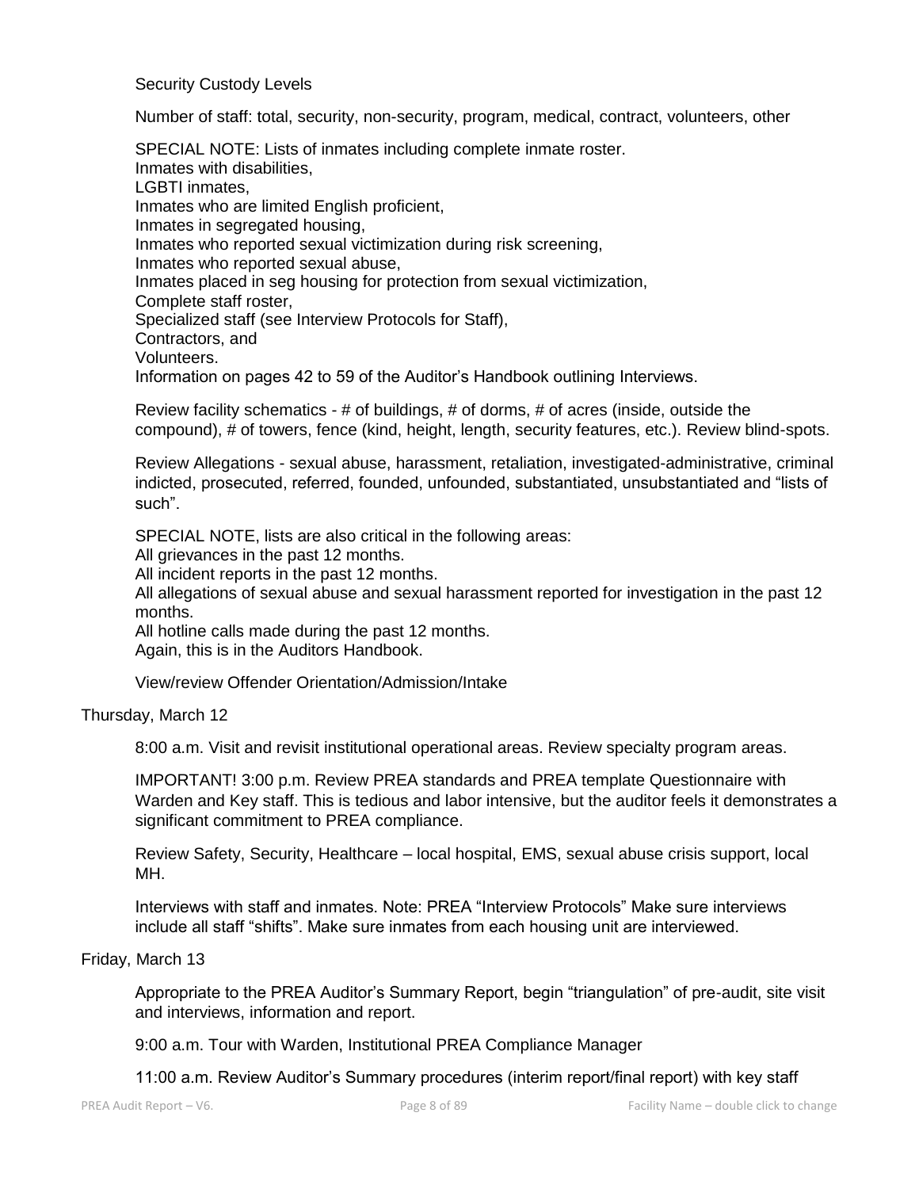Security Custody Levels

Number of staff: total, security, non-security, program, medical, contract, volunteers, other

SPECIAL NOTE: Lists of inmates including complete inmate roster.
Inmates with disabilities,
LGBTI inmates,
Inmates who are limited English proficient,
Inmates in segregated housing,
Inmates who reported sexual victimization during risk screening,
Inmates who reported sexual abuse,
Inmates placed in seg housing for protection from sexual victimization,
Complete staff roster,
Specialized staff (see Interview Protocols for Staff),
Contractors, and
Volunteers.
Information on pages 42 to 59 of the Auditor's Handbook outlining Interviews.

Review facility schematics - # of buildings, # of dorms, # of acres (inside, outside the compound), # of towers, fence (kind, height, length, security features, etc.). Review blind-spots.

Review Allegations - sexual abuse, harassment, retaliation, investigated-administrative, criminal indicted, prosecuted, referred, founded, unfounded, substantiated, unsubstantiated and "lists of such".

SPECIAL NOTE, lists are also critical in the following areas:
All grievances in the past 12 months.
All incident reports in the past 12 months.
All allegations of sexual abuse and sexual harassment reported for investigation in the past 12 months.
All hotline calls made during the past 12 months.
Again, this is in the Auditors Handbook.

View/review Offender Orientation/Admission/Intake

Thursday, March 12

8:00 a.m. Visit and revisit institutional operational areas. Review specialty program areas.

IMPORTANT! 3:00 p.m. Review PREA standards and PREA template Questionnaire with Warden and Key staff. This is tedious and labor intensive, but the auditor feels it demonstrates a significant commitment to PREA compliance.

Review Safety, Security, Healthcare – local hospital, EMS, sexual abuse crisis support, local MH.

Interviews with staff and inmates. Note: PREA "Interview Protocols" Make sure interviews include all staff "shifts". Make sure inmates from each housing unit are interviewed.

Friday, March 13

Appropriate to the PREA Auditor's Summary Report, begin "triangulation" of pre-audit, site visit and interviews, information and report.

9:00 a.m. Tour with Warden, Institutional PREA Compliance Manager

11:00 a.m. Review Auditor's Summary procedures (interim report/final report) with key staff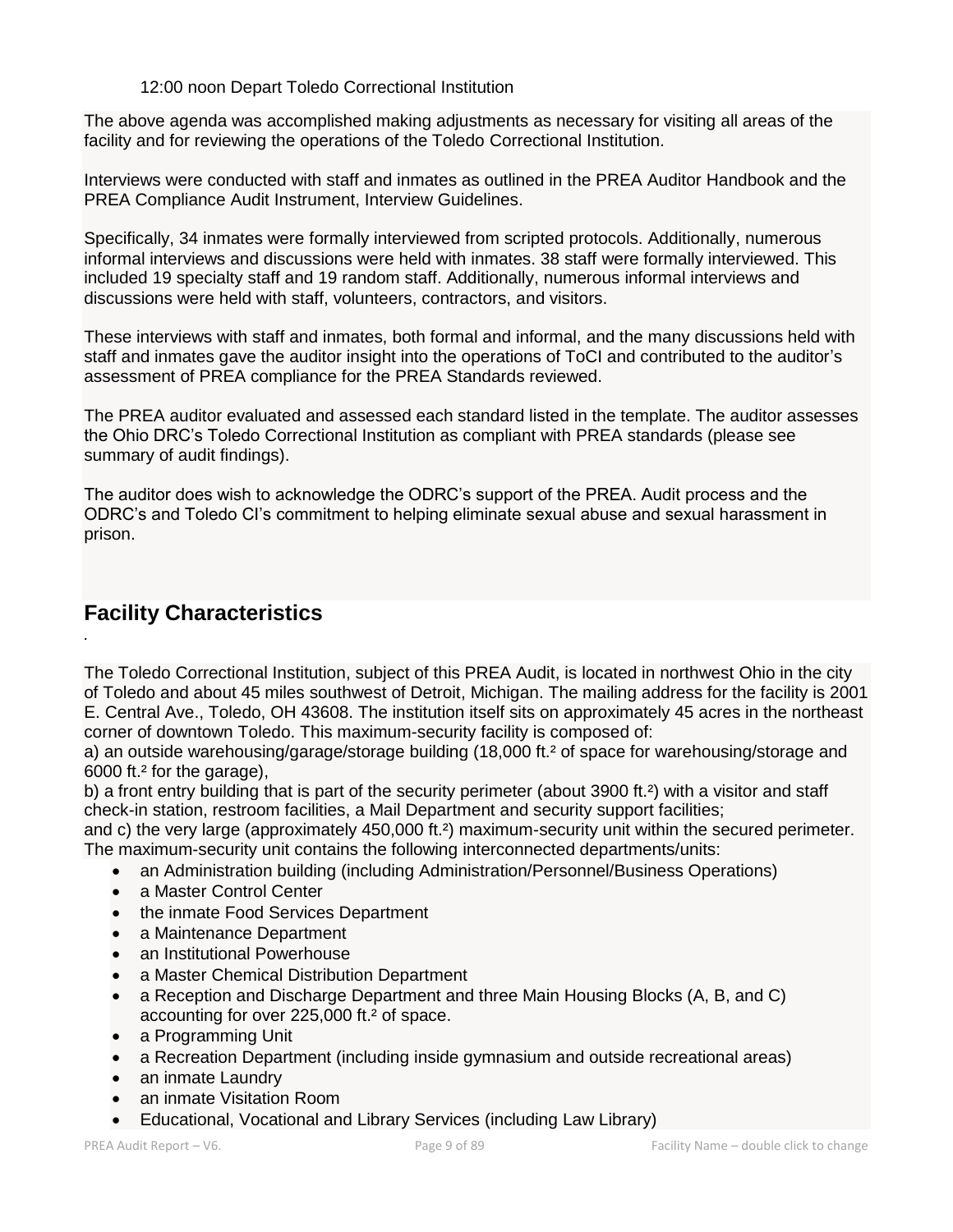12:00 noon Depart Toledo Correctional Institution

The above agenda was accomplished making adjustments as necessary for visiting all areas of the facility and for reviewing the operations of the Toledo Correctional Institution.

Interviews were conducted with staff and inmates as outlined in the PREA Auditor Handbook and the PREA Compliance Audit Instrument, Interview Guidelines.

Specifically, 34 inmates were formally interviewed from scripted protocols. Additionally, numerous informal interviews and discussions were held with inmates. 38 staff were formally interviewed. This included 19 specialty staff and 19 random staff. Additionally, numerous informal interviews and discussions were held with staff, volunteers, contractors, and visitors.

These interviews with staff and inmates, both formal and informal, and the many discussions held with staff and inmates gave the auditor insight into the operations of ToCI and contributed to the auditor's assessment of PREA compliance for the PREA Standards reviewed.

The PREA auditor evaluated and assessed each standard listed in the template. The auditor assesses the Ohio DRC's Toledo Correctional Institution as compliant with PREA standards (please see summary of audit findings).

The auditor does wish to acknowledge the ODRC's support of the PREA. Audit process and the ODRC's and Toledo CI's commitment to helping eliminate sexual abuse and sexual harassment in prison.

## Facility Characteristics

.

The Toledo Correctional Institution, subject of this PREA Audit, is located in northwest Ohio in the city of Toledo and about 45 miles southwest of Detroit, Michigan. The mailing address for the facility is 2001 E. Central Ave., Toledo, OH 43608. The institution itself sits on approximately 45 acres in the northeast corner of downtown Toledo. This maximum-security facility is composed of:
a) an outside warehousing/garage/storage building (18,000 ft.² of space for warehousing/storage and 6000 ft.² for the garage),
b) a front entry building that is part of the security perimeter (about 3900 ft.²) with a visitor and staff check-in station, restroom facilities, a Mail Department and security support facilities;
and c) the very large (approximately 450,000 ft.²) maximum-security unit within the secured perimeter. The maximum-security unit contains the following interconnected departments/units:

- an Administration building (including Administration/Personnel/Business Operations)
- a Master Control Center
- the inmate Food Services Department
- a Maintenance Department
- an Institutional Powerhouse
- a Master Chemical Distribution Department
- a Reception and Discharge Department and three Main Housing Blocks (A, B, and C) accounting for over 225,000 ft.² of space.
- a Programming Unit
- a Recreation Department (including inside gymnasium and outside recreational areas)
- an inmate Laundry
- an inmate Visitation Room
- Educational, Vocational and Library Services (including Law Library)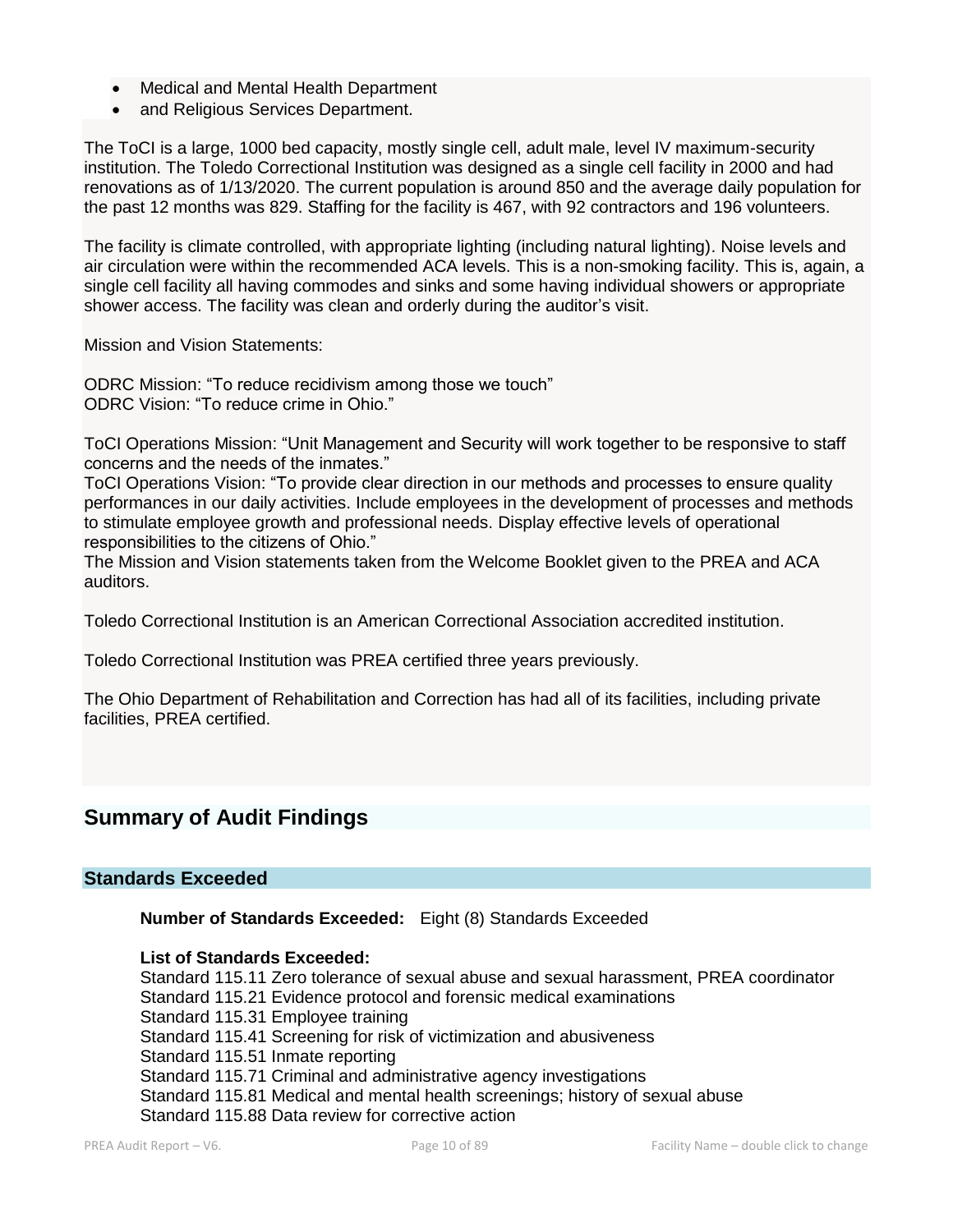- Medical and Mental Health Department
- and Religious Services Department.

The ToCI is a large, 1000 bed capacity, mostly single cell, adult male, level IV maximum-security institution. The Toledo Correctional Institution was designed as a single cell facility in 2000 and had renovations as of 1/13/2020. The current population is around 850 and the average daily population for the past 12 months was 829. Staffing for the facility is 467, with 92 contractors and 196 volunteers.

The facility is climate controlled, with appropriate lighting (including natural lighting). Noise levels and air circulation were within the recommended ACA levels. This is a non-smoking facility. This is, again, a single cell facility all having commodes and sinks and some having individual showers or appropriate shower access. The facility was clean and orderly during the auditor's visit.

Mission and Vision Statements:

ODRC Mission: "To reduce recidivism among those we touch"
ODRC Vision: "To reduce crime in Ohio."

ToCI Operations Mission: "Unit Management and Security will work together to be responsive to staff concerns and the needs of the inmates."
ToCI Operations Vision: "To provide clear direction in our methods and processes to ensure quality performances in our daily activities. Include employees in the development of processes and methods to stimulate employee growth and professional needs. Display effective levels of operational responsibilities to the citizens of Ohio."
The Mission and Vision statements taken from the Welcome Booklet given to the PREA and ACA auditors.

Toledo Correctional Institution is an American Correctional Association accredited institution.

Toledo Correctional Institution was PREA certified three years previously.

The Ohio Department of Rehabilitation and Correction has had all of its facilities, including private facilities, PREA certified.

## Summary of Audit Findings

### Standards Exceeded

**Number of Standards Exceeded:** Eight (8) Standards Exceeded

**List of Standards Exceeded:**
Standard 115.11 Zero tolerance of sexual abuse and sexual harassment, PREA coordinator
Standard 115.21 Evidence protocol and forensic medical examinations
Standard 115.31 Employee training
Standard 115.41 Screening for risk of victimization and abusiveness
Standard 115.51 Inmate reporting
Standard 115.71 Criminal and administrative agency investigations
Standard 115.81 Medical and mental health screenings; history of sexual abuse
Standard 115.88 Data review for corrective action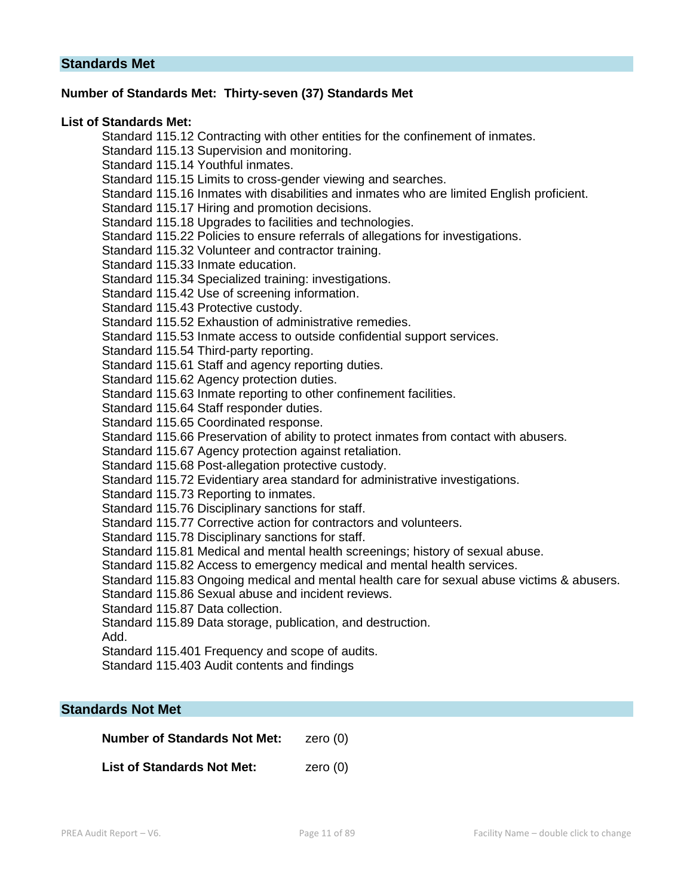## Standards Met

**Number of Standards Met: Thirty-seven (37) Standards Met**

**List of Standards Met:**

Standard 115.12 Contracting with other entities for the confinement of inmates.
Standard 115.13 Supervision and monitoring.
Standard 115.14 Youthful inmates.
Standard 115.15 Limits to cross-gender viewing and searches.
Standard 115.16 Inmates with disabilities and inmates who are limited English proficient.
Standard 115.17 Hiring and promotion decisions.
Standard 115.18 Upgrades to facilities and technologies.
Standard 115.22 Policies to ensure referrals of allegations for investigations.
Standard 115.32 Volunteer and contractor training.
Standard 115.33 Inmate education.
Standard 115.34 Specialized training: investigations.
Standard 115.42 Use of screening information.
Standard 115.43 Protective custody.
Standard 115.52 Exhaustion of administrative remedies.
Standard 115.53 Inmate access to outside confidential support services.
Standard 115.54 Third-party reporting.
Standard 115.61 Staff and agency reporting duties.
Standard 115.62 Agency protection duties.
Standard 115.63 Inmate reporting to other confinement facilities.
Standard 115.64 Staff responder duties.
Standard 115.65 Coordinated response.
Standard 115.66 Preservation of ability to protect inmates from contact with abusers.
Standard 115.67 Agency protection against retaliation.
Standard 115.68 Post-allegation protective custody.
Standard 115.72 Evidentiary area standard for administrative investigations.
Standard 115.73 Reporting to inmates.
Standard 115.76 Disciplinary sanctions for staff.
Standard 115.77 Corrective action for contractors and volunteers.
Standard 115.78 Disciplinary sanctions for staff.
Standard 115.81 Medical and mental health screenings; history of sexual abuse.
Standard 115.82 Access to emergency medical and mental health services.
Standard 115.83 Ongoing medical and mental health care for sexual abuse victims & abusers.
Standard 115.86 Sexual abuse and incident reviews.
Standard 115.87 Data collection.
Standard 115.89 Data storage, publication, and destruction.
Add.
Standard 115.401 Frequency and scope of audits.
Standard 115.403 Audit contents and findings

## Standards Not Met

**Number of Standards Not Met:** zero (0)

**List of Standards Not Met:** zero (0)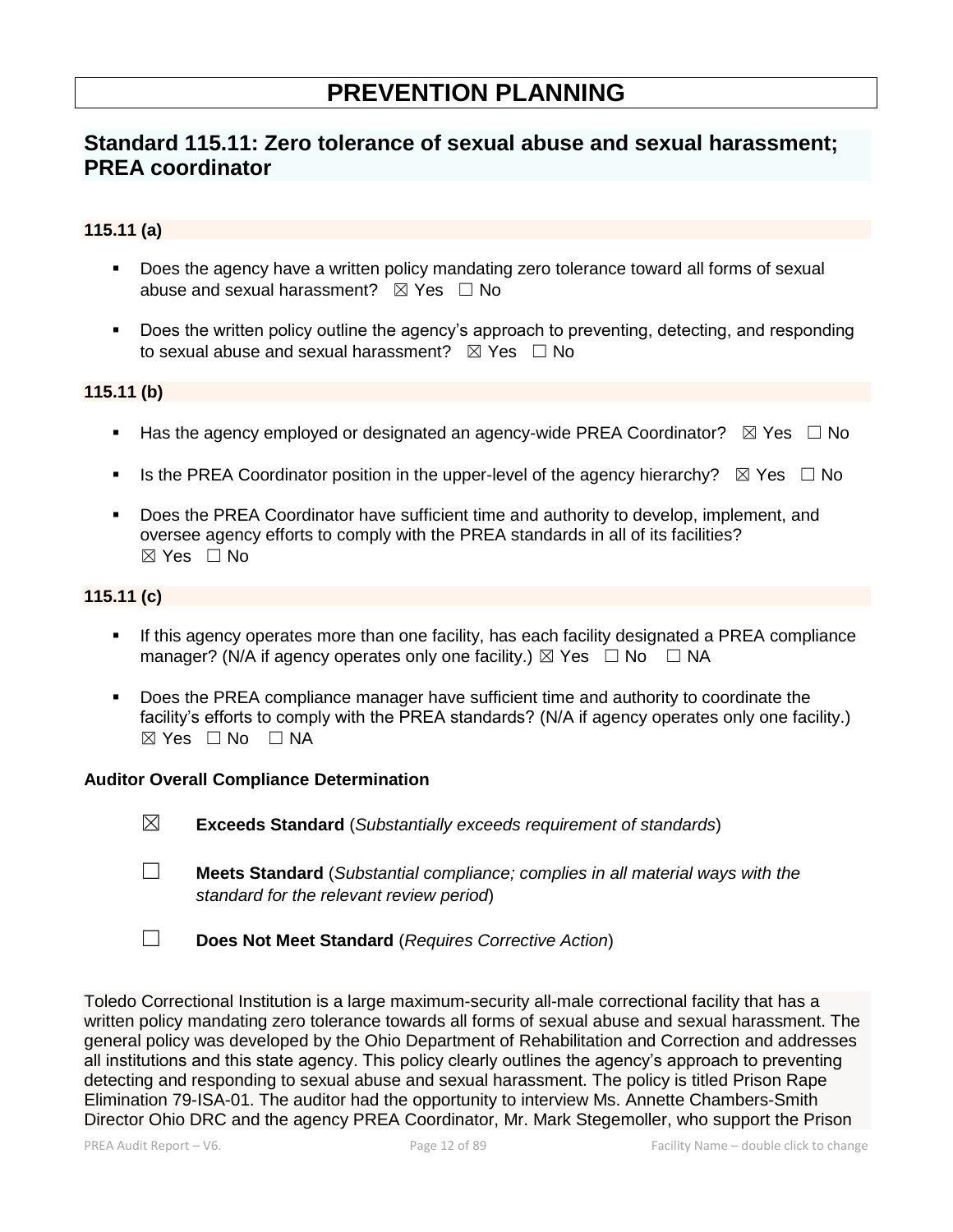# PREVENTION PLANNING

## Standard 115.11: Zero tolerance of sexual abuse and sexual harassment; PREA coordinator

### 115.11 (a)

- Does the agency have a written policy mandating zero tolerance toward all forms of sexual abuse and sexual harassment? ☒ Yes ☐ No
- Does the written policy outline the agency's approach to preventing, detecting, and responding to sexual abuse and sexual harassment? ☒ Yes ☐ No

### 115.11 (b)

- Has the agency employed or designated an agency-wide PREA Coordinator? ☒ Yes ☐ No
- Is the PREA Coordinator position in the upper-level of the agency hierarchy? ☒ Yes ☐ No
- Does the PREA Coordinator have sufficient time and authority to develop, implement, and oversee agency efforts to comply with the PREA standards in all of its facilities? ☒ Yes ☐ No

### 115.11 (c)

- If this agency operates more than one facility, has each facility designated a PREA compliance manager? (N/A if agency operates only one facility.) ☒ Yes ☐ No ☐ NA
- Does the PREA compliance manager have sufficient time and authority to coordinate the facility's efforts to comply with the PREA standards? (N/A if agency operates only one facility.) ☒ Yes ☐ No ☐ NA

**Auditor Overall Compliance Determination**

☒ **Exceeds Standard** (*Substantially exceeds requirement of standards*)

☐ **Meets Standard** (*Substantial compliance; complies in all material ways with the standard for the relevant review period*)

☐ **Does Not Meet Standard** (*Requires Corrective Action*)

Toledo Correctional Institution is a large maximum-security all-male correctional facility that has a written policy mandating zero tolerance towards all forms of sexual abuse and sexual harassment. The general policy was developed by the Ohio Department of Rehabilitation and Correction and addresses all institutions and this state agency. This policy clearly outlines the agency's approach to preventing detecting and responding to sexual abuse and sexual harassment. The policy is titled Prison Rape Elimination 79-ISA-01. The auditor had the opportunity to interview Ms. Annette Chambers-Smith Director Ohio DRC and the agency PREA Coordinator, Mr. Mark Stegemoller, who support the Prison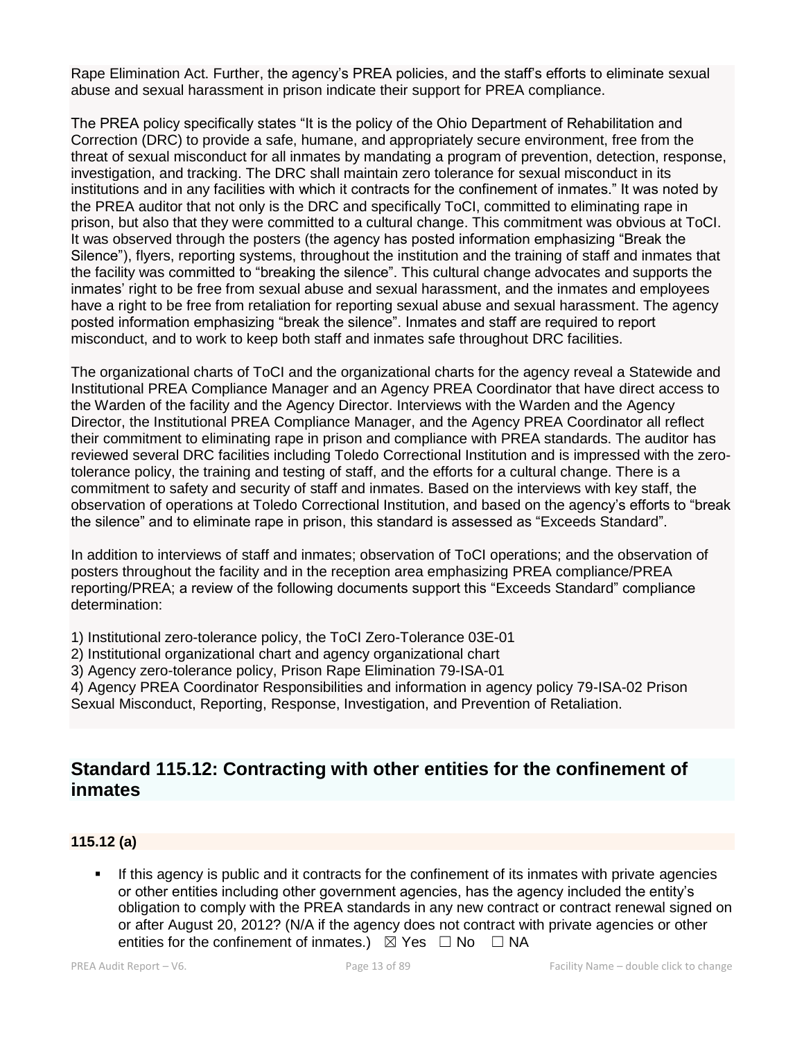Rape Elimination Act. Further, the agency's PREA policies, and the staff's efforts to eliminate sexual abuse and sexual harassment in prison indicate their support for PREA compliance.

The PREA policy specifically states "It is the policy of the Ohio Department of Rehabilitation and Correction (DRC) to provide a safe, humane, and appropriately secure environment, free from the threat of sexual misconduct for all inmates by mandating a program of prevention, detection, response, investigation, and tracking. The DRC shall maintain zero tolerance for sexual misconduct in its institutions and in any facilities with which it contracts for the confinement of inmates." It was noted by the PREA auditor that not only is the DRC and specifically ToCI, committed to eliminating rape in prison, but also that they were committed to a cultural change. This commitment was obvious at ToCI. It was observed through the posters (the agency has posted information emphasizing "Break the Silence"), flyers, reporting systems, throughout the institution and the training of staff and inmates that the facility was committed to "breaking the silence". This cultural change advocates and supports the inmates' right to be free from sexual abuse and sexual harassment, and the inmates and employees have a right to be free from retaliation for reporting sexual abuse and sexual harassment. The agency posted information emphasizing "break the silence". Inmates and staff are required to report misconduct, and to work to keep both staff and inmates safe throughout DRC facilities.

The organizational charts of ToCI and the organizational charts for the agency reveal a Statewide and Institutional PREA Compliance Manager and an Agency PREA Coordinator that have direct access to the Warden of the facility and the Agency Director. Interviews with the Warden and the Agency Director, the Institutional PREA Compliance Manager, and the Agency PREA Coordinator all reflect their commitment to eliminating rape in prison and compliance with PREA standards. The auditor has reviewed several DRC facilities including Toledo Correctional Institution and is impressed with the zero-tolerance policy, the training and testing of staff, and the efforts for a cultural change. There is a commitment to safety and security of staff and inmates. Based on the interviews with key staff, the observation of operations at Toledo Correctional Institution, and based on the agency's efforts to "break the silence" and to eliminate rape in prison, this standard is assessed as "Exceeds Standard".

In addition to interviews of staff and inmates; observation of ToCI operations; and the observation of posters throughout the facility and in the reception area emphasizing PREA compliance/PREA reporting/PREA; a review of the following documents support this "Exceeds Standard" compliance determination:

1) Institutional zero-tolerance policy, the ToCI Zero-Tolerance 03E-01
2) Institutional organizational chart and agency organizational chart
3) Agency zero-tolerance policy, Prison Rape Elimination 79-ISA-01
4) Agency PREA Coordinator Responsibilities and information in agency policy 79-ISA-02 Prison Sexual Misconduct, Reporting, Response, Investigation, and Prevention of Retaliation.

## Standard 115.12: Contracting with other entities for the confinement of inmates

### 115.12 (a)

- If this agency is public and it contracts for the confinement of its inmates with private agencies or other entities including other government agencies, has the agency included the entity's obligation to comply with the PREA standards in any new contract or contract renewal signed on or after August 20, 2012? (N/A if the agency does not contract with private agencies or other entities for the confinement of inmates.) ☒ Yes ☐ No ☐ NA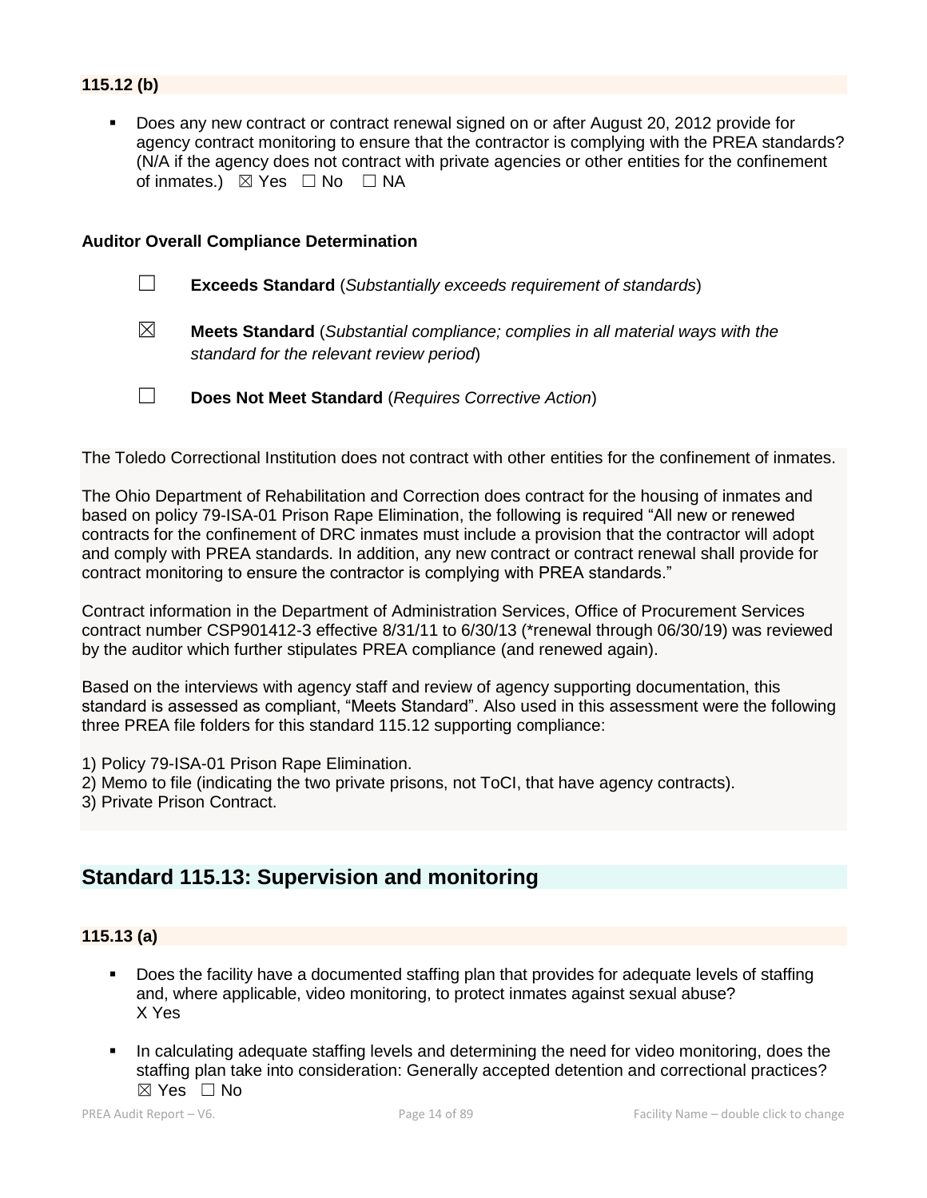### 115.12 (b)

- Does any new contract or contract renewal signed on or after August 20, 2012 provide for agency contract monitoring to ensure that the contractor is complying with the PREA standards? (N/A if the agency does not contract with private agencies or other entities for the confinement of inmates.) ☒ Yes ☐ No ☐ NA

**Auditor Overall Compliance Determination**

☐ **Exceeds Standard** (*Substantially exceeds requirement of standards*)

☒ **Meets Standard** (*Substantial compliance; complies in all material ways with the standard for the relevant review period*)

☐ **Does Not Meet Standard** (*Requires Corrective Action*)

The Toledo Correctional Institution does not contract with other entities for the confinement of inmates.

The Ohio Department of Rehabilitation and Correction does contract for the housing of inmates and based on policy 79-ISA-01 Prison Rape Elimination, the following is required "All new or renewed contracts for the confinement of DRC inmates must include a provision that the contractor will adopt and comply with PREA standards. In addition, any new contract or contract renewal shall provide for contract monitoring to ensure the contractor is complying with PREA standards."

Contract information in the Department of Administration Services, Office of Procurement Services contract number CSP901412-3 effective 8/31/11 to 6/30/13 (*renewal through 06/30/19) was reviewed by the auditor which further stipulates PREA compliance (and renewed again).

Based on the interviews with agency staff and review of agency supporting documentation, this standard is assessed as compliant, "Meets Standard". Also used in this assessment were the following three PREA file folders for this standard 115.12 supporting compliance:

1) Policy 79-ISA-01 Prison Rape Elimination.
2) Memo to file (indicating the two private prisons, not ToCI, that have agency contracts).
3) Private Prison Contract.

## Standard 115.13: Supervision and monitoring

### 115.13 (a)

- Does the facility have a documented staffing plan that provides for adequate levels of staffing and, where applicable, video monitoring, to protect inmates against sexual abuse? X Yes
- In calculating adequate staffing levels and determining the need for video monitoring, does the staffing plan take into consideration: Generally accepted detention and correctional practices? ☒ Yes ☐ No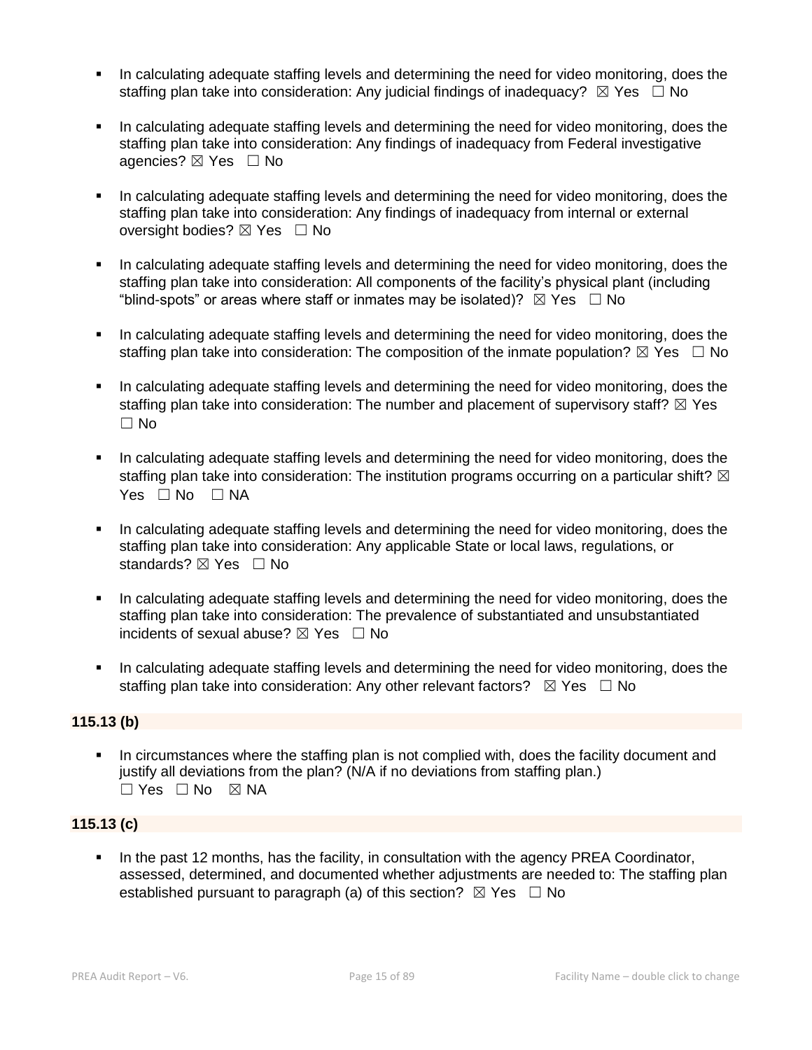- In calculating adequate staffing levels and determining the need for video monitoring, does the staffing plan take into consideration: Any judicial findings of inadequacy? ☒ Yes ☐ No

- In calculating adequate staffing levels and determining the need for video monitoring, does the staffing plan take into consideration: Any findings of inadequacy from Federal investigative agencies? ☒ Yes ☐ No

- In calculating adequate staffing levels and determining the need for video monitoring, does the staffing plan take into consideration: Any findings of inadequacy from internal or external oversight bodies? ☒ Yes ☐ No

- In calculating adequate staffing levels and determining the need for video monitoring, does the staffing plan take into consideration: All components of the facility's physical plant (including "blind-spots" or areas where staff or inmates may be isolated)? ☒ Yes ☐ No

- In calculating adequate staffing levels and determining the need for video monitoring, does the staffing plan take into consideration: The composition of the inmate population? ☒ Yes ☐ No

- In calculating adequate staffing levels and determining the need for video monitoring, does the staffing plan take into consideration: The number and placement of supervisory staff? ☒ Yes ☐ No

- In calculating adequate staffing levels and determining the need for video monitoring, does the staffing plan take into consideration: The institution programs occurring on a particular shift? ☒ Yes ☐ No ☐ NA

- In calculating adequate staffing levels and determining the need for video monitoring, does the staffing plan take into consideration: Any applicable State or local laws, regulations, or standards? ☒ Yes ☐ No

- In calculating adequate staffing levels and determining the need for video monitoring, does the staffing plan take into consideration: The prevalence of substantiated and unsubstantiated incidents of sexual abuse? ☒ Yes ☐ No

- In calculating adequate staffing levels and determining the need for video monitoring, does the staffing plan take into consideration: Any other relevant factors? ☒ Yes ☐ No

**115.13 (b)**

- In circumstances where the staffing plan is not complied with, does the facility document and justify all deviations from the plan? (N/A if no deviations from staffing plan.)
☐ Yes ☐ No ☒ NA

**115.13 (c)**

- In the past 12 months, has the facility, in consultation with the agency PREA Coordinator, assessed, determined, and documented whether adjustments are needed to: The staffing plan established pursuant to paragraph (a) of this section? ☒ Yes ☐ No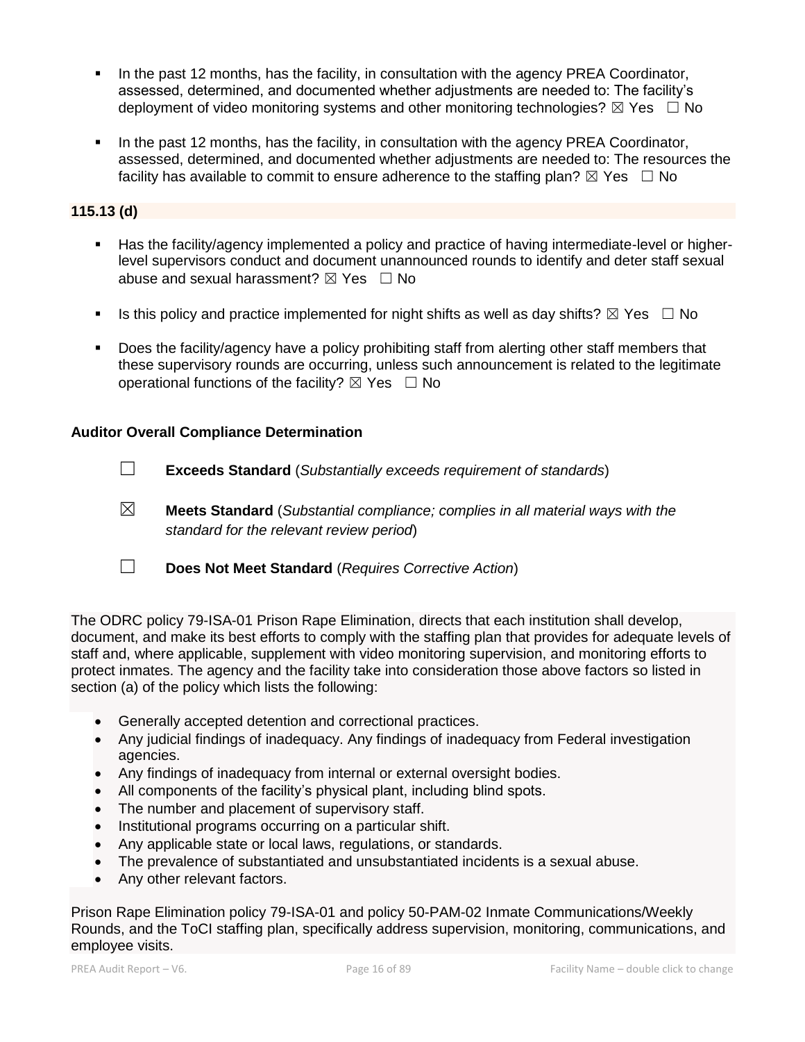- In the past 12 months, has the facility, in consultation with the agency PREA Coordinator, assessed, determined, and documented whether adjustments are needed to: The facility's deployment of video monitoring systems and other monitoring technologies? ☒ Yes ☐ No

- In the past 12 months, has the facility, in consultation with the agency PREA Coordinator, assessed, determined, and documented whether adjustments are needed to: The resources the facility has available to commit to ensure adherence to the staffing plan? ☒ Yes ☐ No

**115.13 (d)**

- Has the facility/agency implemented a policy and practice of having intermediate-level or higher-level supervisors conduct and document unannounced rounds to identify and deter staff sexual abuse and sexual harassment? ☒ Yes ☐ No

- Is this policy and practice implemented for night shifts as well as day shifts? ☒ Yes ☐ No

- Does the facility/agency have a policy prohibiting staff from alerting other staff members that these supervisory rounds are occurring, unless such announcement is related to the legitimate operational functions of the facility? ☒ Yes ☐ No

**Auditor Overall Compliance Determination**

☐ **Exceeds Standard** (*Substantially exceeds requirement of standards*)

☒ **Meets Standard** (*Substantial compliance; complies in all material ways with the standard for the relevant review period*)

☐ **Does Not Meet Standard** (*Requires Corrective Action*)

The ODRC policy 79-ISA-01 Prison Rape Elimination, directs that each institution shall develop, document, and make its best efforts to comply with the staffing plan that provides for adequate levels of staff and, where applicable, supplement with video monitoring supervision, and monitoring efforts to protect inmates. The agency and the facility take into consideration those above factors so listed in section (a) of the policy which lists the following:

- Generally accepted detention and correctional practices.
- Any judicial findings of inadequacy. Any findings of inadequacy from Federal investigation agencies.
- Any findings of inadequacy from internal or external oversight bodies.
- All components of the facility's physical plant, including blind spots.
- The number and placement of supervisory staff.
- Institutional programs occurring on a particular shift.
- Any applicable state or local laws, regulations, or standards.
- The prevalence of substantiated and unsubstantiated incidents is a sexual abuse.
- Any other relevant factors.

Prison Rape Elimination policy 79-ISA-01 and policy 50-PAM-02 Inmate Communications/Weekly Rounds, and the ToCI staffing plan, specifically address supervision, monitoring, communications, and employee visits.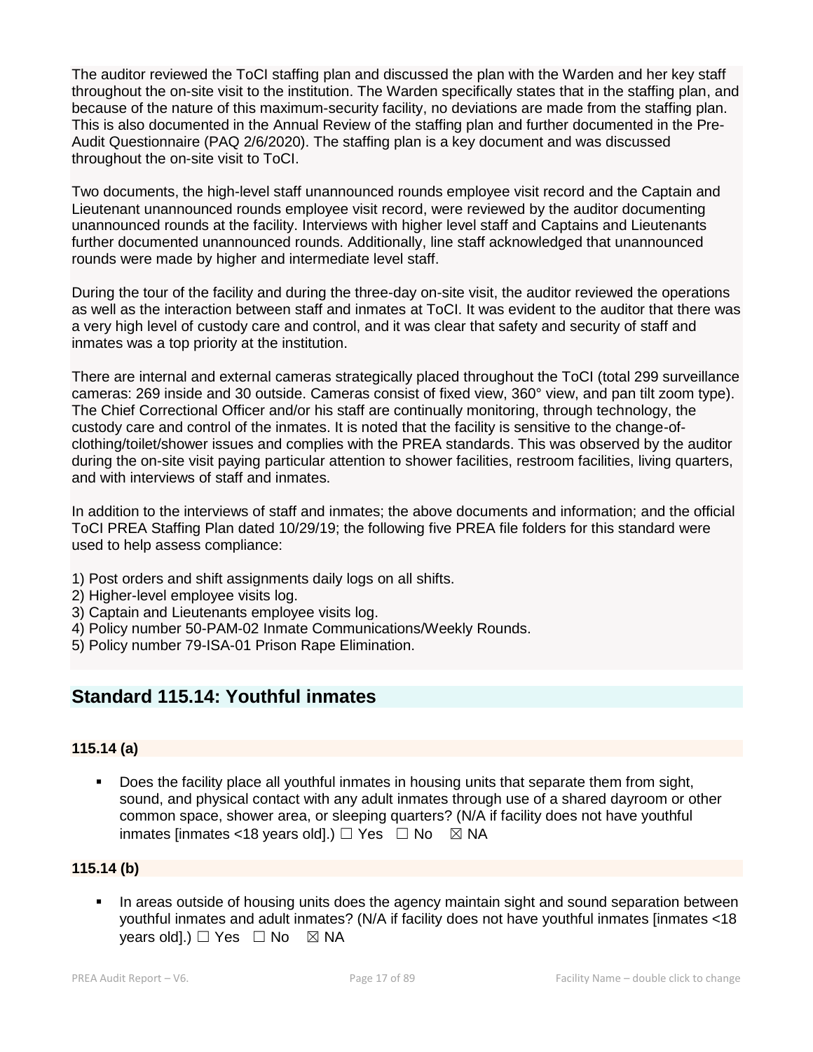The auditor reviewed the ToCI staffing plan and discussed the plan with the Warden and her key staff throughout the on-site visit to the institution. The Warden specifically states that in the staffing plan, and because of the nature of this maximum-security facility, no deviations are made from the staffing plan. This is also documented in the Annual Review of the staffing plan and further documented in the Pre-Audit Questionnaire (PAQ 2/6/2020). The staffing plan is a key document and was discussed throughout the on-site visit to ToCI.

Two documents, the high-level staff unannounced rounds employee visit record and the Captain and Lieutenant unannounced rounds employee visit record, were reviewed by the auditor documenting unannounced rounds at the facility. Interviews with higher level staff and Captains and Lieutenants further documented unannounced rounds. Additionally, line staff acknowledged that unannounced rounds were made by higher and intermediate level staff.

During the tour of the facility and during the three-day on-site visit, the auditor reviewed the operations as well as the interaction between staff and inmates at ToCI. It was evident to the auditor that there was a very high level of custody care and control, and it was clear that safety and security of staff and inmates was a top priority at the institution.

There are internal and external cameras strategically placed throughout the ToCI (total 299 surveillance cameras: 269 inside and 30 outside. Cameras consist of fixed view, 360° view, and pan tilt zoom type). The Chief Correctional Officer and/or his staff are continually monitoring, through technology, the custody care and control of the inmates. It is noted that the facility is sensitive to the change-of-clothing/toilet/shower issues and complies with the PREA standards. This was observed by the auditor during the on-site visit paying particular attention to shower facilities, restroom facilities, living quarters, and with interviews of staff and inmates.

In addition to the interviews of staff and inmates; the above documents and information; and the official ToCI PREA Staffing Plan dated 10/29/19; the following five PREA file folders for this standard were used to help assess compliance:

1) Post orders and shift assignments daily logs on all shifts.
2) Higher-level employee visits log.
3) Captain and Lieutenants employee visits log.
4) Policy number 50-PAM-02 Inmate Communications/Weekly Rounds.
5) Policy number 79-ISA-01 Prison Rape Elimination.

## Standard 115.14: Youthful inmates

### 115.14 (a)

- Does the facility place all youthful inmates in housing units that separate them from sight, sound, and physical contact with any adult inmates through use of a shared dayroom or other common space, shower area, or sleeping quarters? (N/A if facility does not have youthful inmates [inmates <18 years old].) ☐ Yes ☐ No ☒ NA

### 115.14 (b)

- In areas outside of housing units does the agency maintain sight and sound separation between youthful inmates and adult inmates? (N/A if facility does not have youthful inmates [inmates <18 years old].) ☐ Yes ☐ No ☒ NA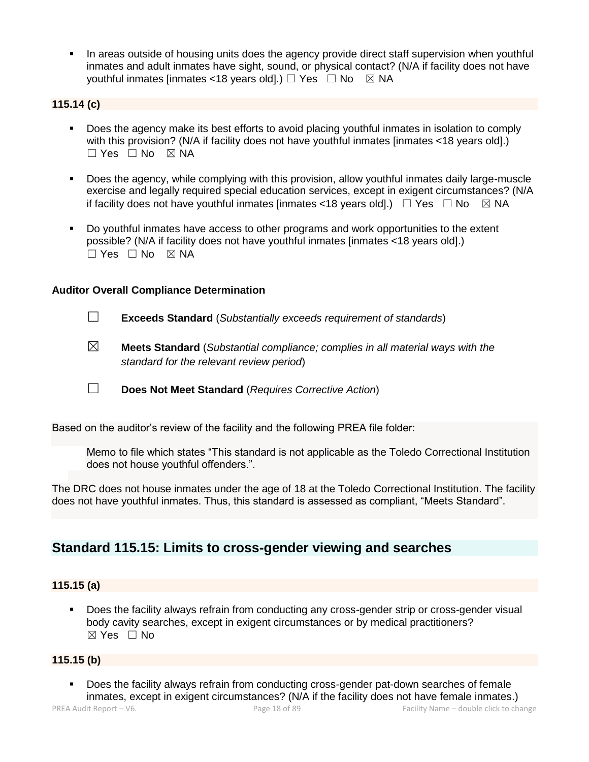- In areas outside of housing units does the agency provide direct staff supervision when youthful inmates and adult inmates have sight, sound, or physical contact? (N/A if facility does not have youthful inmates [inmates <18 years old].) ☐ Yes ☐ No ☒ NA

**115.14 (c)**

- Does the agency make its best efforts to avoid placing youthful inmates in isolation to comply with this provision? (N/A if facility does not have youthful inmates [inmates <18 years old].) ☐ Yes ☐ No ☒ NA

- Does the agency, while complying with this provision, allow youthful inmates daily large-muscle exercise and legally required special education services, except in exigent circumstances? (N/A if facility does not have youthful inmates [inmates <18 years old].) ☐ Yes ☐ No ☒ NA

- Do youthful inmates have access to other programs and work opportunities to the extent possible? (N/A if facility does not have youthful inmates [inmates <18 years old].) ☐ Yes ☐ No ☒ NA

**Auditor Overall Compliance Determination**

☐ **Exceeds Standard** (*Substantially exceeds requirement of standards*)

☒ **Meets Standard** (*Substantial compliance; complies in all material ways with the standard for the relevant review period*)

☐ **Does Not Meet Standard** (*Requires Corrective Action*)

Based on the auditor's review of the facility and the following PREA file folder:

Memo to file which states "This standard is not applicable as the Toledo Correctional Institution does not house youthful offenders.".

The DRC does not house inmates under the age of 18 at the Toledo Correctional Institution. The facility does not have youthful inmates. Thus, this standard is assessed as compliant, "Meets Standard".

## Standard 115.15: Limits to cross-gender viewing and searches

**115.15 (a)**

- Does the facility always refrain from conducting any cross-gender strip or cross-gender visual body cavity searches, except in exigent circumstances or by medical practitioners? ☒ Yes ☐ No

**115.15 (b)**

- Does the facility always refrain from conducting cross-gender pat-down searches of female inmates, except in exigent circumstances? (N/A if the facility does not have female inmates.)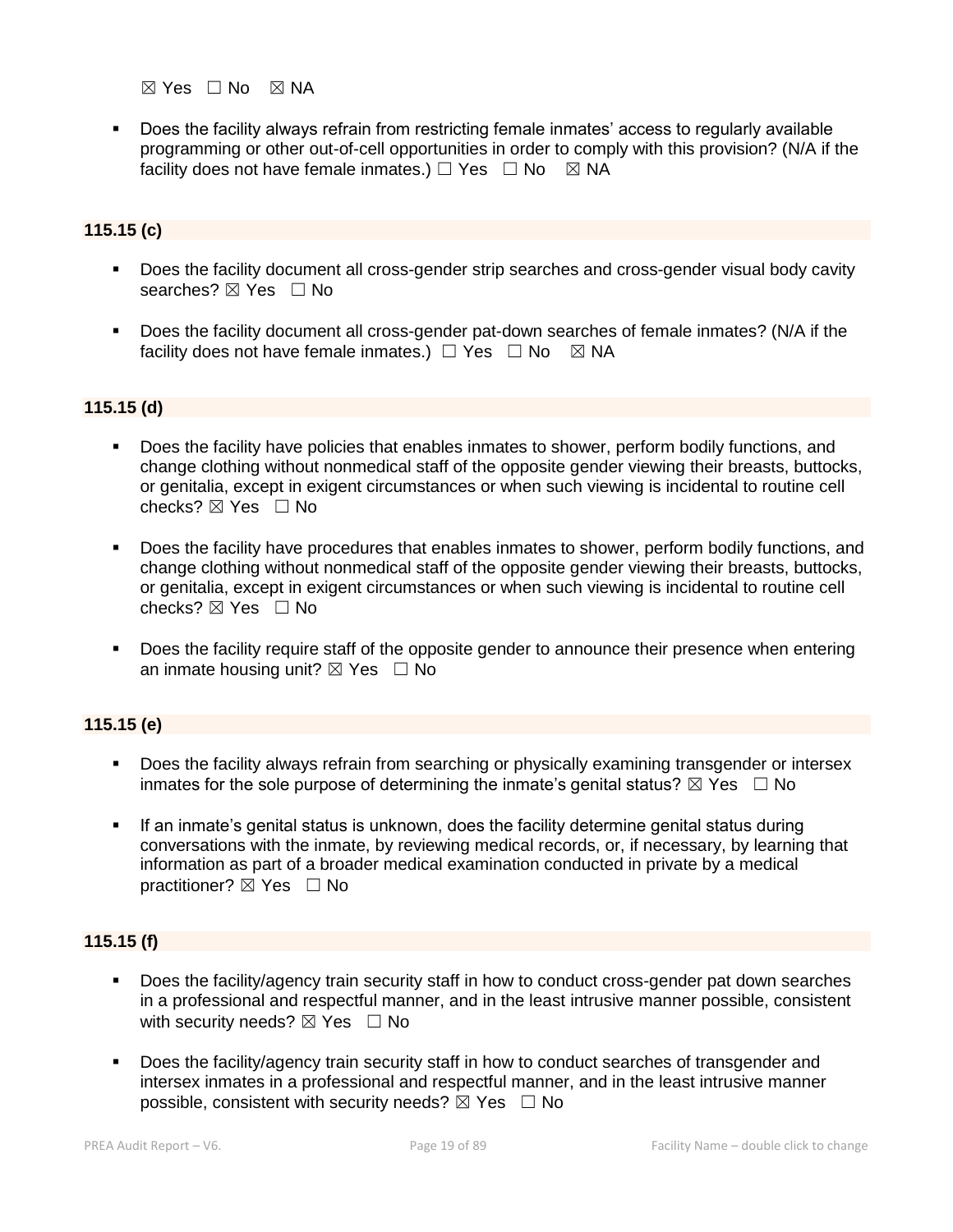☒ Yes ☐ No ☒ NA

- Does the facility always refrain from restricting female inmates' access to regularly available programming or other out-of-cell opportunities in order to comply with this provision? (N/A if the facility does not have female inmates.) ☐ Yes ☐ No ☒ NA

**115.15 (c)**

- Does the facility document all cross-gender strip searches and cross-gender visual body cavity searches? ☒ Yes ☐ No
- Does the facility document all cross-gender pat-down searches of female inmates? (N/A if the facility does not have female inmates.) ☐ Yes ☐ No ☒ NA

**115.15 (d)**

- Does the facility have policies that enables inmates to shower, perform bodily functions, and change clothing without nonmedical staff of the opposite gender viewing their breasts, buttocks, or genitalia, except in exigent circumstances or when such viewing is incidental to routine cell checks? ☒ Yes ☐ No
- Does the facility have procedures that enables inmates to shower, perform bodily functions, and change clothing without nonmedical staff of the opposite gender viewing their breasts, buttocks, or genitalia, except in exigent circumstances or when such viewing is incidental to routine cell checks? ☒ Yes ☐ No
- Does the facility require staff of the opposite gender to announce their presence when entering an inmate housing unit? ☒ Yes ☐ No

**115.15 (e)**

- Does the facility always refrain from searching or physically examining transgender or intersex inmates for the sole purpose of determining the inmate's genital status? ☒ Yes ☐ No
- If an inmate's genital status is unknown, does the facility determine genital status during conversations with the inmate, by reviewing medical records, or, if necessary, by learning that information as part of a broader medical examination conducted in private by a medical practitioner? ☒ Yes ☐ No

**115.15 (f)**

- Does the facility/agency train security staff in how to conduct cross-gender pat down searches in a professional and respectful manner, and in the least intrusive manner possible, consistent with security needs? ☒ Yes ☐ No
- Does the facility/agency train security staff in how to conduct searches of transgender and intersex inmates in a professional and respectful manner, and in the least intrusive manner possible, consistent with security needs? ☒ Yes ☐ No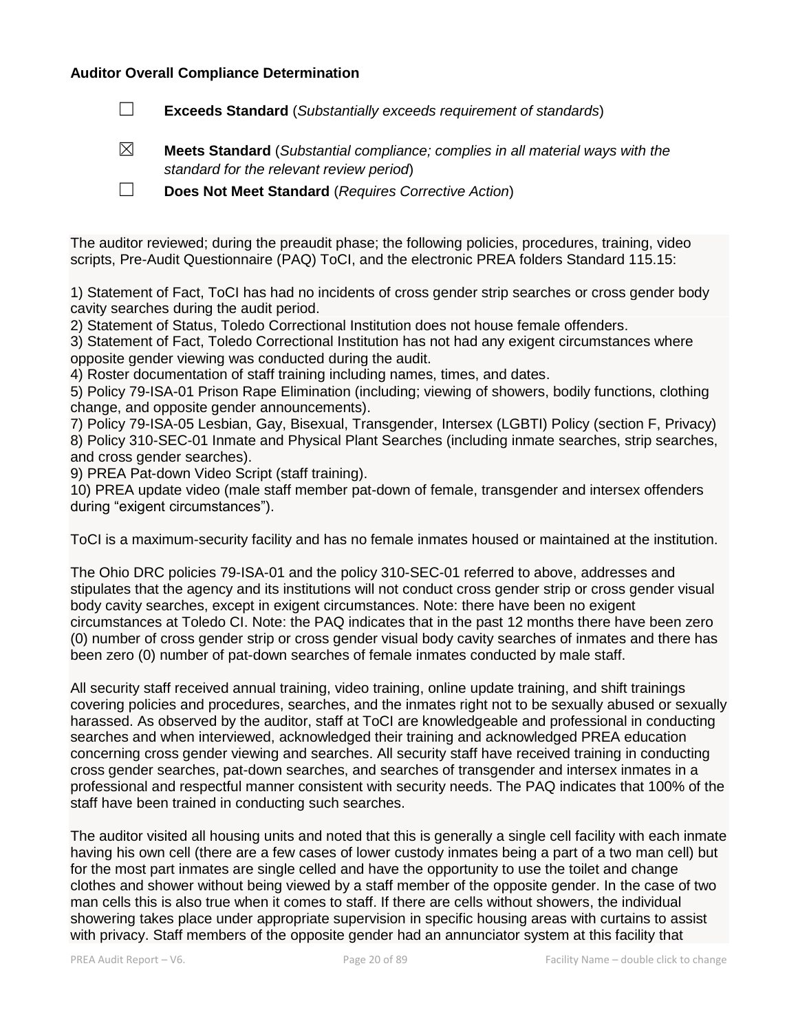**Auditor Overall Compliance Determination**

☐ **Exceeds Standard** (*Substantially exceeds requirement of standards*)

☒ **Meets Standard** (*Substantial compliance; complies in all material ways with the standard for the relevant review period*)

☐ **Does Not Meet Standard** (*Requires Corrective Action*)

The auditor reviewed; during the preaudit phase; the following policies, procedures, training, video scripts, Pre-Audit Questionnaire (PAQ) ToCI, and the electronic PREA folders Standard 115.15:

1) Statement of Fact, ToCI has had no incidents of cross gender strip searches or cross gender body cavity searches during the audit period.
2) Statement of Status, Toledo Correctional Institution does not house female offenders.
3) Statement of Fact, Toledo Correctional Institution has not had any exigent circumstances where opposite gender viewing was conducted during the audit.
4) Roster documentation of staff training including names, times, and dates.
5) Policy 79-ISA-01 Prison Rape Elimination (including; viewing of showers, bodily functions, clothing change, and opposite gender announcements).
7) Policy 79-ISA-05 Lesbian, Gay, Bisexual, Transgender, Intersex (LGBTI) Policy (section F, Privacy)
8) Policy 310-SEC-01 Inmate and Physical Plant Searches (including inmate searches, strip searches, and cross gender searches).
9) PREA Pat-down Video Script (staff training).
10) PREA update video (male staff member pat-down of female, transgender and intersex offenders during "exigent circumstances").

ToCI is a maximum-security facility and has no female inmates housed or maintained at the institution.

The Ohio DRC policies 79-ISA-01 and the policy 310-SEC-01 referred to above, addresses and stipulates that the agency and its institutions will not conduct cross gender strip or cross gender visual body cavity searches, except in exigent circumstances. Note: there have been no exigent circumstances at Toledo CI. Note: the PAQ indicates that in the past 12 months there have been zero (0) number of cross gender strip or cross gender visual body cavity searches of inmates and there has been zero (0) number of pat-down searches of female inmates conducted by male staff.

All security staff received annual training, video training, online update training, and shift trainings covering policies and procedures, searches, and the inmates right not to be sexually abused or sexually harassed. As observed by the auditor, staff at ToCI are knowledgeable and professional in conducting searches and when interviewed, acknowledged their training and acknowledged PREA education concerning cross gender viewing and searches. All security staff have received training in conducting cross gender searches, pat-down searches, and searches of transgender and intersex inmates in a professional and respectful manner consistent with security needs. The PAQ indicates that 100% of the staff have been trained in conducting such searches.

The auditor visited all housing units and noted that this is generally a single cell facility with each inmate having his own cell (there are a few cases of lower custody inmates being a part of a two man cell) but for the most part inmates are single celled and have the opportunity to use the toilet and change clothes and shower without being viewed by a staff member of the opposite gender. In the case of two man cells this is also true when it comes to staff. If there are cells without showers, the individual showering takes place under appropriate supervision in specific housing areas with curtains to assist with privacy. Staff members of the opposite gender had an annunciator system at this facility that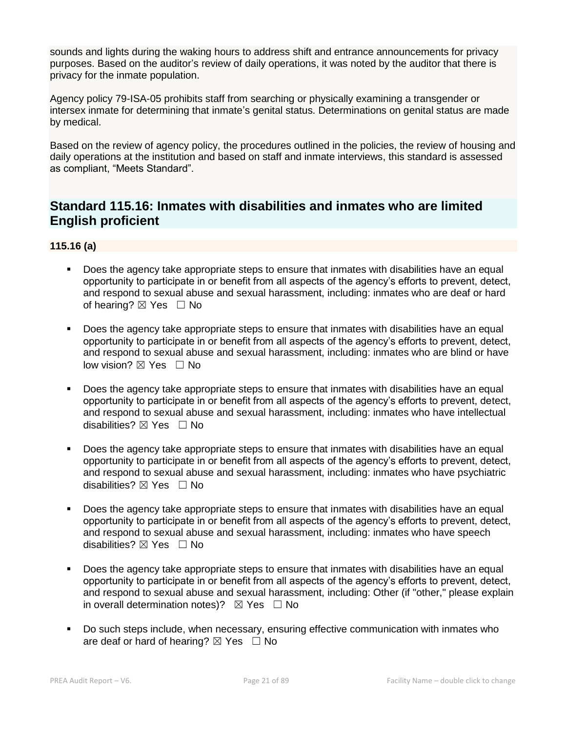sounds and lights during the waking hours to address shift and entrance announcements for privacy purposes. Based on the auditor's review of daily operations, it was noted by the auditor that there is privacy for the inmate population.

Agency policy 79-ISA-05 prohibits staff from searching or physically examining a transgender or intersex inmate for determining that inmate's genital status. Determinations on genital status are made by medical.

Based on the review of agency policy, the procedures outlined in the policies, the review of housing and daily operations at the institution and based on staff and inmate interviews, this standard is assessed as compliant, "Meets Standard".

## Standard 115.16: Inmates with disabilities and inmates who are limited English proficient

### 115.16 (a)

- Does the agency take appropriate steps to ensure that inmates with disabilities have an equal opportunity to participate in or benefit from all aspects of the agency's efforts to prevent, detect, and respond to sexual abuse and sexual harassment, including: inmates who are deaf or hard of hearing? ☒ Yes ☐ No
- Does the agency take appropriate steps to ensure that inmates with disabilities have an equal opportunity to participate in or benefit from all aspects of the agency's efforts to prevent, detect, and respond to sexual abuse and sexual harassment, including: inmates who are blind or have low vision? ☒ Yes ☐ No
- Does the agency take appropriate steps to ensure that inmates with disabilities have an equal opportunity to participate in or benefit from all aspects of the agency's efforts to prevent, detect, and respond to sexual abuse and sexual harassment, including: inmates who have intellectual disabilities? ☒ Yes ☐ No
- Does the agency take appropriate steps to ensure that inmates with disabilities have an equal opportunity to participate in or benefit from all aspects of the agency's efforts to prevent, detect, and respond to sexual abuse and sexual harassment, including: inmates who have psychiatric disabilities? ☒ Yes ☐ No
- Does the agency take appropriate steps to ensure that inmates with disabilities have an equal opportunity to participate in or benefit from all aspects of the agency's efforts to prevent, detect, and respond to sexual abuse and sexual harassment, including: inmates who have speech disabilities? ☒ Yes ☐ No
- Does the agency take appropriate steps to ensure that inmates with disabilities have an equal opportunity to participate in or benefit from all aspects of the agency's efforts to prevent, detect, and respond to sexual abuse and sexual harassment, including: Other (if "other," please explain in overall determination notes)? ☒ Yes ☐ No
- Do such steps include, when necessary, ensuring effective communication with inmates who are deaf or hard of hearing? ☒ Yes ☐ No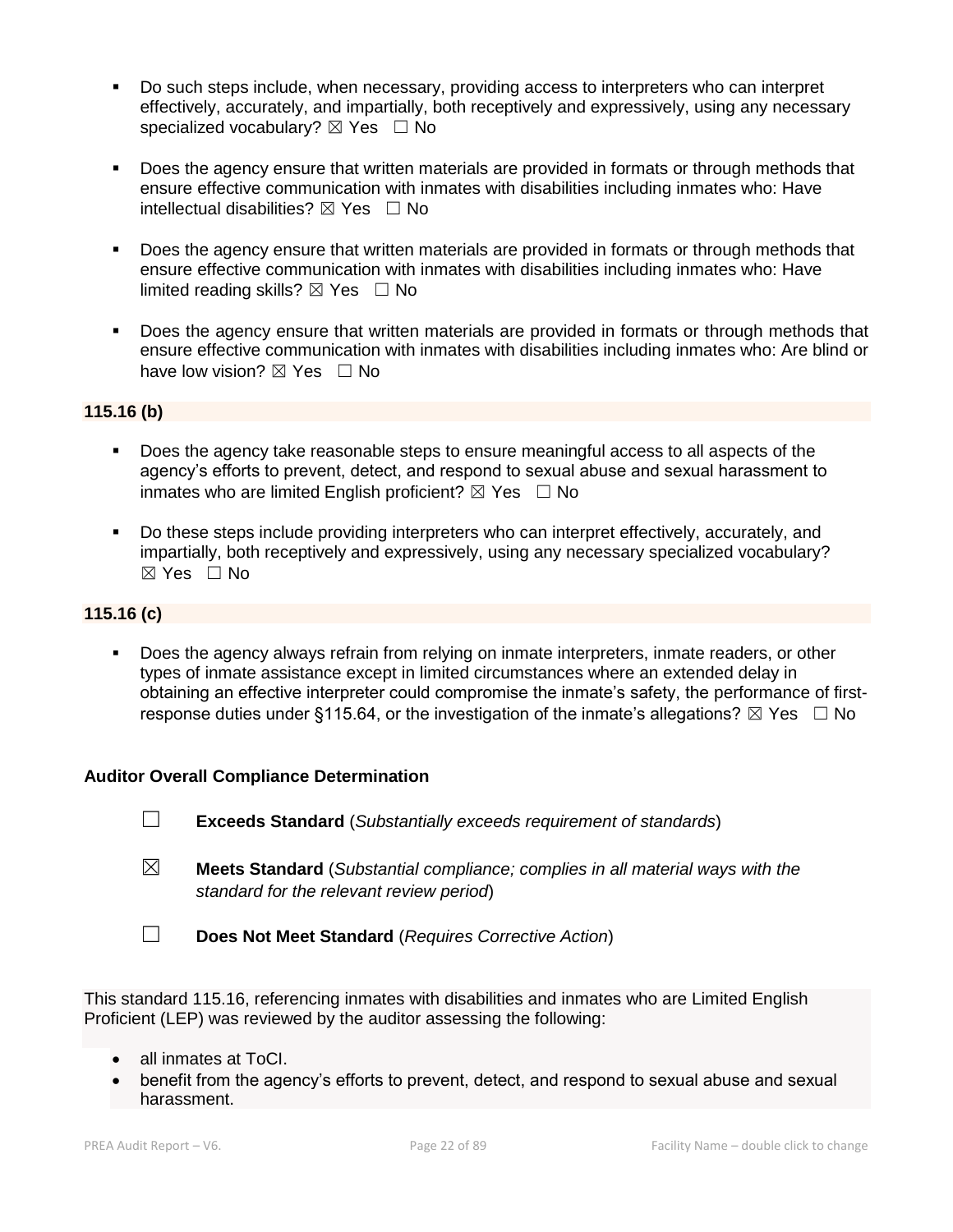- Do such steps include, when necessary, providing access to interpreters who can interpret effectively, accurately, and impartially, both receptively and expressively, using any necessary specialized vocabulary? ☒ Yes ☐ No

- Does the agency ensure that written materials are provided in formats or through methods that ensure effective communication with inmates with disabilities including inmates who: Have intellectual disabilities? ☒ Yes ☐ No

- Does the agency ensure that written materials are provided in formats or through methods that ensure effective communication with inmates with disabilities including inmates who: Have limited reading skills? ☒ Yes ☐ No

- Does the agency ensure that written materials are provided in formats or through methods that ensure effective communication with inmates with disabilities including inmates who: Are blind or have low vision? ☒ Yes ☐ No

**115.16 (b)**

- Does the agency take reasonable steps to ensure meaningful access to all aspects of the agency's efforts to prevent, detect, and respond to sexual abuse and sexual harassment to inmates who are limited English proficient? ☒ Yes ☐ No

- Do these steps include providing interpreters who can interpret effectively, accurately, and impartially, both receptively and expressively, using any necessary specialized vocabulary? ☒ Yes ☐ No

**115.16 (c)**

- Does the agency always refrain from relying on inmate interpreters, inmate readers, or other types of inmate assistance except in limited circumstances where an extended delay in obtaining an effective interpreter could compromise the inmate's safety, the performance of first-response duties under §115.64, or the investigation of the inmate's allegations? ☒ Yes ☐ No

**Auditor Overall Compliance Determination**

☐ **Exceeds Standard** (*Substantially exceeds requirement of standards*)

☒ **Meets Standard** (*Substantial compliance; complies in all material ways with the standard for the relevant review period*)

☐ **Does Not Meet Standard** (*Requires Corrective Action*)

This standard 115.16, referencing inmates with disabilities and inmates who are Limited English Proficient (LEP) was reviewed by the auditor assessing the following:

- all inmates at ToCI.
- benefit from the agency's efforts to prevent, detect, and respond to sexual abuse and sexual harassment.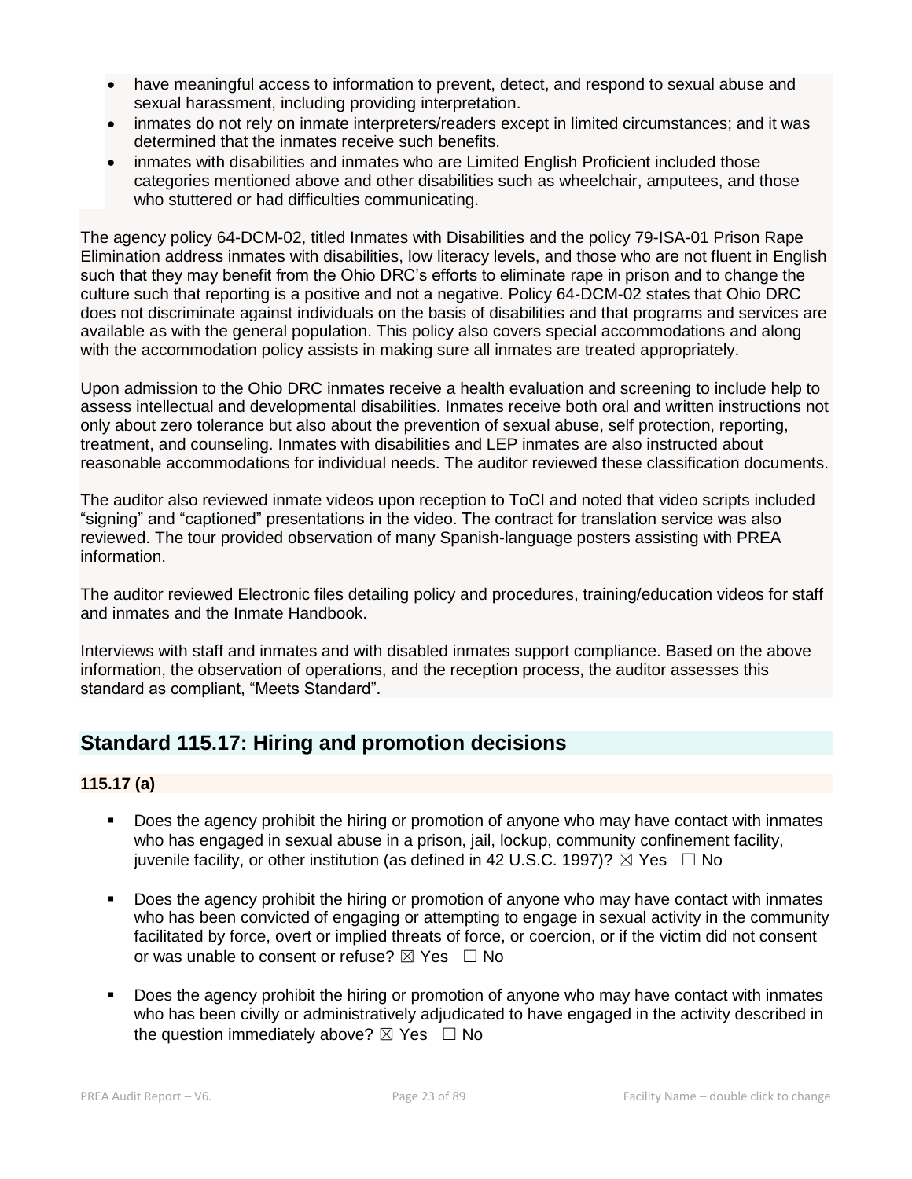- have meaningful access to information to prevent, detect, and respond to sexual abuse and sexual harassment, including providing interpretation.
- inmates do not rely on inmate interpreters/readers except in limited circumstances; and it was determined that the inmates receive such benefits.
- inmates with disabilities and inmates who are Limited English Proficient included those categories mentioned above and other disabilities such as wheelchair, amputees, and those who stuttered or had difficulties communicating.

The agency policy 64-DCM-02, titled Inmates with Disabilities and the policy 79-ISA-01 Prison Rape Elimination address inmates with disabilities, low literacy levels, and those who are not fluent in English such that they may benefit from the Ohio DRC's efforts to eliminate rape in prison and to change the culture such that reporting is a positive and not a negative. Policy 64-DCM-02 states that Ohio DRC does not discriminate against individuals on the basis of disabilities and that programs and services are available as with the general population. This policy also covers special accommodations and along with the accommodation policy assists in making sure all inmates are treated appropriately.

Upon admission to the Ohio DRC inmates receive a health evaluation and screening to include help to assess intellectual and developmental disabilities. Inmates receive both oral and written instructions not only about zero tolerance but also about the prevention of sexual abuse, self protection, reporting, treatment, and counseling. Inmates with disabilities and LEP inmates are also instructed about reasonable accommodations for individual needs. The auditor reviewed these classification documents.

The auditor also reviewed inmate videos upon reception to ToCI and noted that video scripts included "signing" and "captioned" presentations in the video. The contract for translation service was also reviewed. The tour provided observation of many Spanish-language posters assisting with PREA information.

The auditor reviewed Electronic files detailing policy and procedures, training/education videos for staff and inmates and the Inmate Handbook.

Interviews with staff and inmates and with disabled inmates support compliance. Based on the above information, the observation of operations, and the reception process, the auditor assesses this standard as compliant, "Meets Standard".

## Standard 115.17: Hiring and promotion decisions

### 115.17 (a)

- Does the agency prohibit the hiring or promotion of anyone who may have contact with inmates who has engaged in sexual abuse in a prison, jail, lockup, community confinement facility, juvenile facility, or other institution (as defined in 42 U.S.C. 1997)? ☒ Yes ☐ No
- Does the agency prohibit the hiring or promotion of anyone who may have contact with inmates who has been convicted of engaging or attempting to engage in sexual activity in the community facilitated by force, overt or implied threats of force, or coercion, or if the victim did not consent or was unable to consent or refuse? ☒ Yes ☐ No
- Does the agency prohibit the hiring or promotion of anyone who may have contact with inmates who has been civilly or administratively adjudicated to have engaged in the activity described in the question immediately above? ☒ Yes ☐ No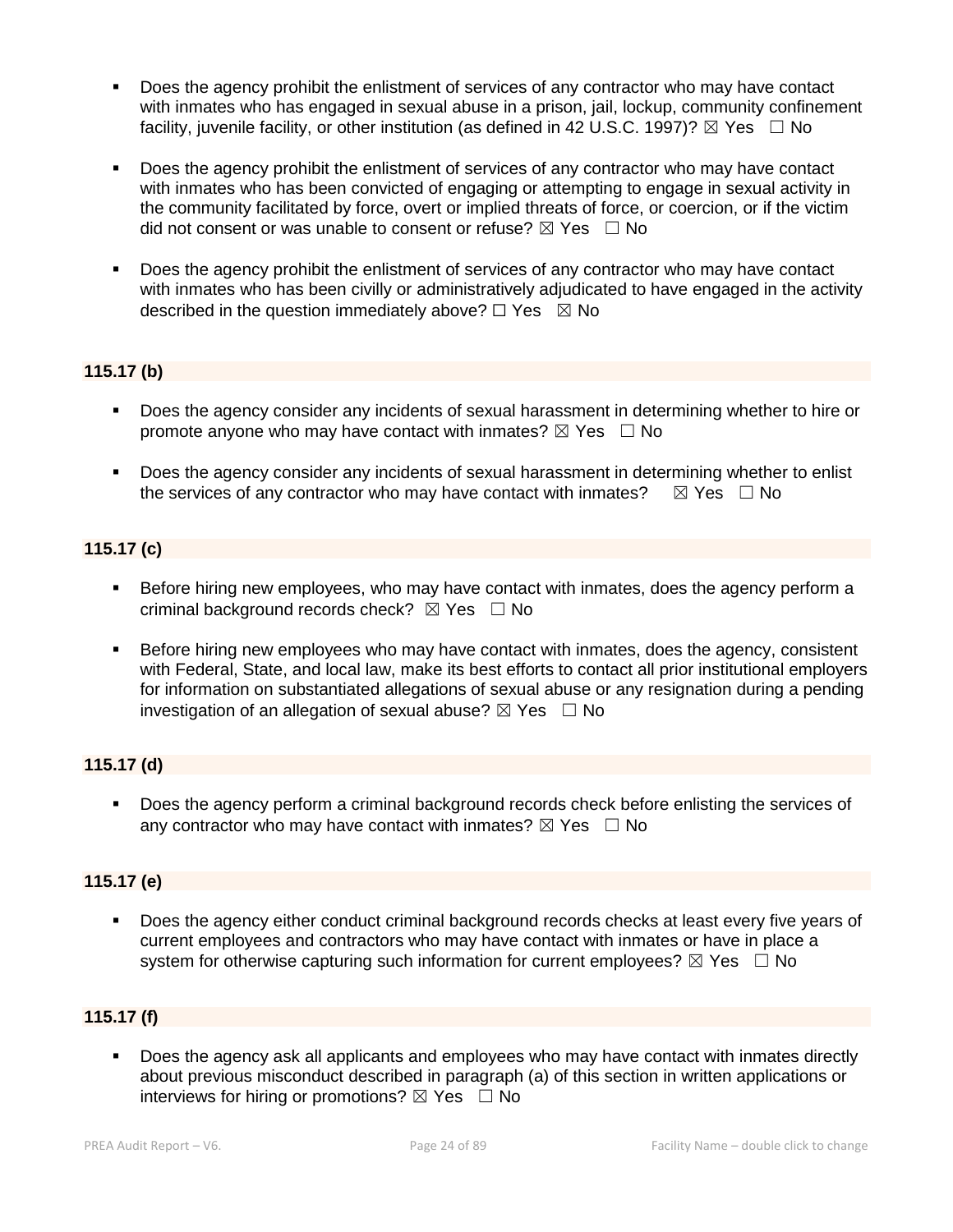- Does the agency prohibit the enlistment of services of any contractor who may have contact with inmates who has engaged in sexual abuse in a prison, jail, lockup, community confinement facility, juvenile facility, or other institution (as defined in 42 U.S.C. 1997)? ☒ Yes ☐ No

- Does the agency prohibit the enlistment of services of any contractor who may have contact with inmates who has been convicted of engaging or attempting to engage in sexual activity in the community facilitated by force, overt or implied threats of force, or coercion, or if the victim did not consent or was unable to consent or refuse? ☒ Yes ☐ No

- Does the agency prohibit the enlistment of services of any contractor who may have contact with inmates who has been civilly or administratively adjudicated to have engaged in the activity described in the question immediately above? ☐ Yes ☒ No

**115.17 (b)**

- Does the agency consider any incidents of sexual harassment in determining whether to hire or promote anyone who may have contact with inmates? ☒ Yes ☐ No

- Does the agency consider any incidents of sexual harassment in determining whether to enlist the services of any contractor who may have contact with inmates? ☒ Yes ☐ No

**115.17 (c)**

- Before hiring new employees, who may have contact with inmates, does the agency perform a criminal background records check? ☒ Yes ☐ No

- Before hiring new employees who may have contact with inmates, does the agency, consistent with Federal, State, and local law, make its best efforts to contact all prior institutional employers for information on substantiated allegations of sexual abuse or any resignation during a pending investigation of an allegation of sexual abuse? ☒ Yes ☐ No

**115.17 (d)**

- Does the agency perform a criminal background records check before enlisting the services of any contractor who may have contact with inmates? ☒ Yes ☐ No

**115.17 (e)**

- Does the agency either conduct criminal background records checks at least every five years of current employees and contractors who may have contact with inmates or have in place a system for otherwise capturing such information for current employees? ☒ Yes ☐ No

**115.17 (f)**

- Does the agency ask all applicants and employees who may have contact with inmates directly about previous misconduct described in paragraph (a) of this section in written applications or interviews for hiring or promotions? ☒ Yes ☐ No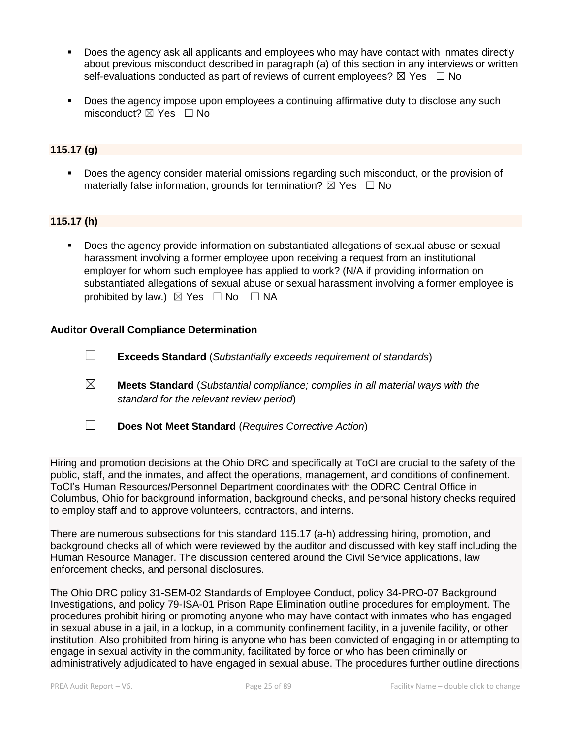- Does the agency ask all applicants and employees who may have contact with inmates directly about previous misconduct described in paragraph (a) of this section in any interviews or written self-evaluations conducted as part of reviews of current employees? ☒ Yes ☐ No

- Does the agency impose upon employees a continuing affirmative duty to disclose any such misconduct? ☒ Yes ☐ No

**115.17 (g)**

- Does the agency consider material omissions regarding such misconduct, or the provision of materially false information, grounds for termination? ☒ Yes ☐ No

**115.17 (h)**

- Does the agency provide information on substantiated allegations of sexual abuse or sexual harassment involving a former employee upon receiving a request from an institutional employer for whom such employee has applied to work? (N/A if providing information on substantiated allegations of sexual abuse or sexual harassment involving a former employee is prohibited by law.) ☒ Yes ☐ No ☐ NA

**Auditor Overall Compliance Determination**

☐ **Exceeds Standard** (*Substantially exceeds requirement of standards*)

☒ **Meets Standard** (*Substantial compliance; complies in all material ways with the standard for the relevant review period*)

☐ **Does Not Meet Standard** (*Requires Corrective Action*)

Hiring and promotion decisions at the Ohio DRC and specifically at ToCI are crucial to the safety of the public, staff, and the inmates, and affect the operations, management, and conditions of confinement. ToCI's Human Resources/Personnel Department coordinates with the ODRC Central Office in Columbus, Ohio for background information, background checks, and personal history checks required to employ staff and to approve volunteers, contractors, and interns.

There are numerous subsections for this standard 115.17 (a-h) addressing hiring, promotion, and background checks all of which were reviewed by the auditor and discussed with key staff including the Human Resource Manager. The discussion centered around the Civil Service applications, law enforcement checks, and personal disclosures.

The Ohio DRC policy 31-SEM-02 Standards of Employee Conduct, policy 34-PRO-07 Background Investigations, and policy 79-ISA-01 Prison Rape Elimination outline procedures for employment. The procedures prohibit hiring or promoting anyone who may have contact with inmates who has engaged in sexual abuse in a jail, in a lockup, in a community confinement facility, in a juvenile facility, or other institution. Also prohibited from hiring is anyone who has been convicted of engaging in or attempting to engage in sexual activity in the community, facilitated by force or who has been criminally or administratively adjudicated to have engaged in sexual abuse. The procedures further outline directions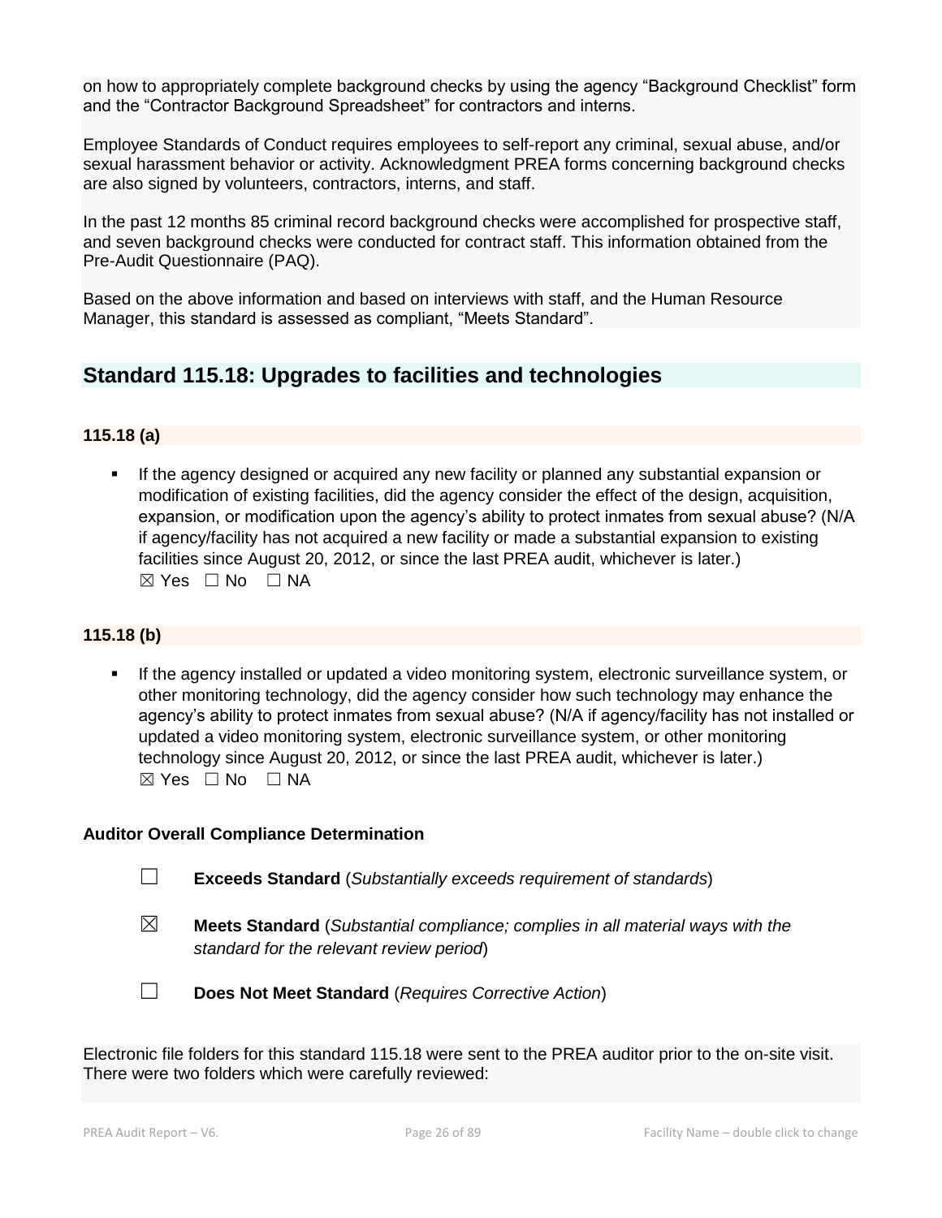on how to appropriately complete background checks by using the agency “Background Checklist” form and the “Contractor Background Spreadsheet” for contractors and interns.

Employee Standards of Conduct requires employees to self-report any criminal, sexual abuse, and/or sexual harassment behavior or activity. Acknowledgment PREA forms concerning background checks are also signed by volunteers, contractors, interns, and staff.

In the past 12 months 85 criminal record background checks were accomplished for prospective staff, and seven background checks were conducted for contract staff. This information obtained from the Pre-Audit Questionnaire (PAQ).

Based on the above information and based on interviews with staff, and the Human Resource Manager, this standard is assessed as compliant, “Meets Standard”.

## Standard 115.18: Upgrades to facilities and technologies

### 115.18 (a)

- If the agency designed or acquired any new facility or planned any substantial expansion or modification of existing facilities, did the agency consider the effect of the design, acquisition, expansion, or modification upon the agency’s ability to protect inmates from sexual abuse? (N/A if agency/facility has not acquired a new facility or made a substantial expansion to existing facilities since August 20, 2012, or since the last PREA audit, whichever is later.)
  ☒ Yes ☐ No ☐ NA

### 115.18 (b)

- If the agency installed or updated a video monitoring system, electronic surveillance system, or other monitoring technology, did the agency consider how such technology may enhance the agency’s ability to protect inmates from sexual abuse? (N/A if agency/facility has not installed or updated a video monitoring system, electronic surveillance system, or other monitoring technology since August 20, 2012, or since the last PREA audit, whichever is later.)
  ☒ Yes ☐ No ☐ NA

**Auditor Overall Compliance Determination**

☐ **Exceeds Standard** (*Substantially exceeds requirement of standards*)

☒ **Meets Standard** (*Substantial compliance; complies in all material ways with the standard for the relevant review period*)

☐ **Does Not Meet Standard** (*Requires Corrective Action*)

Electronic file folders for this standard 115.18 were sent to the PREA auditor prior to the on-site visit. There were two folders which were carefully reviewed: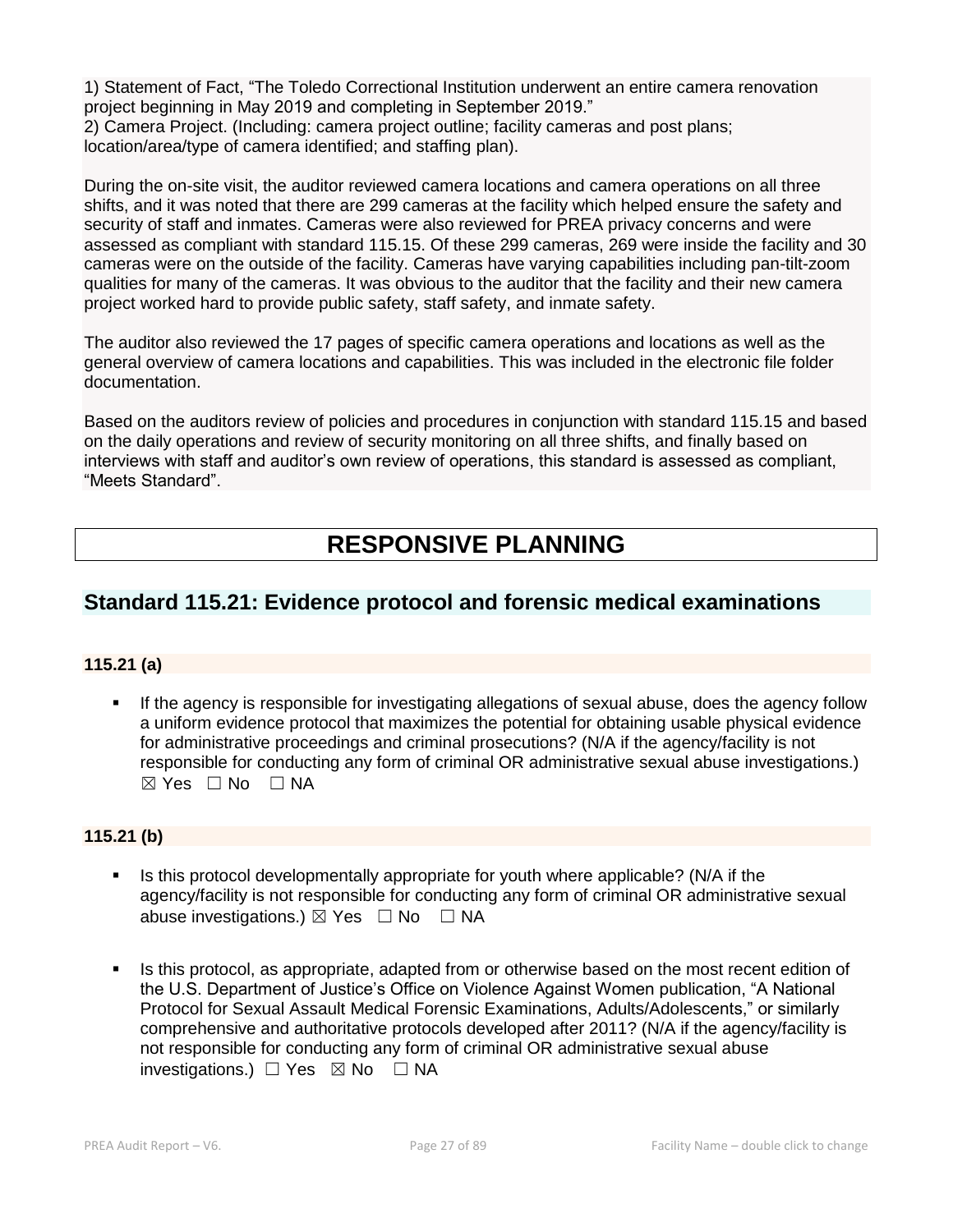1) Statement of Fact, "The Toledo Correctional Institution underwent an entire camera renovation project beginning in May 2019 and completing in September 2019."
2) Camera Project. (Including: camera project outline; facility cameras and post plans; location/area/type of camera identified; and staffing plan).

During the on-site visit, the auditor reviewed camera locations and camera operations on all three shifts, and it was noted that there are 299 cameras at the facility which helped ensure the safety and security of staff and inmates. Cameras were also reviewed for PREA privacy concerns and were assessed as compliant with standard 115.15. Of these 299 cameras, 269 were inside the facility and 30 cameras were on the outside of the facility. Cameras have varying capabilities including pan-tilt-zoom qualities for many of the cameras. It was obvious to the auditor that the facility and their new camera project worked hard to provide public safety, staff safety, and inmate safety.

The auditor also reviewed the 17 pages of specific camera operations and locations as well as the general overview of camera locations and capabilities. This was included in the electronic file folder documentation.

Based on the auditors review of policies and procedures in conjunction with standard 115.15 and based on the daily operations and review of security monitoring on all three shifts, and finally based on interviews with staff and auditor's own review of operations, this standard is assessed as compliant, "Meets Standard".

# RESPONSIVE PLANNING

## Standard 115.21: Evidence protocol and forensic medical examinations

### 115.21 (a)

- If the agency is responsible for investigating allegations of sexual abuse, does the agency follow a uniform evidence protocol that maximizes the potential for obtaining usable physical evidence for administrative proceedings and criminal prosecutions? (N/A if the agency/facility is not responsible for conducting any form of criminal OR administrative sexual abuse investigations.) ☒ Yes ☐ No ☐ NA

### 115.21 (b)

- Is this protocol developmentally appropriate for youth where applicable? (N/A if the agency/facility is not responsible for conducting any form of criminal OR administrative sexual abuse investigations.) ☒ Yes ☐ No ☐ NA

- Is this protocol, as appropriate, adapted from or otherwise based on the most recent edition of the U.S. Department of Justice's Office on Violence Against Women publication, "A National Protocol for Sexual Assault Medical Forensic Examinations, Adults/Adolescents," or similarly comprehensive and authoritative protocols developed after 2011? (N/A if the agency/facility is not responsible for conducting any form of criminal OR administrative sexual abuse investigations.) ☐ Yes ☒ No ☐ NA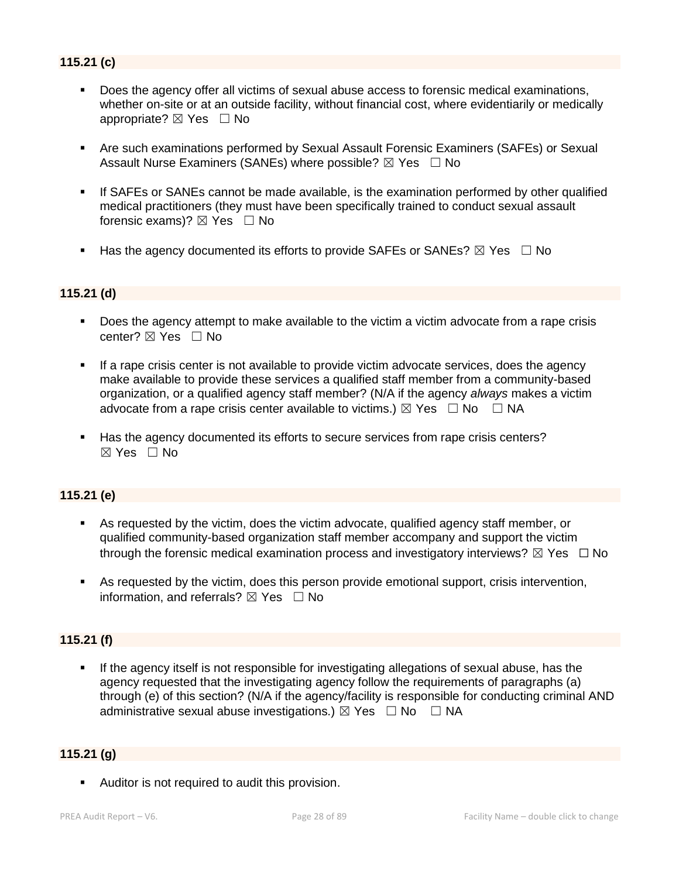**115.21 (c)**

- Does the agency offer all victims of sexual abuse access to forensic medical examinations, whether on-site or at an outside facility, without financial cost, where evidentiarily or medically appropriate? ☒ Yes ☐ No
- Are such examinations performed by Sexual Assault Forensic Examiners (SAFEs) or Sexual Assault Nurse Examiners (SANEs) where possible? ☒ Yes ☐ No
- If SAFEs or SANEs cannot be made available, is the examination performed by other qualified medical practitioners (they must have been specifically trained to conduct sexual assault forensic exams)? ☒ Yes ☐ No
- Has the agency documented its efforts to provide SAFEs or SANEs? ☒ Yes ☐ No

**115.21 (d)**

- Does the agency attempt to make available to the victim a victim advocate from a rape crisis center? ☒ Yes ☐ No
- If a rape crisis center is not available to provide victim advocate services, does the agency make available to provide these services a qualified staff member from a community-based organization, or a qualified agency staff member? (N/A if the agency *always* makes a victim advocate from a rape crisis center available to victims.) ☒ Yes ☐ No ☐ NA
- Has the agency documented its efforts to secure services from rape crisis centers? ☒ Yes ☐ No

**115.21 (e)**

- As requested by the victim, does the victim advocate, qualified agency staff member, or qualified community-based organization staff member accompany and support the victim through the forensic medical examination process and investigatory interviews? ☒ Yes ☐ No
- As requested by the victim, does this person provide emotional support, crisis intervention, information, and referrals? ☒ Yes ☐ No

**115.21 (f)**

- If the agency itself is not responsible for investigating allegations of sexual abuse, has the agency requested that the investigating agency follow the requirements of paragraphs (a) through (e) of this section? (N/A if the agency/facility is responsible for conducting criminal AND administrative sexual abuse investigations.) ☒ Yes ☐ No ☐ NA

**115.21 (g)**

- Auditor is not required to audit this provision.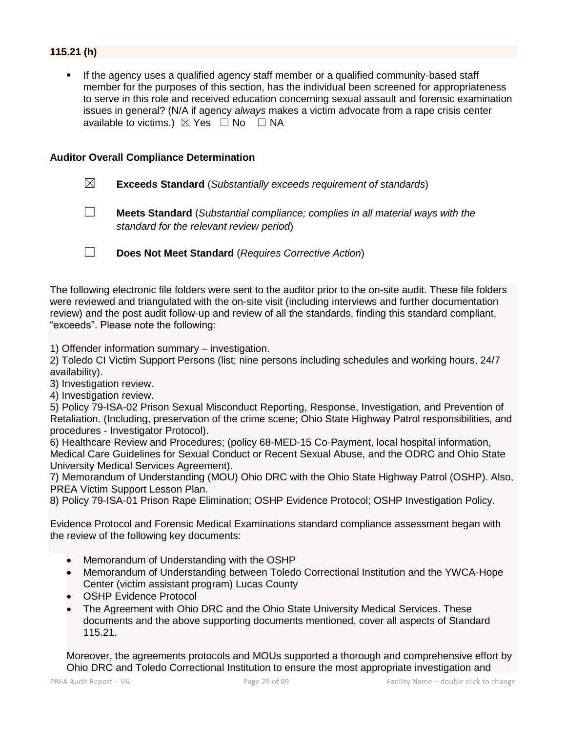**115.21 (h)**

- If the agency uses a qualified agency staff member or a qualified community-based staff member for the purposes of this section, has the individual been screened for appropriateness to serve in this role and received education concerning sexual assault and forensic examination issues in general? (N/A if agency *always* makes a victim advocate from a rape crisis center available to victims.) ☒ Yes ☐ No ☐ NA

**Auditor Overall Compliance Determination**

☒ **Exceeds Standard** (*Substantially exceeds requirement of standards*)

☐ **Meets Standard** (*Substantial compliance; complies in all material ways with the standard for the relevant review period*)

☐ **Does Not Meet Standard** (*Requires Corrective Action*)

The following electronic file folders were sent to the auditor prior to the on-site audit. These file folders were reviewed and triangulated with the on-site visit (including interviews and further documentation review) and the post audit follow-up and review of all the standards, finding this standard compliant, "exceeds". Please note the following:

1) Offender information summary – investigation.
2) Toledo CI Victim Support Persons (list; nine persons including schedules and working hours, 24/7 availability).
3) Investigation review.
4) Investigation review.
5) Policy 79-ISA-02 Prison Sexual Misconduct Reporting, Response, Investigation, and Prevention of Retaliation. (Including, preservation of the crime scene; Ohio State Highway Patrol responsibilities, and procedures - Investigator Protocol).
6) Healthcare Review and Procedures; (policy 68-MED-15 Co-Payment, local hospital information, Medical Care Guidelines for Sexual Conduct or Recent Sexual Abuse, and the ODRC and Ohio State University Medical Services Agreement).
7) Memorandum of Understanding (MOU) Ohio DRC with the Ohio State Highway Patrol (OSHP). Also, PREA Victim Support Lesson Plan.
8) Policy 79-ISA-01 Prison Rape Elimination; OSHP Evidence Protocol; OSHP Investigation Policy.

Evidence Protocol and Forensic Medical Examinations standard compliance assessment began with the review of the following key documents:

- Memorandum of Understanding with the OSHP
- Memorandum of Understanding between Toledo Correctional Institution and the YWCA-Hope Center (victim assistant program) Lucas County
- OSHP Evidence Protocol
- The Agreement with Ohio DRC and the Ohio State University Medical Services. These documents and the above supporting documents mentioned, cover all aspects of Standard 115.21.

Moreover, the agreements protocols and MOUs supported a thorough and comprehensive effort by Ohio DRC and Toledo Correctional Institution to ensure the most appropriate investigation and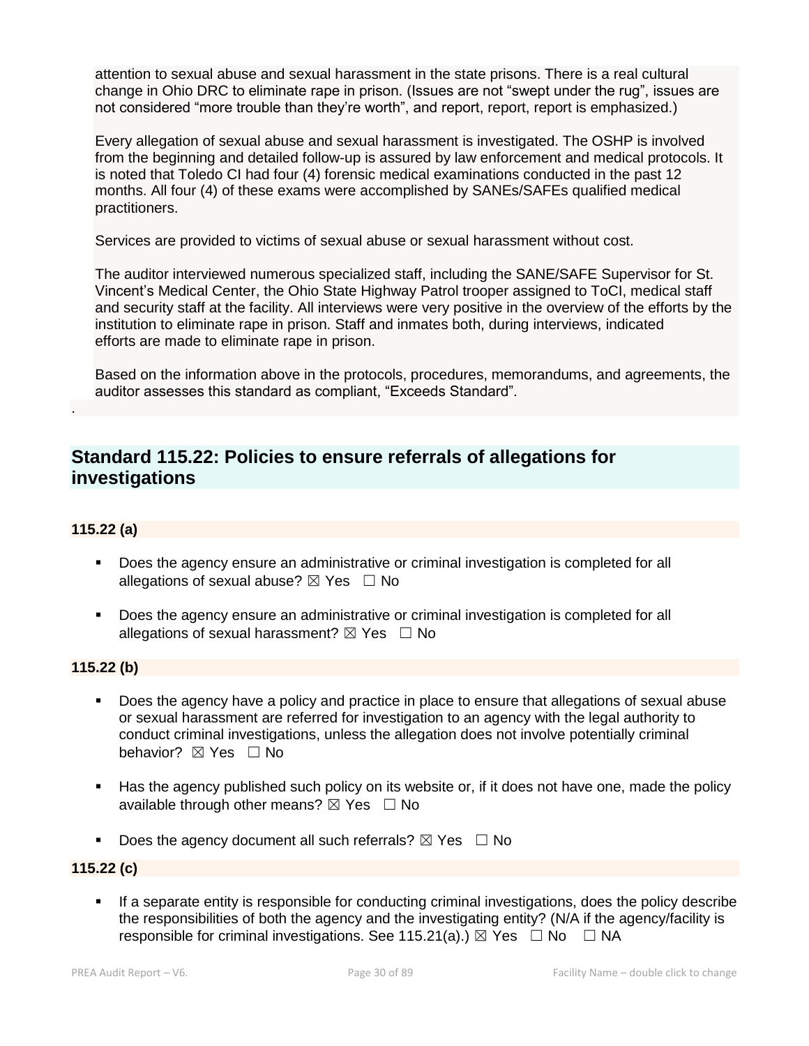attention to sexual abuse and sexual harassment in the state prisons. There is a real cultural change in Ohio DRC to eliminate rape in prison. (Issues are not "swept under the rug", issues are not considered "more trouble than they're worth", and report, report, report is emphasized.)

Every allegation of sexual abuse and sexual harassment is investigated. The OSHP is involved from the beginning and detailed follow-up is assured by law enforcement and medical protocols. It is noted that Toledo CI had four (4) forensic medical examinations conducted in the past 12 months. All four (4) of these exams were accomplished by SANEs/SAFEs qualified medical practitioners.

Services are provided to victims of sexual abuse or sexual harassment without cost.

The auditor interviewed numerous specialized staff, including the SANE/SAFE Supervisor for St. Vincent's Medical Center, the Ohio State Highway Patrol trooper assigned to ToCI, medical staff and security staff at the facility. All interviews were very positive in the overview of the efforts by the institution to eliminate rape in prison. Staff and inmates both, during interviews, indicated efforts are made to eliminate rape in prison.

Based on the information above in the protocols, procedures, memorandums, and agreements, the auditor assesses this standard as compliant, "Exceeds Standard".

.

## Standard 115.22: Policies to ensure referrals of allegations for investigations

### 115.22 (a)

- Does the agency ensure an administrative or criminal investigation is completed for all allegations of sexual abuse? ☒ Yes ☐ No
- Does the agency ensure an administrative or criminal investigation is completed for all allegations of sexual harassment? ☒ Yes ☐ No

### 115.22 (b)

- Does the agency have a policy and practice in place to ensure that allegations of sexual abuse or sexual harassment are referred for investigation to an agency with the legal authority to conduct criminal investigations, unless the allegation does not involve potentially criminal behavior? ☒ Yes ☐ No
- Has the agency published such policy on its website or, if it does not have one, made the policy available through other means? ☒ Yes ☐ No
- Does the agency document all such referrals? ☒ Yes ☐ No

### 115.22 (c)

- If a separate entity is responsible for conducting criminal investigations, does the policy describe the responsibilities of both the agency and the investigating entity? (N/A if the agency/facility is responsible for criminal investigations. See 115.21(a).) ☒ Yes ☐ No ☐ NA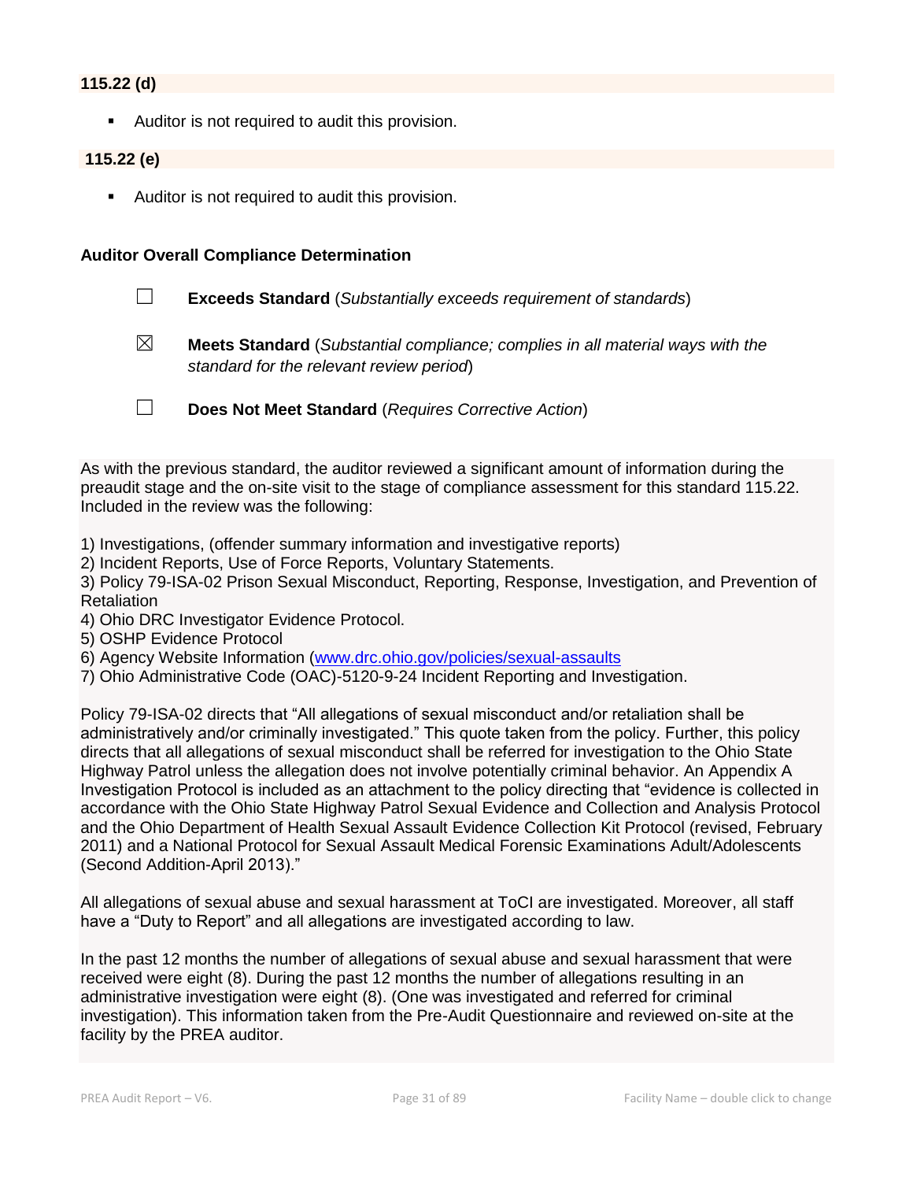**115.22 (d)**

- Auditor is not required to audit this provision.

**115.22 (e)**

- Auditor is not required to audit this provision.

**Auditor Overall Compliance Determination**

☐ **Exceeds Standard** (*Substantially exceeds requirement of standards*)

☒ **Meets Standard** (*Substantial compliance; complies in all material ways with the standard for the relevant review period*)

☐ **Does Not Meet Standard** (*Requires Corrective Action*)

As with the previous standard, the auditor reviewed a significant amount of information during the preaudit stage and the on-site visit to the stage of compliance assessment for this standard 115.22. Included in the review was the following:

1) Investigations, (offender summary information and investigative reports)
2) Incident Reports, Use of Force Reports, Voluntary Statements.
3) Policy 79-ISA-02 Prison Sexual Misconduct, Reporting, Response, Investigation, and Prevention of Retaliation
4) Ohio DRC Investigator Evidence Protocol.
5) OSHP Evidence Protocol
6) Agency Website Information (www.drc.ohio.gov/policies/sexual-assaults
7) Ohio Administrative Code (OAC)-5120-9-24 Incident Reporting and Investigation.

Policy 79-ISA-02 directs that "All allegations of sexual misconduct and/or retaliation shall be administratively and/or criminally investigated." This quote taken from the policy. Further, this policy directs that all allegations of sexual misconduct shall be referred for investigation to the Ohio State Highway Patrol unless the allegation does not involve potentially criminal behavior. An Appendix A Investigation Protocol is included as an attachment to the policy directing that "evidence is collected in accordance with the Ohio State Highway Patrol Sexual Evidence and Collection and Analysis Protocol and the Ohio Department of Health Sexual Assault Evidence Collection Kit Protocol (revised, February 2011) and a National Protocol for Sexual Assault Medical Forensic Examinations Adult/Adolescents (Second Addition-April 2013)."

All allegations of sexual abuse and sexual harassment at ToCI are investigated. Moreover, all staff have a "Duty to Report" and all allegations are investigated according to law.

In the past 12 months the number of allegations of sexual abuse and sexual harassment that were received were eight (8). During the past 12 months the number of allegations resulting in an administrative investigation were eight (8). (One was investigated and referred for criminal investigation). This information taken from the Pre-Audit Questionnaire and reviewed on-site at the facility by the PREA auditor.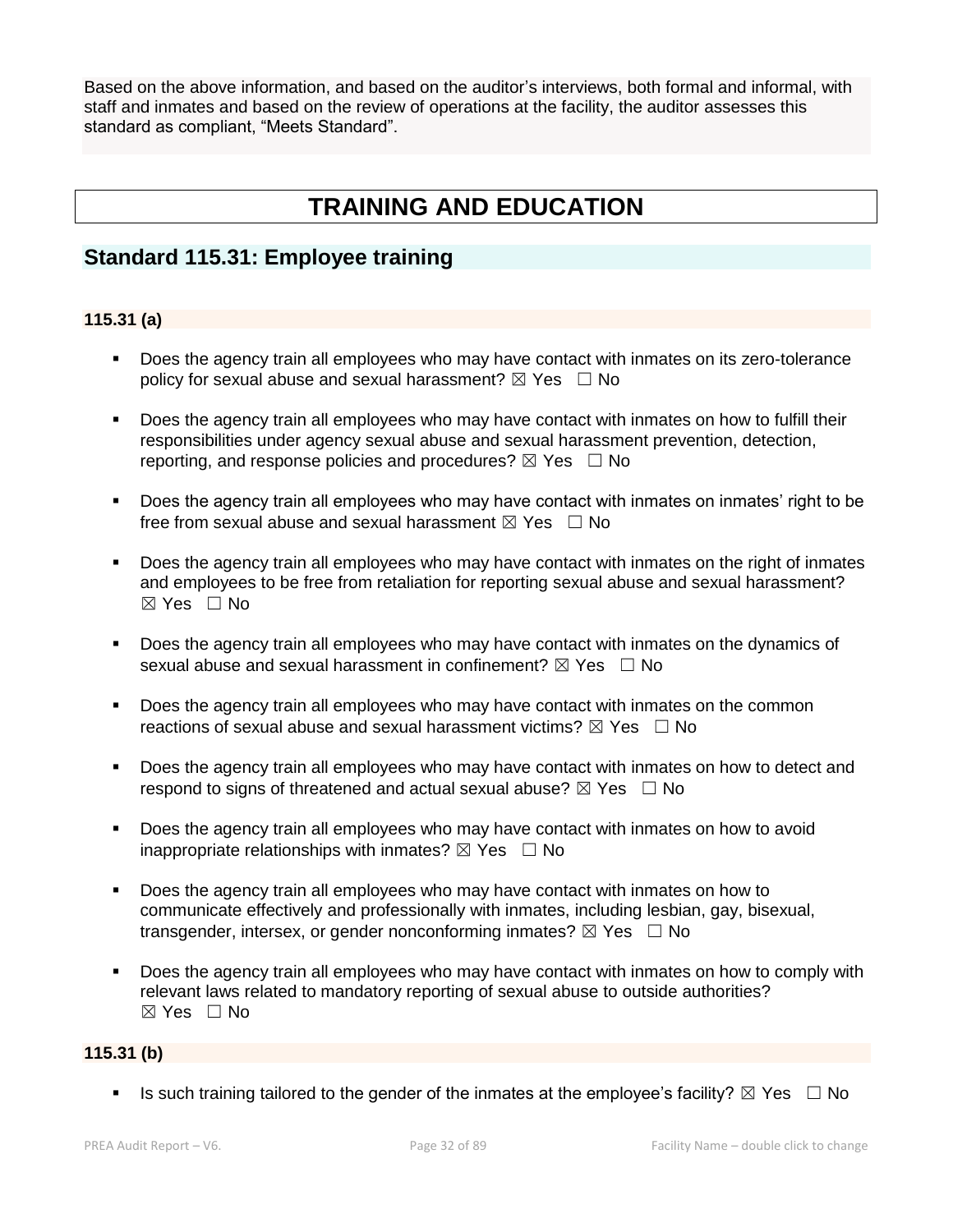Based on the above information, and based on the auditor's interviews, both formal and informal, with staff and inmates and based on the review of operations at the facility, the auditor assesses this standard as compliant, "Meets Standard".

# TRAINING AND EDUCATION

## Standard 115.31: Employee training

### 115.31 (a)

- Does the agency train all employees who may have contact with inmates on its zero-tolerance policy for sexual abuse and sexual harassment? ☒ Yes ☐ No
- Does the agency train all employees who may have contact with inmates on how to fulfill their responsibilities under agency sexual abuse and sexual harassment prevention, detection, reporting, and response policies and procedures? ☒ Yes ☐ No
- Does the agency train all employees who may have contact with inmates on inmates' right to be free from sexual abuse and sexual harassment ☒ Yes ☐ No
- Does the agency train all employees who may have contact with inmates on the right of inmates and employees to be free from retaliation for reporting sexual abuse and sexual harassment? ☒ Yes ☐ No
- Does the agency train all employees who may have contact with inmates on the dynamics of sexual abuse and sexual harassment in confinement? ☒ Yes ☐ No
- Does the agency train all employees who may have contact with inmates on the common reactions of sexual abuse and sexual harassment victims? ☒ Yes ☐ No
- Does the agency train all employees who may have contact with inmates on how to detect and respond to signs of threatened and actual sexual abuse? ☒ Yes ☐ No
- Does the agency train all employees who may have contact with inmates on how to avoid inappropriate relationships with inmates? ☒ Yes ☐ No
- Does the agency train all employees who may have contact with inmates on how to communicate effectively and professionally with inmates, including lesbian, gay, bisexual, transgender, intersex, or gender nonconforming inmates? ☒ Yes ☐ No
- Does the agency train all employees who may have contact with inmates on how to comply with relevant laws related to mandatory reporting of sexual abuse to outside authorities? ☒ Yes ☐ No

### 115.31 (b)

- Is such training tailored to the gender of the inmates at the employee's facility? ☒ Yes ☐ No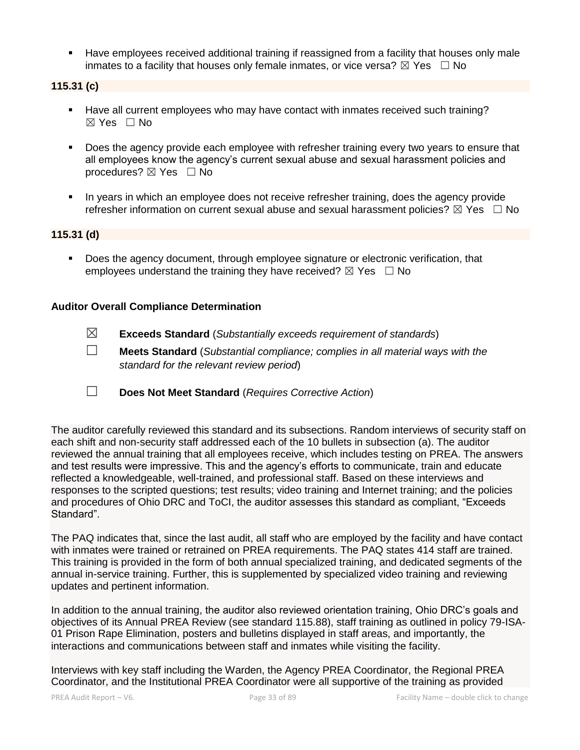- Have employees received additional training if reassigned from a facility that houses only male inmates to a facility that houses only female inmates, or vice versa? ☒ Yes ☐ No

**115.31 (c)**

- Have all current employees who may have contact with inmates received such training? ☒ Yes ☐ No
- Does the agency provide each employee with refresher training every two years to ensure that all employees know the agency's current sexual abuse and sexual harassment policies and procedures? ☒ Yes ☐ No
- In years in which an employee does not receive refresher training, does the agency provide refresher information on current sexual abuse and sexual harassment policies? ☒ Yes ☐ No

**115.31 (d)**

- Does the agency document, through employee signature or electronic verification, that employees understand the training they have received? ☒ Yes ☐ No

**Auditor Overall Compliance Determination**

☒ **Exceeds Standard** (*Substantially exceeds requirement of standards*)

☐ **Meets Standard** (*Substantial compliance; complies in all material ways with the standard for the relevant review period*)

☐ **Does Not Meet Standard** (*Requires Corrective Action*)

The auditor carefully reviewed this standard and its subsections. Random interviews of security staff on each shift and non-security staff addressed each of the 10 bullets in subsection (a). The auditor reviewed the annual training that all employees receive, which includes testing on PREA. The answers and test results were impressive. This and the agency's efforts to communicate, train and educate reflected a knowledgeable, well-trained, and professional staff. Based on these interviews and responses to the scripted questions; test results; video training and Internet training; and the policies and procedures of Ohio DRC and ToCI, the auditor assesses this standard as compliant, "Exceeds Standard".

The PAQ indicates that, since the last audit, all staff who are employed by the facility and have contact with inmates were trained or retrained on PREA requirements. The PAQ states 414 staff are trained. This training is provided in the form of both annual specialized training, and dedicated segments of the annual in-service training. Further, this is supplemented by specialized video training and reviewing updates and pertinent information.

In addition to the annual training, the auditor also reviewed orientation training, Ohio DRC's goals and objectives of its Annual PREA Review (see standard 115.88), staff training as outlined in policy 79-ISA-01 Prison Rape Elimination, posters and bulletins displayed in staff areas, and importantly, the interactions and communications between staff and inmates while visiting the facility.

Interviews with key staff including the Warden, the Agency PREA Coordinator, the Regional PREA Coordinator, and the Institutional PREA Coordinator were all supportive of the training as provided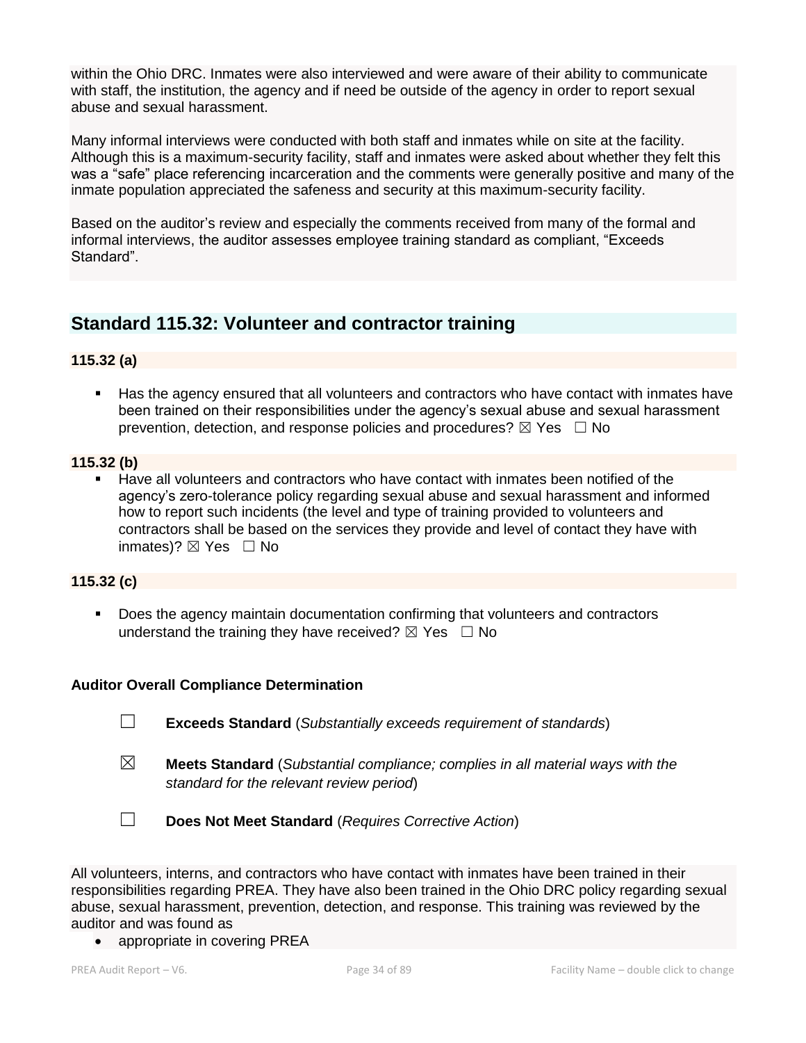within the Ohio DRC. Inmates were also interviewed and were aware of their ability to communicate with staff, the institution, the agency and if need be outside of the agency in order to report sexual abuse and sexual harassment.

Many informal interviews were conducted with both staff and inmates while on site at the facility. Although this is a maximum-security facility, staff and inmates were asked about whether they felt this was a "safe" place referencing incarceration and the comments were generally positive and many of the inmate population appreciated the safeness and security at this maximum-security facility.

Based on the auditor's review and especially the comments received from many of the formal and informal interviews, the auditor assesses employee training standard as compliant, "Exceeds Standard".

## Standard 115.32: Volunteer and contractor training

### 115.32 (a)

- Has the agency ensured that all volunteers and contractors who have contact with inmates have been trained on their responsibilities under the agency's sexual abuse and sexual harassment prevention, detection, and response policies and procedures? ☒ Yes ☐ No

### 115.32 (b)

- Have all volunteers and contractors who have contact with inmates been notified of the agency's zero-tolerance policy regarding sexual abuse and sexual harassment and informed how to report such incidents (the level and type of training provided to volunteers and contractors shall be based on the services they provide and level of contact they have with inmates)? ☒ Yes ☐ No

### 115.32 (c)

- Does the agency maintain documentation confirming that volunteers and contractors understand the training they have received? ☒ Yes ☐ No

**Auditor Overall Compliance Determination**

☐ **Exceeds Standard** (*Substantially exceeds requirement of standards*)

☒ **Meets Standard** (*Substantial compliance; complies in all material ways with the standard for the relevant review period*)

☐ **Does Not Meet Standard** (*Requires Corrective Action*)

All volunteers, interns, and contractors who have contact with inmates have been trained in their responsibilities regarding PREA. They have also been trained in the Ohio DRC policy regarding sexual abuse, sexual harassment, prevention, detection, and response. This training was reviewed by the auditor and was found as

- appropriate in covering PREA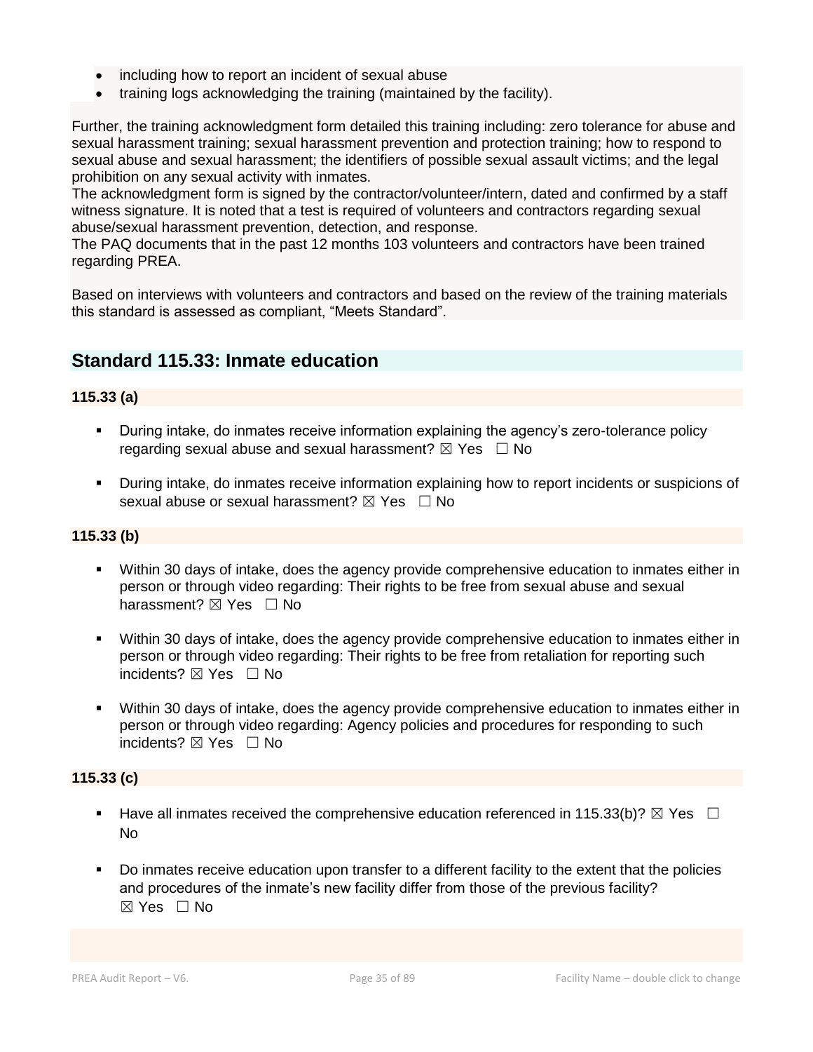- including how to report an incident of sexual abuse
- training logs acknowledging the training (maintained by the facility).

Further, the training acknowledgment form detailed this training including: zero tolerance for abuse and sexual harassment training; sexual harassment prevention and protection training; how to respond to sexual abuse and sexual harassment; the identifiers of possible sexual assault victims; and the legal prohibition on any sexual activity with inmates.
The acknowledgment form is signed by the contractor/volunteer/intern, dated and confirmed by a staff witness signature. It is noted that a test is required of volunteers and contractors regarding sexual abuse/sexual harassment prevention, detection, and response.
The PAQ documents that in the past 12 months 103 volunteers and contractors have been trained regarding PREA.

Based on interviews with volunteers and contractors and based on the review of the training materials this standard is assessed as compliant, "Meets Standard".

## Standard 115.33: Inmate education

### 115.33 (a)

- During intake, do inmates receive information explaining the agency's zero-tolerance policy regarding sexual abuse and sexual harassment? ☒ Yes ☐ No
- During intake, do inmates receive information explaining how to report incidents or suspicions of sexual abuse or sexual harassment? ☒ Yes ☐ No

### 115.33 (b)

- Within 30 days of intake, does the agency provide comprehensive education to inmates either in person or through video regarding: Their rights to be free from sexual abuse and sexual harassment? ☒ Yes ☐ No
- Within 30 days of intake, does the agency provide comprehensive education to inmates either in person or through video regarding: Their rights to be free from retaliation for reporting such incidents? ☒ Yes ☐ No
- Within 30 days of intake, does the agency provide comprehensive education to inmates either in person or through video regarding: Agency policies and procedures for responding to such incidents? ☒ Yes ☐ No

### 115.33 (c)

- Have all inmates received the comprehensive education referenced in 115.33(b)? ☒ Yes ☐ No
- Do inmates receive education upon transfer to a different facility to the extent that the policies and procedures of the inmate's new facility differ from those of the previous facility? ☒ Yes ☐ No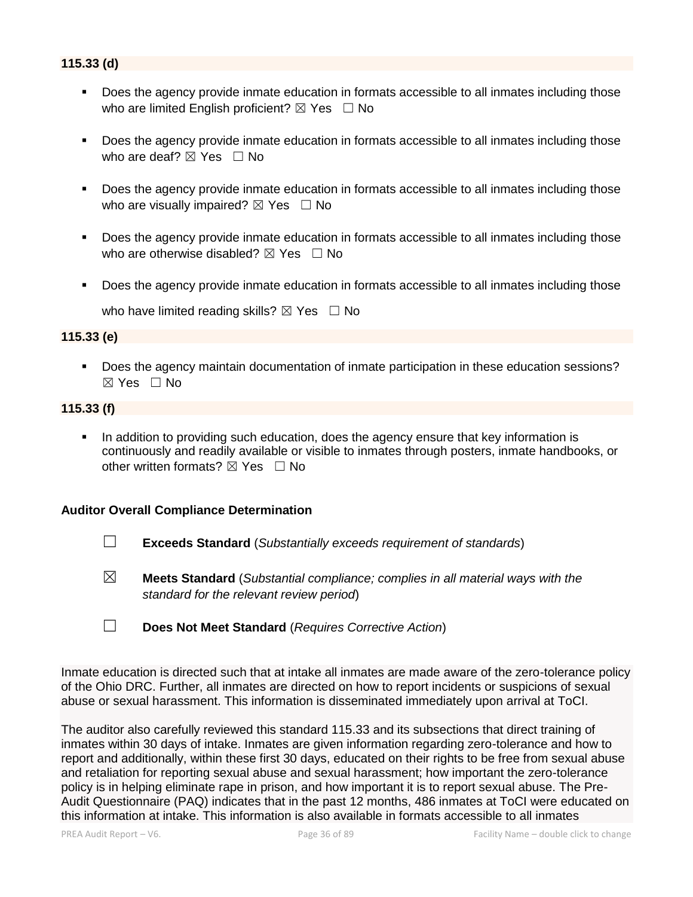### 115.33 (d)

- Does the agency provide inmate education in formats accessible to all inmates including those who are limited English proficient? ☒ Yes ☐ No
- Does the agency provide inmate education in formats accessible to all inmates including those who are deaf? ☒ Yes ☐ No
- Does the agency provide inmate education in formats accessible to all inmates including those who are visually impaired? ☒ Yes ☐ No
- Does the agency provide inmate education in formats accessible to all inmates including those who are otherwise disabled? ☒ Yes ☐ No
- Does the agency provide inmate education in formats accessible to all inmates including those who have limited reading skills? ☒ Yes ☐ No

### 115.33 (e)

- Does the agency maintain documentation of inmate participation in these education sessions? ☒ Yes ☐ No

### 115.33 (f)

- In addition to providing such education, does the agency ensure that key information is continuously and readily available or visible to inmates through posters, inmate handbooks, or other written formats? ☒ Yes ☐ No

### Auditor Overall Compliance Determination

☐ **Exceeds Standard** (*Substantially exceeds requirement of standards*)

☒ **Meets Standard** (*Substantial compliance; complies in all material ways with the standard for the relevant review period*)

☐ **Does Not Meet Standard** (*Requires Corrective Action*)

Inmate education is directed such that at intake all inmates are made aware of the zero-tolerance policy of the Ohio DRC. Further, all inmates are directed on how to report incidents or suspicions of sexual abuse or sexual harassment. This information is disseminated immediately upon arrival at ToCI.

The auditor also carefully reviewed this standard 115.33 and its subsections that direct training of inmates within 30 days of intake. Inmates are given information regarding zero-tolerance and how to report and additionally, within these first 30 days, educated on their rights to be free from sexual abuse and retaliation for reporting sexual abuse and sexual harassment; how important the zero-tolerance policy is in helping eliminate rape in prison, and how important it is to report sexual abuse. The Pre-Audit Questionnaire (PAQ) indicates that in the past 12 months, 486 inmates at ToCI were educated on this information at intake. This information is also available in formats accessible to all inmates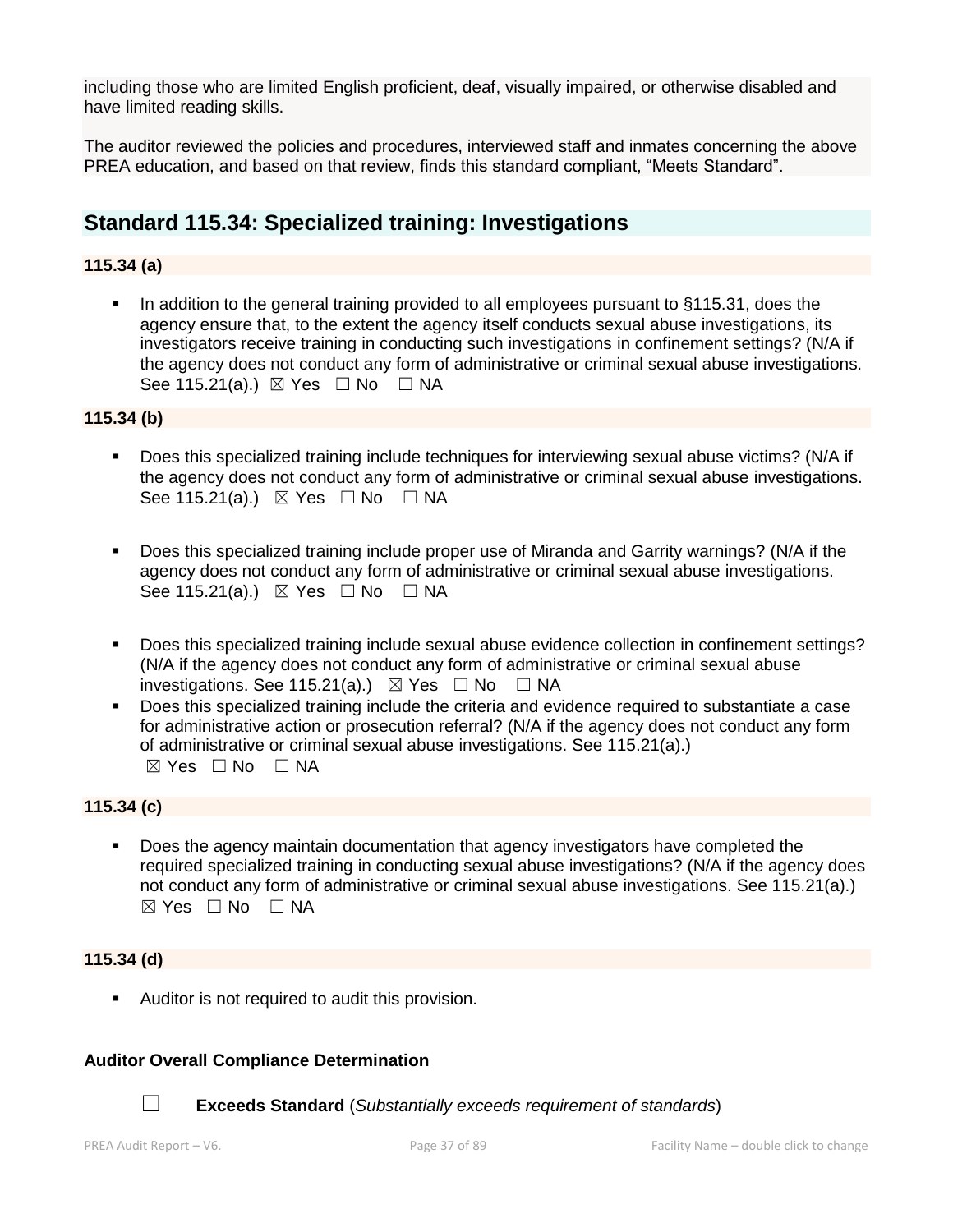including those who are limited English proficient, deaf, visually impaired, or otherwise disabled and have limited reading skills.

The auditor reviewed the policies and procedures, interviewed staff and inmates concerning the above PREA education, and based on that review, finds this standard compliant, "Meets Standard".

## Standard 115.34: Specialized training: Investigations

### 115.34 (a)

- In addition to the general training provided to all employees pursuant to §115.31, does the agency ensure that, to the extent the agency itself conducts sexual abuse investigations, its investigators receive training in conducting such investigations in confinement settings? (N/A if the agency does not conduct any form of administrative or criminal sexual abuse investigations. See 115.21(a).) ☒ Yes ☐ No ☐ NA

### 115.34 (b)

- Does this specialized training include techniques for interviewing sexual abuse victims? (N/A if the agency does not conduct any form of administrative or criminal sexual abuse investigations. See 115.21(a).) ☒ Yes ☐ No ☐ NA

- Does this specialized training include proper use of Miranda and Garrity warnings? (N/A if the agency does not conduct any form of administrative or criminal sexual abuse investigations. See 115.21(a).) ☒ Yes ☐ No ☐ NA

- Does this specialized training include sexual abuse evidence collection in confinement settings? (N/A if the agency does not conduct any form of administrative or criminal sexual abuse investigations. See 115.21(a).) ☒ Yes ☐ No ☐ NA
- Does this specialized training include the criteria and evidence required to substantiate a case for administrative action or prosecution referral? (N/A if the agency does not conduct any form of administrative or criminal sexual abuse investigations. See 115.21(a).) ☒ Yes ☐ No ☐ NA

### 115.34 (c)

- Does the agency maintain documentation that agency investigators have completed the required specialized training in conducting sexual abuse investigations? (N/A if the agency does not conduct any form of administrative or criminal sexual abuse investigations. See 115.21(a).) ☒ Yes ☐ No ☐ NA

### 115.34 (d)

- Auditor is not required to audit this provision.

**Auditor Overall Compliance Determination**

☐ **Exceeds Standard** (*Substantially exceeds requirement of standards*)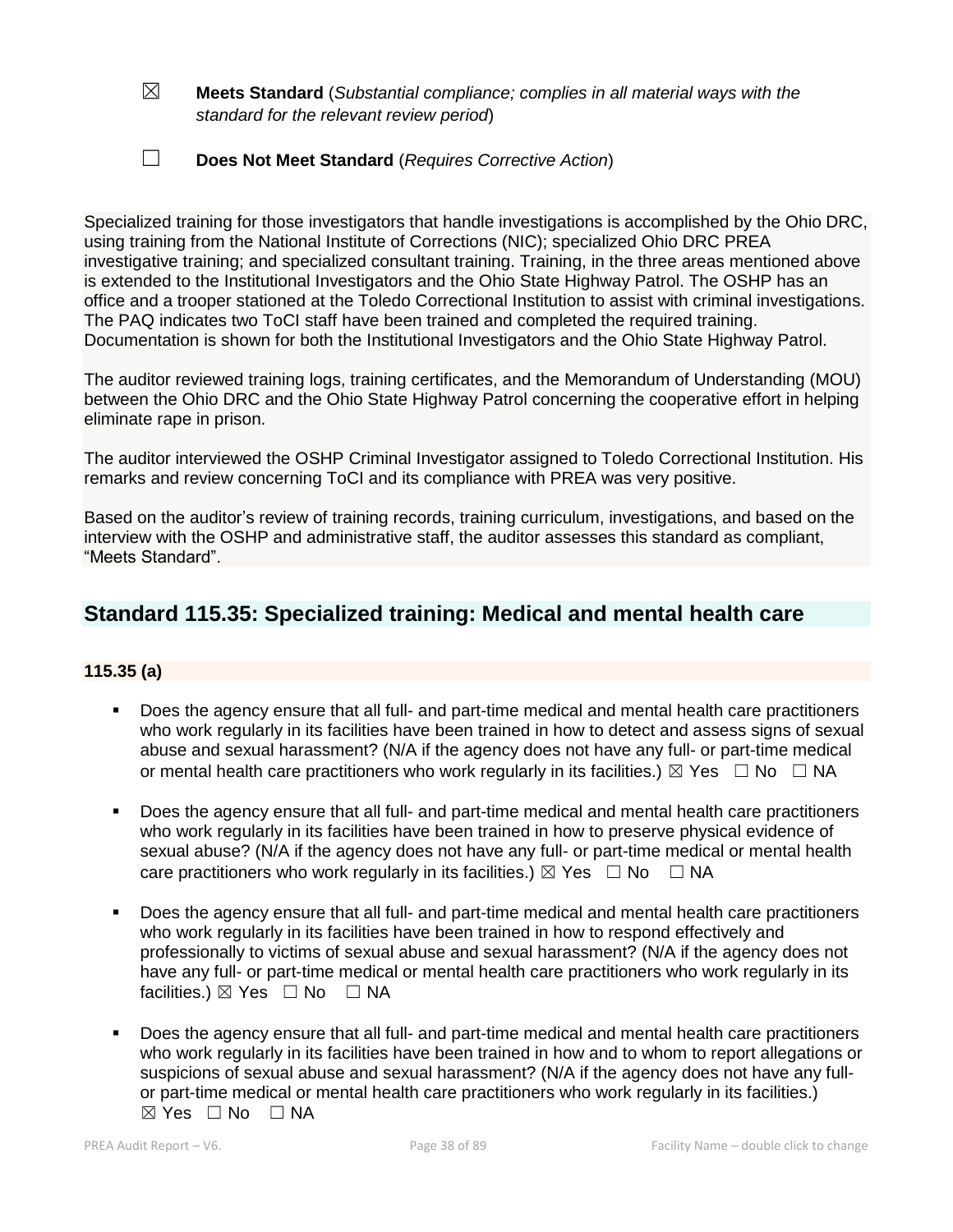☒ **Meets Standard** (*Substantial compliance; complies in all material ways with the standard for the relevant review period*)

☐ **Does Not Meet Standard** (*Requires Corrective Action*)

Specialized training for those investigators that handle investigations is accomplished by the Ohio DRC, using training from the National Institute of Corrections (NIC); specialized Ohio DRC PREA investigative training; and specialized consultant training. Training, in the three areas mentioned above is extended to the Institutional Investigators and the Ohio State Highway Patrol. The OSHP has an office and a trooper stationed at the Toledo Correctional Institution to assist with criminal investigations. The PAQ indicates two ToCI staff have been trained and completed the required training. Documentation is shown for both the Institutional Investigators and the Ohio State Highway Patrol.

The auditor reviewed training logs, training certificates, and the Memorandum of Understanding (MOU) between the Ohio DRC and the Ohio State Highway Patrol concerning the cooperative effort in helping eliminate rape in prison.

The auditor interviewed the OSHP Criminal Investigator assigned to Toledo Correctional Institution. His remarks and review concerning ToCI and its compliance with PREA was very positive.

Based on the auditor's review of training records, training curriculum, investigations, and based on the interview with the OSHP and administrative staff, the auditor assesses this standard as compliant, "Meets Standard".

## Standard 115.35: Specialized training: Medical and mental health care

**115.35 (a)**

- Does the agency ensure that all full- and part-time medical and mental health care practitioners who work regularly in its facilities have been trained in how to detect and assess signs of sexual abuse and sexual harassment? (N/A if the agency does not have any full- or part-time medical or mental health care practitioners who work regularly in its facilities.) ☒ Yes ☐ No ☐ NA
- Does the agency ensure that all full- and part-time medical and mental health care practitioners who work regularly in its facilities have been trained in how to preserve physical evidence of sexual abuse? (N/A if the agency does not have any full- or part-time medical or mental health care practitioners who work regularly in its facilities.) ☒ Yes ☐ No ☐ NA
- Does the agency ensure that all full- and part-time medical and mental health care practitioners who work regularly in its facilities have been trained in how to respond effectively and professionally to victims of sexual abuse and sexual harassment? (N/A if the agency does not have any full- or part-time medical or mental health care practitioners who work regularly in its facilities.) ☒ Yes ☐ No ☐ NA
- Does the agency ensure that all full- and part-time medical and mental health care practitioners who work regularly in its facilities have been trained in how and to whom to report allegations or suspicions of sexual abuse and sexual harassment? (N/A if the agency does not have any full- or part-time medical or mental health care practitioners who work regularly in its facilities.) ☒ Yes ☐ No ☐ NA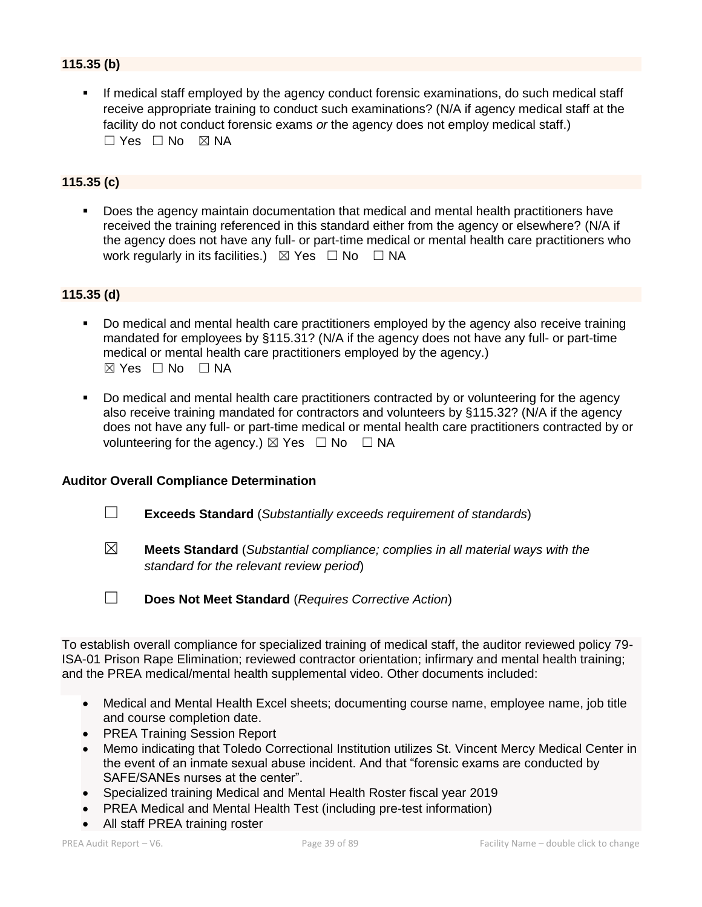**115.35 (b)**

- If medical staff employed by the agency conduct forensic examinations, do such medical staff receive appropriate training to conduct such examinations? (N/A if agency medical staff at the facility do not conduct forensic exams *or* the agency does not employ medical staff.)
  ☐ Yes ☐ No ☒ NA

**115.35 (c)**

- Does the agency maintain documentation that medical and mental health practitioners have received the training referenced in this standard either from the agency or elsewhere? (N/A if the agency does not have any full- or part-time medical or mental health care practitioners who work regularly in its facilities.) ☒ Yes ☐ No ☐ NA

**115.35 (d)**

- Do medical and mental health care practitioners employed by the agency also receive training mandated for employees by §115.31? (N/A if the agency does not have any full- or part-time medical or mental health care practitioners employed by the agency.)
  ☒ Yes ☐ No ☐ NA

- Do medical and mental health care practitioners contracted by or volunteering for the agency also receive training mandated for contractors and volunteers by §115.32? (N/A if the agency does not have any full- or part-time medical or mental health care practitioners contracted by or volunteering for the agency.) ☒ Yes ☐ No ☐ NA

**Auditor Overall Compliance Determination**

☐ **Exceeds Standard** (*Substantially exceeds requirement of standards*)

☒ **Meets Standard** (*Substantial compliance; complies in all material ways with the standard for the relevant review period*)

☐ **Does Not Meet Standard** (*Requires Corrective Action*)

To establish overall compliance for specialized training of medical staff, the auditor reviewed policy 79-ISA-01 Prison Rape Elimination; reviewed contractor orientation; infirmary and mental health training; and the PREA medical/mental health supplemental video. Other documents included:

- Medical and Mental Health Excel sheets; documenting course name, employee name, job title and course completion date.
- PREA Training Session Report
- Memo indicating that Toledo Correctional Institution utilizes St. Vincent Mercy Medical Center in the event of an inmate sexual abuse incident. And that "forensic exams are conducted by SAFE/SANEs nurses at the center".
- Specialized training Medical and Mental Health Roster fiscal year 2019
- PREA Medical and Mental Health Test (including pre-test information)
- All staff PREA training roster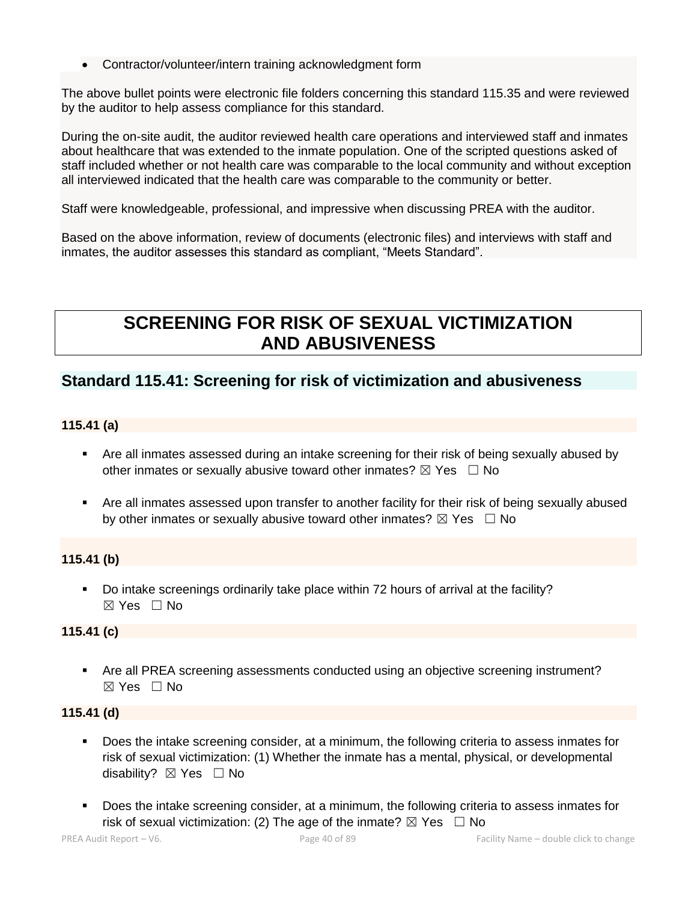- Contractor/volunteer/intern training acknowledgment form

The above bullet points were electronic file folders concerning this standard 115.35 and were reviewed by the auditor to help assess compliance for this standard.

During the on-site audit, the auditor reviewed health care operations and interviewed staff and inmates about healthcare that was extended to the inmate population. One of the scripted questions asked of staff included whether or not health care was comparable to the local community and without exception all interviewed indicated that the health care was comparable to the community or better.

Staff were knowledgeable, professional, and impressive when discussing PREA with the auditor.

Based on the above information, review of documents (electronic files) and interviews with staff and inmates, the auditor assesses this standard as compliant, “Meets Standard”.

# SCREENING FOR RISK OF SEXUAL VICTIMIZATION AND ABUSIVENESS

## Standard 115.41: Screening for risk of victimization and abusiveness

**115.41 (a)**

- Are all inmates assessed during an intake screening for their risk of being sexually abused by other inmates or sexually abusive toward other inmates? ☒ Yes ☐ No
- Are all inmates assessed upon transfer to another facility for their risk of being sexually abused by other inmates or sexually abusive toward other inmates? ☒ Yes ☐ No

**115.41 (b)**

- Do intake screenings ordinarily take place within 72 hours of arrival at the facility? ☒ Yes ☐ No

**115.41 (c)**

- Are all PREA screening assessments conducted using an objective screening instrument? ☒ Yes ☐ No

**115.41 (d)**

- Does the intake screening consider, at a minimum, the following criteria to assess inmates for risk of sexual victimization: (1) Whether the inmate has a mental, physical, or developmental disability? ☒ Yes ☐ No
- Does the intake screening consider, at a minimum, the following criteria to assess inmates for risk of sexual victimization: (2) The age of the inmate? ☒ Yes ☐ No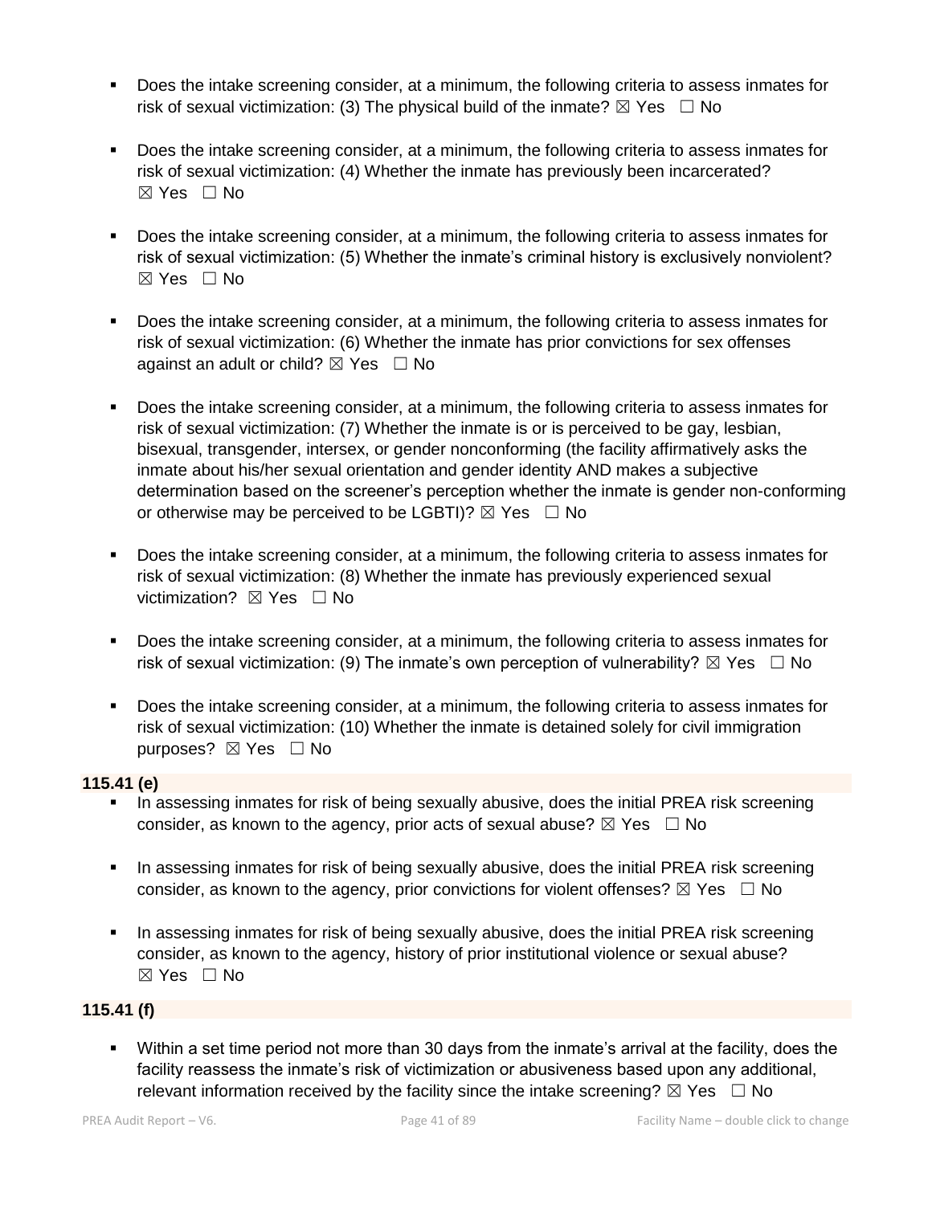- Does the intake screening consider, at a minimum, the following criteria to assess inmates for risk of sexual victimization: (3) The physical build of the inmate? ☒ Yes ☐ No

- Does the intake screening consider, at a minimum, the following criteria to assess inmates for risk of sexual victimization: (4) Whether the inmate has previously been incarcerated? ☒ Yes ☐ No

- Does the intake screening consider, at a minimum, the following criteria to assess inmates for risk of sexual victimization: (5) Whether the inmate's criminal history is exclusively nonviolent? ☒ Yes ☐ No

- Does the intake screening consider, at a minimum, the following criteria to assess inmates for risk of sexual victimization: (6) Whether the inmate has prior convictions for sex offenses against an adult or child? ☒ Yes ☐ No

- Does the intake screening consider, at a minimum, the following criteria to assess inmates for risk of sexual victimization: (7) Whether the inmate is or is perceived to be gay, lesbian, bisexual, transgender, intersex, or gender nonconforming (the facility affirmatively asks the inmate about his/her sexual orientation and gender identity AND makes a subjective determination based on the screener's perception whether the inmate is gender non-conforming or otherwise may be perceived to be LGBTI)? ☒ Yes ☐ No

- Does the intake screening consider, at a minimum, the following criteria to assess inmates for risk of sexual victimization: (8) Whether the inmate has previously experienced sexual victimization? ☒ Yes ☐ No

- Does the intake screening consider, at a minimum, the following criteria to assess inmates for risk of sexual victimization: (9) The inmate's own perception of vulnerability? ☒ Yes ☐ No

- Does the intake screening consider, at a minimum, the following criteria to assess inmates for risk of sexual victimization: (10) Whether the inmate is detained solely for civil immigration purposes? ☒ Yes ☐ No

**115.41 (e)**

- In assessing inmates for risk of being sexually abusive, does the initial PREA risk screening consider, as known to the agency, prior acts of sexual abuse? ☒ Yes ☐ No

- In assessing inmates for risk of being sexually abusive, does the initial PREA risk screening consider, as known to the agency, prior convictions for violent offenses? ☒ Yes ☐ No

- In assessing inmates for risk of being sexually abusive, does the initial PREA risk screening consider, as known to the agency, history of prior institutional violence or sexual abuse? ☒ Yes ☐ No

**115.41 (f)**

- Within a set time period not more than 30 days from the inmate's arrival at the facility, does the facility reassess the inmate's risk of victimization or abusiveness based upon any additional, relevant information received by the facility since the intake screening? ☒ Yes ☐ No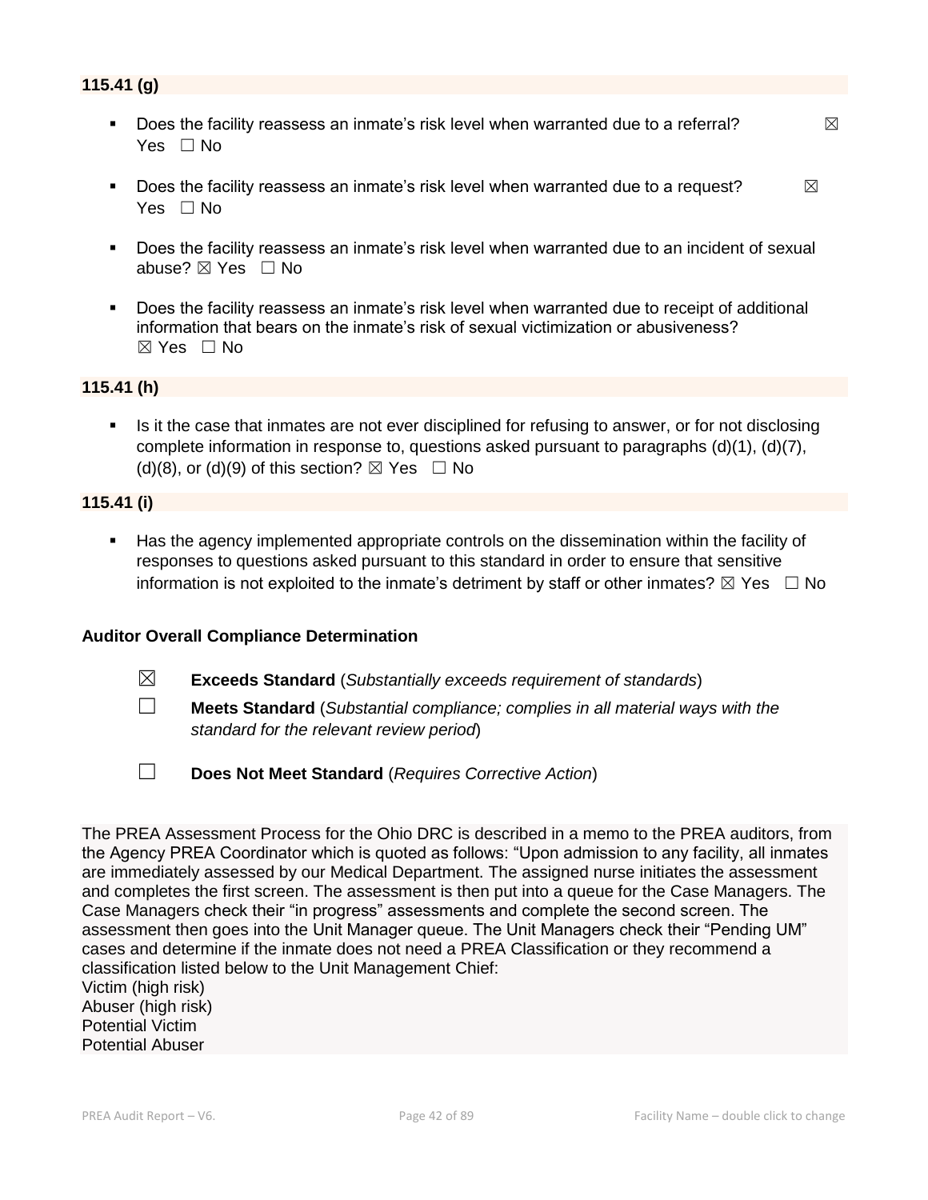### 115.41 (g)

- Does the facility reassess an inmate's risk level when warranted due to a referral? ☒ Yes ☐ No
- Does the facility reassess an inmate's risk level when warranted due to a request? ☒ Yes ☐ No
- Does the facility reassess an inmate's risk level when warranted due to an incident of sexual abuse? ☒ Yes ☐ No
- Does the facility reassess an inmate's risk level when warranted due to receipt of additional information that bears on the inmate's risk of sexual victimization or abusiveness? ☒ Yes ☐ No

### 115.41 (h)

- Is it the case that inmates are not ever disciplined for refusing to answer, or for not disclosing complete information in response to, questions asked pursuant to paragraphs (d)(1), (d)(7), (d)(8), or (d)(9) of this section? ☒ Yes ☐ No

### 115.41 (i)

- Has the agency implemented appropriate controls on the dissemination within the facility of responses to questions asked pursuant to this standard in order to ensure that sensitive information is not exploited to the inmate's detriment by staff or other inmates? ☒ Yes ☐ No

### Auditor Overall Compliance Determination

☒ **Exceeds Standard** (*Substantially exceeds requirement of standards*)

☐ **Meets Standard** (*Substantial compliance; complies in all material ways with the standard for the relevant review period*)

☐ **Does Not Meet Standard** (*Requires Corrective Action*)

The PREA Assessment Process for the Ohio DRC is described in a memo to the PREA auditors, from the Agency PREA Coordinator which is quoted as follows: "Upon admission to any facility, all inmates are immediately assessed by our Medical Department. The assigned nurse initiates the assessment and completes the first screen. The assessment is then put into a queue for the Case Managers. The Case Managers check their "in progress" assessments and complete the second screen. The assessment then goes into the Unit Manager queue. The Unit Managers check their "Pending UM" cases and determine if the inmate does not need a PREA Classification or they recommend a classification listed below to the Unit Management Chief:
Victim (high risk)
Abuser (high risk)
Potential Victim
Potential Abuser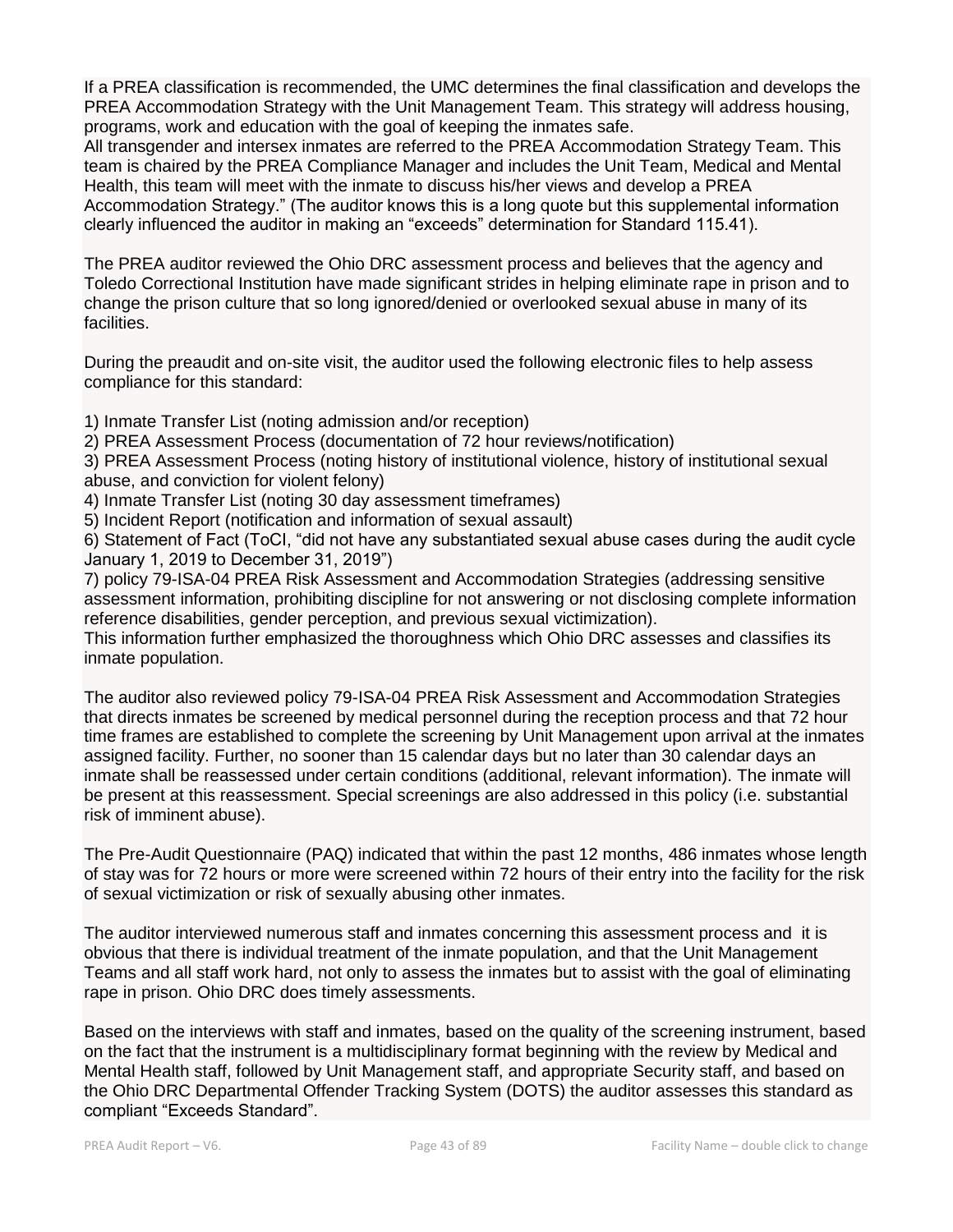If a PREA classification is recommended, the UMC determines the final classification and develops the PREA Accommodation Strategy with the Unit Management Team. This strategy will address housing, programs, work and education with the goal of keeping the inmates safe.
All transgender and intersex inmates are referred to the PREA Accommodation Strategy Team. This team is chaired by the PREA Compliance Manager and includes the Unit Team, Medical and Mental Health, this team will meet with the inmate to discuss his/her views and develop a PREA Accommodation Strategy." (The auditor knows this is a long quote but this supplemental information clearly influenced the auditor in making an "exceeds" determination for Standard 115.41).

The PREA auditor reviewed the Ohio DRC assessment process and believes that the agency and Toledo Correctional Institution have made significant strides in helping eliminate rape in prison and to change the prison culture that so long ignored/denied or overlooked sexual abuse in many of its facilities.

During the preaudit and on-site visit, the auditor used the following electronic files to help assess compliance for this standard:

1) Inmate Transfer List (noting admission and/or reception)
2) PREA Assessment Process (documentation of 72 hour reviews/notification)
3) PREA Assessment Process (noting history of institutional violence, history of institutional sexual abuse, and conviction for violent felony)
4) Inmate Transfer List (noting 30 day assessment timeframes)
5) Incident Report (notification and information of sexual assault)
6) Statement of Fact (ToCI, "did not have any substantiated sexual abuse cases during the audit cycle January 1, 2019 to December 31, 2019")
7) policy 79-ISA-04 PREA Risk Assessment and Accommodation Strategies (addressing sensitive assessment information, prohibiting discipline for not answering or not disclosing complete information reference disabilities, gender perception, and previous sexual victimization).

This information further emphasized the thoroughness which Ohio DRC assesses and classifies its inmate population.

The auditor also reviewed policy 79-ISA-04 PREA Risk Assessment and Accommodation Strategies that directs inmates be screened by medical personnel during the reception process and that 72 hour time frames are established to complete the screening by Unit Management upon arrival at the inmates assigned facility. Further, no sooner than 15 calendar days but no later than 30 calendar days an inmate shall be reassessed under certain conditions (additional, relevant information). The inmate will be present at this reassessment. Special screenings are also addressed in this policy (i.e. substantial risk of imminent abuse).

The Pre-Audit Questionnaire (PAQ) indicated that within the past 12 months, 486 inmates whose length of stay was for 72 hours or more were screened within 72 hours of their entry into the facility for the risk of sexual victimization or risk of sexually abusing other inmates.

The auditor interviewed numerous staff and inmates concerning this assessment process and it is obvious that there is individual treatment of the inmate population, and that the Unit Management Teams and all staff work hard, not only to assess the inmates but to assist with the goal of eliminating rape in prison. Ohio DRC does timely assessments.

Based on the interviews with staff and inmates, based on the quality of the screening instrument, based on the fact that the instrument is a multidisciplinary format beginning with the review by Medical and Mental Health staff, followed by Unit Management staff, and appropriate Security staff, and based on the Ohio DRC Departmental Offender Tracking System (DOTS) the auditor assesses this standard as compliant "Exceeds Standard".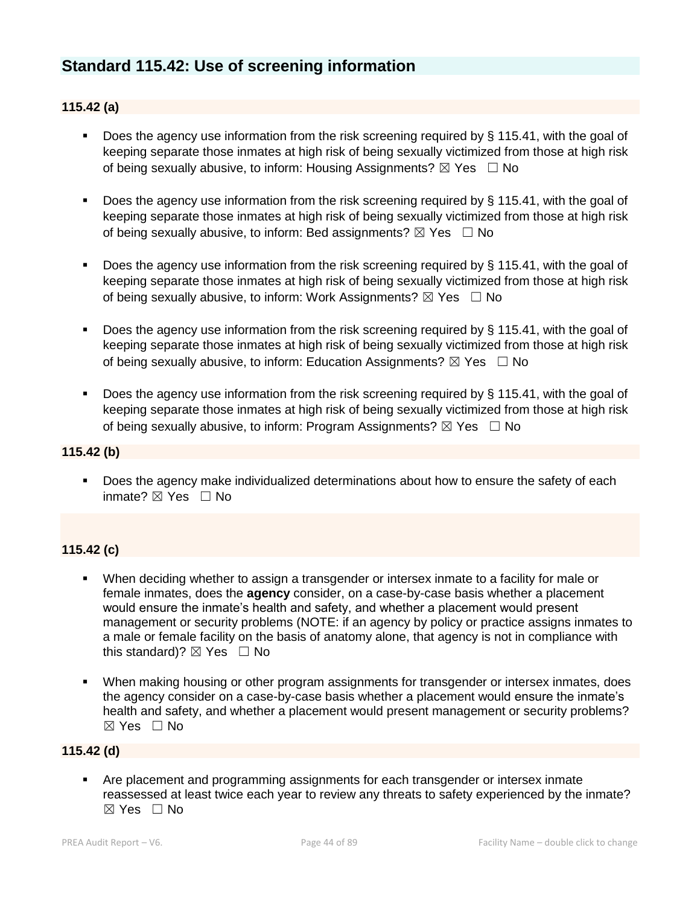## Standard 115.42: Use of screening information

### 115.42 (a)

- Does the agency use information from the risk screening required by § 115.41, with the goal of keeping separate those inmates at high risk of being sexually victimized from those at high risk of being sexually abusive, to inform: Housing Assignments? ☒ Yes ☐ No
- Does the agency use information from the risk screening required by § 115.41, with the goal of keeping separate those inmates at high risk of being sexually victimized from those at high risk of being sexually abusive, to inform: Bed assignments? ☒ Yes ☐ No
- Does the agency use information from the risk screening required by § 115.41, with the goal of keeping separate those inmates at high risk of being sexually victimized from those at high risk of being sexually abusive, to inform: Work Assignments? ☒ Yes ☐ No
- Does the agency use information from the risk screening required by § 115.41, with the goal of keeping separate those inmates at high risk of being sexually victimized from those at high risk of being sexually abusive, to inform: Education Assignments? ☒ Yes ☐ No
- Does the agency use information from the risk screening required by § 115.41, with the goal of keeping separate those inmates at high risk of being sexually victimized from those at high risk of being sexually abusive, to inform: Program Assignments? ☒ Yes ☐ No

### 115.42 (b)

- Does the agency make individualized determinations about how to ensure the safety of each inmate? ☒ Yes ☐ No

### 115.42 (c)

- When deciding whether to assign a transgender or intersex inmate to a facility for male or female inmates, does the **agency** consider, on a case-by-case basis whether a placement would ensure the inmate's health and safety, and whether a placement would present management or security problems (NOTE: if an agency by policy or practice assigns inmates to a male or female facility on the basis of anatomy alone, that agency is not in compliance with this standard)? ☒ Yes ☐ No
- When making housing or other program assignments for transgender or intersex inmates, does the agency consider on a case-by-case basis whether a placement would ensure the inmate's health and safety, and whether a placement would present management or security problems? ☒ Yes ☐ No

### 115.42 (d)

- Are placement and programming assignments for each transgender or intersex inmate reassessed at least twice each year to review any threats to safety experienced by the inmate? ☒ Yes ☐ No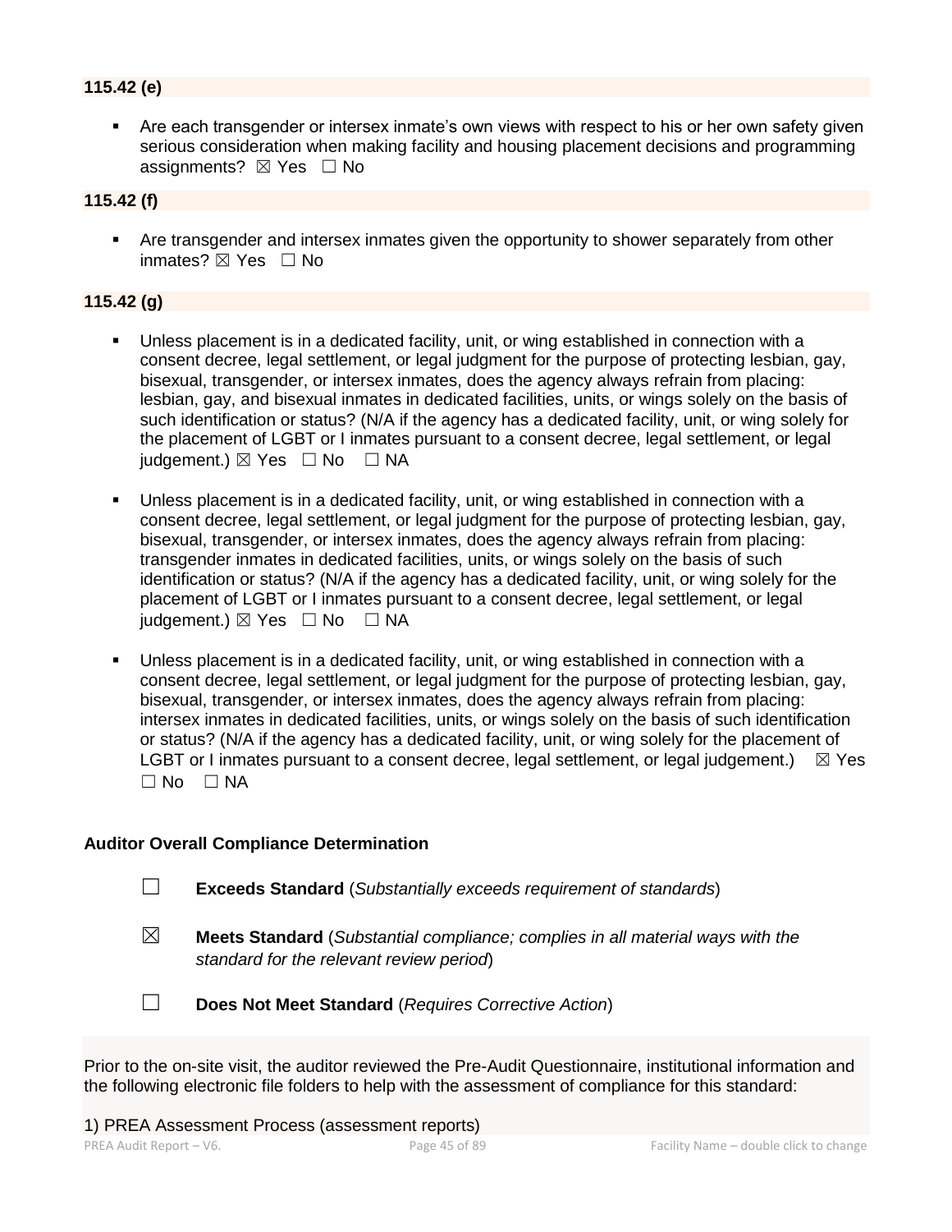**115.42 (e)**

- Are each transgender or intersex inmate's own views with respect to his or her own safety given serious consideration when making facility and housing placement decisions and programming assignments? ☒ Yes ☐ No

**115.42 (f)**

- Are transgender and intersex inmates given the opportunity to shower separately from other inmates? ☒ Yes ☐ No

**115.42 (g)**

- Unless placement is in a dedicated facility, unit, or wing established in connection with a consent decree, legal settlement, or legal judgment for the purpose of protecting lesbian, gay, bisexual, transgender, or intersex inmates, does the agency always refrain from placing: lesbian, gay, and bisexual inmates in dedicated facilities, units, or wings solely on the basis of such identification or status? (N/A if the agency has a dedicated facility, unit, or wing solely for the placement of LGBT or I inmates pursuant to a consent decree, legal settlement, or legal judgement.) ☒ Yes ☐ No ☐ NA

- Unless placement is in a dedicated facility, unit, or wing established in connection with a consent decree, legal settlement, or legal judgment for the purpose of protecting lesbian, gay, bisexual, transgender, or intersex inmates, does the agency always refrain from placing: transgender inmates in dedicated facilities, units, or wings solely on the basis of such identification or status? (N/A if the agency has a dedicated facility, unit, or wing solely for the placement of LGBT or I inmates pursuant to a consent decree, legal settlement, or legal judgement.) ☒ Yes ☐ No ☐ NA

- Unless placement is in a dedicated facility, unit, or wing established in connection with a consent decree, legal settlement, or legal judgment for the purpose of protecting lesbian, gay, bisexual, transgender, or intersex inmates, does the agency always refrain from placing: intersex inmates in dedicated facilities, units, or wings solely on the basis of such identification or status? (N/A if the agency has a dedicated facility, unit, or wing solely for the placement of LGBT or I inmates pursuant to a consent decree, legal settlement, or legal judgement.) ☒ Yes ☐ No ☐ NA

**Auditor Overall Compliance Determination**

☐ **Exceeds Standard** (*Substantially exceeds requirement of standards*)

☒ **Meets Standard** (*Substantial compliance; complies in all material ways with the standard for the relevant review period*)

☐ **Does Not Meet Standard** (*Requires Corrective Action*)

Prior to the on-site visit, the auditor reviewed the Pre-Audit Questionnaire, institutional information and the following electronic file folders to help with the assessment of compliance for this standard:

1) PREA Assessment Process (assessment reports)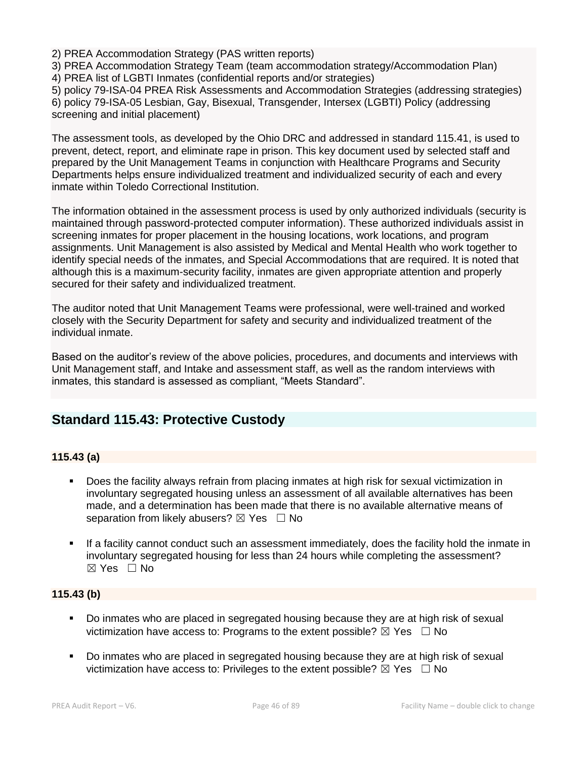2) PREA Accommodation Strategy (PAS written reports)
3) PREA Accommodation Strategy Team (team accommodation strategy/Accommodation Plan)
4) PREA list of LGBTI Inmates (confidential reports and/or strategies)
5) policy 79-ISA-04 PREA Risk Assessments and Accommodation Strategies (addressing strategies)
6) policy 79-ISA-05 Lesbian, Gay, Bisexual, Transgender, Intersex (LGBTI) Policy (addressing screening and initial placement)

The assessment tools, as developed by the Ohio DRC and addressed in standard 115.41, is used to prevent, detect, report, and eliminate rape in prison. This key document used by selected staff and prepared by the Unit Management Teams in conjunction with Healthcare Programs and Security Departments helps ensure individualized treatment and individualized security of each and every inmate within Toledo Correctional Institution.

The information obtained in the assessment process is used by only authorized individuals (security is maintained through password-protected computer information). These authorized individuals assist in screening inmates for proper placement in the housing locations, work locations, and program assignments. Unit Management is also assisted by Medical and Mental Health who work together to identify special needs of the inmates, and Special Accommodations that are required. It is noted that although this is a maximum-security facility, inmates are given appropriate attention and properly secured for their safety and individualized treatment.

The auditor noted that Unit Management Teams were professional, were well-trained and worked closely with the Security Department for safety and security and individualized treatment of the individual inmate.

Based on the auditor's review of the above policies, procedures, and documents and interviews with Unit Management staff, and Intake and assessment staff, as well as the random interviews with inmates, this standard is assessed as compliant, "Meets Standard".

## Standard 115.43: Protective Custody

### 115.43 (a)

- Does the facility always refrain from placing inmates at high risk for sexual victimization in involuntary segregated housing unless an assessment of all available alternatives has been made, and a determination has been made that there is no available alternative means of separation from likely abusers? ☒ Yes ☐ No

- If a facility cannot conduct such an assessment immediately, does the facility hold the inmate in involuntary segregated housing for less than 24 hours while completing the assessment? ☒ Yes ☐ No

### 115.43 (b)

- Do inmates who are placed in segregated housing because they are at high risk of sexual victimization have access to: Programs to the extent possible? ☒ Yes ☐ No

- Do inmates who are placed in segregated housing because they are at high risk of sexual victimization have access to: Privileges to the extent possible? ☒ Yes ☐ No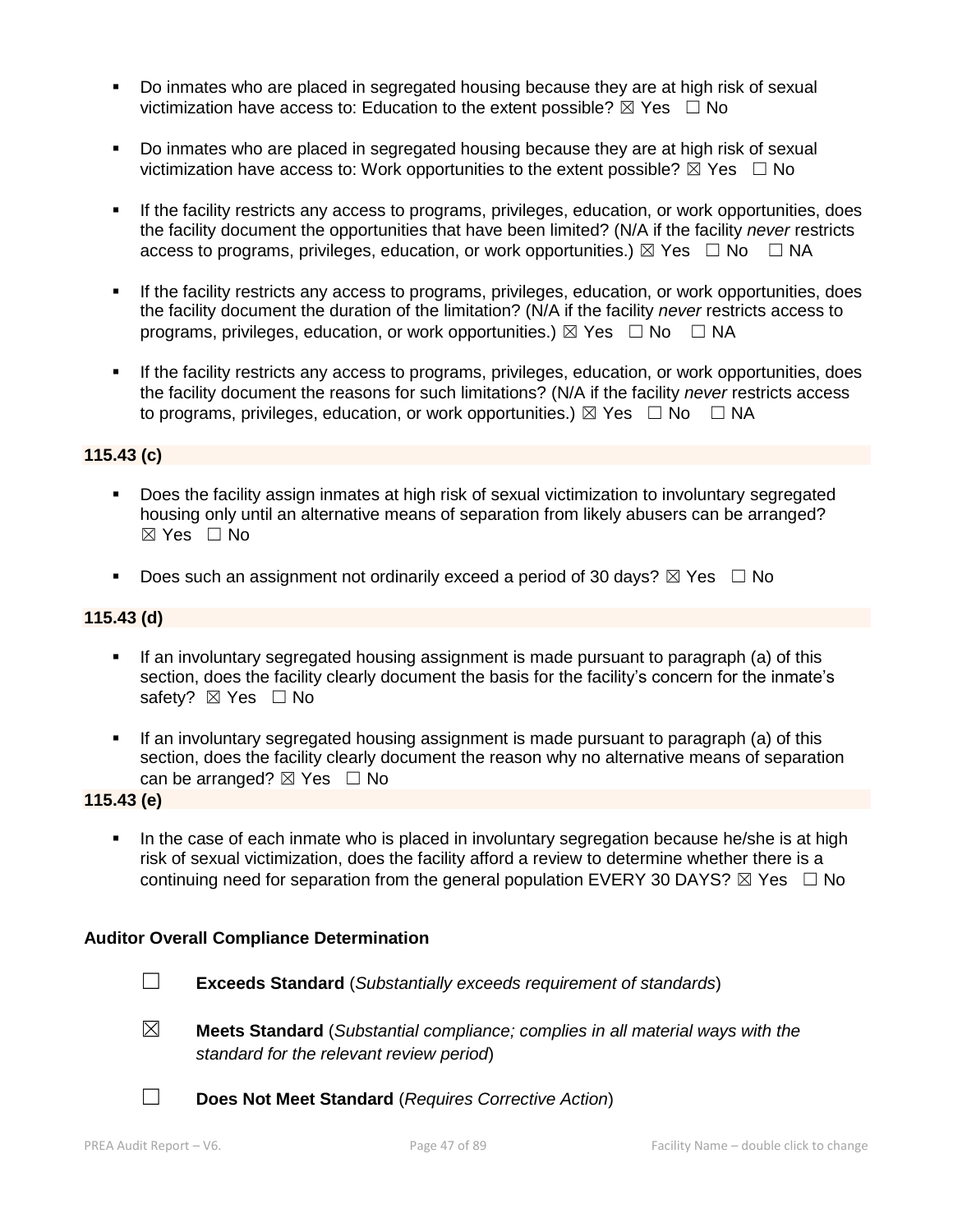- Do inmates who are placed in segregated housing because they are at high risk of sexual victimization have access to: Education to the extent possible? ☒ Yes ☐ No

- Do inmates who are placed in segregated housing because they are at high risk of sexual victimization have access to: Work opportunities to the extent possible? ☒ Yes ☐ No

- If the facility restricts any access to programs, privileges, education, or work opportunities, does the facility document the opportunities that have been limited? (N/A if the facility *never* restricts access to programs, privileges, education, or work opportunities.) ☒ Yes ☐ No ☐ NA

- If the facility restricts any access to programs, privileges, education, or work opportunities, does the facility document the duration of the limitation? (N/A if the facility *never* restricts access to programs, privileges, education, or work opportunities.) ☒ Yes ☐ No ☐ NA

- If the facility restricts any access to programs, privileges, education, or work opportunities, does the facility document the reasons for such limitations? (N/A if the facility *never* restricts access to programs, privileges, education, or work opportunities.) ☒ Yes ☐ No ☐ NA

**115.43 (c)**

- Does the facility assign inmates at high risk of sexual victimization to involuntary segregated housing only until an alternative means of separation from likely abusers can be arranged? ☒ Yes ☐ No

- Does such an assignment not ordinarily exceed a period of 30 days? ☒ Yes ☐ No

**115.43 (d)**

- If an involuntary segregated housing assignment is made pursuant to paragraph (a) of this section, does the facility clearly document the basis for the facility's concern for the inmate's safety? ☒ Yes ☐ No

- If an involuntary segregated housing assignment is made pursuant to paragraph (a) of this section, does the facility clearly document the reason why no alternative means of separation can be arranged? ☒ Yes ☐ No

**115.43 (e)**

- In the case of each inmate who is placed in involuntary segregation because he/she is at high risk of sexual victimization, does the facility afford a review to determine whether there is a continuing need for separation from the general population EVERY 30 DAYS? ☒ Yes ☐ No

**Auditor Overall Compliance Determination**

☐ **Exceeds Standard** (*Substantially exceeds requirement of standards*)

☒ **Meets Standard** (*Substantial compliance; complies in all material ways with the standard for the relevant review period*)

☐ **Does Not Meet Standard** (*Requires Corrective Action*)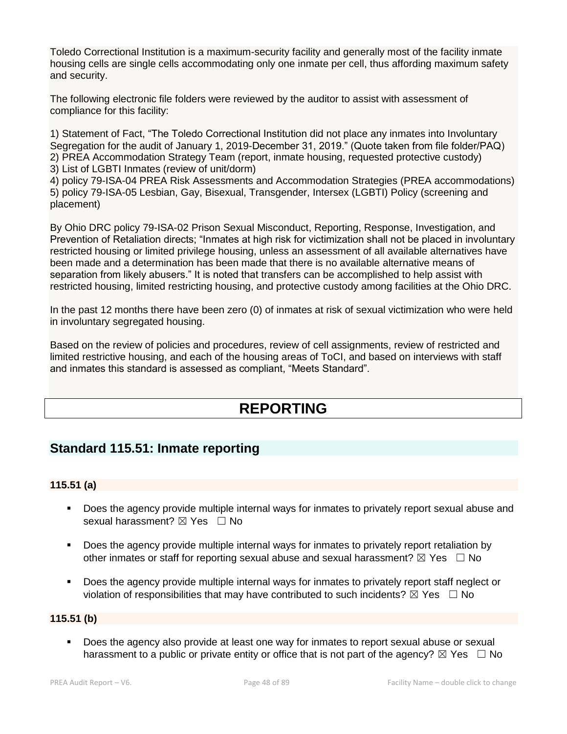Toledo Correctional Institution is a maximum-security facility and generally most of the facility inmate housing cells are single cells accommodating only one inmate per cell, thus affording maximum safety and security.

The following electronic file folders were reviewed by the auditor to assist with assessment of compliance for this facility:

1) Statement of Fact, "The Toledo Correctional Institution did not place any inmates into Involuntary Segregation for the audit of January 1, 2019-December 31, 2019." (Quote taken from file folder/PAQ)
2) PREA Accommodation Strategy Team (report, inmate housing, requested protective custody)
3) List of LGBTI Inmates (review of unit/dorm)
4) policy 79-ISA-04 PREA Risk Assessments and Accommodation Strategies (PREA accommodations)
5) policy 79-ISA-05 Lesbian, Gay, Bisexual, Transgender, Intersex (LGBTI) Policy (screening and placement)

By Ohio DRC policy 79-ISA-02 Prison Sexual Misconduct, Reporting, Response, Investigation, and Prevention of Retaliation directs; "Inmates at high risk for victimization shall not be placed in involuntary restricted housing or limited privilege housing, unless an assessment of all available alternatives have been made and a determination has been made that there is no available alternative means of separation from likely abusers." It is noted that transfers can be accomplished to help assist with restricted housing, limited restricting housing, and protective custody among facilities at the Ohio DRC.

In the past 12 months there have been zero (0) of inmates at risk of sexual victimization who were held in involuntary segregated housing.

Based on the review of policies and procedures, review of cell assignments, review of restricted and limited restrictive housing, and each of the housing areas of ToCI, and based on interviews with staff and inmates this standard is assessed as compliant, "Meets Standard".

# REPORTING

## Standard 115.51: Inmate reporting

### 115.51 (a)

- Does the agency provide multiple internal ways for inmates to privately report sexual abuse and sexual harassment? ☒ Yes ☐ No
- Does the agency provide multiple internal ways for inmates to privately report retaliation by other inmates or staff for reporting sexual abuse and sexual harassment? ☒ Yes ☐ No
- Does the agency provide multiple internal ways for inmates to privately report staff neglect or violation of responsibilities that may have contributed to such incidents? ☒ Yes ☐ No

### 115.51 (b)

- Does the agency also provide at least one way for inmates to report sexual abuse or sexual harassment to a public or private entity or office that is not part of the agency? ☒ Yes ☐ No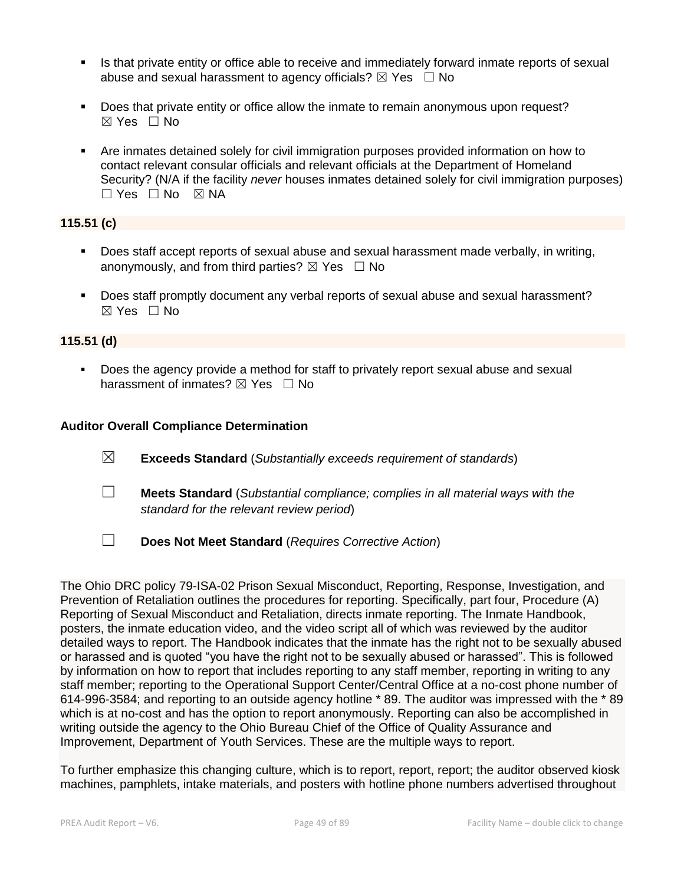- Is that private entity or office able to receive and immediately forward inmate reports of sexual abuse and sexual harassment to agency officials? ☒ Yes ☐ No

- Does that private entity or office allow the inmate to remain anonymous upon request? ☒ Yes ☐ No

- Are inmates detained solely for civil immigration purposes provided information on how to contact relevant consular officials and relevant officials at the Department of Homeland Security? (N/A if the facility *never* houses inmates detained solely for civil immigration purposes) ☐ Yes ☐ No ☒ NA

**115.51 (c)**

- Does staff accept reports of sexual abuse and sexual harassment made verbally, in writing, anonymously, and from third parties? ☒ Yes ☐ No

- Does staff promptly document any verbal reports of sexual abuse and sexual harassment? ☒ Yes ☐ No

**115.51 (d)**

- Does the agency provide a method for staff to privately report sexual abuse and sexual harassment of inmates? ☒ Yes ☐ No

**Auditor Overall Compliance Determination**

☒ **Exceeds Standard** (*Substantially exceeds requirement of standards*)

☐ **Meets Standard** (*Substantial compliance; complies in all material ways with the standard for the relevant review period*)

☐ **Does Not Meet Standard** (*Requires Corrective Action*)

The Ohio DRC policy 79-ISA-02 Prison Sexual Misconduct, Reporting, Response, Investigation, and Prevention of Retaliation outlines the procedures for reporting. Specifically, part four, Procedure (A) Reporting of Sexual Misconduct and Retaliation, directs inmate reporting. The Inmate Handbook, posters, the inmate education video, and the video script all of which was reviewed by the auditor detailed ways to report. The Handbook indicates that the inmate has the right not to be sexually abused or harassed and is quoted "you have the right not to be sexually abused or harassed". This is followed by information on how to report that includes reporting to any staff member, reporting in writing to any staff member; reporting to the Operational Support Center/Central Office at a no-cost phone number of 614-996-3584; and reporting to an outside agency hotline * 89. The auditor was impressed with the * 89 which is at no-cost and has the option to report anonymously. Reporting can also be accomplished in writing outside the agency to the Ohio Bureau Chief of the Office of Quality Assurance and Improvement, Department of Youth Services. These are the multiple ways to report.

To further emphasize this changing culture, which is to report, report, report; the auditor observed kiosk machines, pamphlets, intake materials, and posters with hotline phone numbers advertised throughout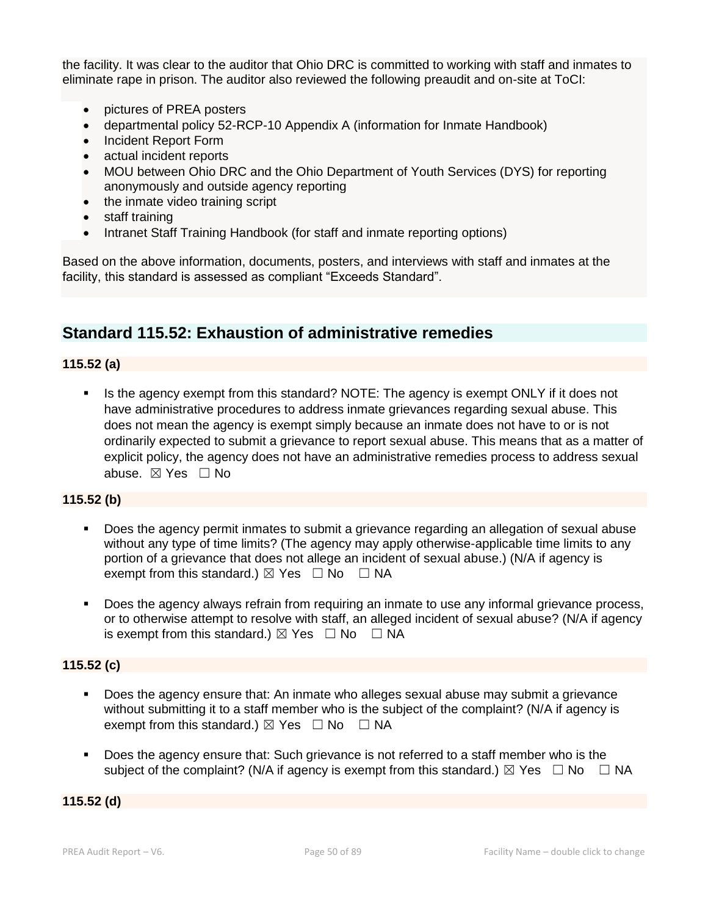the facility. It was clear to the auditor that Ohio DRC is committed to working with staff and inmates to eliminate rape in prison. The auditor also reviewed the following preaudit and on-site at ToCI:

- pictures of PREA posters
- departmental policy 52-RCP-10 Appendix A (information for Inmate Handbook)
- Incident Report Form
- actual incident reports
- MOU between Ohio DRC and the Ohio Department of Youth Services (DYS) for reporting anonymously and outside agency reporting
- the inmate video training script
- staff training
- Intranet Staff Training Handbook (for staff and inmate reporting options)

Based on the above information, documents, posters, and interviews with staff and inmates at the facility, this standard is assessed as compliant "Exceeds Standard".

## Standard 115.52: Exhaustion of administrative remedies

### 115.52 (a)

- Is the agency exempt from this standard? NOTE: The agency is exempt ONLY if it does not have administrative procedures to address inmate grievances regarding sexual abuse. This does not mean the agency is exempt simply because an inmate does not have to or is not ordinarily expected to submit a grievance to report sexual abuse. This means that as a matter of explicit policy, the agency does not have an administrative remedies process to address sexual abuse. ☒ Yes ☐ No

### 115.52 (b)

- Does the agency permit inmates to submit a grievance regarding an allegation of sexual abuse without any type of time limits? (The agency may apply otherwise-applicable time limits to any portion of a grievance that does not allege an incident of sexual abuse.) (N/A if agency is exempt from this standard.) ☒ Yes ☐ No ☐ NA
- Does the agency always refrain from requiring an inmate to use any informal grievance process, or to otherwise attempt to resolve with staff, an alleged incident of sexual abuse? (N/A if agency is exempt from this standard.) ☒ Yes ☐ No ☐ NA

### 115.52 (c)

- Does the agency ensure that: An inmate who alleges sexual abuse may submit a grievance without submitting it to a staff member who is the subject of the complaint? (N/A if agency is exempt from this standard.) ☒ Yes ☐ No ☐ NA
- Does the agency ensure that: Such grievance is not referred to a staff member who is the subject of the complaint? (N/A if agency is exempt from this standard.) ☒ Yes ☐ No ☐ NA

### 115.52 (d)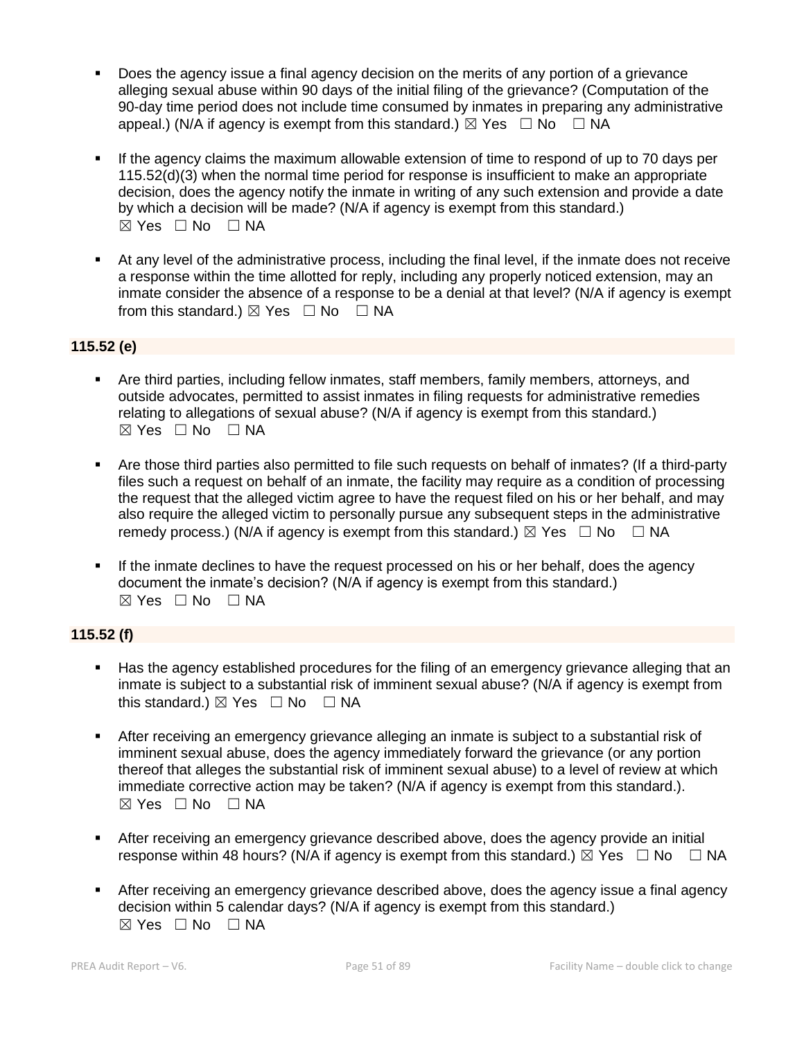- Does the agency issue a final agency decision on the merits of any portion of a grievance alleging sexual abuse within 90 days of the initial filing of the grievance? (Computation of the 90-day time period does not include time consumed by inmates in preparing any administrative appeal.) (N/A if agency is exempt from this standard.) ☒ Yes ☐ No ☐ NA

- If the agency claims the maximum allowable extension of time to respond of up to 70 days per 115.52(d)(3) when the normal time period for response is insufficient to make an appropriate decision, does the agency notify the inmate in writing of any such extension and provide a date by which a decision will be made? (N/A if agency is exempt from this standard.) ☒ Yes ☐ No ☐ NA

- At any level of the administrative process, including the final level, if the inmate does not receive a response within the time allotted for reply, including any properly noticed extension, may an inmate consider the absence of a response to be a denial at that level? (N/A if agency is exempt from this standard.) ☒ Yes ☐ No ☐ NA

**115.52 (e)**

- Are third parties, including fellow inmates, staff members, family members, attorneys, and outside advocates, permitted to assist inmates in filing requests for administrative remedies relating to allegations of sexual abuse? (N/A if agency is exempt from this standard.) ☒ Yes ☐ No ☐ NA

- Are those third parties also permitted to file such requests on behalf of inmates? (If a third-party files such a request on behalf of an inmate, the facility may require as a condition of processing the request that the alleged victim agree to have the request filed on his or her behalf, and may also require the alleged victim to personally pursue any subsequent steps in the administrative remedy process.) (N/A if agency is exempt from this standard.) ☒ Yes ☐ No ☐ NA

- If the inmate declines to have the request processed on his or her behalf, does the agency document the inmate's decision? (N/A if agency is exempt from this standard.) ☒ Yes ☐ No ☐ NA

**115.52 (f)**

- Has the agency established procedures for the filing of an emergency grievance alleging that an inmate is subject to a substantial risk of imminent sexual abuse? (N/A if agency is exempt from this standard.) ☒ Yes ☐ No ☐ NA

- After receiving an emergency grievance alleging an inmate is subject to a substantial risk of imminent sexual abuse, does the agency immediately forward the grievance (or any portion thereof that alleges the substantial risk of imminent sexual abuse) to a level of review at which immediate corrective action may be taken? (N/A if agency is exempt from this standard.). ☒ Yes ☐ No ☐ NA

- After receiving an emergency grievance described above, does the agency provide an initial response within 48 hours? (N/A if agency is exempt from this standard.) ☒ Yes ☐ No ☐ NA

- After receiving an emergency grievance described above, does the agency issue a final agency decision within 5 calendar days? (N/A if agency is exempt from this standard.) ☒ Yes ☐ No ☐ NA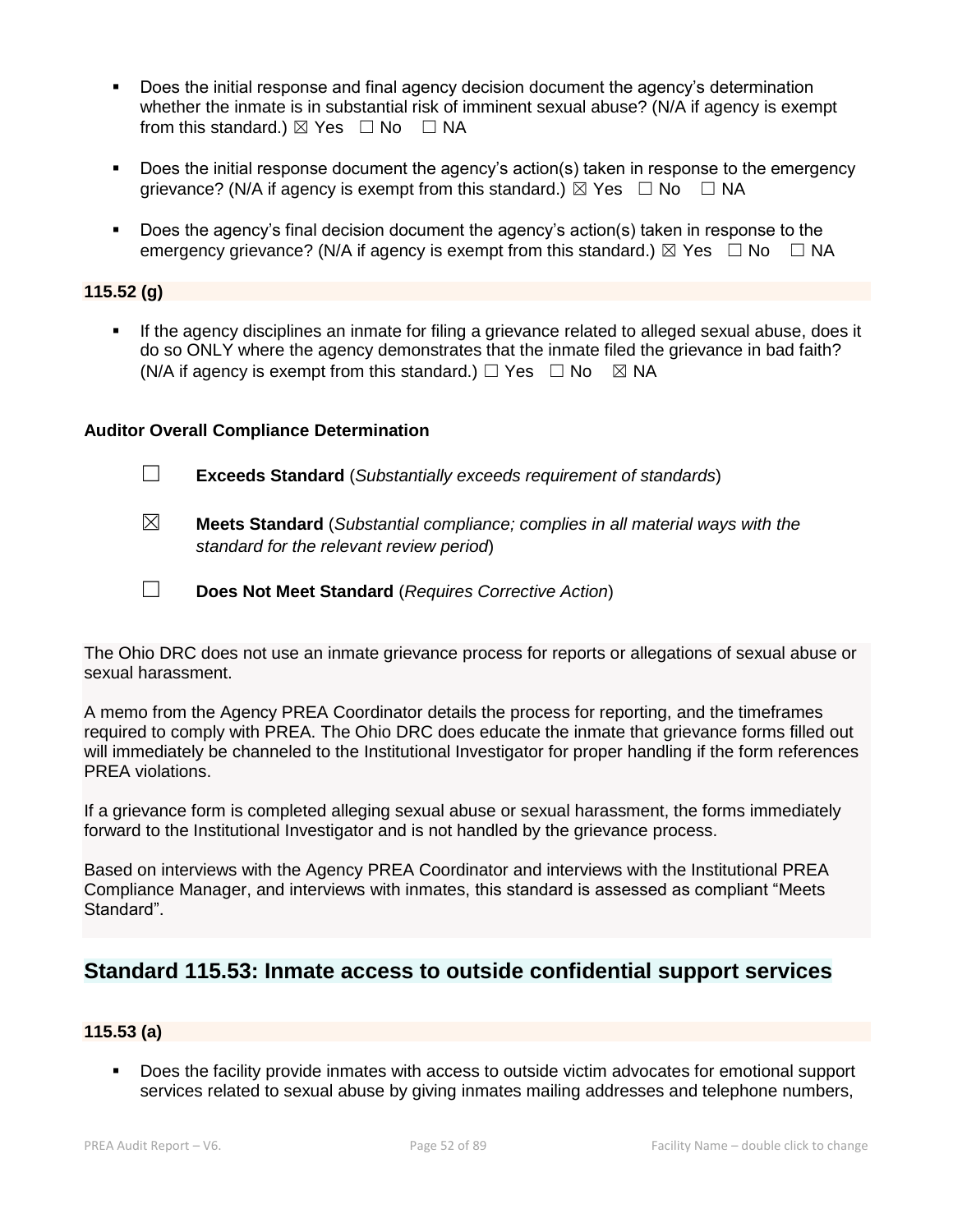- Does the initial response and final agency decision document the agency's determination whether the inmate is in substantial risk of imminent sexual abuse? (N/A if agency is exempt from this standard.) ☒ Yes ☐ No ☐ NA

- Does the initial response document the agency's action(s) taken in response to the emergency grievance? (N/A if agency is exempt from this standard.) ☒ Yes ☐ No ☐ NA

- Does the agency's final decision document the agency's action(s) taken in response to the emergency grievance? (N/A if agency is exempt from this standard.) ☒ Yes ☐ No ☐ NA

**115.52 (g)**

- If the agency disciplines an inmate for filing a grievance related to alleged sexual abuse, does it do so ONLY where the agency demonstrates that the inmate filed the grievance in bad faith? (N/A if agency is exempt from this standard.) ☐ Yes ☐ No ☒ NA

**Auditor Overall Compliance Determination**

☐ **Exceeds Standard** (*Substantially exceeds requirement of standards*)

☒ **Meets Standard** (*Substantial compliance; complies in all material ways with the standard for the relevant review period*)

☐ **Does Not Meet Standard** (*Requires Corrective Action*)

The Ohio DRC does not use an inmate grievance process for reports or allegations of sexual abuse or sexual harassment.

A memo from the Agency PREA Coordinator details the process for reporting, and the timeframes required to comply with PREA. The Ohio DRC does educate the inmate that grievance forms filled out will immediately be channeled to the Institutional Investigator for proper handling if the form references PREA violations.

If a grievance form is completed alleging sexual abuse or sexual harassment, the forms immediately forward to the Institutional Investigator and is not handled by the grievance process.

Based on interviews with the Agency PREA Coordinator and interviews with the Institutional PREA Compliance Manager, and interviews with inmates, this standard is assessed as compliant "Meets Standard".

## Standard 115.53: Inmate access to outside confidential support services

**115.53 (a)**

- Does the facility provide inmates with access to outside victim advocates for emotional support services related to sexual abuse by giving inmates mailing addresses and telephone numbers,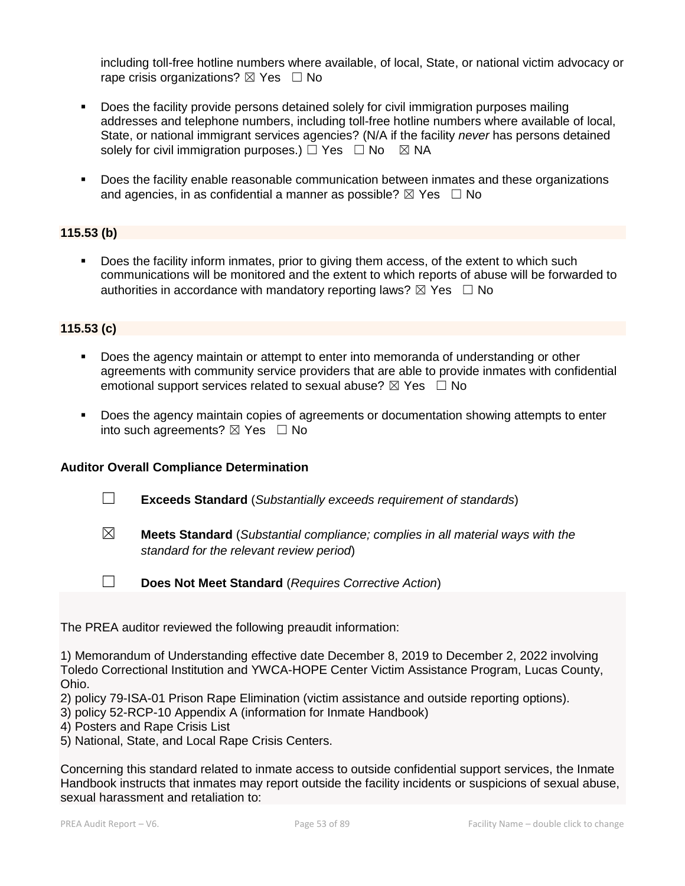including toll-free hotline numbers where available, of local, State, or national victim advocacy or rape crisis organizations? ☒ Yes ☐ No

- Does the facility provide persons detained solely for civil immigration purposes mailing addresses and telephone numbers, including toll-free hotline numbers where available of local, State, or national immigrant services agencies? (N/A if the facility *never* has persons detained solely for civil immigration purposes.) ☐ Yes ☐ No ☒ NA

- Does the facility enable reasonable communication between inmates and these organizations and agencies, in as confidential a manner as possible? ☒ Yes ☐ No

**115.53 (b)**

- Does the facility inform inmates, prior to giving them access, of the extent to which such communications will be monitored and the extent to which reports of abuse will be forwarded to authorities in accordance with mandatory reporting laws? ☒ Yes ☐ No

**115.53 (c)**

- Does the agency maintain or attempt to enter into memoranda of understanding or other agreements with community service providers that are able to provide inmates with confidential emotional support services related to sexual abuse? ☒ Yes ☐ No

- Does the agency maintain copies of agreements or documentation showing attempts to enter into such agreements? ☒ Yes ☐ No

**Auditor Overall Compliance Determination**

☐ **Exceeds Standard** (*Substantially exceeds requirement of standards*)

☒ **Meets Standard** (*Substantial compliance; complies in all material ways with the standard for the relevant review period*)

☐ **Does Not Meet Standard** (*Requires Corrective Action*)

The PREA auditor reviewed the following preaudit information:

1) Memorandum of Understanding effective date December 8, 2019 to December 2, 2022 involving Toledo Correctional Institution and YWCA-HOPE Center Victim Assistance Program, Lucas County, Ohio.
2) policy 79-ISA-01 Prison Rape Elimination (victim assistance and outside reporting options).
3) policy 52-RCP-10 Appendix A (information for Inmate Handbook)
4) Posters and Rape Crisis List
5) National, State, and Local Rape Crisis Centers.

Concerning this standard related to inmate access to outside confidential support services, the Inmate Handbook instructs that inmates may report outside the facility incidents or suspicions of sexual abuse, sexual harassment and retaliation to: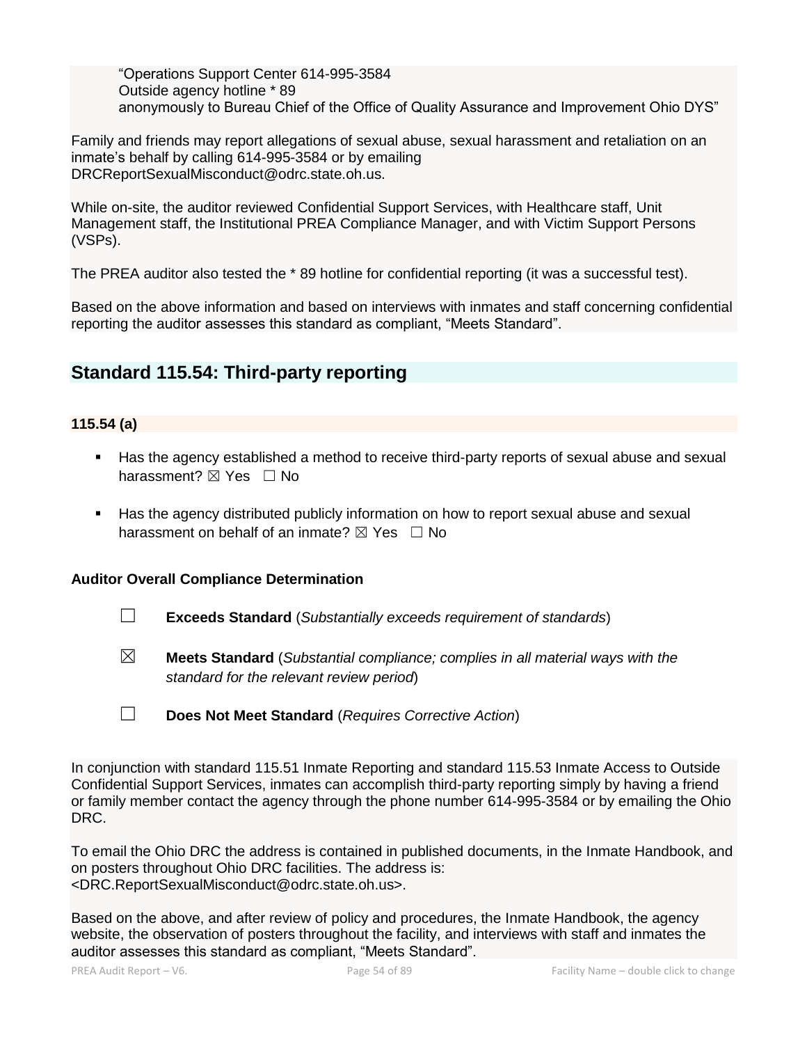"Operations Support Center 614-995-3584
Outside agency hotline * 89
anonymously to Bureau Chief of the Office of Quality Assurance and Improvement Ohio DYS"

Family and friends may report allegations of sexual abuse, sexual harassment and retaliation on an inmate's behalf by calling 614-995-3584 or by emailing DRCReportSexualMisconduct@odrc.state.oh.us.

While on-site, the auditor reviewed Confidential Support Services, with Healthcare staff, Unit Management staff, the Institutional PREA Compliance Manager, and with Victim Support Persons (VSPs).

The PREA auditor also tested the * 89 hotline for confidential reporting (it was a successful test).

Based on the above information and based on interviews with inmates and staff concerning confidential reporting the auditor assesses this standard as compliant, "Meets Standard".

## Standard 115.54: Third-party reporting

**115.54 (a)**

- Has the agency established a method to receive third-party reports of sexual abuse and sexual harassment? ☒ Yes ☐ No
- Has the agency distributed publicly information on how to report sexual abuse and sexual harassment on behalf of an inmate? ☒ Yes ☐ No

**Auditor Overall Compliance Determination**

☐ **Exceeds Standard** (*Substantially exceeds requirement of standards*)

☒ **Meets Standard** (*Substantial compliance; complies in all material ways with the standard for the relevant review period*)

☐ **Does Not Meet Standard** (*Requires Corrective Action*)

In conjunction with standard 115.51 Inmate Reporting and standard 115.53 Inmate Access to Outside Confidential Support Services, inmates can accomplish third-party reporting simply by having a friend or family member contact the agency through the phone number 614-995-3584 or by emailing the Ohio DRC.

To email the Ohio DRC the address is contained in published documents, in the Inmate Handbook, and on posters throughout Ohio DRC facilities. The address is: <DRC.ReportSexualMisconduct@odrc.state.oh.us>.

Based on the above, and after review of policy and procedures, the Inmate Handbook, the agency website, the observation of posters throughout the facility, and interviews with staff and inmates the auditor assesses this standard as compliant, "Meets Standard".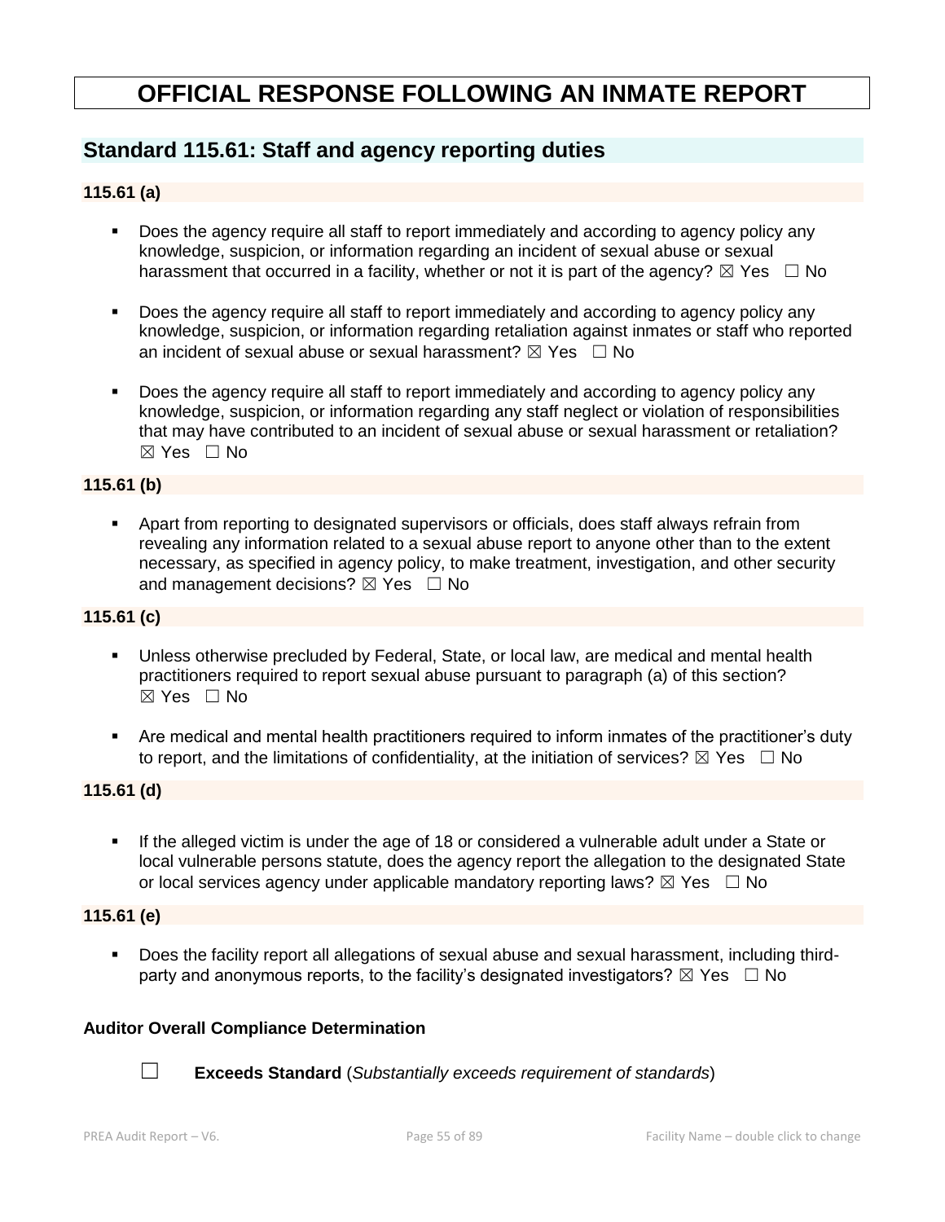# OFFICIAL RESPONSE FOLLOWING AN INMATE REPORT

## Standard 115.61: Staff and agency reporting duties

**115.61 (a)**

- Does the agency require all staff to report immediately and according to agency policy any knowledge, suspicion, or information regarding an incident of sexual abuse or sexual harassment that occurred in a facility, whether or not it is part of the agency? ☒ Yes ☐ No
- Does the agency require all staff to report immediately and according to agency policy any knowledge, suspicion, or information regarding retaliation against inmates or staff who reported an incident of sexual abuse or sexual harassment? ☒ Yes ☐ No
- Does the agency require all staff to report immediately and according to agency policy any knowledge, suspicion, or information regarding any staff neglect or violation of responsibilities that may have contributed to an incident of sexual abuse or sexual harassment or retaliation? ☒ Yes ☐ No

**115.61 (b)**

- Apart from reporting to designated supervisors or officials, does staff always refrain from revealing any information related to a sexual abuse report to anyone other than to the extent necessary, as specified in agency policy, to make treatment, investigation, and other security and management decisions? ☒ Yes ☐ No

**115.61 (c)**

- Unless otherwise precluded by Federal, State, or local law, are medical and mental health practitioners required to report sexual abuse pursuant to paragraph (a) of this section? ☒ Yes ☐ No
- Are medical and mental health practitioners required to inform inmates of the practitioner's duty to report, and the limitations of confidentiality, at the initiation of services? ☒ Yes ☐ No

**115.61 (d)**

- If the alleged victim is under the age of 18 or considered a vulnerable adult under a State or local vulnerable persons statute, does the agency report the allegation to the designated State or local services agency under applicable mandatory reporting laws? ☒ Yes ☐ No

**115.61 (e)**

- Does the facility report all allegations of sexual abuse and sexual harassment, including third-party and anonymous reports, to the facility's designated investigators? ☒ Yes ☐ No

**Auditor Overall Compliance Determination**

☐ **Exceeds Standard** (*Substantially exceeds requirement of standards*)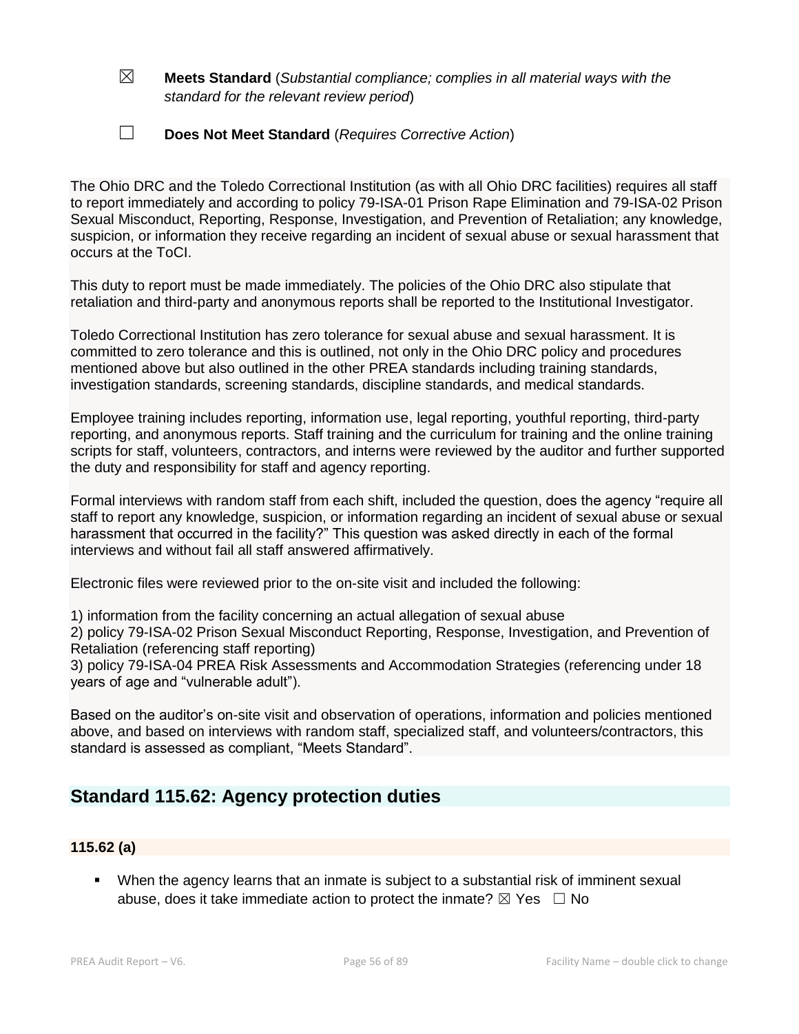☒ **Meets Standard** (*Substantial compliance; complies in all material ways with the standard for the relevant review period*)

☐ **Does Not Meet Standard** (*Requires Corrective Action*)

The Ohio DRC and the Toledo Correctional Institution (as with all Ohio DRC facilities) requires all staff to report immediately and according to policy 79-ISA-01 Prison Rape Elimination and 79-ISA-02 Prison Sexual Misconduct, Reporting, Response, Investigation, and Prevention of Retaliation; any knowledge, suspicion, or information they receive regarding an incident of sexual abuse or sexual harassment that occurs at the ToCI.

This duty to report must be made immediately. The policies of the Ohio DRC also stipulate that retaliation and third-party and anonymous reports shall be reported to the Institutional Investigator.

Toledo Correctional Institution has zero tolerance for sexual abuse and sexual harassment. It is committed to zero tolerance and this is outlined, not only in the Ohio DRC policy and procedures mentioned above but also outlined in the other PREA standards including training standards, investigation standards, screening standards, discipline standards, and medical standards.

Employee training includes reporting, information use, legal reporting, youthful reporting, third-party reporting, and anonymous reports. Staff training and the curriculum for training and the online training scripts for staff, volunteers, contractors, and interns were reviewed by the auditor and further supported the duty and responsibility for staff and agency reporting.

Formal interviews with random staff from each shift, included the question, does the agency "require all staff to report any knowledge, suspicion, or information regarding an incident of sexual abuse or sexual harassment that occurred in the facility?" This question was asked directly in each of the formal interviews and without fail all staff answered affirmatively.

Electronic files were reviewed prior to the on-site visit and included the following:

1) information from the facility concerning an actual allegation of sexual abuse
2) policy 79-ISA-02 Prison Sexual Misconduct Reporting, Response, Investigation, and Prevention of Retaliation (referencing staff reporting)
3) policy 79-ISA-04 PREA Risk Assessments and Accommodation Strategies (referencing under 18 years of age and "vulnerable adult").

Based on the auditor's on-site visit and observation of operations, information and policies mentioned above, and based on interviews with random staff, specialized staff, and volunteers/contractors, this standard is assessed as compliant, "Meets Standard".

## Standard 115.62: Agency protection duties

### 115.62 (a)

- When the agency learns that an inmate is subject to a substantial risk of imminent sexual abuse, does it take immediate action to protect the inmate? ☒ Yes ☐ No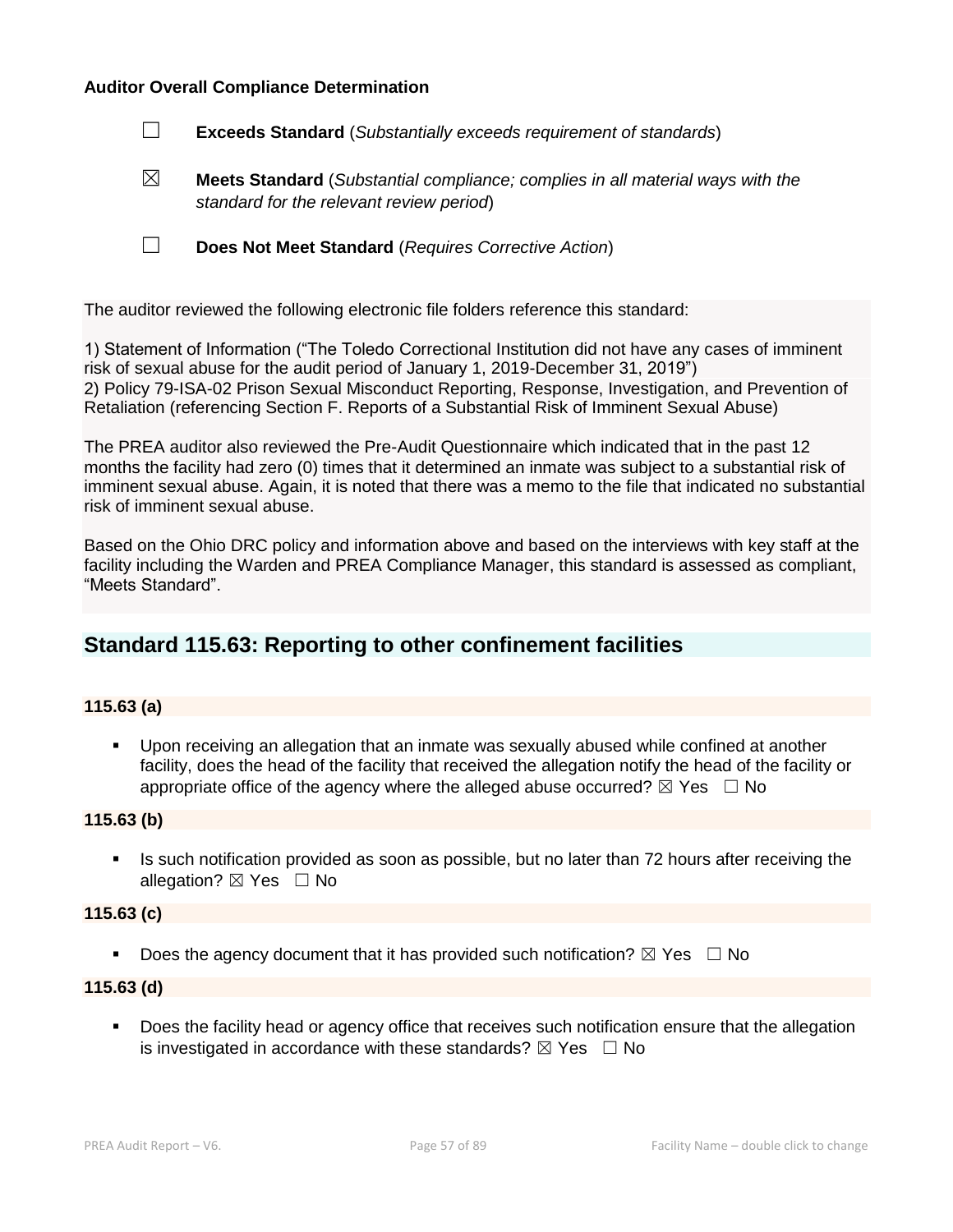**Auditor Overall Compliance Determination**

☐ **Exceeds Standard** (*Substantially exceeds requirement of standards*)

☒ **Meets Standard** (*Substantial compliance; complies in all material ways with the standard for the relevant review period*)

☐ **Does Not Meet Standard** (*Requires Corrective Action*)

The auditor reviewed the following electronic file folders reference this standard:

1) Statement of Information ("The Toledo Correctional Institution did not have any cases of imminent risk of sexual abuse for the audit period of January 1, 2019-December 31, 2019")
2) Policy 79-ISA-02 Prison Sexual Misconduct Reporting, Response, Investigation, and Prevention of Retaliation (referencing Section F. Reports of a Substantial Risk of Imminent Sexual Abuse)

The PREA auditor also reviewed the Pre-Audit Questionnaire which indicated that in the past 12 months the facility had zero (0) times that it determined an inmate was subject to a substantial risk of imminent sexual abuse. Again, it is noted that there was a memo to the file that indicated no substantial risk of imminent sexual abuse.

Based on the Ohio DRC policy and information above and based on the interviews with key staff at the facility including the Warden and PREA Compliance Manager, this standard is assessed as compliant, "Meets Standard".

## Standard 115.63: Reporting to other confinement facilities

**115.63 (a)**

- Upon receiving an allegation that an inmate was sexually abused while confined at another facility, does the head of the facility that received the allegation notify the head of the facility or appropriate office of the agency where the alleged abuse occurred? ☒ Yes ☐ No

**115.63 (b)**

- Is such notification provided as soon as possible, but no later than 72 hours after receiving the allegation? ☒ Yes ☐ No

**115.63 (c)**

- Does the agency document that it has provided such notification? ☒ Yes ☐ No

**115.63 (d)**

- Does the facility head or agency office that receives such notification ensure that the allegation is investigated in accordance with these standards? ☒ Yes ☐ No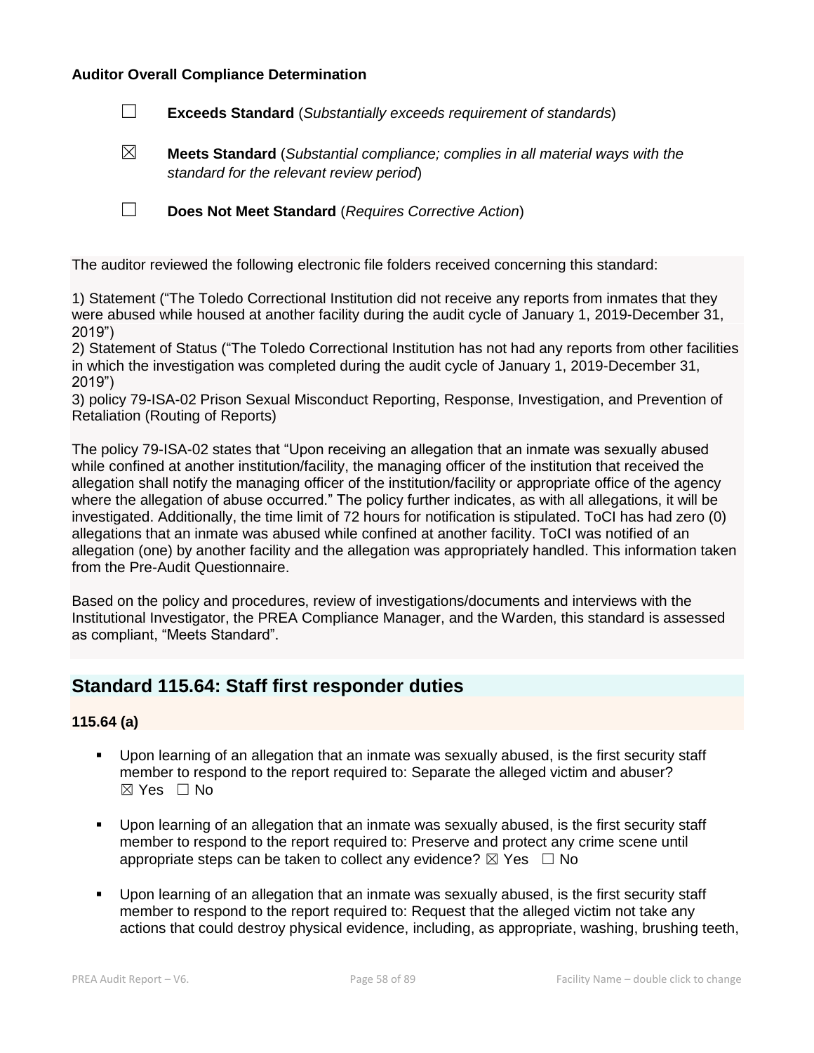**Auditor Overall Compliance Determination**

☐ **Exceeds Standard** (*Substantially exceeds requirement of standards*)

☒ **Meets Standard** (*Substantial compliance; complies in all material ways with the standard for the relevant review period*)

☐ **Does Not Meet Standard** (*Requires Corrective Action*)

The auditor reviewed the following electronic file folders received concerning this standard:

1) Statement ("The Toledo Correctional Institution did not receive any reports from inmates that they were abused while housed at another facility during the audit cycle of January 1, 2019-December 31, 2019")
2) Statement of Status ("The Toledo Correctional Institution has not had any reports from other facilities in which the investigation was completed during the audit cycle of January 1, 2019-December 31, 2019")
3) policy 79-ISA-02 Prison Sexual Misconduct Reporting, Response, Investigation, and Prevention of Retaliation (Routing of Reports)

The policy 79-ISA-02 states that "Upon receiving an allegation that an inmate was sexually abused while confined at another institution/facility, the managing officer of the institution that received the allegation shall notify the managing officer of the institution/facility or appropriate office of the agency where the allegation of abuse occurred." The policy further indicates, as with all allegations, it will be investigated. Additionally, the time limit of 72 hours for notification is stipulated. ToCI has had zero (0) allegations that an inmate was abused while confined at another facility. ToCI was notified of an allegation (one) by another facility and the allegation was appropriately handled. This information taken from the Pre-Audit Questionnaire.

Based on the policy and procedures, review of investigations/documents and interviews with the Institutional Investigator, the PREA Compliance Manager, and the Warden, this standard is assessed as compliant, "Meets Standard".

## Standard 115.64: Staff first responder duties

**115.64 (a)**

- Upon learning of an allegation that an inmate was sexually abused, is the first security staff member to respond to the report required to: Separate the alleged victim and abuser? ☒ Yes ☐ No
- Upon learning of an allegation that an inmate was sexually abused, is the first security staff member to respond to the report required to: Preserve and protect any crime scene until appropriate steps can be taken to collect any evidence? ☒ Yes ☐ No
- Upon learning of an allegation that an inmate was sexually abused, is the first security staff member to respond to the report required to: Request that the alleged victim not take any actions that could destroy physical evidence, including, as appropriate, washing, brushing teeth,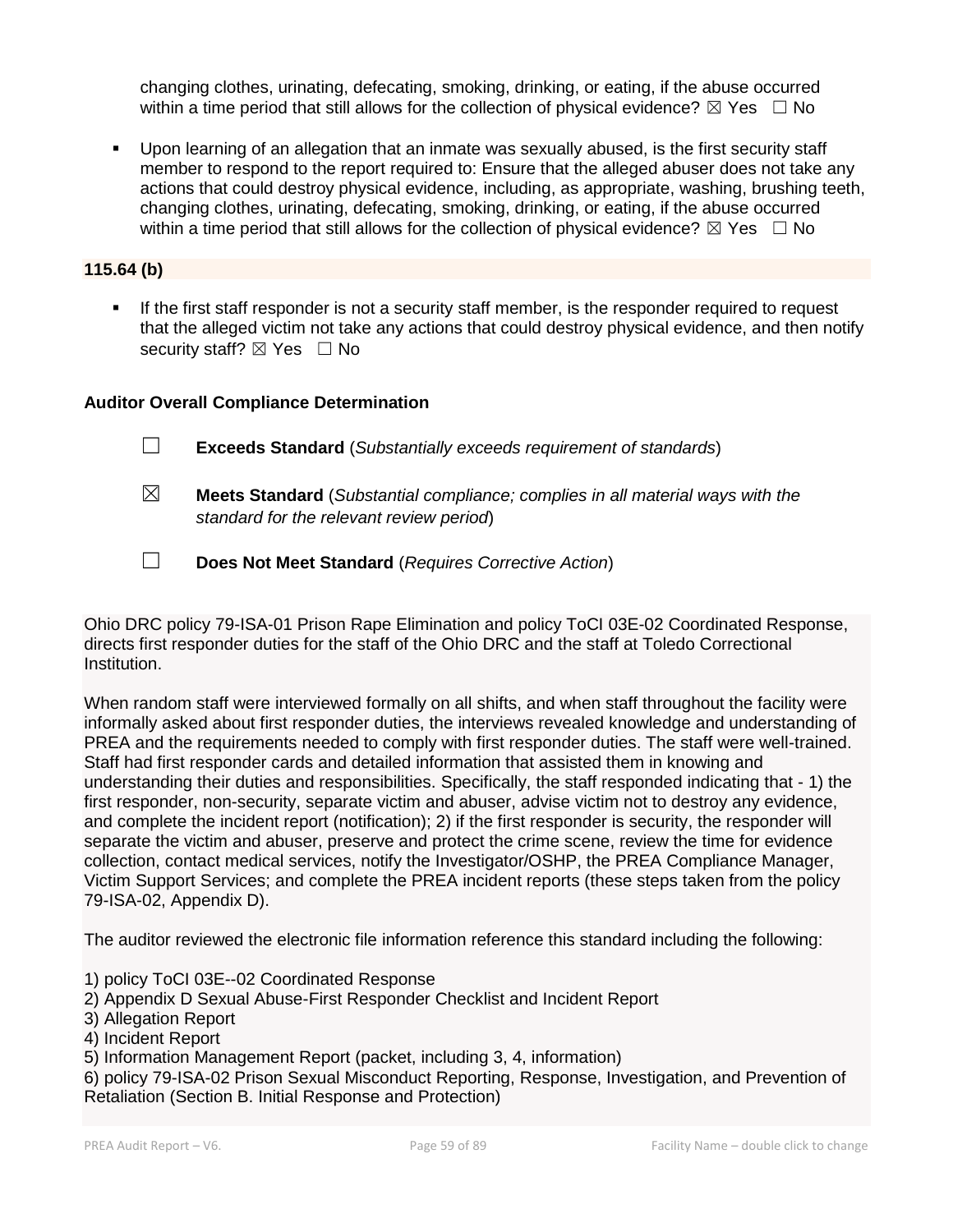changing clothes, urinating, defecating, smoking, drinking, or eating, if the abuse occurred within a time period that still allows for the collection of physical evidence? ☒ Yes ☐ No

- Upon learning of an allegation that an inmate was sexually abused, is the first security staff member to respond to the report required to: Ensure that the alleged abuser does not take any actions that could destroy physical evidence, including, as appropriate, washing, brushing teeth, changing clothes, urinating, defecating, smoking, drinking, or eating, if the abuse occurred within a time period that still allows for the collection of physical evidence? ☒ Yes ☐ No

**115.64 (b)**

- If the first staff responder is not a security staff member, is the responder required to request that the alleged victim not take any actions that could destroy physical evidence, and then notify security staff? ☒ Yes ☐ No

**Auditor Overall Compliance Determination**

☐ **Exceeds Standard** (*Substantially exceeds requirement of standards*)

☒ **Meets Standard** (*Substantial compliance; complies in all material ways with the standard for the relevant review period*)

☐ **Does Not Meet Standard** (*Requires Corrective Action*)

Ohio DRC policy 79-ISA-01 Prison Rape Elimination and policy ToCI 03E-02 Coordinated Response, directs first responder duties for the staff of the Ohio DRC and the staff at Toledo Correctional Institution.

When random staff were interviewed formally on all shifts, and when staff throughout the facility were informally asked about first responder duties, the interviews revealed knowledge and understanding of PREA and the requirements needed to comply with first responder duties. The staff were well-trained. Staff had first responder cards and detailed information that assisted them in knowing and understanding their duties and responsibilities. Specifically, the staff responded indicating that - 1) the first responder, non-security, separate victim and abuser, advise victim not to destroy any evidence, and complete the incident report (notification); 2) if the first responder is security, the responder will separate the victim and abuser, preserve and protect the crime scene, review the time for evidence collection, contact medical services, notify the Investigator/OSHP, the PREA Compliance Manager, Victim Support Services; and complete the PREA incident reports (these steps taken from the policy 79-ISA-02, Appendix D).

The auditor reviewed the electronic file information reference this standard including the following:

1) policy ToCI 03E--02 Coordinated Response
2) Appendix D Sexual Abuse-First Responder Checklist and Incident Report
3) Allegation Report
4) Incident Report
5) Information Management Report (packet, including 3, 4, information)
6) policy 79-ISA-02 Prison Sexual Misconduct Reporting, Response, Investigation, and Prevention of Retaliation (Section B. Initial Response and Protection)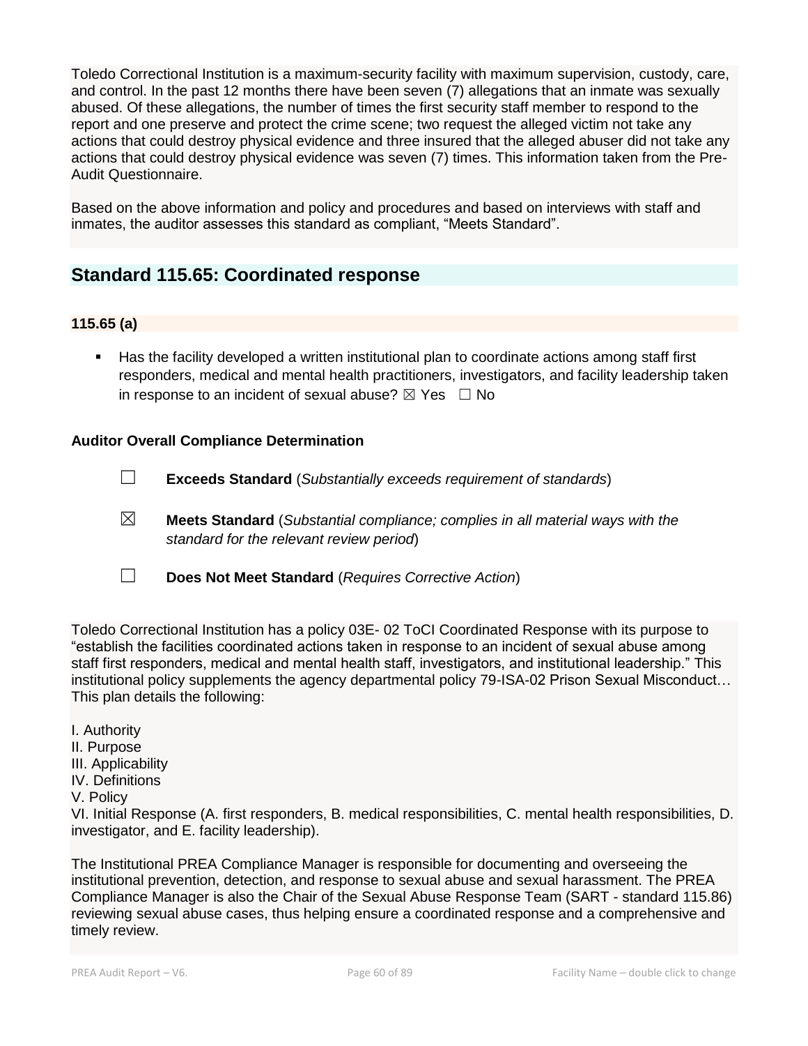Toledo Correctional Institution is a maximum-security facility with maximum supervision, custody, care, and control. In the past 12 months there have been seven (7) allegations that an inmate was sexually abused. Of these allegations, the number of times the first security staff member to respond to the report and one preserve and protect the crime scene; two request the alleged victim not take any actions that could destroy physical evidence and three insured that the alleged abuser did not take any actions that could destroy physical evidence was seven (7) times. This information taken from the Pre-Audit Questionnaire.

Based on the above information and policy and procedures and based on interviews with staff and inmates, the auditor assesses this standard as compliant, "Meets Standard".

## Standard 115.65: Coordinated response

### 115.65 (a)

- Has the facility developed a written institutional plan to coordinate actions among staff first responders, medical and mental health practitioners, investigators, and facility leadership taken in response to an incident of sexual abuse? ☒ Yes ☐ No

**Auditor Overall Compliance Determination**

☐ **Exceeds Standard** (*Substantially exceeds requirement of standards*)

☒ **Meets Standard** (*Substantial compliance; complies in all material ways with the standard for the relevant review period*)

☐ **Does Not Meet Standard** (*Requires Corrective Action*)

Toledo Correctional Institution has a policy 03E- 02 ToCI Coordinated Response with its purpose to "establish the facilities coordinated actions taken in response to an incident of sexual abuse among staff first responders, medical and mental health staff, investigators, and institutional leadership." This institutional policy supplements the agency departmental policy 79-ISA-02 Prison Sexual Misconduct… This plan details the following:

I. Authority
II. Purpose
III. Applicability
IV. Definitions
V. Policy
VI. Initial Response (A. first responders, B. medical responsibilities, C. mental health responsibilities, D. investigator, and E. facility leadership).

The Institutional PREA Compliance Manager is responsible for documenting and overseeing the institutional prevention, detection, and response to sexual abuse and sexual harassment. The PREA Compliance Manager is also the Chair of the Sexual Abuse Response Team (SART - standard 115.86) reviewing sexual abuse cases, thus helping ensure a coordinated response and a comprehensive and timely review.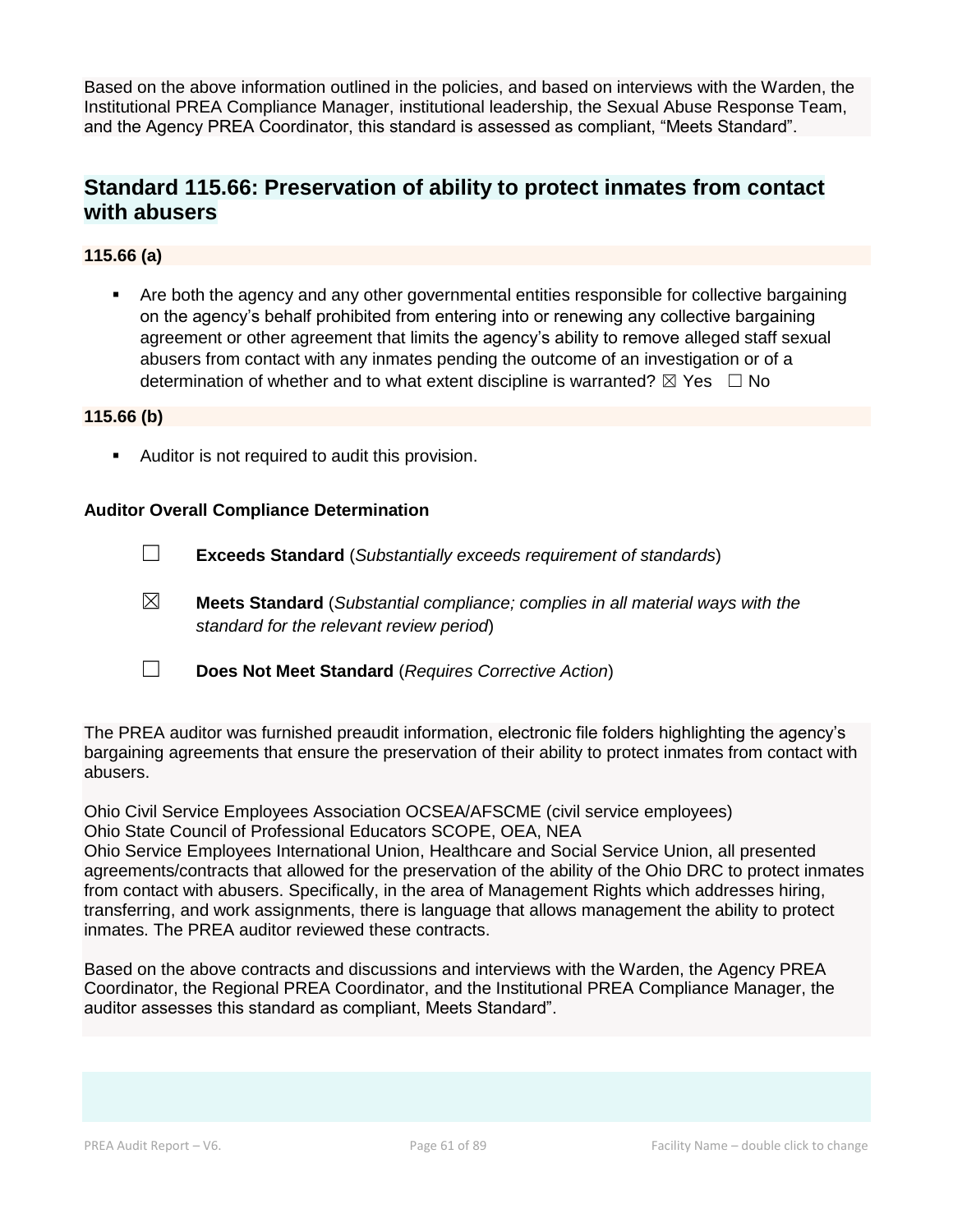Based on the above information outlined in the policies, and based on interviews with the Warden, the Institutional PREA Compliance Manager, institutional leadership, the Sexual Abuse Response Team, and the Agency PREA Coordinator, this standard is assessed as compliant, "Meets Standard".

## Standard 115.66: Preservation of ability to protect inmates from contact with abusers

**115.66 (a)**

- Are both the agency and any other governmental entities responsible for collective bargaining on the agency's behalf prohibited from entering into or renewing any collective bargaining agreement or other agreement that limits the agency's ability to remove alleged staff sexual abusers from contact with any inmates pending the outcome of an investigation or of a determination of whether and to what extent discipline is warranted? ☒ Yes ☐ No

**115.66 (b)**

- Auditor is not required to audit this provision.

**Auditor Overall Compliance Determination**

☐ **Exceeds Standard** (*Substantially exceeds requirement of standards*)

☒ **Meets Standard** (*Substantial compliance; complies in all material ways with the standard for the relevant review period*)

☐ **Does Not Meet Standard** (*Requires Corrective Action*)

The PREA auditor was furnished preaudit information, electronic file folders highlighting the agency's bargaining agreements that ensure the preservation of their ability to protect inmates from contact with abusers.

Ohio Civil Service Employees Association OCSEA/AFSCME (civil service employees)
Ohio State Council of Professional Educators SCOPE, OEA, NEA
Ohio Service Employees International Union, Healthcare and Social Service Union, all presented agreements/contracts that allowed for the preservation of the ability of the Ohio DRC to protect inmates from contact with abusers. Specifically, in the area of Management Rights which addresses hiring, transferring, and work assignments, there is language that allows management the ability to protect inmates. The PREA auditor reviewed these contracts.

Based on the above contracts and discussions and interviews with the Warden, the Agency PREA Coordinator, the Regional PREA Coordinator, and the Institutional PREA Compliance Manager, the auditor assesses this standard as compliant, Meets Standard".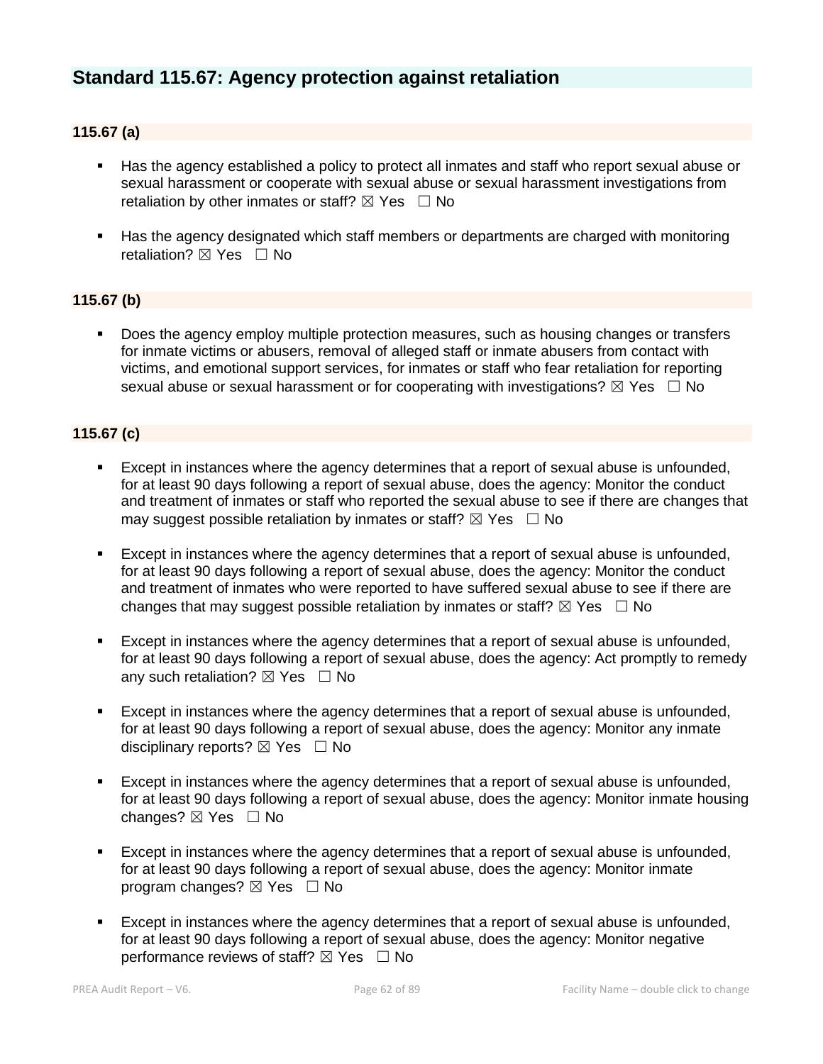## Standard 115.67: Agency protection against retaliation

### 115.67 (a)

- Has the agency established a policy to protect all inmates and staff who report sexual abuse or sexual harassment or cooperate with sexual abuse or sexual harassment investigations from retaliation by other inmates or staff? ☒ Yes ☐ No

- Has the agency designated which staff members or departments are charged with monitoring retaliation? ☒ Yes ☐ No

### 115.67 (b)

- Does the agency employ multiple protection measures, such as housing changes or transfers for inmate victims or abusers, removal of alleged staff or inmate abusers from contact with victims, and emotional support services, for inmates or staff who fear retaliation for reporting sexual abuse or sexual harassment or for cooperating with investigations? ☒ Yes ☐ No

### 115.67 (c)

- Except in instances where the agency determines that a report of sexual abuse is unfounded, for at least 90 days following a report of sexual abuse, does the agency: Monitor the conduct and treatment of inmates or staff who reported the sexual abuse to see if there are changes that may suggest possible retaliation by inmates or staff? ☒ Yes ☐ No

- Except in instances where the agency determines that a report of sexual abuse is unfounded, for at least 90 days following a report of sexual abuse, does the agency: Monitor the conduct and treatment of inmates who were reported to have suffered sexual abuse to see if there are changes that may suggest possible retaliation by inmates or staff? ☒ Yes ☐ No

- Except in instances where the agency determines that a report of sexual abuse is unfounded, for at least 90 days following a report of sexual abuse, does the agency: Act promptly to remedy any such retaliation? ☒ Yes ☐ No

- Except in instances where the agency determines that a report of sexual abuse is unfounded, for at least 90 days following a report of sexual abuse, does the agency: Monitor any inmate disciplinary reports? ☒ Yes ☐ No

- Except in instances where the agency determines that a report of sexual abuse is unfounded, for at least 90 days following a report of sexual abuse, does the agency: Monitor inmate housing changes? ☒ Yes ☐ No

- Except in instances where the agency determines that a report of sexual abuse is unfounded, for at least 90 days following a report of sexual abuse, does the agency: Monitor inmate program changes? ☒ Yes ☐ No

- Except in instances where the agency determines that a report of sexual abuse is unfounded, for at least 90 days following a report of sexual abuse, does the agency: Monitor negative performance reviews of staff? ☒ Yes ☐ No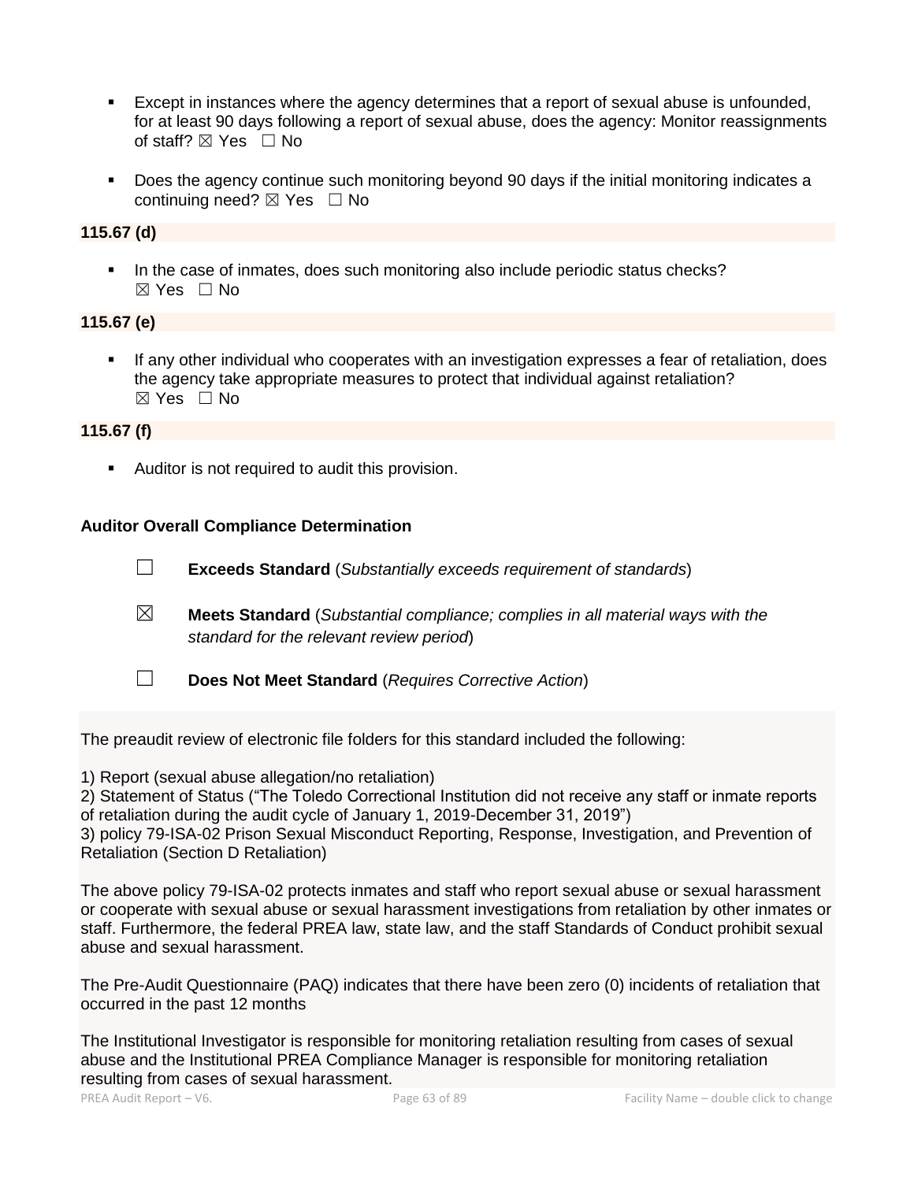- Except in instances where the agency determines that a report of sexual abuse is unfounded, for at least 90 days following a report of sexual abuse, does the agency: Monitor reassignments of staff? ☒ Yes ☐ No

- Does the agency continue such monitoring beyond 90 days if the initial monitoring indicates a continuing need? ☒ Yes ☐ No

**115.67 (d)**

- In the case of inmates, does such monitoring also include periodic status checks? ☒ Yes ☐ No

**115.67 (e)**

- If any other individual who cooperates with an investigation expresses a fear of retaliation, does the agency take appropriate measures to protect that individual against retaliation? ☒ Yes ☐ No

**115.67 (f)**

- Auditor is not required to audit this provision.

**Auditor Overall Compliance Determination**

☐ **Exceeds Standard** (*Substantially exceeds requirement of standards*)

☒ **Meets Standard** (*Substantial compliance; complies in all material ways with the standard for the relevant review period*)

☐ **Does Not Meet Standard** (*Requires Corrective Action*)

The preaudit review of electronic file folders for this standard included the following:

1) Report (sexual abuse allegation/no retaliation)
2) Statement of Status ("The Toledo Correctional Institution did not receive any staff or inmate reports of retaliation during the audit cycle of January 1, 2019-December 31, 2019")
3) policy 79-ISA-02 Prison Sexual Misconduct Reporting, Response, Investigation, and Prevention of Retaliation (Section D Retaliation)

The above policy 79-ISA-02 protects inmates and staff who report sexual abuse or sexual harassment or cooperate with sexual abuse or sexual harassment investigations from retaliation by other inmates or staff. Furthermore, the federal PREA law, state law, and the staff Standards of Conduct prohibit sexual abuse and sexual harassment.

The Pre-Audit Questionnaire (PAQ) indicates that there have been zero (0) incidents of retaliation that occurred in the past 12 months

The Institutional Investigator is responsible for monitoring retaliation resulting from cases of sexual abuse and the Institutional PREA Compliance Manager is responsible for monitoring retaliation resulting from cases of sexual harassment.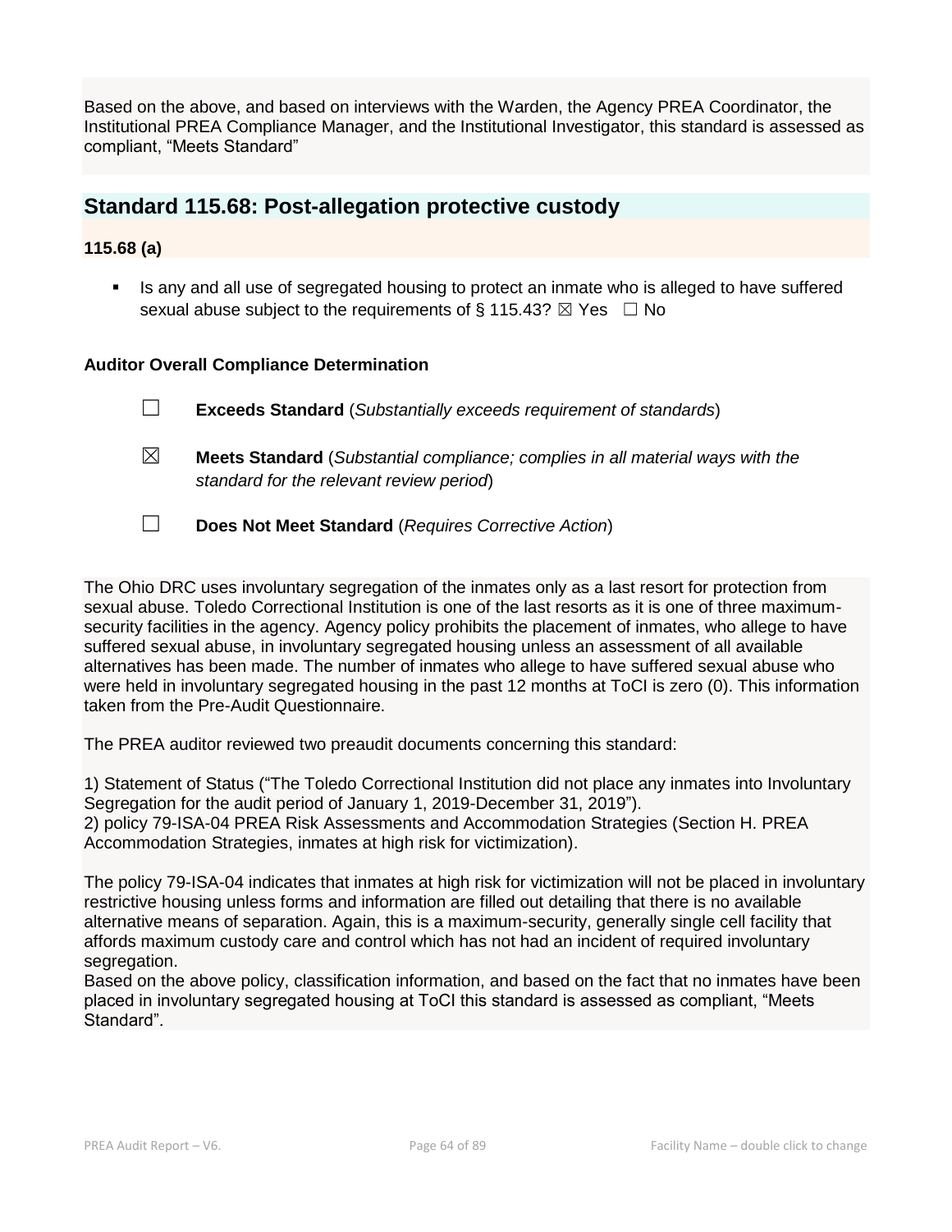Based on the above, and based on interviews with the Warden, the Agency PREA Coordinator, the Institutional PREA Compliance Manager, and the Institutional Investigator, this standard is assessed as compliant, "Meets Standard"

## Standard 115.68: Post-allegation protective custody

### 115.68 (a)

- Is any and all use of segregated housing to protect an inmate who is alleged to have suffered sexual abuse subject to the requirements of § 115.43? ☒ Yes ☐ No

**Auditor Overall Compliance Determination**

☐ **Exceeds Standard** (*Substantially exceeds requirement of standards*)

☒ **Meets Standard** (*Substantial compliance; complies in all material ways with the standard for the relevant review period*)

☐ **Does Not Meet Standard** (*Requires Corrective Action*)

The Ohio DRC uses involuntary segregation of the inmates only as a last resort for protection from sexual abuse. Toledo Correctional Institution is one of the last resorts as it is one of three maximum-security facilities in the agency. Agency policy prohibits the placement of inmates, who allege to have suffered sexual abuse, in involuntary segregated housing unless an assessment of all available alternatives has been made. The number of inmates who allege to have suffered sexual abuse who were held in involuntary segregated housing in the past 12 months at ToCI is zero (0). This information taken from the Pre-Audit Questionnaire.

The PREA auditor reviewed two preaudit documents concerning this standard:

1) Statement of Status ("The Toledo Correctional Institution did not place any inmates into Involuntary Segregation for the audit period of January 1, 2019-December 31, 2019").
2) policy 79-ISA-04 PREA Risk Assessments and Accommodation Strategies (Section H. PREA Accommodation Strategies, inmates at high risk for victimization).

The policy 79-ISA-04 indicates that inmates at high risk for victimization will not be placed in involuntary restrictive housing unless forms and information are filled out detailing that there is no available alternative means of separation. Again, this is a maximum-security, generally single cell facility that affords maximum custody care and control which has not had an incident of required involuntary segregation.
Based on the above policy, classification information, and based on the fact that no inmates have been placed in involuntary segregated housing at ToCI this standard is assessed as compliant, "Meets Standard".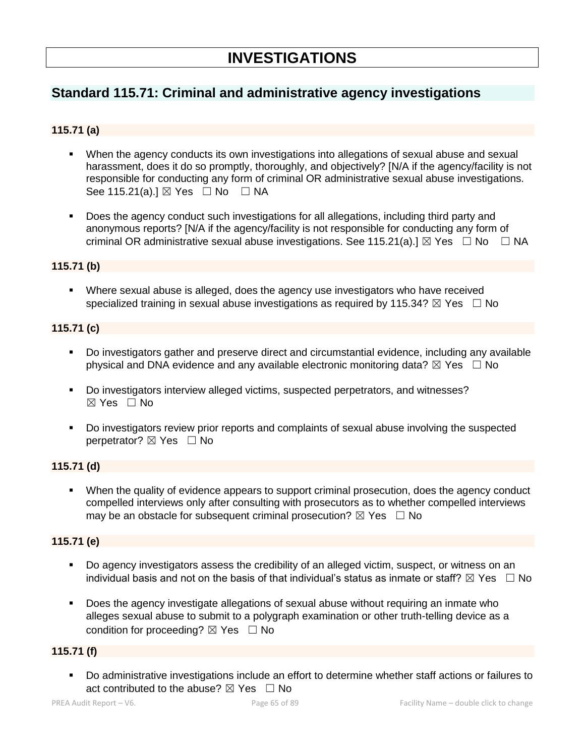# INVESTIGATIONS

## Standard 115.71: Criminal and administrative agency investigations

### 115.71 (a)

- When the agency conducts its own investigations into allegations of sexual abuse and sexual harassment, does it do so promptly, thoroughly, and objectively? [N/A if the agency/facility is not responsible for conducting any form of criminal OR administrative sexual abuse investigations. See 115.21(a).] ☒ Yes ☐ No ☐ NA

- Does the agency conduct such investigations for all allegations, including third party and anonymous reports? [N/A if the agency/facility is not responsible for conducting any form of criminal OR administrative sexual abuse investigations. See 115.21(a).] ☒ Yes ☐ No ☐ NA

### 115.71 (b)

- Where sexual abuse is alleged, does the agency use investigators who have received specialized training in sexual abuse investigations as required by 115.34? ☒ Yes ☐ No

### 115.71 (c)

- Do investigators gather and preserve direct and circumstantial evidence, including any available physical and DNA evidence and any available electronic monitoring data? ☒ Yes ☐ No

- Do investigators interview alleged victims, suspected perpetrators, and witnesses? ☒ Yes ☐ No

- Do investigators review prior reports and complaints of sexual abuse involving the suspected perpetrator? ☒ Yes ☐ No

### 115.71 (d)

- When the quality of evidence appears to support criminal prosecution, does the agency conduct compelled interviews only after consulting with prosecutors as to whether compelled interviews may be an obstacle for subsequent criminal prosecution? ☒ Yes ☐ No

### 115.71 (e)

- Do agency investigators assess the credibility of an alleged victim, suspect, or witness on an individual basis and not on the basis of that individual's status as inmate or staff? ☒ Yes ☐ No

- Does the agency investigate allegations of sexual abuse without requiring an inmate who alleges sexual abuse to submit to a polygraph examination or other truth-telling device as a condition for proceeding? ☒ Yes ☐ No

### 115.71 (f)

- Do administrative investigations include an effort to determine whether staff actions or failures to act contributed to the abuse? ☒ Yes ☐ No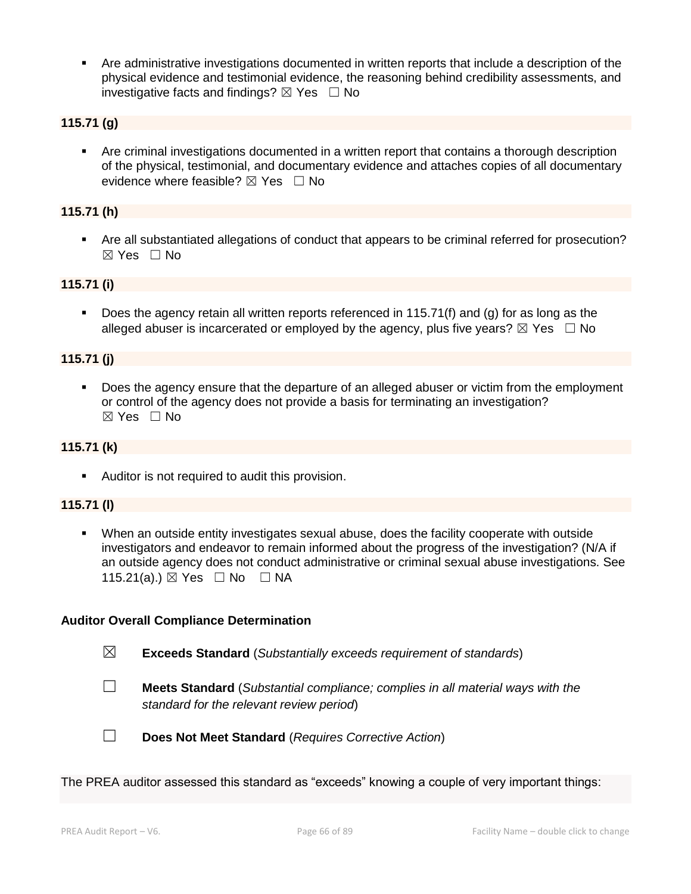- Are administrative investigations documented in written reports that include a description of the physical evidence and testimonial evidence, the reasoning behind credibility assessments, and investigative facts and findings? ☒ Yes ☐ No

**115.71 (g)**

- Are criminal investigations documented in a written report that contains a thorough description of the physical, testimonial, and documentary evidence and attaches copies of all documentary evidence where feasible? ☒ Yes ☐ No

**115.71 (h)**

- Are all substantiated allegations of conduct that appears to be criminal referred for prosecution? ☒ Yes ☐ No

**115.71 (i)**

- Does the agency retain all written reports referenced in 115.71(f) and (g) for as long as the alleged abuser is incarcerated or employed by the agency, plus five years? ☒ Yes ☐ No

**115.71 (j)**

- Does the agency ensure that the departure of an alleged abuser or victim from the employment or control of the agency does not provide a basis for terminating an investigation? ☒ Yes ☐ No

**115.71 (k)**

- Auditor is not required to audit this provision.

**115.71 (l)**

- When an outside entity investigates sexual abuse, does the facility cooperate with outside investigators and endeavor to remain informed about the progress of the investigation? (N/A if an outside agency does not conduct administrative or criminal sexual abuse investigations. See 115.21(a).) ☒ Yes ☐ No ☐ NA

**Auditor Overall Compliance Determination**

☒ **Exceeds Standard** (*Substantially exceeds requirement of standards*)

☐ **Meets Standard** (*Substantial compliance; complies in all material ways with the standard for the relevant review period*)

☐ **Does Not Meet Standard** (*Requires Corrective Action*)

The PREA auditor assessed this standard as "exceeds" knowing a couple of very important things: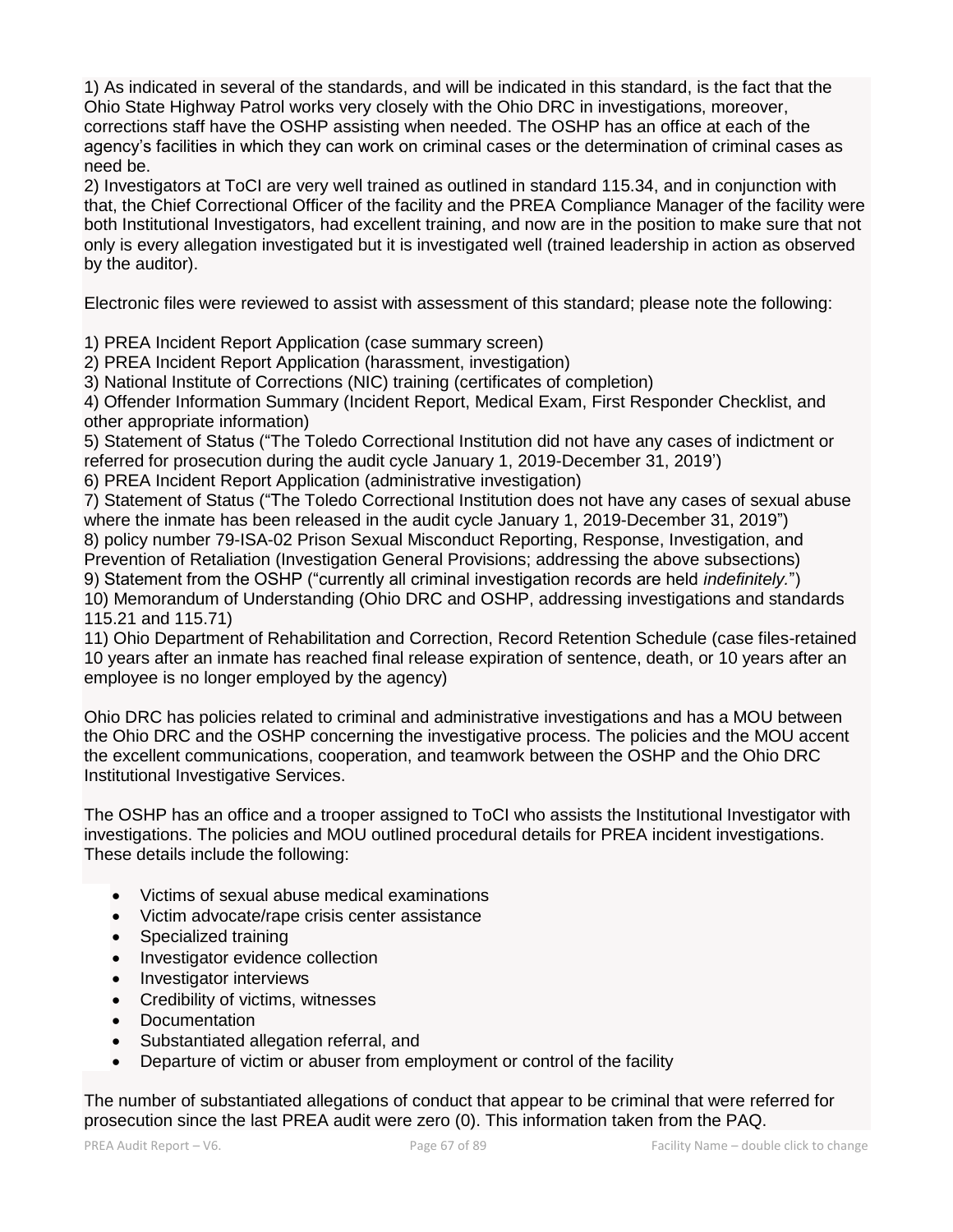1) As indicated in several of the standards, and will be indicated in this standard, is the fact that the Ohio State Highway Patrol works very closely with the Ohio DRC in investigations, moreover, corrections staff have the OSHP assisting when needed. The OSHP has an office at each of the agency's facilities in which they can work on criminal cases or the determination of criminal cases as need be.
2) Investigators at ToCI are very well trained as outlined in standard 115.34, and in conjunction with that, the Chief Correctional Officer of the facility and the PREA Compliance Manager of the facility were both Institutional Investigators, had excellent training, and now are in the position to make sure that not only is every allegation investigated but it is investigated well (trained leadership in action as observed by the auditor).

Electronic files were reviewed to assist with assessment of this standard; please note the following:

1) PREA Incident Report Application (case summary screen)
2) PREA Incident Report Application (harassment, investigation)
3) National Institute of Corrections (NIC) training (certificates of completion)
4) Offender Information Summary (Incident Report, Medical Exam, First Responder Checklist, and other appropriate information)
5) Statement of Status ("The Toledo Correctional Institution did not have any cases of indictment or referred for prosecution during the audit cycle January 1, 2019-December 31, 2019')
6) PREA Incident Report Application (administrative investigation)
7) Statement of Status ("The Toledo Correctional Institution does not have any cases of sexual abuse where the inmate has been released in the audit cycle January 1, 2019-December 31, 2019")
8) policy number 79-ISA-02 Prison Sexual Misconduct Reporting, Response, Investigation, and Prevention of Retaliation (Investigation General Provisions; addressing the above subsections)
9) Statement from the OSHP ("currently all criminal investigation records are held *indefinitely."*)
10) Memorandum of Understanding (Ohio DRC and OSHP, addressing investigations and standards 115.21 and 115.71)
11) Ohio Department of Rehabilitation and Correction, Record Retention Schedule (case files-retained 10 years after an inmate has reached final release expiration of sentence, death, or 10 years after an employee is no longer employed by the agency)

Ohio DRC has policies related to criminal and administrative investigations and has a MOU between the Ohio DRC and the OSHP concerning the investigative process. The policies and the MOU accent the excellent communications, cooperation, and teamwork between the OSHP and the Ohio DRC Institutional Investigative Services.

The OSHP has an office and a trooper assigned to ToCI who assists the Institutional Investigator with investigations. The policies and MOU outlined procedural details for PREA incident investigations. These details include the following:

- Victims of sexual abuse medical examinations
- Victim advocate/rape crisis center assistance
- Specialized training
- Investigator evidence collection
- Investigator interviews
- Credibility of victims, witnesses
- Documentation
- Substantiated allegation referral, and
- Departure of victim or abuser from employment or control of the facility

The number of substantiated allegations of conduct that appear to be criminal that were referred for prosecution since the last PREA audit were zero (0). This information taken from the PAQ.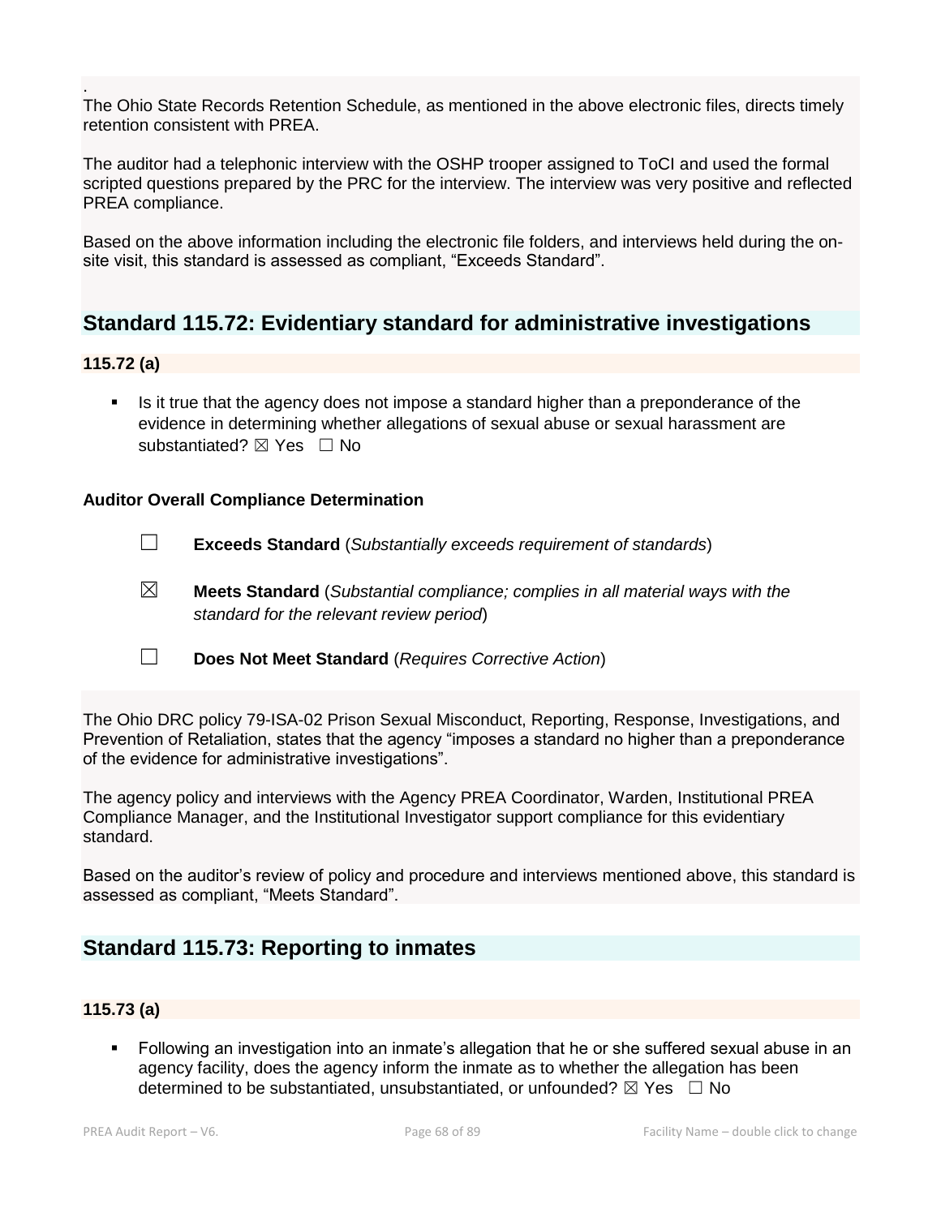.
The Ohio State Records Retention Schedule, as mentioned in the above electronic files, directs timely retention consistent with PREA.

The auditor had a telephonic interview with the OSHP trooper assigned to ToCI and used the formal scripted questions prepared by the PRC for the interview. The interview was very positive and reflected PREA compliance.

Based on the above information including the electronic file folders, and interviews held during the on-site visit, this standard is assessed as compliant, "Exceeds Standard".

## Standard 115.72: Evidentiary standard for administrative investigations

### 115.72 (a)

- Is it true that the agency does not impose a standard higher than a preponderance of the evidence in determining whether allegations of sexual abuse or sexual harassment are substantiated? ☒ Yes ☐ No

### Auditor Overall Compliance Determination

☐ **Exceeds Standard** (*Substantially exceeds requirement of standards*)

☒ **Meets Standard** (*Substantial compliance; complies in all material ways with the standard for the relevant review period*)

☐ **Does Not Meet Standard** (*Requires Corrective Action*)

The Ohio DRC policy 79-ISA-02 Prison Sexual Misconduct, Reporting, Response, Investigations, and Prevention of Retaliation, states that the agency "imposes a standard no higher than a preponderance of the evidence for administrative investigations".

The agency policy and interviews with the Agency PREA Coordinator, Warden, Institutional PREA Compliance Manager, and the Institutional Investigator support compliance for this evidentiary standard.

Based on the auditor's review of policy and procedure and interviews mentioned above, this standard is assessed as compliant, "Meets Standard".

## Standard 115.73: Reporting to inmates

### 115.73 (a)

- Following an investigation into an inmate's allegation that he or she suffered sexual abuse in an agency facility, does the agency inform the inmate as to whether the allegation has been determined to be substantiated, unsubstantiated, or unfounded? ☒ Yes ☐ No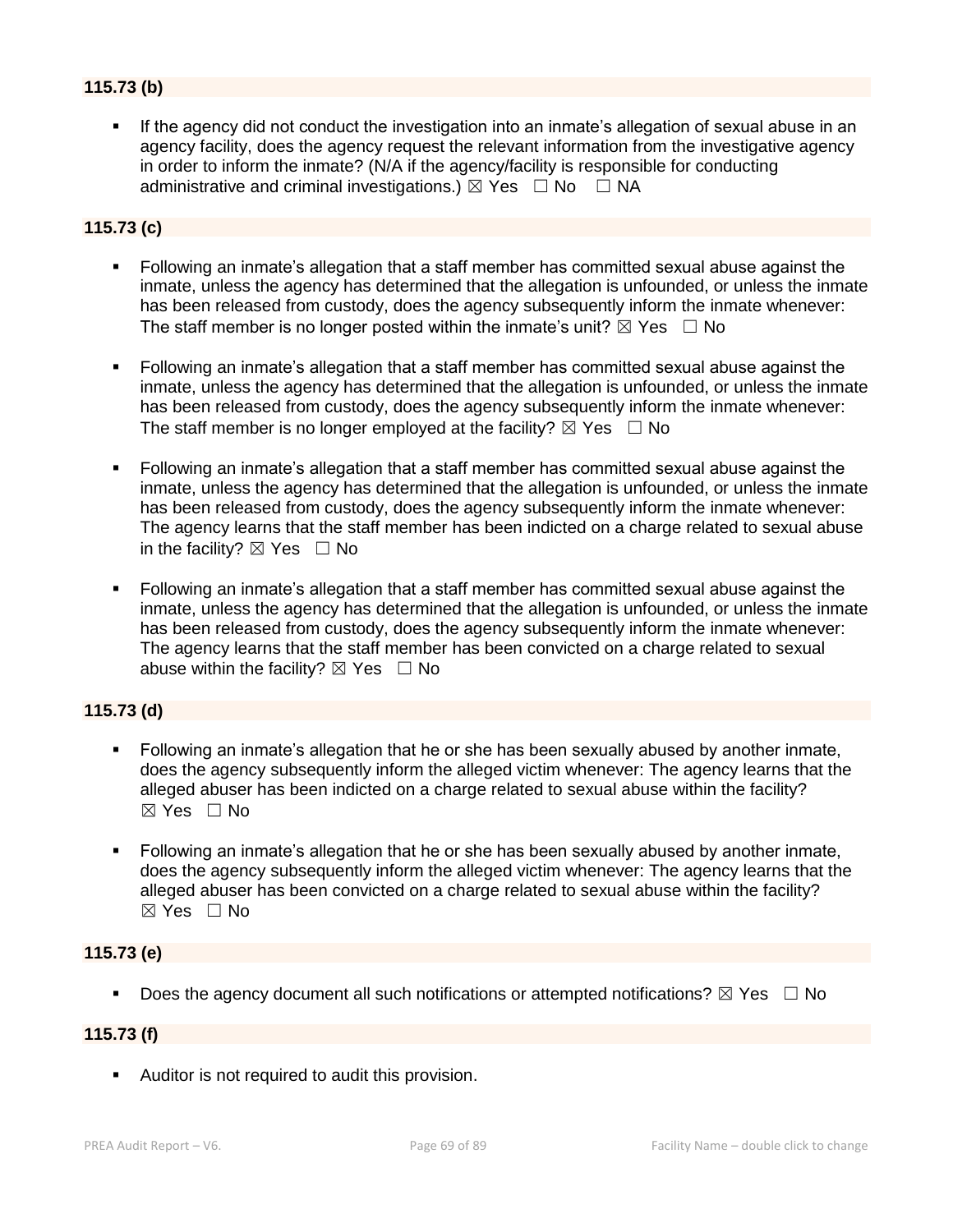**115.73 (b)**

- If the agency did not conduct the investigation into an inmate's allegation of sexual abuse in an agency facility, does the agency request the relevant information from the investigative agency in order to inform the inmate? (N/A if the agency/facility is responsible for conducting administrative and criminal investigations.) ☒ Yes ☐ No ☐ NA

**115.73 (c)**

- Following an inmate's allegation that a staff member has committed sexual abuse against the inmate, unless the agency has determined that the allegation is unfounded, or unless the inmate has been released from custody, does the agency subsequently inform the inmate whenever: The staff member is no longer posted within the inmate's unit? ☒ Yes ☐ No
- Following an inmate's allegation that a staff member has committed sexual abuse against the inmate, unless the agency has determined that the allegation is unfounded, or unless the inmate has been released from custody, does the agency subsequently inform the inmate whenever: The staff member is no longer employed at the facility? ☒ Yes ☐ No
- Following an inmate's allegation that a staff member has committed sexual abuse against the inmate, unless the agency has determined that the allegation is unfounded, or unless the inmate has been released from custody, does the agency subsequently inform the inmate whenever: The agency learns that the staff member has been indicted on a charge related to sexual abuse in the facility? ☒ Yes ☐ No
- Following an inmate's allegation that a staff member has committed sexual abuse against the inmate, unless the agency has determined that the allegation is unfounded, or unless the inmate has been released from custody, does the agency subsequently inform the inmate whenever: The agency learns that the staff member has been convicted on a charge related to sexual abuse within the facility? ☒ Yes ☐ No

**115.73 (d)**

- Following an inmate's allegation that he or she has been sexually abused by another inmate, does the agency subsequently inform the alleged victim whenever: The agency learns that the alleged abuser has been indicted on a charge related to sexual abuse within the facility? ☒ Yes ☐ No
- Following an inmate's allegation that he or she has been sexually abused by another inmate, does the agency subsequently inform the alleged victim whenever: The agency learns that the alleged abuser has been convicted on a charge related to sexual abuse within the facility? ☒ Yes ☐ No

**115.73 (e)**

- Does the agency document all such notifications or attempted notifications? ☒ Yes ☐ No

**115.73 (f)**

- Auditor is not required to audit this provision.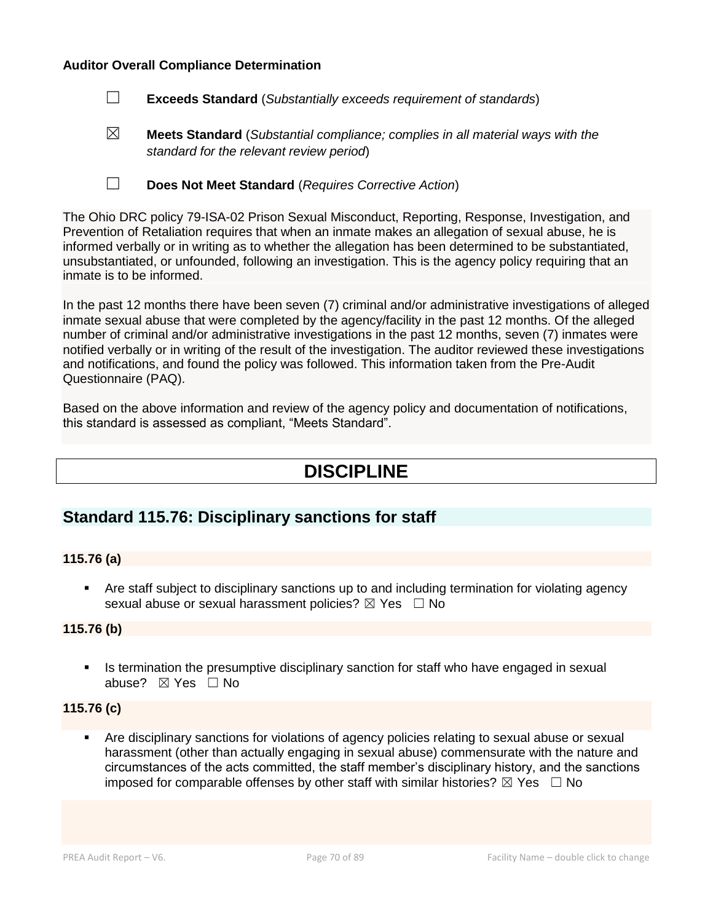**Auditor Overall Compliance Determination**

☐ **Exceeds Standard** (*Substantially exceeds requirement of standards*)

☒ **Meets Standard** (*Substantial compliance; complies in all material ways with the standard for the relevant review period*)

☐ **Does Not Meet Standard** (*Requires Corrective Action*)

The Ohio DRC policy 79-ISA-02 Prison Sexual Misconduct, Reporting, Response, Investigation, and Prevention of Retaliation requires that when an inmate makes an allegation of sexual abuse, he is informed verbally or in writing as to whether the allegation has been determined to be substantiated, unsubstantiated, or unfounded, following an investigation. This is the agency policy requiring that an inmate is to be informed.

In the past 12 months there have been seven (7) criminal and/or administrative investigations of alleged inmate sexual abuse that were completed by the agency/facility in the past 12 months. Of the alleged number of criminal and/or administrative investigations in the past 12 months, seven (7) inmates were notified verbally or in writing of the result of the investigation. The auditor reviewed these investigations and notifications, and found the policy was followed. This information taken from the Pre-Audit Questionnaire (PAQ).

Based on the above information and review of the agency policy and documentation of notifications, this standard is assessed as compliant, "Meets Standard".

# DISCIPLINE

## Standard 115.76: Disciplinary sanctions for staff

**115.76 (a)**

- Are staff subject to disciplinary sanctions up to and including termination for violating agency sexual abuse or sexual harassment policies? ☒ Yes ☐ No

**115.76 (b)**

- Is termination the presumptive disciplinary sanction for staff who have engaged in sexual abuse? ☒ Yes ☐ No

**115.76 (c)**

- Are disciplinary sanctions for violations of agency policies relating to sexual abuse or sexual harassment (other than actually engaging in sexual abuse) commensurate with the nature and circumstances of the acts committed, the staff member's disciplinary history, and the sanctions imposed for comparable offenses by other staff with similar histories? ☒ Yes ☐ No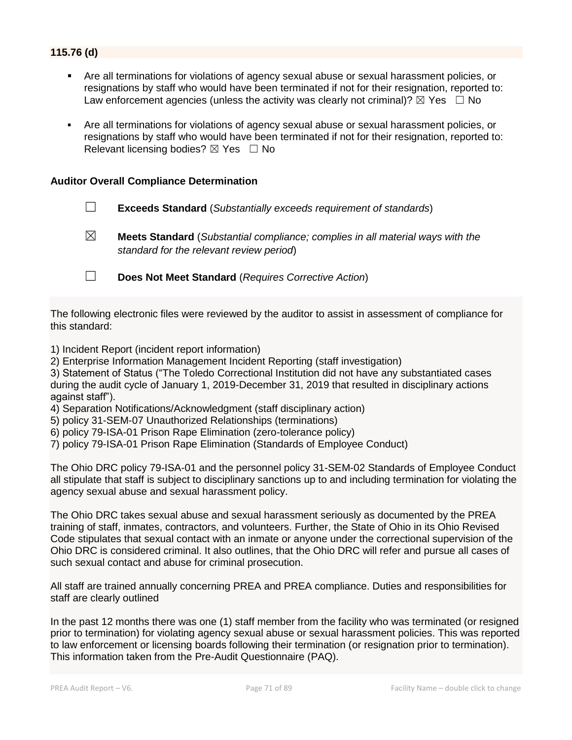**115.76 (d)**

- Are all terminations for violations of agency sexual abuse or sexual harassment policies, or resignations by staff who would have been terminated if not for their resignation, reported to: Law enforcement agencies (unless the activity was clearly not criminal)? ☒ Yes ☐ No
- Are all terminations for violations of agency sexual abuse or sexual harassment policies, or resignations by staff who would have been terminated if not for their resignation, reported to: Relevant licensing bodies? ☒ Yes ☐ No

**Auditor Overall Compliance Determination**

☐ **Exceeds Standard** (*Substantially exceeds requirement of standards*)

☒ **Meets Standard** (*Substantial compliance; complies in all material ways with the standard for the relevant review period*)

☐ **Does Not Meet Standard** (*Requires Corrective Action*)

The following electronic files were reviewed by the auditor to assist in assessment of compliance for this standard:

1) Incident Report (incident report information)
2) Enterprise Information Management Incident Reporting (staff investigation)
3) Statement of Status ("The Toledo Correctional Institution did not have any substantiated cases during the audit cycle of January 1, 2019-December 31, 2019 that resulted in disciplinary actions against staff").
4) Separation Notifications/Acknowledgment (staff disciplinary action)
5) policy 31-SEM-07 Unauthorized Relationships (terminations)
6) policy 79-ISA-01 Prison Rape Elimination (zero-tolerance policy)
7) policy 79-ISA-01 Prison Rape Elimination (Standards of Employee Conduct)

The Ohio DRC policy 79-ISA-01 and the personnel policy 31-SEM-02 Standards of Employee Conduct all stipulate that staff is subject to disciplinary sanctions up to and including termination for violating the agency sexual abuse and sexual harassment policy.

The Ohio DRC takes sexual abuse and sexual harassment seriously as documented by the PREA training of staff, inmates, contractors, and volunteers. Further, the State of Ohio in its Ohio Revised Code stipulates that sexual contact with an inmate or anyone under the correctional supervision of the Ohio DRC is considered criminal. It also outlines, that the Ohio DRC will refer and pursue all cases of such sexual contact and abuse for criminal prosecution.

All staff are trained annually concerning PREA and PREA compliance. Duties and responsibilities for staff are clearly outlined

In the past 12 months there was one (1) staff member from the facility who was terminated (or resigned prior to termination) for violating agency sexual abuse or sexual harassment policies. This was reported to law enforcement or licensing boards following their termination (or resignation prior to termination). This information taken from the Pre-Audit Questionnaire (PAQ).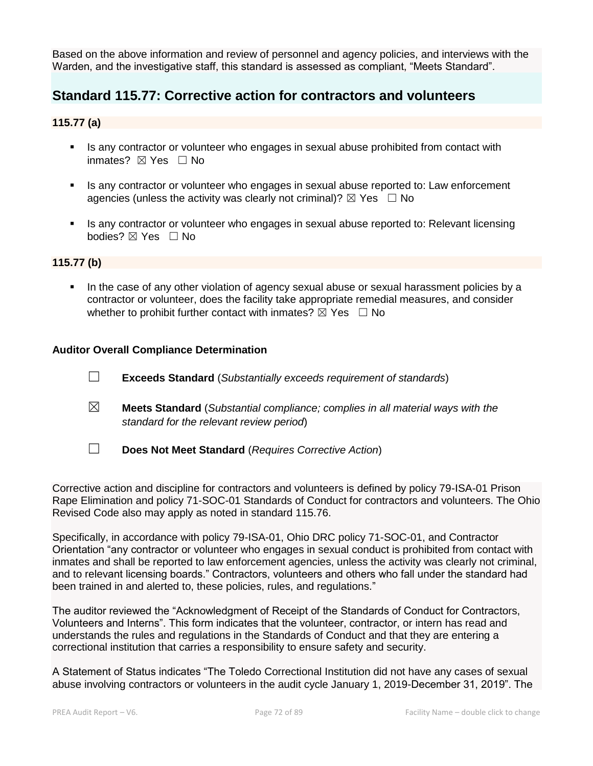Based on the above information and review of personnel and agency policies, and interviews with the Warden, and the investigative staff, this standard is assessed as compliant, "Meets Standard".

## Standard 115.77: Corrective action for contractors and volunteers

**115.77 (a)**

- Is any contractor or volunteer who engages in sexual abuse prohibited from contact with inmates? ☒ Yes ☐ No
- Is any contractor or volunteer who engages in sexual abuse reported to: Law enforcement agencies (unless the activity was clearly not criminal)? ☒ Yes ☐ No
- Is any contractor or volunteer who engages in sexual abuse reported to: Relevant licensing bodies? ☒ Yes ☐ No

**115.77 (b)**

- In the case of any other violation of agency sexual abuse or sexual harassment policies by a contractor or volunteer, does the facility take appropriate remedial measures, and consider whether to prohibit further contact with inmates? ☒ Yes ☐ No

**Auditor Overall Compliance Determination**

☐ **Exceeds Standard** (*Substantially exceeds requirement of standards*)

☒ **Meets Standard** (*Substantial compliance; complies in all material ways with the standard for the relevant review period*)

☐ **Does Not Meet Standard** (*Requires Corrective Action*)

Corrective action and discipline for contractors and volunteers is defined by policy 79-ISA-01 Prison Rape Elimination and policy 71-SOC-01 Standards of Conduct for contractors and volunteers. The Ohio Revised Code also may apply as noted in standard 115.76.

Specifically, in accordance with policy 79-ISA-01, Ohio DRC policy 71-SOC-01, and Contractor Orientation "any contractor or volunteer who engages in sexual conduct is prohibited from contact with inmates and shall be reported to law enforcement agencies, unless the activity was clearly not criminal, and to relevant licensing boards." Contractors, volunteers and others who fall under the standard had been trained in and alerted to, these policies, rules, and regulations."

The auditor reviewed the "Acknowledgment of Receipt of the Standards of Conduct for Contractors, Volunteers and Interns". This form indicates that the volunteer, contractor, or intern has read and understands the rules and regulations in the Standards of Conduct and that they are entering a correctional institution that carries a responsibility to ensure safety and security.

A Statement of Status indicates "The Toledo Correctional Institution did not have any cases of sexual abuse involving contractors or volunteers in the audit cycle January 1, 2019-December 31, 2019". The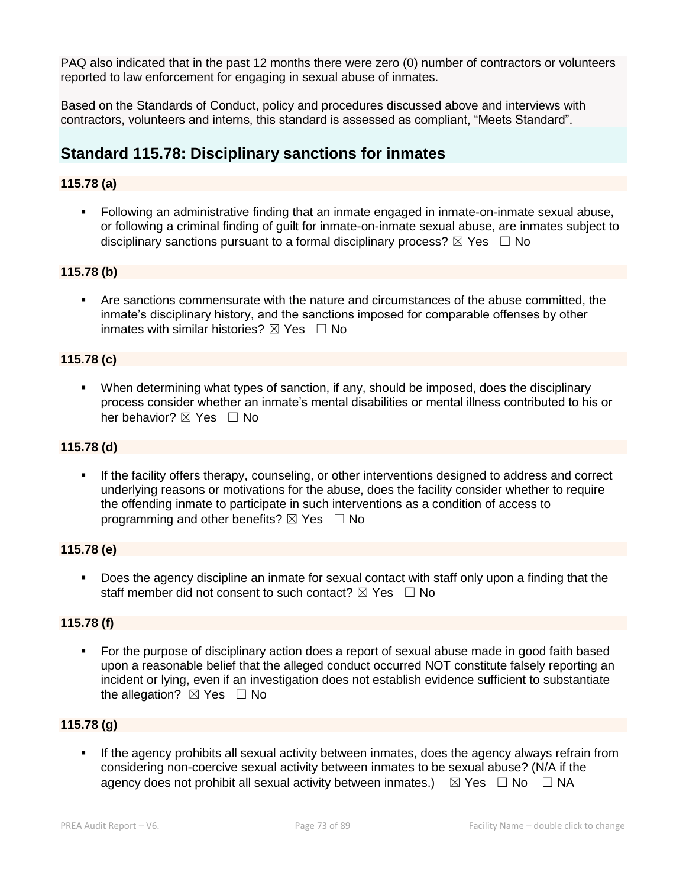PAQ also indicated that in the past 12 months there were zero (0) number of contractors or volunteers reported to law enforcement for engaging in sexual abuse of inmates.

Based on the Standards of Conduct, policy and procedures discussed above and interviews with contractors, volunteers and interns, this standard is assessed as compliant, "Meets Standard".

## Standard 115.78: Disciplinary sanctions for inmates

### 115.78 (a)

- Following an administrative finding that an inmate engaged in inmate-on-inmate sexual abuse, or following a criminal finding of guilt for inmate-on-inmate sexual abuse, are inmates subject to disciplinary sanctions pursuant to a formal disciplinary process? ☒ Yes ☐ No

### 115.78 (b)

- Are sanctions commensurate with the nature and circumstances of the abuse committed, the inmate's disciplinary history, and the sanctions imposed for comparable offenses by other inmates with similar histories? ☒ Yes ☐ No

### 115.78 (c)

- When determining what types of sanction, if any, should be imposed, does the disciplinary process consider whether an inmate's mental disabilities or mental illness contributed to his or her behavior? ☒ Yes ☐ No

### 115.78 (d)

- If the facility offers therapy, counseling, or other interventions designed to address and correct underlying reasons or motivations for the abuse, does the facility consider whether to require the offending inmate to participate in such interventions as a condition of access to programming and other benefits? ☒ Yes ☐ No

### 115.78 (e)

- Does the agency discipline an inmate for sexual contact with staff only upon a finding that the staff member did not consent to such contact? ☒ Yes ☐ No

### 115.78 (f)

- For the purpose of disciplinary action does a report of sexual abuse made in good faith based upon a reasonable belief that the alleged conduct occurred NOT constitute falsely reporting an incident or lying, even if an investigation does not establish evidence sufficient to substantiate the allegation? ☒ Yes ☐ No

### 115.78 (g)

- If the agency prohibits all sexual activity between inmates, does the agency always refrain from considering non-coercive sexual activity between inmates to be sexual abuse? (N/A if the agency does not prohibit all sexual activity between inmates.) ☒ Yes ☐ No ☐ NA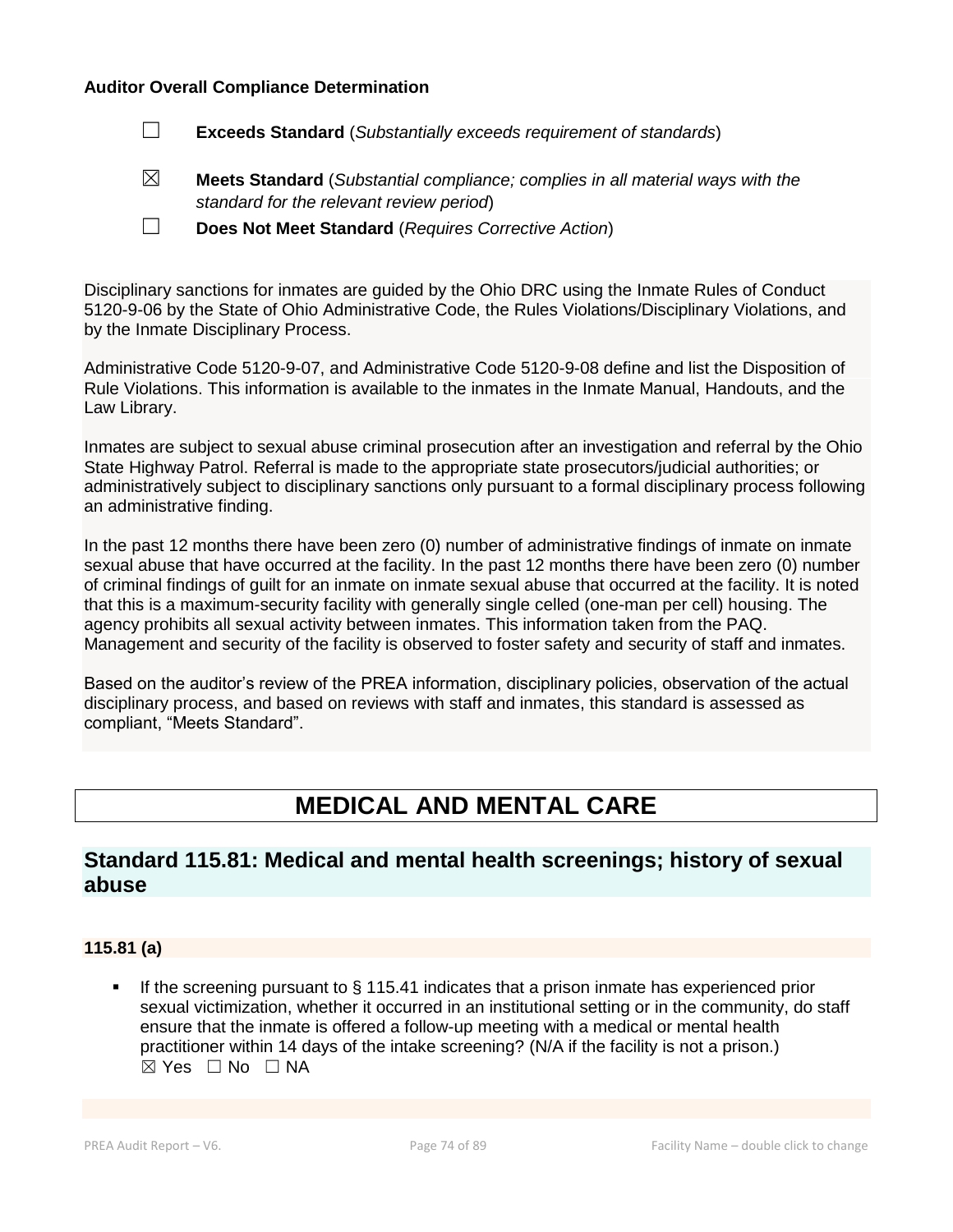**Auditor Overall Compliance Determination**

☐ **Exceeds Standard** (*Substantially exceeds requirement of standards*)

☒ **Meets Standard** (*Substantial compliance; complies in all material ways with the standard for the relevant review period*)

☐ **Does Not Meet Standard** (*Requires Corrective Action*)

Disciplinary sanctions for inmates are guided by the Ohio DRC using the Inmate Rules of Conduct 5120-9-06 by the State of Ohio Administrative Code, the Rules Violations/Disciplinary Violations, and by the Inmate Disciplinary Process.

Administrative Code 5120-9-07, and Administrative Code 5120-9-08 define and list the Disposition of Rule Violations. This information is available to the inmates in the Inmate Manual, Handouts, and the Law Library.

Inmates are subject to sexual abuse criminal prosecution after an investigation and referral by the Ohio State Highway Patrol. Referral is made to the appropriate state prosecutors/judicial authorities; or administratively subject to disciplinary sanctions only pursuant to a formal disciplinary process following an administrative finding.

In the past 12 months there have been zero (0) number of administrative findings of inmate on inmate sexual abuse that have occurred at the facility. In the past 12 months there have been zero (0) number of criminal findings of guilt for an inmate on inmate sexual abuse that occurred at the facility. It is noted that this is a maximum-security facility with generally single celled (one-man per cell) housing. The agency prohibits all sexual activity between inmates. This information taken from the PAQ. Management and security of the facility is observed to foster safety and security of staff and inmates.

Based on the auditor's review of the PREA information, disciplinary policies, observation of the actual disciplinary process, and based on reviews with staff and inmates, this standard is assessed as compliant, "Meets Standard".

# MEDICAL AND MENTAL CARE

## Standard 115.81: Medical and mental health screenings; history of sexual abuse

### 115.81 (a)

- If the screening pursuant to § 115.41 indicates that a prison inmate has experienced prior sexual victimization, whether it occurred in an institutional setting or in the community, do staff ensure that the inmate is offered a follow-up meeting with a medical or mental health practitioner within 14 days of the intake screening? (N/A if the facility is not a prison.)
  ☒ Yes ☐ No ☐ NA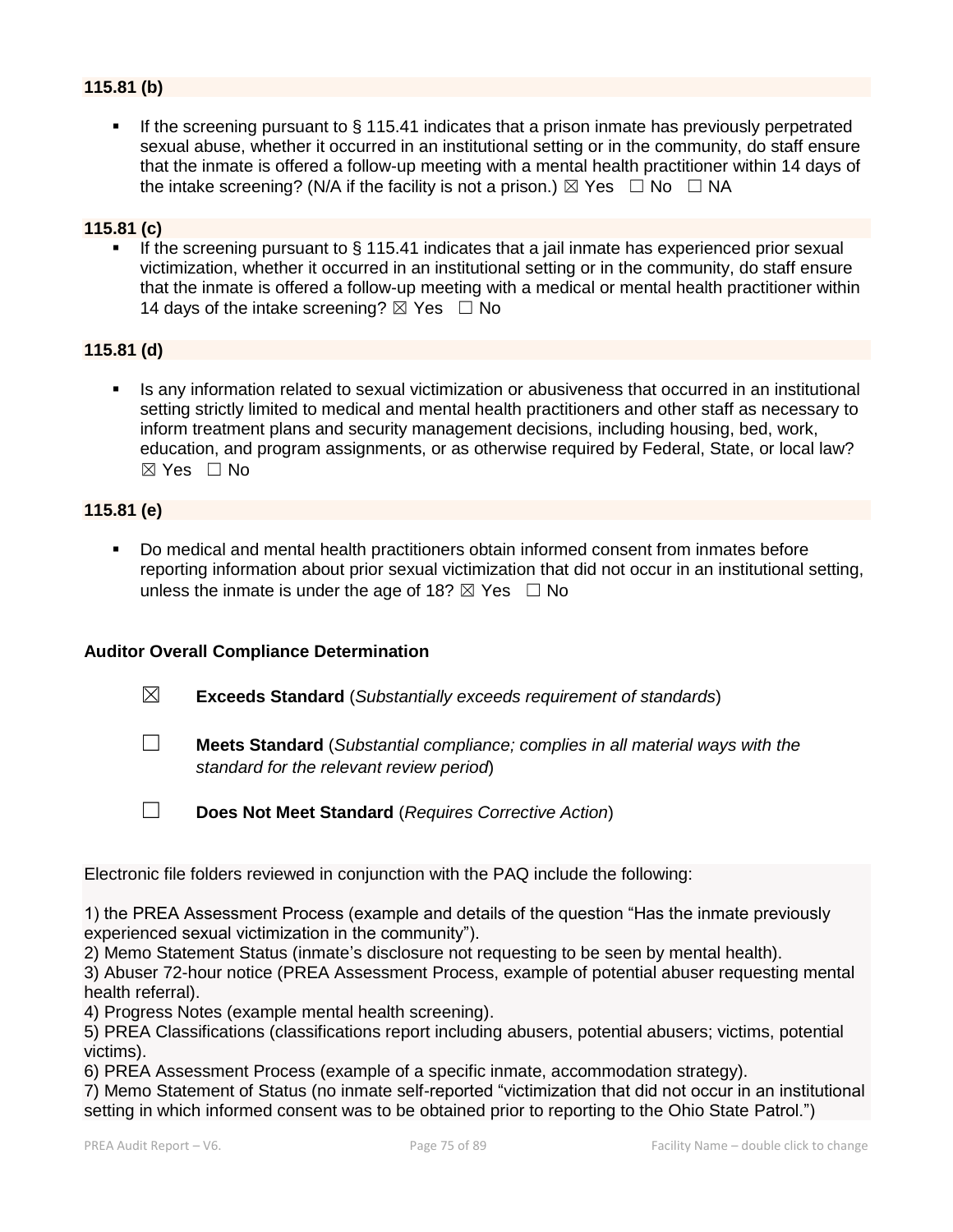**115.81 (b)**

- If the screening pursuant to § 115.41 indicates that a prison inmate has previously perpetrated sexual abuse, whether it occurred in an institutional setting or in the community, do staff ensure that the inmate is offered a follow-up meeting with a mental health practitioner within 14 days of the intake screening? (N/A if the facility is not a prison.) ☒ Yes ☐ No ☐ NA

**115.81 (c)**

- If the screening pursuant to § 115.41 indicates that a jail inmate has experienced prior sexual victimization, whether it occurred in an institutional setting or in the community, do staff ensure that the inmate is offered a follow-up meeting with a medical or mental health practitioner within 14 days of the intake screening? ☒ Yes ☐ No

**115.81 (d)**

- Is any information related to sexual victimization or abusiveness that occurred in an institutional setting strictly limited to medical and mental health practitioners and other staff as necessary to inform treatment plans and security management decisions, including housing, bed, work, education, and program assignments, or as otherwise required by Federal, State, or local law? ☒ Yes ☐ No

**115.81 (e)**

- Do medical and mental health practitioners obtain informed consent from inmates before reporting information about prior sexual victimization that did not occur in an institutional setting, unless the inmate is under the age of 18? ☒ Yes ☐ No

**Auditor Overall Compliance Determination**

☒ **Exceeds Standard** (*Substantially exceeds requirement of standards*)

☐ **Meets Standard** (*Substantial compliance; complies in all material ways with the standard for the relevant review period*)

☐ **Does Not Meet Standard** (*Requires Corrective Action*)

Electronic file folders reviewed in conjunction with the PAQ include the following:

1) the PREA Assessment Process (example and details of the question "Has the inmate previously experienced sexual victimization in the community").
2) Memo Statement Status (inmate's disclosure not requesting to be seen by mental health).
3) Abuser 72-hour notice (PREA Assessment Process, example of potential abuser requesting mental health referral).
4) Progress Notes (example mental health screening).
5) PREA Classifications (classifications report including abusers, potential abusers; victims, potential victims).
6) PREA Assessment Process (example of a specific inmate, accommodation strategy).
7) Memo Statement of Status (no inmate self-reported "victimization that did not occur in an institutional setting in which informed consent was to be obtained prior to reporting to the Ohio State Patrol.")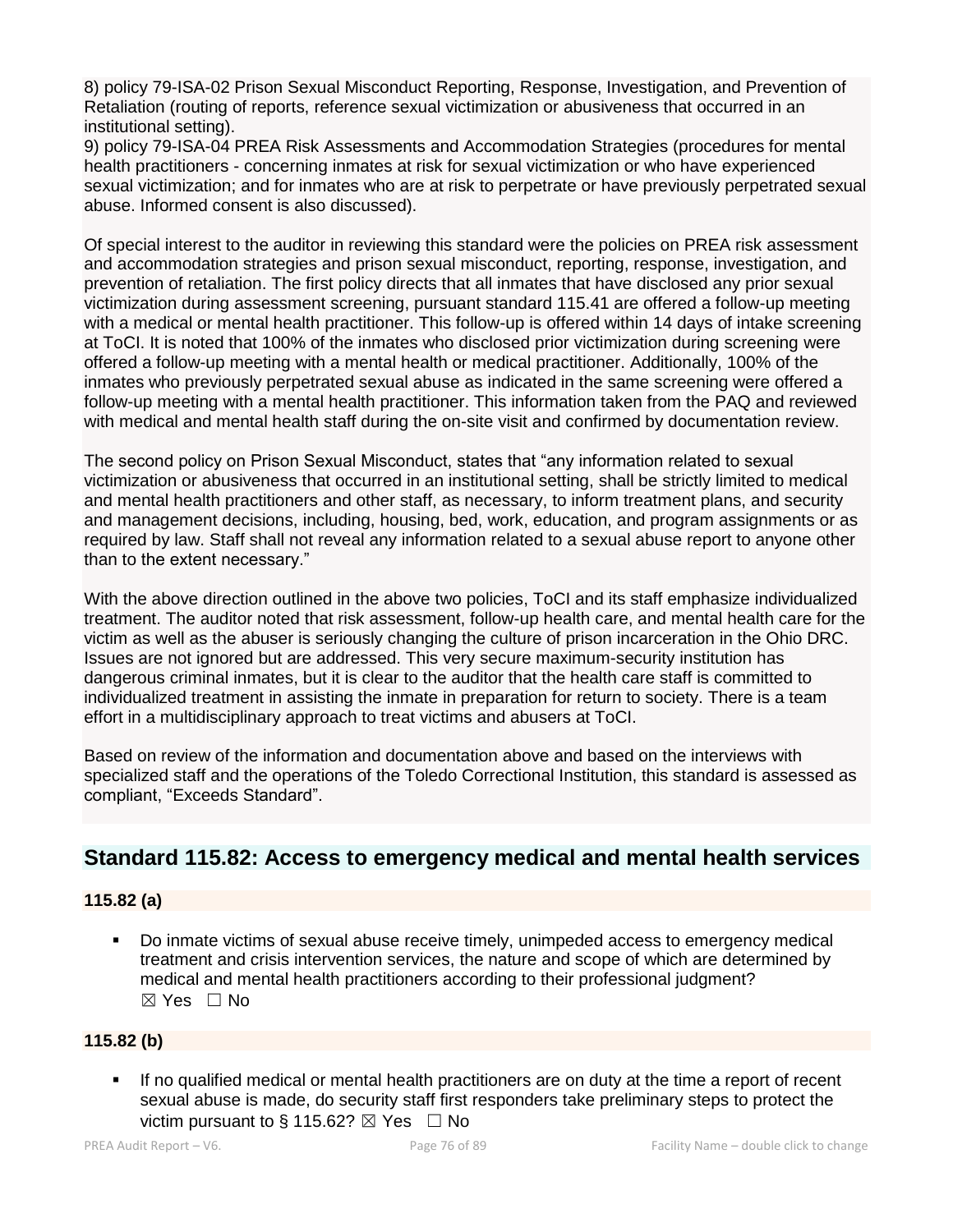8) policy 79-ISA-02 Prison Sexual Misconduct Reporting, Response, Investigation, and Prevention of Retaliation (routing of reports, reference sexual victimization or abusiveness that occurred in an institutional setting).
9) policy 79-ISA-04 PREA Risk Assessments and Accommodation Strategies (procedures for mental health practitioners - concerning inmates at risk for sexual victimization or who have experienced sexual victimization; and for inmates who are at risk to perpetrate or have previously perpetrated sexual abuse. Informed consent is also discussed).

Of special interest to the auditor in reviewing this standard were the policies on PREA risk assessment and accommodation strategies and prison sexual misconduct, reporting, response, investigation, and prevention of retaliation. The first policy directs that all inmates that have disclosed any prior sexual victimization during assessment screening, pursuant standard 115.41 are offered a follow-up meeting with a medical or mental health practitioner. This follow-up is offered within 14 days of intake screening at ToCI. It is noted that 100% of the inmates who disclosed prior victimization during screening were offered a follow-up meeting with a mental health or medical practitioner. Additionally, 100% of the inmates who previously perpetrated sexual abuse as indicated in the same screening were offered a follow-up meeting with a mental health practitioner. This information taken from the PAQ and reviewed with medical and mental health staff during the on-site visit and confirmed by documentation review.

The second policy on Prison Sexual Misconduct, states that “any information related to sexual victimization or abusiveness that occurred in an institutional setting, shall be strictly limited to medical and mental health practitioners and other staff, as necessary, to inform treatment plans, and security and management decisions, including, housing, bed, work, education, and program assignments or as required by law. Staff shall not reveal any information related to a sexual abuse report to anyone other than to the extent necessary.”

With the above direction outlined in the above two policies, ToCI and its staff emphasize individualized treatment. The auditor noted that risk assessment, follow-up health care, and mental health care for the victim as well as the abuser is seriously changing the culture of prison incarceration in the Ohio DRC. Issues are not ignored but are addressed. This very secure maximum-security institution has dangerous criminal inmates, but it is clear to the auditor that the health care staff is committed to individualized treatment in assisting the inmate in preparation for return to society. There is a team effort in a multidisciplinary approach to treat victims and abusers at ToCI.

Based on review of the information and documentation above and based on the interviews with specialized staff and the operations of the Toledo Correctional Institution, this standard is assessed as compliant, “Exceeds Standard”.

## Standard 115.82: Access to emergency medical and mental health services

### 115.82 (a)

- Do inmate victims of sexual abuse receive timely, unimpeded access to emergency medical treatment and crisis intervention services, the nature and scope of which are determined by medical and mental health practitioners according to their professional judgment?
  ☒ Yes ☐ No

### 115.82 (b)

- If no qualified medical or mental health practitioners are on duty at the time a report of recent sexual abuse is made, do security staff first responders take preliminary steps to protect the victim pursuant to § 115.62? ☒ Yes ☐ No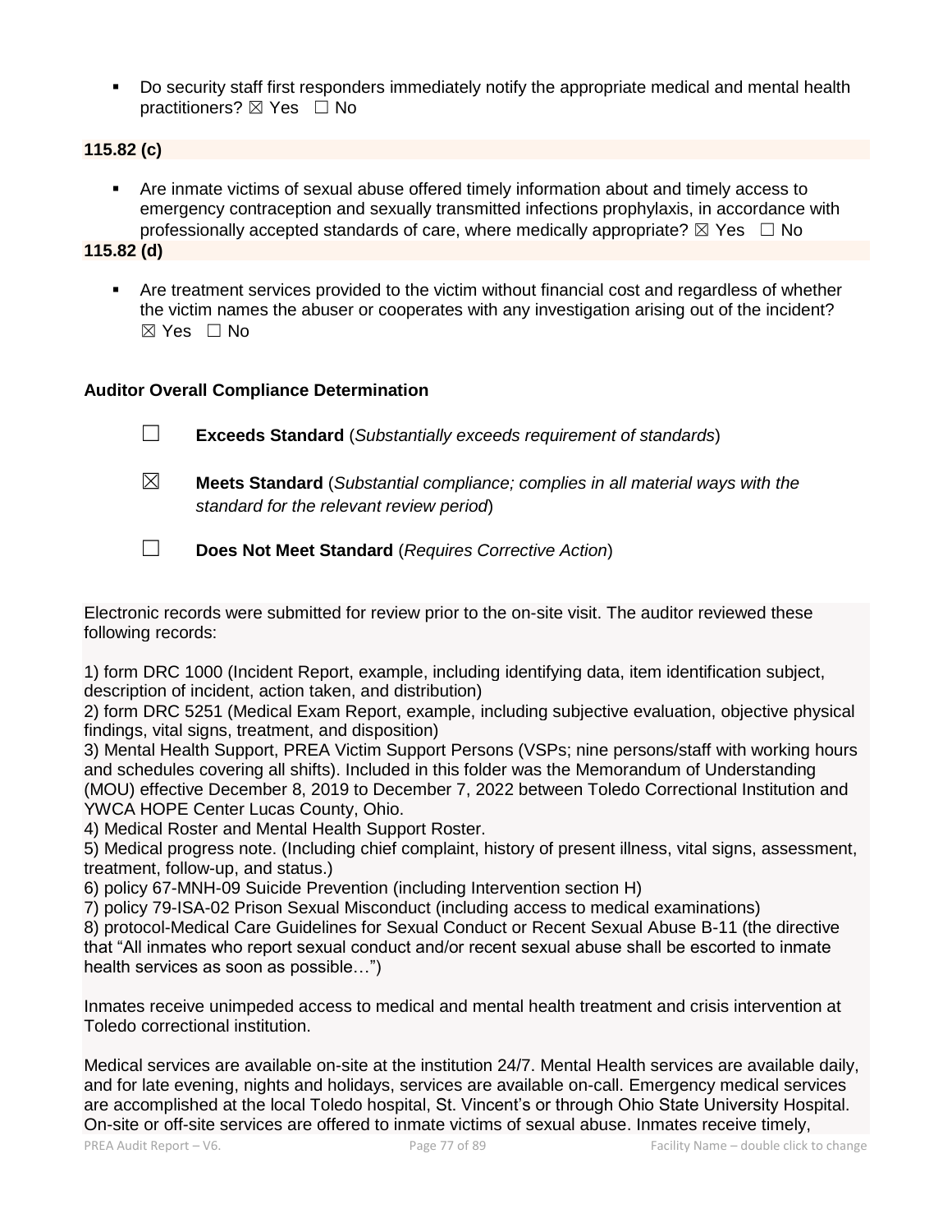- Do security staff first responders immediately notify the appropriate medical and mental health practitioners? ☒ Yes ☐ No

**115.82 (c)**

- Are inmate victims of sexual abuse offered timely information about and timely access to emergency contraception and sexually transmitted infections prophylaxis, in accordance with professionally accepted standards of care, where medically appropriate? ☒ Yes ☐ No

**115.82 (d)**

- Are treatment services provided to the victim without financial cost and regardless of whether the victim names the abuser or cooperates with any investigation arising out of the incident? ☒ Yes ☐ No

**Auditor Overall Compliance Determination**

☐ **Exceeds Standard** (*Substantially exceeds requirement of standards*)

☒ **Meets Standard** (*Substantial compliance; complies in all material ways with the standard for the relevant review period*)

☐ **Does Not Meet Standard** (*Requires Corrective Action*)

Electronic records were submitted for review prior to the on-site visit. The auditor reviewed these following records:

1) form DRC 1000 (Incident Report, example, including identifying data, item identification subject, description of incident, action taken, and distribution)
2) form DRC 5251 (Medical Exam Report, example, including subjective evaluation, objective physical findings, vital signs, treatment, and disposition)
3) Mental Health Support, PREA Victim Support Persons (VSPs; nine persons/staff with working hours and schedules covering all shifts). Included in this folder was the Memorandum of Understanding (MOU) effective December 8, 2019 to December 7, 2022 between Toledo Correctional Institution and YWCA HOPE Center Lucas County, Ohio.
4) Medical Roster and Mental Health Support Roster.
5) Medical progress note. (Including chief complaint, history of present illness, vital signs, assessment, treatment, follow-up, and status.)
6) policy 67-MNH-09 Suicide Prevention (including Intervention section H)
7) policy 79-ISA-02 Prison Sexual Misconduct (including access to medical examinations)
8) protocol-Medical Care Guidelines for Sexual Conduct or Recent Sexual Abuse B-11 (the directive that "All inmates who report sexual conduct and/or recent sexual abuse shall be escorted to inmate health services as soon as possible…")

Inmates receive unimpeded access to medical and mental health treatment and crisis intervention at Toledo correctional institution.

Medical services are available on-site at the institution 24/7. Mental Health services are available daily, and for late evening, nights and holidays, services are available on-call. Emergency medical services are accomplished at the local Toledo hospital, St. Vincent's or through Ohio State University Hospital. On-site or off-site services are offered to inmate victims of sexual abuse. Inmates receive timely,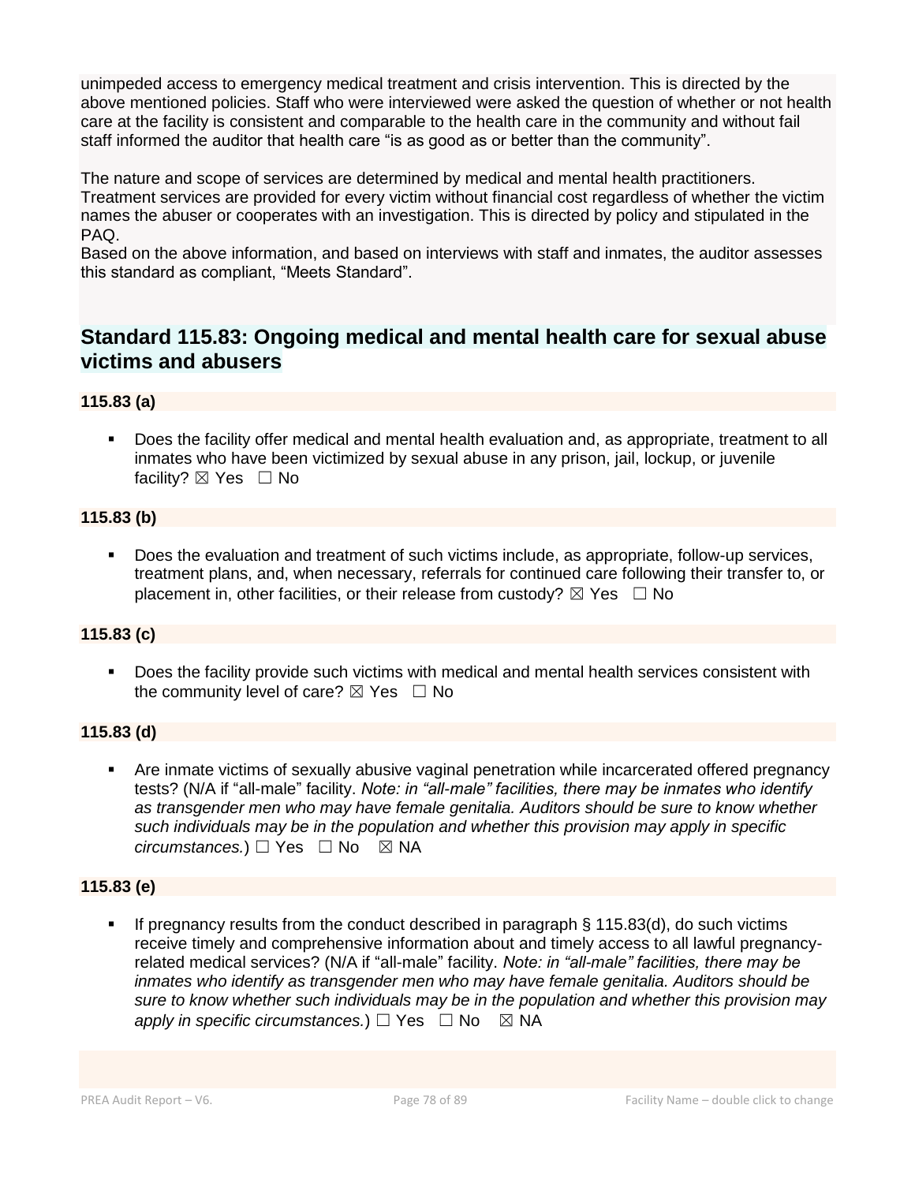unimpeded access to emergency medical treatment and crisis intervention. This is directed by the above mentioned policies. Staff who were interviewed were asked the question of whether or not health care at the facility is consistent and comparable to the health care in the community and without fail staff informed the auditor that health care "is as good as or better than the community".

The nature and scope of services are determined by medical and mental health practitioners. Treatment services are provided for every victim without financial cost regardless of whether the victim names the abuser or cooperates with an investigation. This is directed by policy and stipulated in the PAQ.
Based on the above information, and based on interviews with staff and inmates, the auditor assesses this standard as compliant, "Meets Standard".

## Standard 115.83: Ongoing medical and mental health care for sexual abuse victims and abusers

### 115.83 (a)

- Does the facility offer medical and mental health evaluation and, as appropriate, treatment to all inmates who have been victimized by sexual abuse in any prison, jail, lockup, or juvenile facility? ☒ Yes ☐ No

### 115.83 (b)

- Does the evaluation and treatment of such victims include, as appropriate, follow-up services, treatment plans, and, when necessary, referrals for continued care following their transfer to, or placement in, other facilities, or their release from custody? ☒ Yes ☐ No

### 115.83 (c)

- Does the facility provide such victims with medical and mental health services consistent with the community level of care? ☒ Yes ☐ No

### 115.83 (d)

- Are inmate victims of sexually abusive vaginal penetration while incarcerated offered pregnancy tests? (N/A if "all-male" facility. *Note: in "all-male" facilities, there may be inmates who identify as transgender men who may have female genitalia. Auditors should be sure to know whether such individuals may be in the population and whether this provision may apply in specific circumstances.*) ☐ Yes ☐ No ☒ NA

### 115.83 (e)

- If pregnancy results from the conduct described in paragraph § 115.83(d), do such victims receive timely and comprehensive information about and timely access to all lawful pregnancy-related medical services? (N/A if "all-male" facility. *Note: in "all-male" facilities, there may be inmates who identify as transgender men who may have female genitalia. Auditors should be sure to know whether such individuals may be in the population and whether this provision may apply in specific circumstances.*) ☐ Yes ☐ No ☒ NA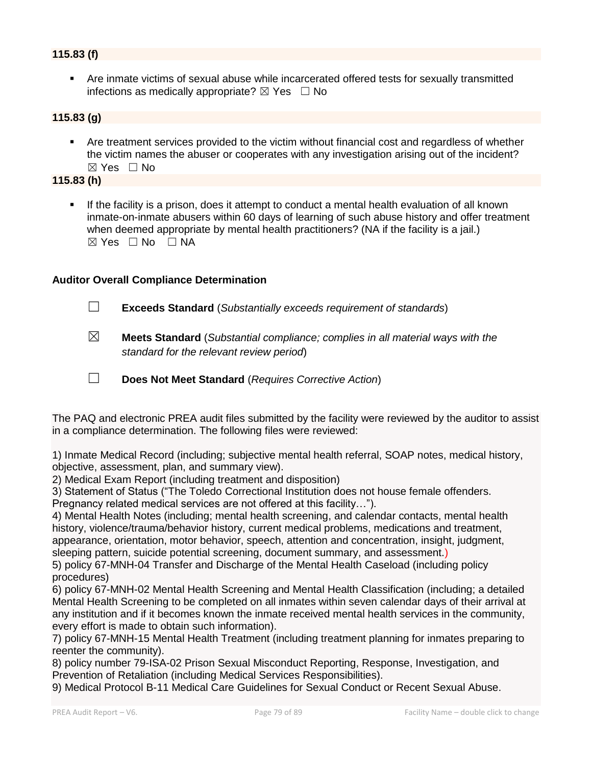### 115.83 (f)

- Are inmate victims of sexual abuse while incarcerated offered tests for sexually transmitted infections as medically appropriate? ☒ Yes ☐ No

### 115.83 (g)

- Are treatment services provided to the victim without financial cost and regardless of whether the victim names the abuser or cooperates with any investigation arising out of the incident? ☒ Yes ☐ No

### 115.83 (h)

- If the facility is a prison, does it attempt to conduct a mental health evaluation of all known inmate-on-inmate abusers within 60 days of learning of such abuse history and offer treatment when deemed appropriate by mental health practitioners? (NA if the facility is a jail.) ☒ Yes ☐ No ☐ NA

**Auditor Overall Compliance Determination**

☐ **Exceeds Standard** (*Substantially exceeds requirement of standards*)

☒ **Meets Standard** (*Substantial compliance; complies in all material ways with the standard for the relevant review period*)

☐ **Does Not Meet Standard** (*Requires Corrective Action*)

The PAQ and electronic PREA audit files submitted by the facility were reviewed by the auditor to assist in a compliance determination. The following files were reviewed:

1) Inmate Medical Record (including; subjective mental health referral, SOAP notes, medical history, objective, assessment, plan, and summary view).
2) Medical Exam Report (including treatment and disposition)
3) Statement of Status ("The Toledo Correctional Institution does not house female offenders. Pregnancy related medical services are not offered at this facility…").
4) Mental Health Notes (including; mental health screening, and calendar contacts, mental health history, violence/trauma/behavior history, current medical problems, medications and treatment, appearance, orientation, motor behavior, speech, attention and concentration, insight, judgment, sleeping pattern, suicide potential screening, document summary, and assessment.)
5) policy 67-MNH-04 Transfer and Discharge of the Mental Health Caseload (including policy procedures)
6) policy 67-MNH-02 Mental Health Screening and Mental Health Classification (including; a detailed Mental Health Screening to be completed on all inmates within seven calendar days of their arrival at any institution and if it becomes known the inmate received mental health services in the community, every effort is made to obtain such information).
7) policy 67-MNH-15 Mental Health Treatment (including treatment planning for inmates preparing to reenter the community).
8) policy number 79-ISA-02 Prison Sexual Misconduct Reporting, Response, Investigation, and Prevention of Retaliation (including Medical Services Responsibilities).
9) Medical Protocol B-11 Medical Care Guidelines for Sexual Conduct or Recent Sexual Abuse.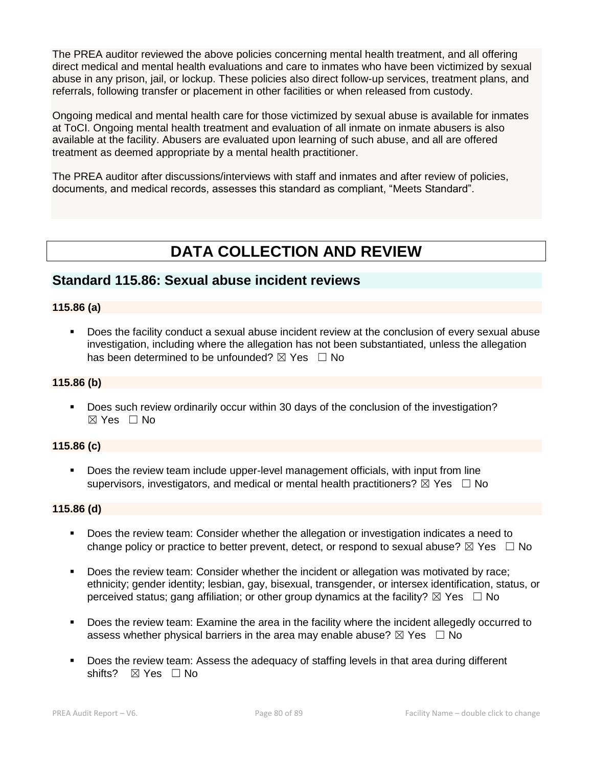The PREA auditor reviewed the above policies concerning mental health treatment, and all offering direct medical and mental health evaluations and care to inmates who have been victimized by sexual abuse in any prison, jail, or lockup. These policies also direct follow-up services, treatment plans, and referrals, following transfer or placement in other facilities or when released from custody.

Ongoing medical and mental health care for those victimized by sexual abuse is available for inmates at ToCI. Ongoing mental health treatment and evaluation of all inmate on inmate abusers is also available at the facility. Abusers are evaluated upon learning of such abuse, and all are offered treatment as deemed appropriate by a mental health practitioner.

The PREA auditor after discussions/interviews with staff and inmates and after review of policies, documents, and medical records, assesses this standard as compliant, "Meets Standard".

# DATA COLLECTION AND REVIEW

## Standard 115.86: Sexual abuse incident reviews

### 115.86 (a)

- Does the facility conduct a sexual abuse incident review at the conclusion of every sexual abuse investigation, including where the allegation has not been substantiated, unless the allegation has been determined to be unfounded? ☒ Yes ☐ No

### 115.86 (b)

- Does such review ordinarily occur within 30 days of the conclusion of the investigation? ☒ Yes ☐ No

### 115.86 (c)

- Does the review team include upper-level management officials, with input from line supervisors, investigators, and medical or mental health practitioners? ☒ Yes ☐ No

### 115.86 (d)

- Does the review team: Consider whether the allegation or investigation indicates a need to change policy or practice to better prevent, detect, or respond to sexual abuse? ☒ Yes ☐ No
- Does the review team: Consider whether the incident or allegation was motivated by race; ethnicity; gender identity; lesbian, gay, bisexual, transgender, or intersex identification, status, or perceived status; gang affiliation; or other group dynamics at the facility? ☒ Yes ☐ No
- Does the review team: Examine the area in the facility where the incident allegedly occurred to assess whether physical barriers in the area may enable abuse? ☒ Yes ☐ No
- Does the review team: Assess the adequacy of staffing levels in that area during different shifts? ☒ Yes ☐ No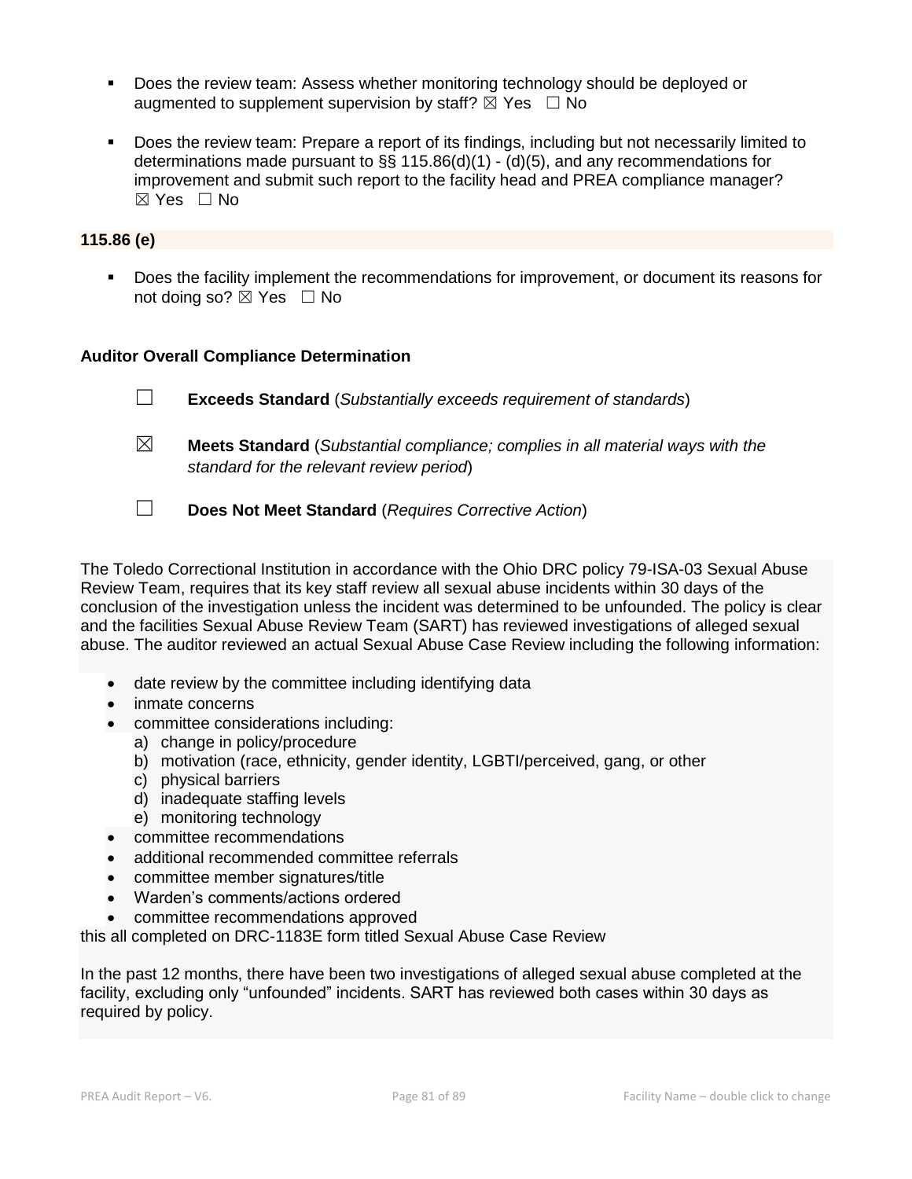- Does the review team: Assess whether monitoring technology should be deployed or augmented to supplement supervision by staff? ☒ Yes ☐ No

- Does the review team: Prepare a report of its findings, including but not necessarily limited to determinations made pursuant to §§ 115.86(d)(1) - (d)(5), and any recommendations for improvement and submit such report to the facility head and PREA compliance manager? ☒ Yes ☐ No

**115.86 (e)**

- Does the facility implement the recommendations for improvement, or document its reasons for not doing so? ☒ Yes ☐ No

**Auditor Overall Compliance Determination**

☐ **Exceeds Standard** (*Substantially exceeds requirement of standards*)

☒ **Meets Standard** (*Substantial compliance; complies in all material ways with the standard for the relevant review period*)

☐ **Does Not Meet Standard** (*Requires Corrective Action*)

The Toledo Correctional Institution in accordance with the Ohio DRC policy 79-ISA-03 Sexual Abuse Review Team, requires that its key staff review all sexual abuse incidents within 30 days of the conclusion of the investigation unless the incident was determined to be unfounded. The policy is clear and the facilities Sexual Abuse Review Team (SART) has reviewed investigations of alleged sexual abuse. The auditor reviewed an actual Sexual Abuse Case Review including the following information:

- date review by the committee including identifying data
- inmate concerns
- committee considerations including:
  a) change in policy/procedure
  b) motivation (race, ethnicity, gender identity, LGBTI/perceived, gang, or other
  c) physical barriers
  d) inadequate staffing levels
  e) monitoring technology
- committee recommendations
- additional recommended committee referrals
- committee member signatures/title
- Warden's comments/actions ordered
- committee recommendations approved

this all completed on DRC-1183E form titled Sexual Abuse Case Review

In the past 12 months, there have been two investigations of alleged sexual abuse completed at the facility, excluding only "unfounded" incidents. SART has reviewed both cases within 30 days as required by policy.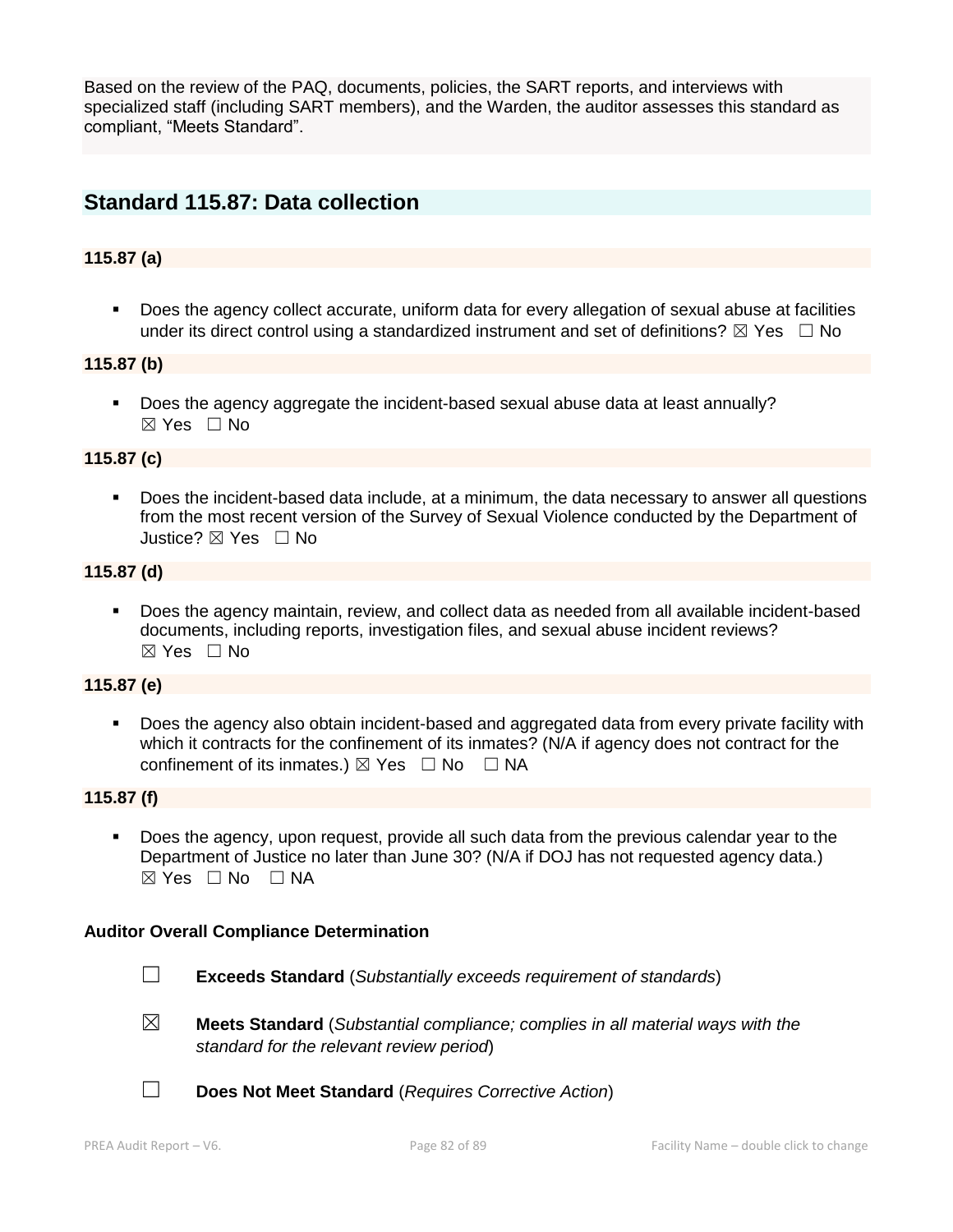Based on the review of the PAQ, documents, policies, the SART reports, and interviews with specialized staff (including SART members), and the Warden, the auditor assesses this standard as compliant, "Meets Standard".

## Standard 115.87: Data collection

### 115.87 (a)

- Does the agency collect accurate, uniform data for every allegation of sexual abuse at facilities under its direct control using a standardized instrument and set of definitions? ☒ Yes ☐ No

### 115.87 (b)

- Does the agency aggregate the incident-based sexual abuse data at least annually? ☒ Yes ☐ No

### 115.87 (c)

- Does the incident-based data include, at a minimum, the data necessary to answer all questions from the most recent version of the Survey of Sexual Violence conducted by the Department of Justice? ☒ Yes ☐ No

### 115.87 (d)

- Does the agency maintain, review, and collect data as needed from all available incident-based documents, including reports, investigation files, and sexual abuse incident reviews? ☒ Yes ☐ No

### 115.87 (e)

- Does the agency also obtain incident-based and aggregated data from every private facility with which it contracts for the confinement of its inmates? (N/A if agency does not contract for the confinement of its inmates.) ☒ Yes ☐ No ☐ NA

### 115.87 (f)

- Does the agency, upon request, provide all such data from the previous calendar year to the Department of Justice no later than June 30? (N/A if DOJ has not requested agency data.) ☒ Yes ☐ No ☐ NA

### Auditor Overall Compliance Determination

☐ **Exceeds Standard** (*Substantially exceeds requirement of standards*)

☒ **Meets Standard** (*Substantial compliance; complies in all material ways with the standard for the relevant review period*)

☐ **Does Not Meet Standard** (*Requires Corrective Action*)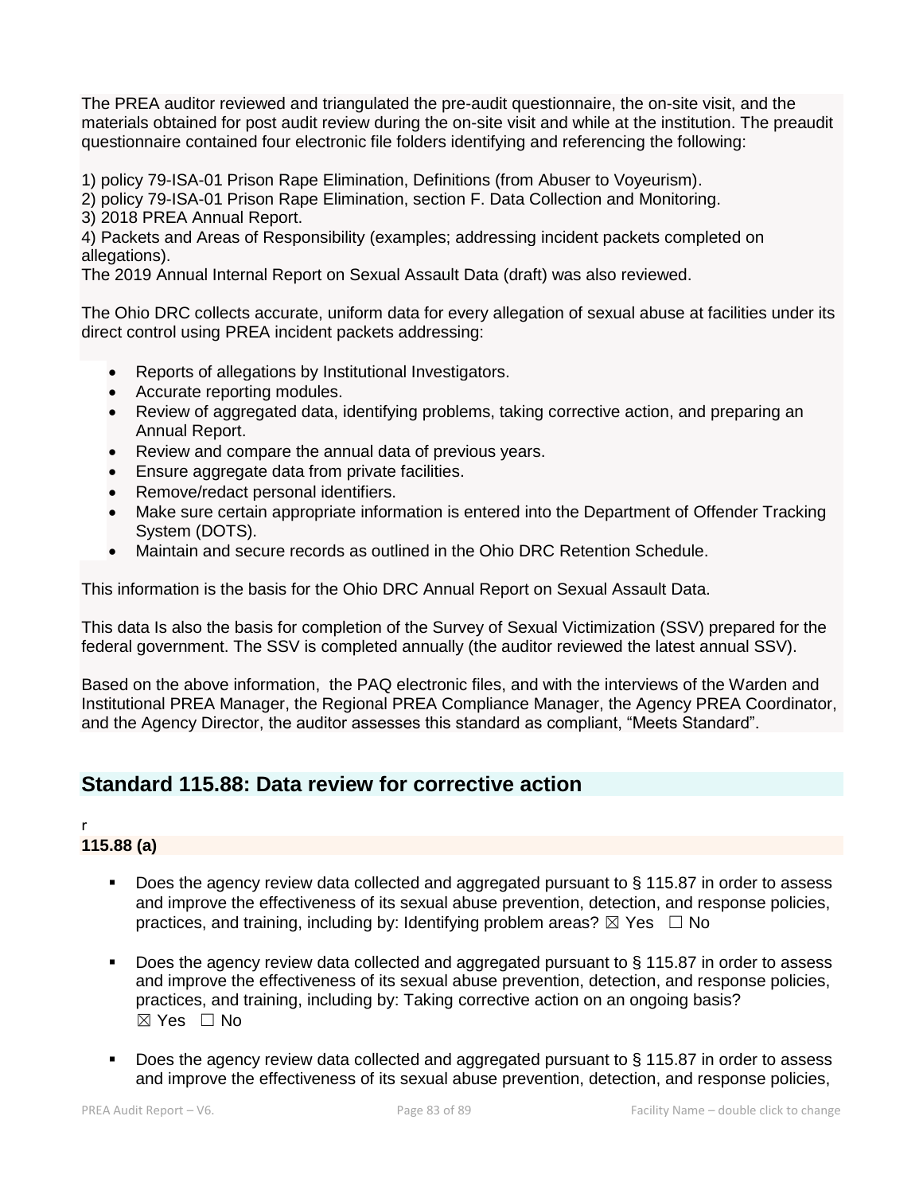The PREA auditor reviewed and triangulated the pre-audit questionnaire, the on-site visit, and the materials obtained for post audit review during the on-site visit and while at the institution. The preaudit questionnaire contained four electronic file folders identifying and referencing the following:

1) policy 79-ISA-01 Prison Rape Elimination, Definitions (from Abuser to Voyeurism).
2) policy 79-ISA-01 Prison Rape Elimination, section F. Data Collection and Monitoring.
3) 2018 PREA Annual Report.
4) Packets and Areas of Responsibility (examples; addressing incident packets completed on allegations).

The 2019 Annual Internal Report on Sexual Assault Data (draft) was also reviewed.

The Ohio DRC collects accurate, uniform data for every allegation of sexual abuse at facilities under its direct control using PREA incident packets addressing:

- Reports of allegations by Institutional Investigators.
- Accurate reporting modules.
- Review of aggregated data, identifying problems, taking corrective action, and preparing an Annual Report.
- Review and compare the annual data of previous years.
- Ensure aggregate data from private facilities.
- Remove/redact personal identifiers.
- Make sure certain appropriate information is entered into the Department of Offender Tracking System (DOTS).
- Maintain and secure records as outlined in the Ohio DRC Retention Schedule.

This information is the basis for the Ohio DRC Annual Report on Sexual Assault Data.

This data Is also the basis for completion of the Survey of Sexual Victimization (SSV) prepared for the federal government. The SSV is completed annually (the auditor reviewed the latest annual SSV).

Based on the above information, the PAQ electronic files, and with the interviews of the Warden and Institutional PREA Manager, the Regional PREA Compliance Manager, the Agency PREA Coordinator, and the Agency Director, the auditor assesses this standard as compliant, "Meets Standard".

## Standard 115.88: Data review for corrective action

r

**115.88 (a)**

- Does the agency review data collected and aggregated pursuant to § 115.87 in order to assess and improve the effectiveness of its sexual abuse prevention, detection, and response policies, practices, and training, including by: Identifying problem areas? ☒ Yes ☐ No

- Does the agency review data collected and aggregated pursuant to § 115.87 in order to assess and improve the effectiveness of its sexual abuse prevention, detection, and response policies, practices, and training, including by: Taking corrective action on an ongoing basis? ☒ Yes ☐ No

- Does the agency review data collected and aggregated pursuant to § 115.87 in order to assess and improve the effectiveness of its sexual abuse prevention, detection, and response policies,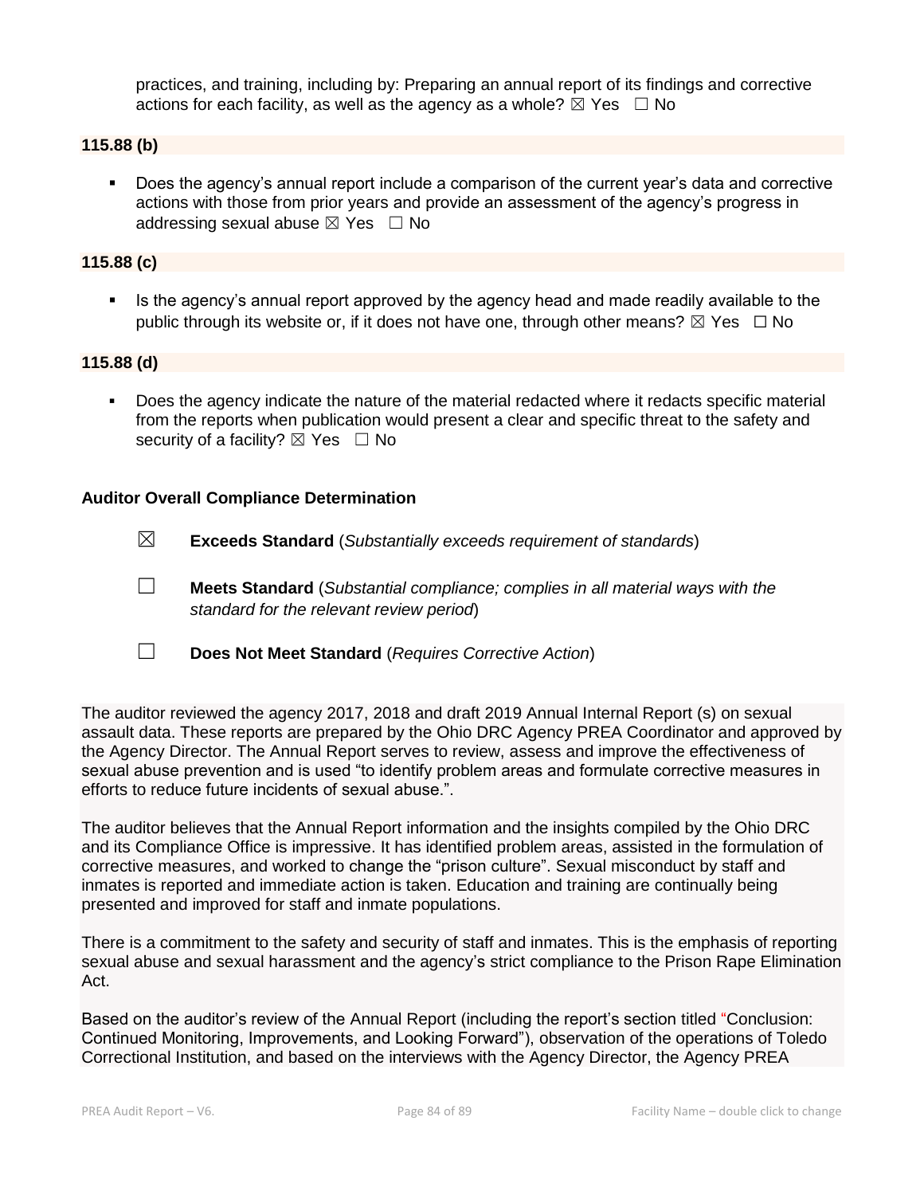practices, and training, including by: Preparing an annual report of its findings and corrective actions for each facility, as well as the agency as a whole? ☒ Yes ☐ No

**115.88 (b)**

- Does the agency's annual report include a comparison of the current year's data and corrective actions with those from prior years and provide an assessment of the agency's progress in addressing sexual abuse ☒ Yes ☐ No

**115.88 (c)**

- Is the agency's annual report approved by the agency head and made readily available to the public through its website or, if it does not have one, through other means? ☒ Yes ☐ No

**115.88 (d)**

- Does the agency indicate the nature of the material redacted where it redacts specific material from the reports when publication would present a clear and specific threat to the safety and security of a facility? ☒ Yes ☐ No

**Auditor Overall Compliance Determination**

☒ **Exceeds Standard** (*Substantially exceeds requirement of standards*)

☐ **Meets Standard** (*Substantial compliance; complies in all material ways with the standard for the relevant review period*)

☐ **Does Not Meet Standard** (*Requires Corrective Action*)

The auditor reviewed the agency 2017, 2018 and draft 2019 Annual Internal Report (s) on sexual assault data. These reports are prepared by the Ohio DRC Agency PREA Coordinator and approved by the Agency Director. The Annual Report serves to review, assess and improve the effectiveness of sexual abuse prevention and is used "to identify problem areas and formulate corrective measures in efforts to reduce future incidents of sexual abuse.".

The auditor believes that the Annual Report information and the insights compiled by the Ohio DRC and its Compliance Office is impressive. It has identified problem areas, assisted in the formulation of corrective measures, and worked to change the "prison culture". Sexual misconduct by staff and inmates is reported and immediate action is taken. Education and training are continually being presented and improved for staff and inmate populations.

There is a commitment to the safety and security of staff and inmates. This is the emphasis of reporting sexual abuse and sexual harassment and the agency's strict compliance to the Prison Rape Elimination Act.

Based on the auditor's review of the Annual Report (including the report's section titled "Conclusion: Continued Monitoring, Improvements, and Looking Forward"), observation of the operations of Toledo Correctional Institution, and based on the interviews with the Agency Director, the Agency PREA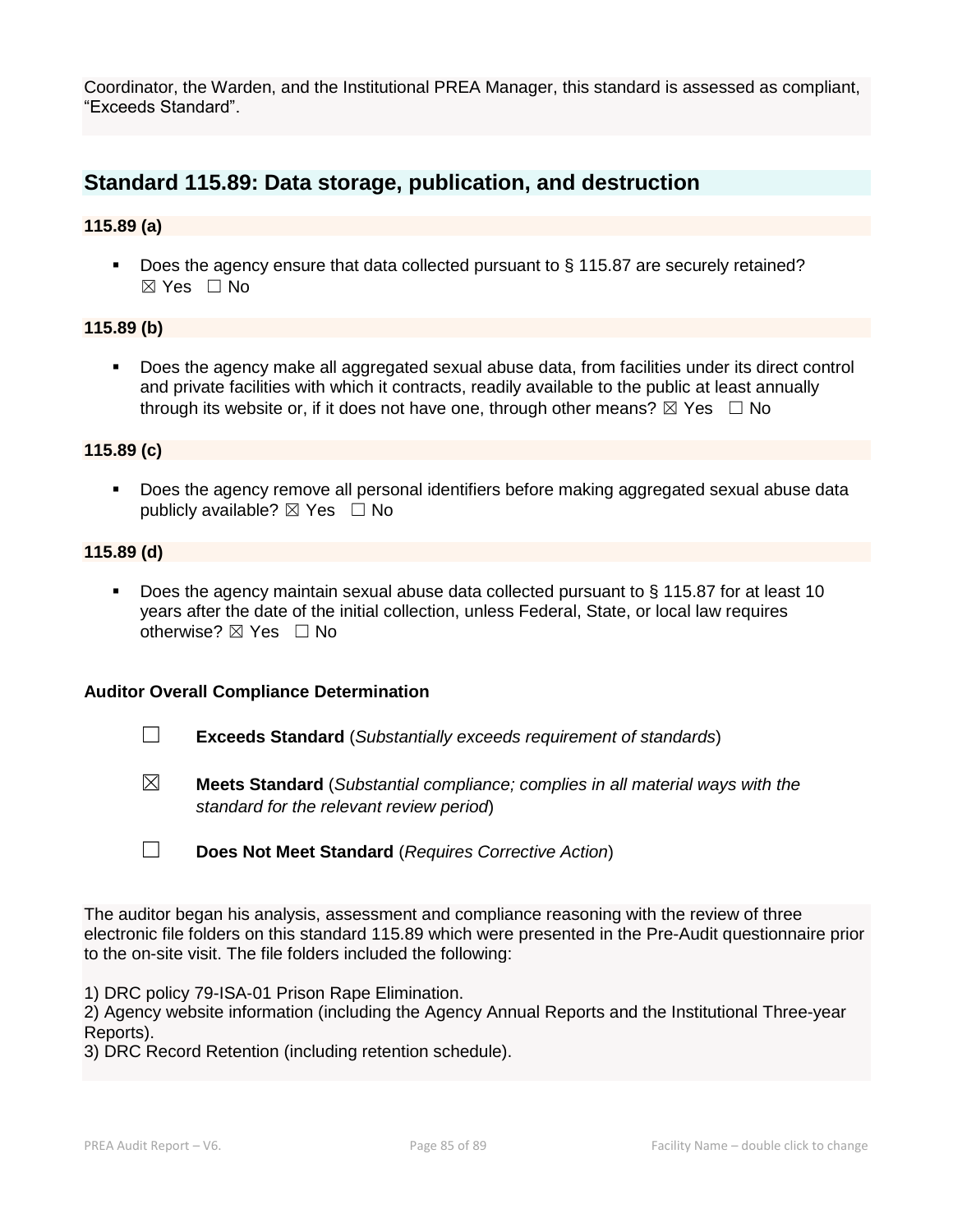Coordinator, the Warden, and the Institutional PREA Manager, this standard is assessed as compliant, "Exceeds Standard".

## Standard 115.89: Data storage, publication, and destruction

### 115.89 (a)

- Does the agency ensure that data collected pursuant to § 115.87 are securely retained? ☒ Yes ☐ No

### 115.89 (b)

- Does the agency make all aggregated sexual abuse data, from facilities under its direct control and private facilities with which it contracts, readily available to the public at least annually through its website or, if it does not have one, through other means? ☒ Yes ☐ No

### 115.89 (c)

- Does the agency remove all personal identifiers before making aggregated sexual abuse data publicly available? ☒ Yes ☐ No

### 115.89 (d)

- Does the agency maintain sexual abuse data collected pursuant to § 115.87 for at least 10 years after the date of the initial collection, unless Federal, State, or local law requires otherwise? ☒ Yes ☐ No

**Auditor Overall Compliance Determination**

☐ **Exceeds Standard** (*Substantially exceeds requirement of standards*)

☒ **Meets Standard** (*Substantial compliance; complies in all material ways with the standard for the relevant review period*)

☐ **Does Not Meet Standard** (*Requires Corrective Action*)

The auditor began his analysis, assessment and compliance reasoning with the review of three electronic file folders on this standard 115.89 which were presented in the Pre-Audit questionnaire prior to the on-site visit. The file folders included the following:

1) DRC policy 79-ISA-01 Prison Rape Elimination.
2) Agency website information (including the Agency Annual Reports and the Institutional Three-year Reports).
3) DRC Record Retention (including retention schedule).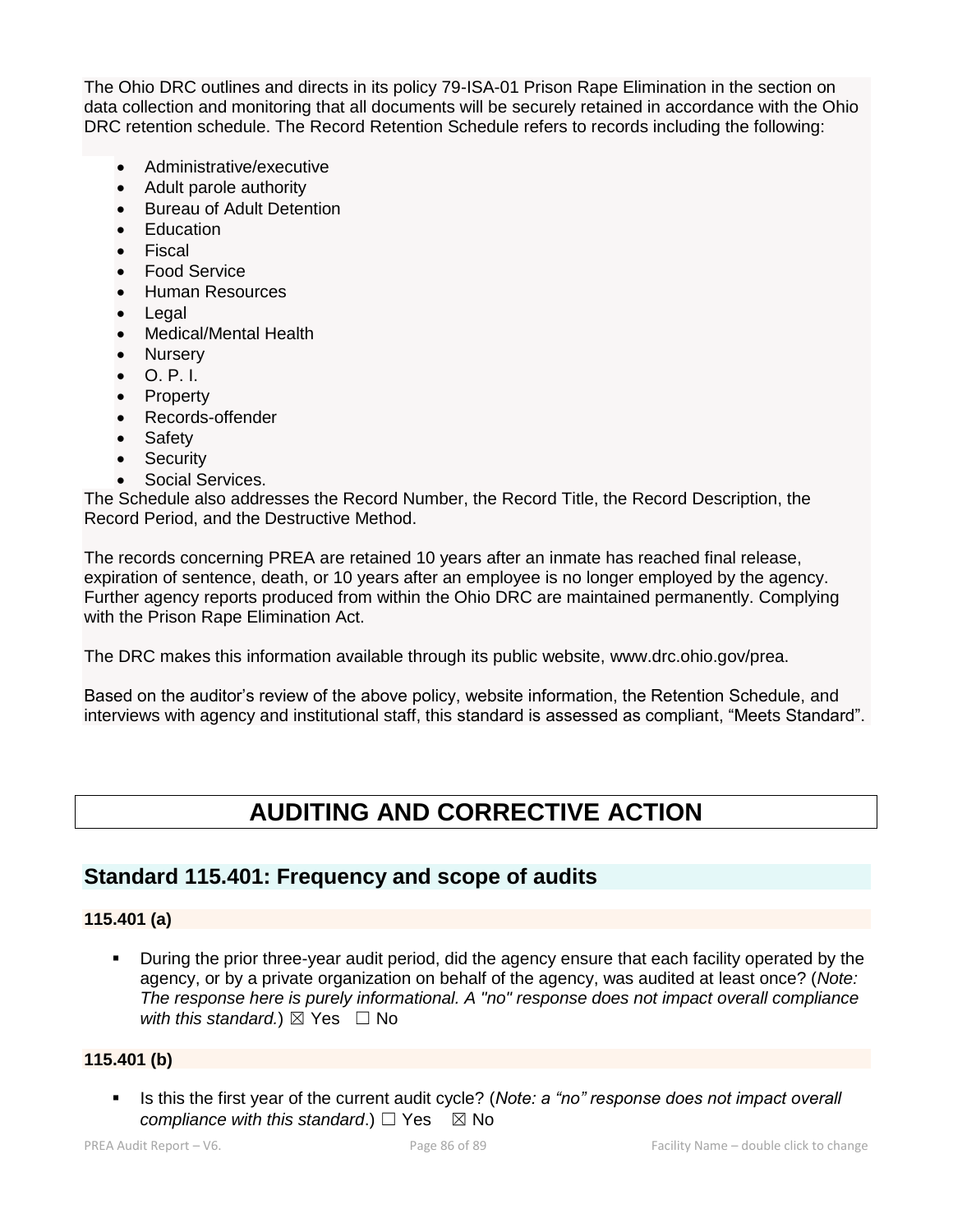The Ohio DRC outlines and directs in its policy 79-ISA-01 Prison Rape Elimination in the section on data collection and monitoring that all documents will be securely retained in accordance with the Ohio DRC retention schedule. The Record Retention Schedule refers to records including the following:

- Administrative/executive
- Adult parole authority
- Bureau of Adult Detention
- Education
- Fiscal
- Food Service
- Human Resources
- Legal
- Medical/Mental Health
- Nursery
- O. P. I.
- Property
- Records-offender
- Safety
- Security
- Social Services.

The Schedule also addresses the Record Number, the Record Title, the Record Description, the Record Period, and the Destructive Method.

The records concerning PREA are retained 10 years after an inmate has reached final release, expiration of sentence, death, or 10 years after an employee is no longer employed by the agency. Further agency reports produced from within the Ohio DRC are maintained permanently. Complying with the Prison Rape Elimination Act.

The DRC makes this information available through its public website, www.drc.ohio.gov/prea.

Based on the auditor's review of the above policy, website information, the Retention Schedule, and interviews with agency and institutional staff, this standard is assessed as compliant, "Meets Standard".

# AUDITING AND CORRECTIVE ACTION

## Standard 115.401: Frequency and scope of audits

**115.401 (a)**

- During the prior three-year audit period, did the agency ensure that each facility operated by the agency, or by a private organization on behalf of the agency, was audited at least once? (*Note: The response here is purely informational. A "no" response does not impact overall compliance with this standard.*) ☒ Yes ☐ No

**115.401 (b)**

- Is this the first year of the current audit cycle? (*Note: a "no" response does not impact overall compliance with this standard*.) ☐ Yes ☒ No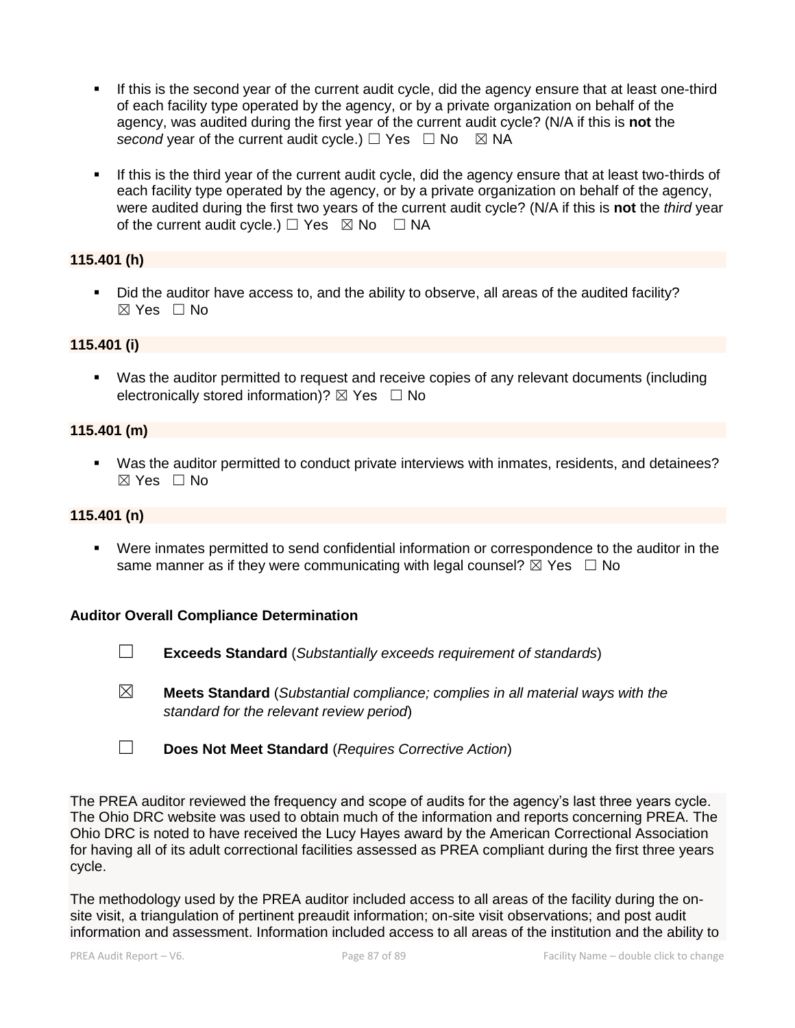- If this is the second year of the current audit cycle, did the agency ensure that at least one-third of each facility type operated by the agency, or by a private organization on behalf of the agency, was audited during the first year of the current audit cycle? (N/A if this is **not** the *second* year of the current audit cycle.) ☐ Yes ☐ No ☒ NA

- If this is the third year of the current audit cycle, did the agency ensure that at least two-thirds of each facility type operated by the agency, or by a private organization on behalf of the agency, were audited during the first two years of the current audit cycle? (N/A if this is **not** the *third* year of the current audit cycle.) ☐ Yes ☒ No ☐ NA

**115.401 (h)**

- Did the auditor have access to, and the ability to observe, all areas of the audited facility? ☒ Yes ☐ No

**115.401 (i)**

- Was the auditor permitted to request and receive copies of any relevant documents (including electronically stored information)? ☒ Yes ☐ No

**115.401 (m)**

- Was the auditor permitted to conduct private interviews with inmates, residents, and detainees? ☒ Yes ☐ No

**115.401 (n)**

- Were inmates permitted to send confidential information or correspondence to the auditor in the same manner as if they were communicating with legal counsel? ☒ Yes ☐ No

**Auditor Overall Compliance Determination**

☐ **Exceeds Standard** (*Substantially exceeds requirement of standards*)

☒ **Meets Standard** (*Substantial compliance; complies in all material ways with the standard for the relevant review period*)

☐ **Does Not Meet Standard** (*Requires Corrective Action*)

The PREA auditor reviewed the frequency and scope of audits for the agency's last three years cycle. The Ohio DRC website was used to obtain much of the information and reports concerning PREA. The Ohio DRC is noted to have received the Lucy Hayes award by the American Correctional Association for having all of its adult correctional facilities assessed as PREA compliant during the first three years cycle.

The methodology used by the PREA auditor included access to all areas of the facility during the on-site visit, a triangulation of pertinent preaudit information; on-site visit observations; and post audit information and assessment. Information included access to all areas of the institution and the ability to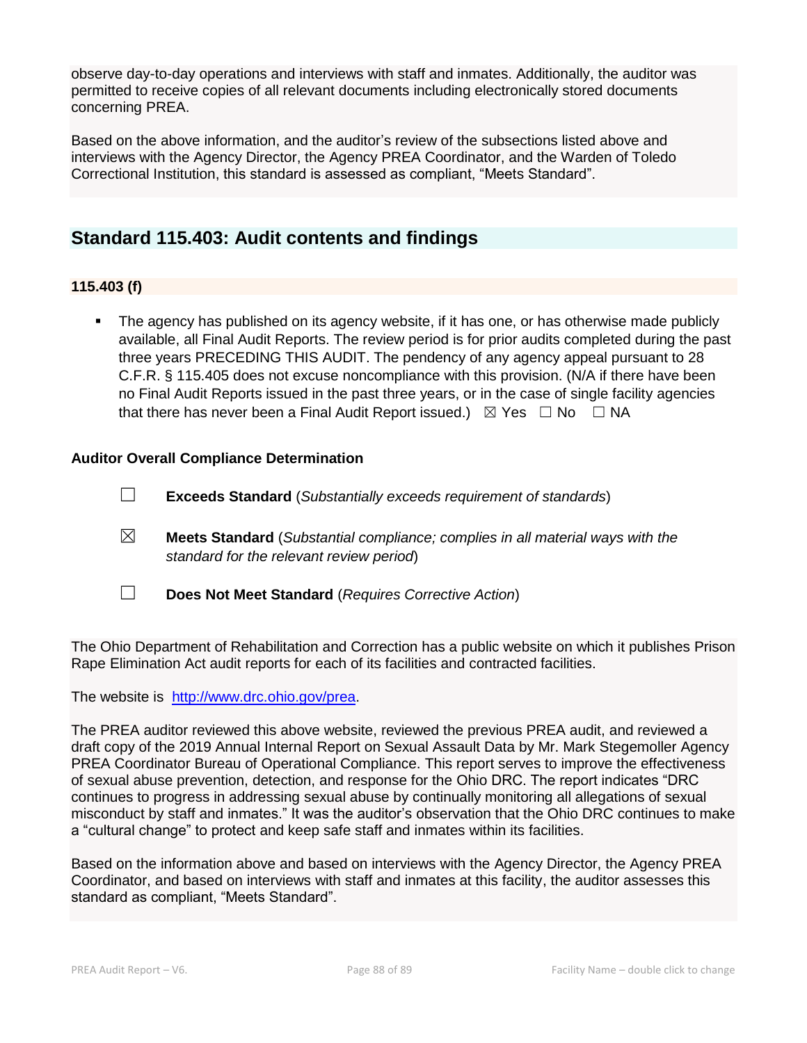observe day-to-day operations and interviews with staff and inmates. Additionally, the auditor was permitted to receive copies of all relevant documents including electronically stored documents concerning PREA.

Based on the above information, and the auditor's review of the subsections listed above and interviews with the Agency Director, the Agency PREA Coordinator, and the Warden of Toledo Correctional Institution, this standard is assessed as compliant, "Meets Standard".

## Standard 115.403: Audit contents and findings

### 115.403 (f)

- The agency has published on its agency website, if it has one, or has otherwise made publicly available, all Final Audit Reports. The review period is for prior audits completed during the past three years PRECEDING THIS AUDIT. The pendency of any agency appeal pursuant to 28 C.F.R. § 115.405 does not excuse noncompliance with this provision. (N/A if there have been no Final Audit Reports issued in the past three years, or in the case of single facility agencies that there has never been a Final Audit Report issued.) ☒ Yes ☐ No ☐ NA

### Auditor Overall Compliance Determination

☐ **Exceeds Standard** (*Substantially exceeds requirement of standards*)

☒ **Meets Standard** (*Substantial compliance; complies in all material ways with the standard for the relevant review period*)

☐ **Does Not Meet Standard** (*Requires Corrective Action*)

The Ohio Department of Rehabilitation and Correction has a public website on which it publishes Prison Rape Elimination Act audit reports for each of its facilities and contracted facilities.

The website is http://www.drc.ohio.gov/prea.

The PREA auditor reviewed this above website, reviewed the previous PREA audit, and reviewed a draft copy of the 2019 Annual Internal Report on Sexual Assault Data by Mr. Mark Stegemoller Agency PREA Coordinator Bureau of Operational Compliance. This report serves to improve the effectiveness of sexual abuse prevention, detection, and response for the Ohio DRC. The report indicates "DRC continues to progress in addressing sexual abuse by continually monitoring all allegations of sexual misconduct by staff and inmates." It was the auditor's observation that the Ohio DRC continues to make a "cultural change" to protect and keep safe staff and inmates within its facilities.

Based on the information above and based on interviews with the Agency Director, the Agency PREA Coordinator, and based on interviews with staff and inmates at this facility, the auditor assesses this standard as compliant, "Meets Standard".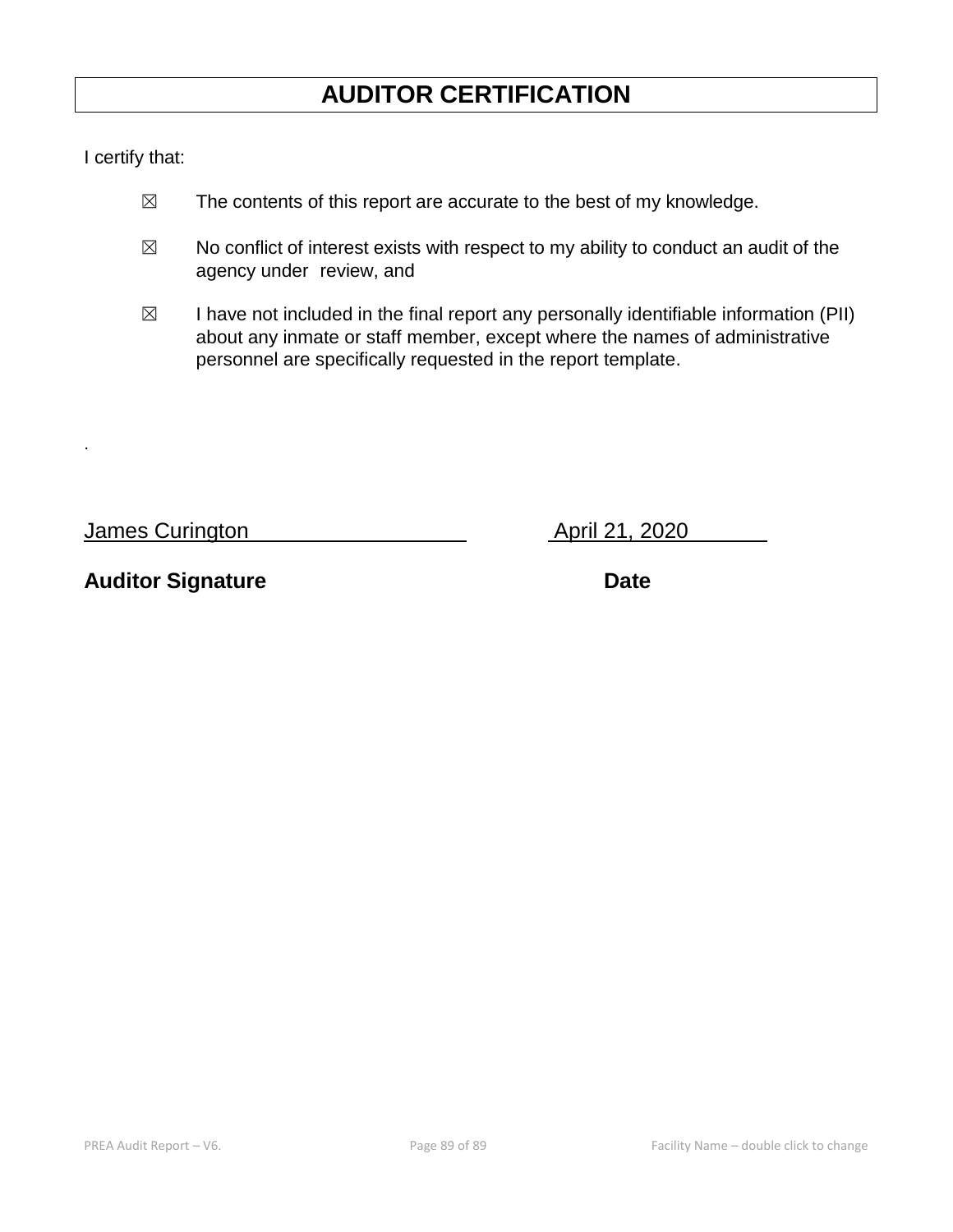# AUDITOR CERTIFICATION

I certify that:

☒ The contents of this report are accurate to the best of my knowledge.

☒ No conflict of interest exists with respect to my ability to conduct an audit of the agency under review, and

☒ I have not included in the final report any personally identifiable information (PII) about any inmate or staff member, except where the names of administrative personnel are specifically requested in the report template.

.

James Curington April 21, 2020

**Auditor Signature** **Date**